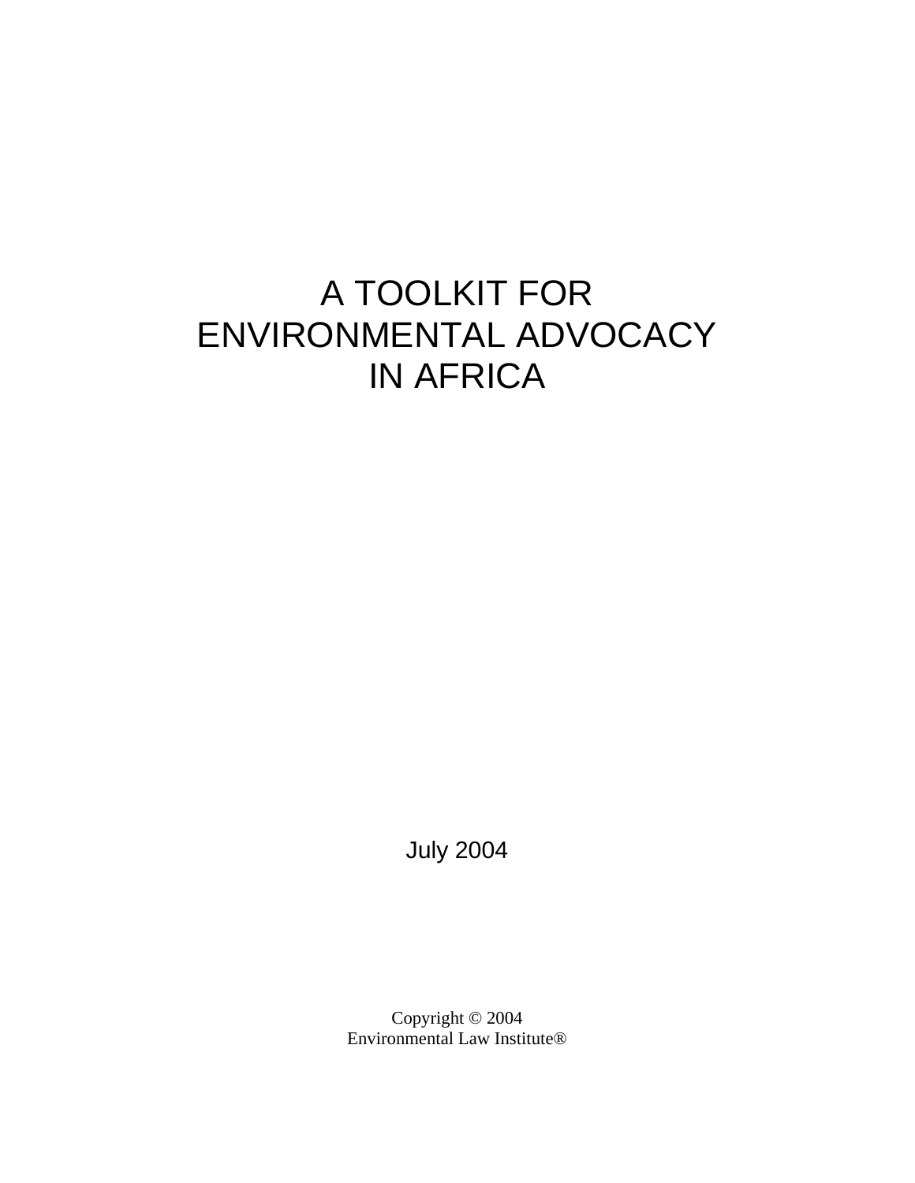# A TOOLKIT FOR ENVIRONMENTAL ADVOCACY IN AFRICA

July 2004

Copyright © 2004
Environmental Law Institute®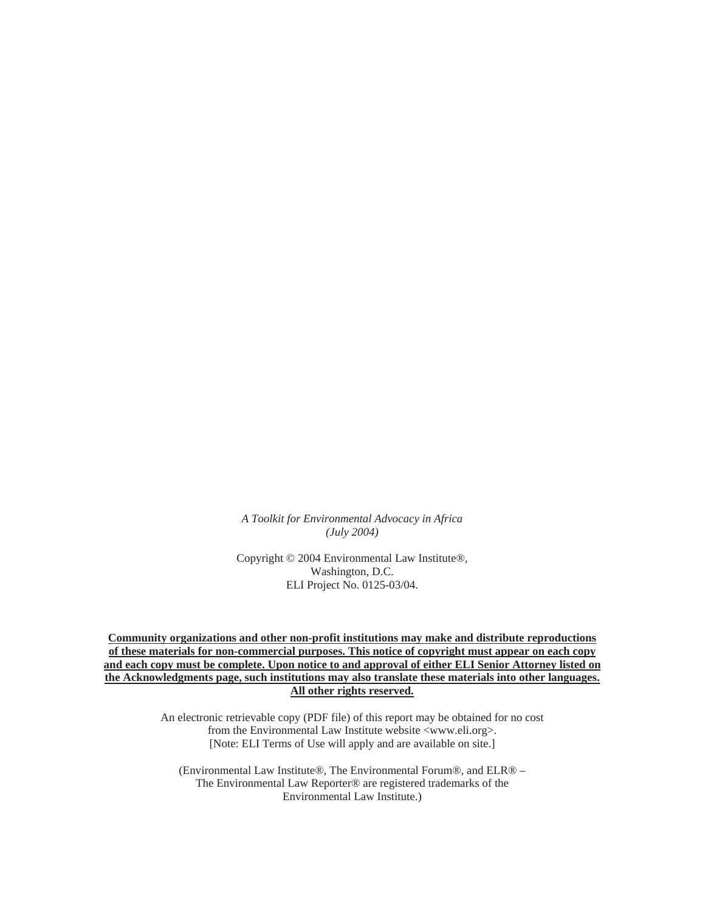*A Toolkit for Environmental Advocacy in Africa*
*(July 2004)*

Copyright © 2004 Environmental Law Institute®,
Washington, D.C.
ELI Project No. 0125-03/04.

**Community organizations and other non-profit institutions may make and distribute reproductions of these materials for non-commercial purposes. This notice of copyright must appear on each copy and each copy must be complete. Upon notice to and approval of either ELI Senior Attorney listed on the Acknowledgments page, such institutions may also translate these materials into other languages. All other rights reserved.**

An electronic retrievable copy (PDF file) of this report may be obtained for no cost from the Environmental Law Institute website <www.eli.org>.
[Note: ELI Terms of Use will apply and are available on site.]

(Environmental Law Institute®, The Environmental Forum®, and ELR® – The Environmental Law Reporter® are registered trademarks of the Environmental Law Institute.)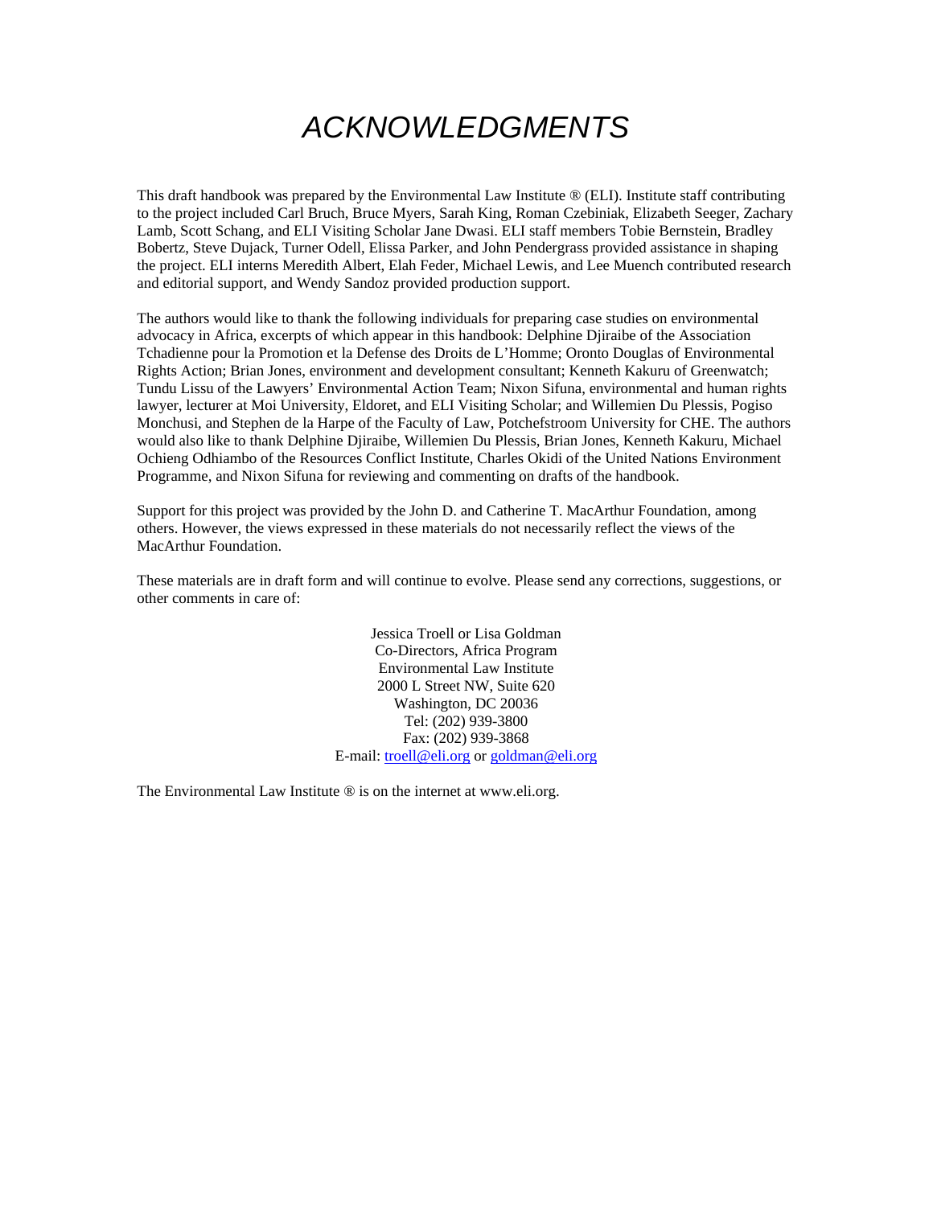# *ACKNOWLEDGMENTS*

This draft handbook was prepared by the Environmental Law Institute ® (ELI). Institute staff contributing to the project included Carl Bruch, Bruce Myers, Sarah King, Roman Czebiniak, Elizabeth Seeger, Zachary Lamb, Scott Schang, and ELI Visiting Scholar Jane Dwasi. ELI staff members Tobie Bernstein, Bradley Bobertz, Steve Dujack, Turner Odell, Elissa Parker, and John Pendergrass provided assistance in shaping the project. ELI interns Meredith Albert, Elah Feder, Michael Lewis, and Lee Muench contributed research and editorial support, and Wendy Sandoz provided production support.

The authors would like to thank the following individuals for preparing case studies on environmental advocacy in Africa, excerpts of which appear in this handbook: Delphine Djiraibe of the Association Tchadienne pour la Promotion et la Defense des Droits de L'Homme; Oronto Douglas of Environmental Rights Action; Brian Jones, environment and development consultant; Kenneth Kakuru of Greenwatch; Tundu Lissu of the Lawyers' Environmental Action Team; Nixon Sifuna, environmental and human rights lawyer, lecturer at Moi University, Eldoret, and ELI Visiting Scholar; and Willemien Du Plessis, Pogiso Monchusi, and Stephen de la Harpe of the Faculty of Law, Potchefstroom University for CHE. The authors would also like to thank Delphine Djiraibe, Willemien Du Plessis, Brian Jones, Kenneth Kakuru, Michael Ochieng Odhiambo of the Resources Conflict Institute, Charles Okidi of the United Nations Environment Programme, and Nixon Sifuna for reviewing and commenting on drafts of the handbook.

Support for this project was provided by the John D. and Catherine T. MacArthur Foundation, among others. However, the views expressed in these materials do not necessarily reflect the views of the MacArthur Foundation.

These materials are in draft form and will continue to evolve. Please send any corrections, suggestions, or other comments in care of:

Jessica Troell or Lisa Goldman
Co-Directors, Africa Program
Environmental Law Institute
2000 L Street NW, Suite 620
Washington, DC 20036
Tel: (202) 939-3800
Fax: (202) 939-3868
E-mail: troell@eli.org or goldman@eli.org

The Environmental Law Institute ® is on the internet at www.eli.org.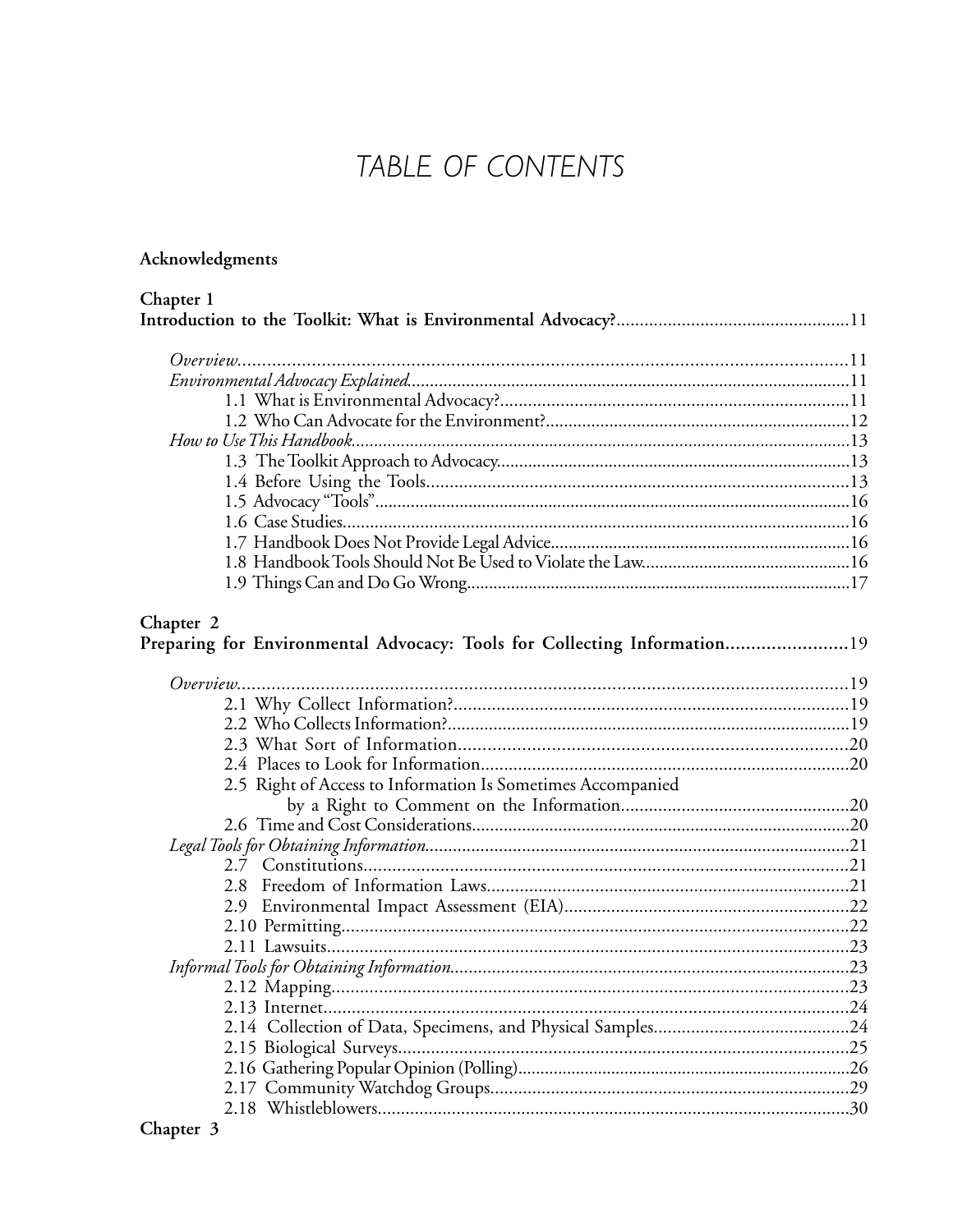# TABLE OF CONTENTS

**Acknowledgments**

**Chapter 1**
**Introduction to the Toolkit: What is Environmental Advocacy?** ..... 11

*Overview* ..... 11
*Environmental Advocacy Explained* ..... 11
- 1.1 What is Environmental Advocacy? ..... 11
- 1.2 Who Can Advocate for the Environment? ..... 12

*How to Use This Handbook* ..... 13
- 1.3 The Toolkit Approach to Advocacy ..... 13
- 1.4 Before Using the Tools ..... 13
- 1.5 Advocacy "Tools" ..... 16
- 1.6 Case Studies ..... 16
- 1.7 Handbook Does Not Provide Legal Advice ..... 16
- 1.8 Handbook Tools Should Not Be Used to Violate the Law ..... 16
- 1.9 Things Can and Do Go Wrong ..... 17

**Chapter 2**
**Preparing for Environmental Advocacy: Tools for Collecting Information** ..... 19

*Overview* ..... 19
- 2.1 Why Collect Information? ..... 19
- 2.2 Who Collects Information? ..... 19
- 2.3 What Sort of Information ..... 20
- 2.4 Places to Look for Information ..... 20
- 2.5 Right of Access to Information Is Sometimes Accompanied by a Right to Comment on the Information ..... 20
- 2.6 Time and Cost Considerations ..... 20

*Legal Tools for Obtaining Information* ..... 21
- 2.7 Constitutions ..... 21
- 2.8 Freedom of Information Laws ..... 21
- 2.9 Environmental Impact Assessment (EIA) ..... 22
- 2.10 Permitting ..... 22
- 2.11 Lawsuits ..... 23

*Informal Tools for Obtaining Information* ..... 23
- 2.12 Mapping ..... 23
- 2.13 Internet ..... 24
- 2.14 Collection of Data, Specimens, and Physical Samples ..... 24
- 2.15 Biological Surveys ..... 25
- 2.16 Gathering Popular Opinion (Polling) ..... 26
- 2.17 Community Watchdog Groups ..... 29
- 2.18 Whistleblowers ..... 30

**Chapter 3**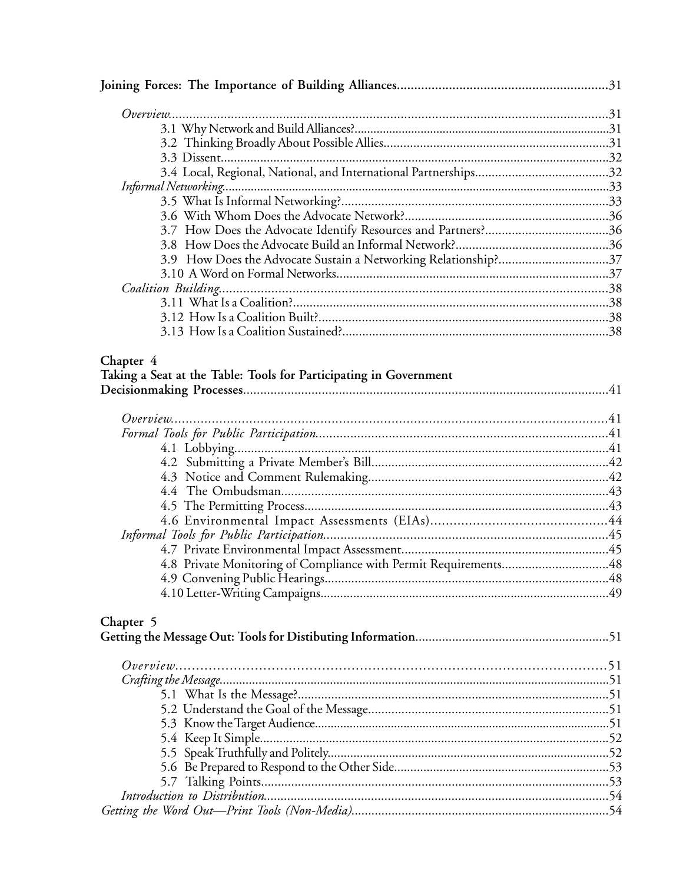**Joining Forces: The Importance of Building Alliances**.............................................................31

*Overview*..............................................................................................................31
- 3.1 Why Network and Build Alliances?..............................................................31
- 3.2 Thinking Broadly About Possible Allies.........................................................31
- 3.3 Dissent.......................................................................................................32
- 3.4 Local, Regional, National, and International Partnerships..............................32

*Informal Networking*..............................................................................................33
- 3.5 What Is Informal Networking?.....................................................................33
- 3.6 With Whom Does the Advocate Network?....................................................36
- 3.7 How Does the Advocate Identify Resources and Partners?............................36
- 3.8 How Does the Advocate Build an Informal Network?.....................................36
- 3.9 How Does the Advocate Sustain a Networking Relationship?..........................37
- 3.10 A Word on Formal Networks.......................................................................37

*Coalition Building*..................................................................................................38
- 3.11 What Is a Coalition?..................................................................................38
- 3.12 How Is a Coalition Built?............................................................................38
- 3.13 How Is a Coalition Sustained?.....................................................................38

**Chapter 4**
**Taking a Seat at the Table: Tools for Participating in Government Decisionmaking Processes**..........................................................................................41

*Overview*..............................................................................................................41

*Formal Tools for Public Participation*.....................................................................41
- 4.1 Lobbying.....................................................................................................41
- 4.2 Submitting a Private Member's Bill..............................................................42
- 4.3 Notice and Comment Rulemaking................................................................42
- 4.4 The Ombudsman.........................................................................................43
- 4.5 The Permitting Process................................................................................43
- 4.6 Environmental Impact Assessments (EIAs)...................................................44

*Informal Tools for Public Participation*...................................................................45
- 4.7 Private Environmental Impact Assessment...................................................45
- 4.8 Private Monitoring of Compliance with Permit Requirements.........................48
- 4.9 Convening Public Hearings..........................................................................48
- 4.10 Letter-Writing Campaigns..........................................................................49

**Chapter 5**
**Getting the Message Out: Tools for Distibuting Information**.........................................51

*Overview*..............................................................................................................51

*Crafting the Message*..............................................................................................51
- 5.1 What Is the Message?...................................................................................51
- 5.2 Understand the Goal of the Message.............................................................51
- 5.3 Know the Target Audience............................................................................51
- 5.4 Keep It Simple..............................................................................................52
- 5.5 Speak Truthfully and Politely........................................................................52
- 5.6 Be Prepared to Respond to the Other Side.....................................................53
- 5.7 Talking Points..............................................................................................53

*Introduction to Distribution*....................................................................................54

*Getting the Word Out—Print Tools (Non-Media)*.........................................................54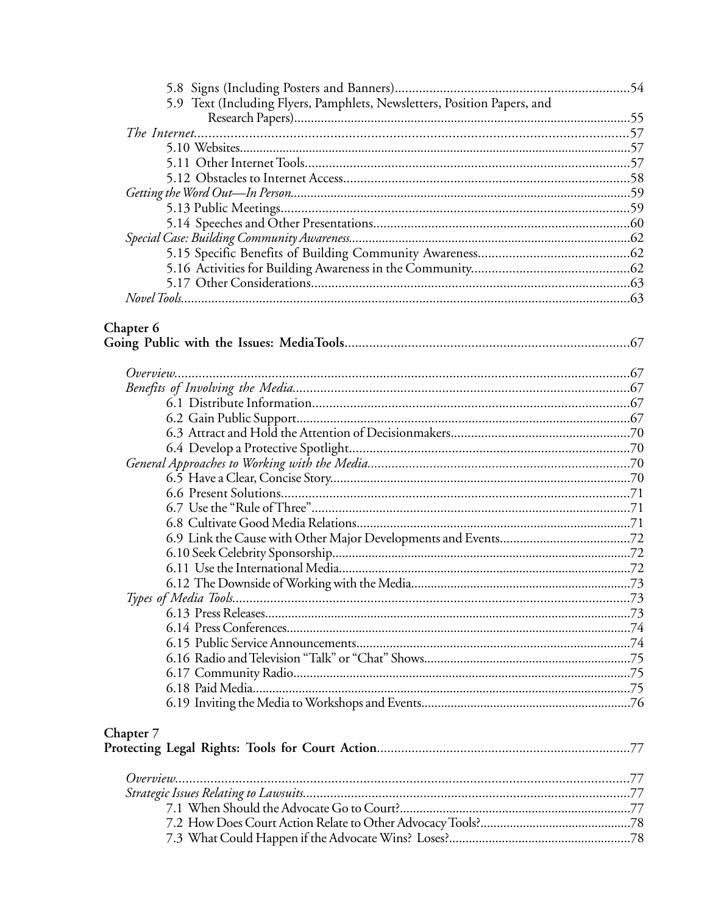5.8 Signs (Including Posters and Banners)....................................................................54
5.9 Text (Including Flyers, Pamphlets, Newsletters, Position Papers, and Research Papers)....................................................................................................55

*The Internet*............................................................................................................57
5.10 Websites....................................................................................................57
5.11 Other Internet Tools..............................................................................57
5.12 Obstacles to Internet Access...................................................................58

*Getting the Word Out—In Person*...........................................................................59
5.13 Public Meetings.......................................................................................59
5.14 Speeches and Other Presentations..........................................................60

*Special Case: Building Community Awareness*.......................................................62
5.15 Specific Benefits of Building Community Awareness............................62
5.16 Activities for Building Awareness in the Community.............................62
5.17 Other Considerations..............................................................................63

*Novel Tools*..............................................................................................................63

**Chapter 6**
**Going Public with the Issues: MediaTools**..................................................................67

*Overview*..................................................................................................................67
*Benefits of Involving the Media*...............................................................................67
6.1 Distribute Information..............................................................................67
6.2 Gain Public Support..................................................................................67
6.3 Attract and Hold the Attention of Decisionmakers.....................................70
6.4 Develop a Protective Spotlight...................................................................70

*General Approaches to Working with the Media*.....................................................70
6.5 Have a Clear, Concise Story........................................................................70
6.6 Present Solutions.......................................................................................71
6.7 Use the "Rule of Three".............................................................................71
6.8 Cultivate Good Media Relations.................................................................71
6.9 Link the Cause with Other Major Developments and Events.......................72
6.10 Seek Celebrity Sponsorship.......................................................................72
6.11 Use the International Media......................................................................72
6.12 The Downside of Working with the Media..................................................73

*Types of Media Tools*...............................................................................................73
6.13 Press Releases...........................................................................................73
6.14 Press Conferences.....................................................................................74
6.15 Public Service Announcements..................................................................74
6.16 Radio and Television "Talk" or "Chat" Shows.............................................75
6.17 Community Radio.....................................................................................75
6.18 Paid Media................................................................................................75
6.19 Inviting the Media to Workshops and Events..............................................76

**Chapter 7**
**Protecting Legal Rights: Tools for Court Action**.........................................................77

*Overview*..................................................................................................................77
*Strategic Issues Relating to Lawsuits*........................................................................77
7.1 When Should the Advocate Go to Court?......................................................77
7.2 How Does Court Action Relate to Other Advocacy Tools?.............................78
7.3 What Could Happen if the Advocate Wins? Loses?.......................................78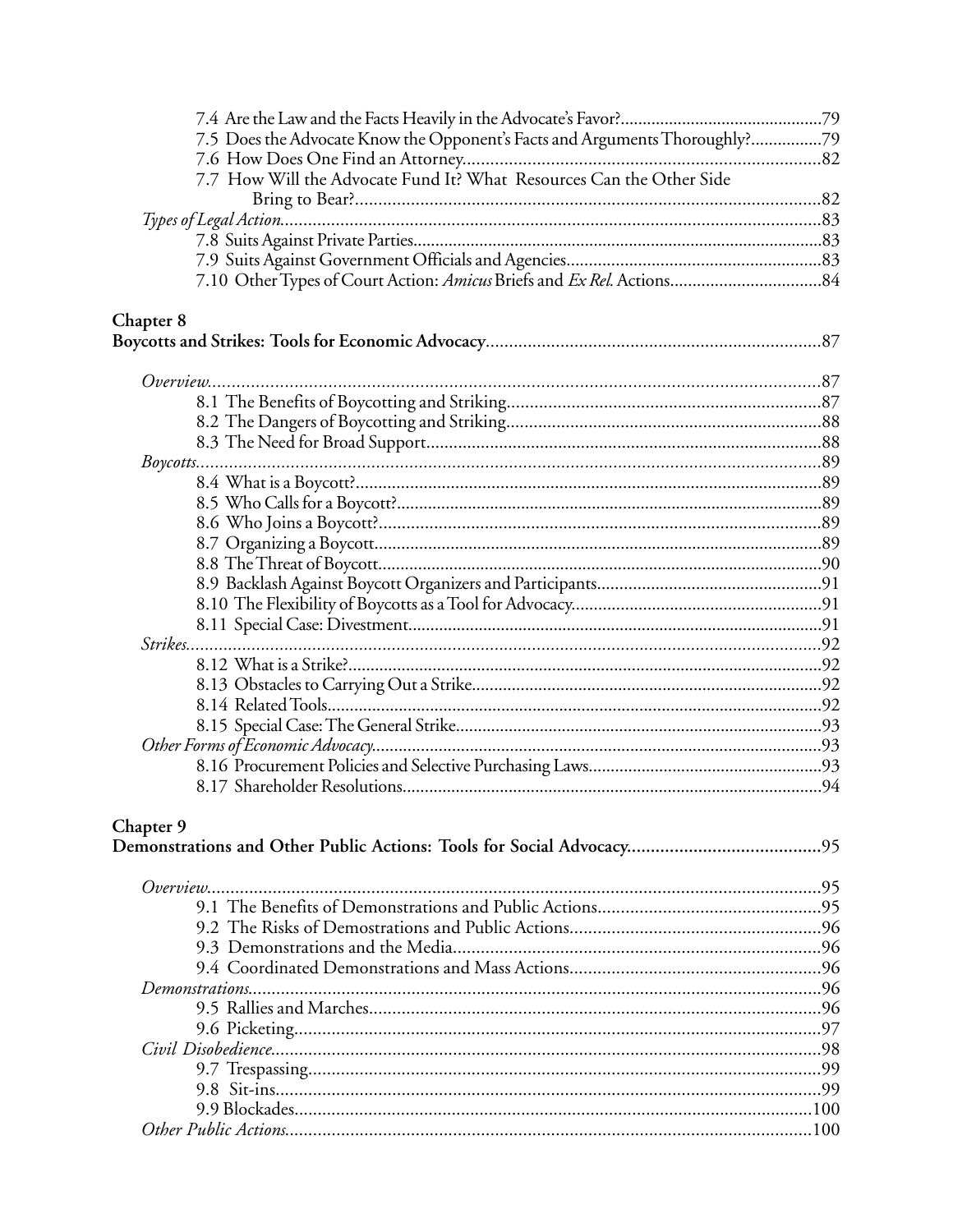7.4 Are the Law and the Facts Heavily in the Advocate's Favor?.............................................79
7.5 Does the Advocate Know the Opponent's Facts and Arguments Thoroughly?................79
7.6 How Does One Find an Attorney.............................................................................82
7.7 How Will the Advocate Fund It? What Resources Can the Other Side Bring to Bear?.....................................................................................................82

*Types of Legal Action*......................................................................................................83

7.8 Suits Against Private Parties..........................................................................................83
7.9 Suits Against Government Officials and Agencies.........................................................83
7.10 Other Types of Court Action: *Amicus* Briefs and *Ex Rel.* Actions..................................84

**Chapter 8**

**Boycotts and Strikes: Tools for Economic Advocacy**........................................................................87

*Overview*.................................................................................................................87

8.1 The Benefits of Boycotting and Striking....................................................................87
8.2 The Dangers of Boycotting and Striking.....................................................................88
8.3 The Need for Broad Support......................................................................................88

*Boycotts*.....................................................................................................................89

8.4 What is a Boycott?.......................................................................................................89
8.5 Who Calls for a Boycott?..............................................................................................89
8.6 Who Joins a Boycott?...................................................................................................89
8.7 Organizing a Boycott....................................................................................................89
8.8 The Threat of Boycott...................................................................................................90
8.9 Backlash Against Boycott Organizers and Participants.................................................91
8.10 The Flexibility of Boycotts as a Tool for Advocacy.......................................................91
8.11 Special Case: Divestment............................................................................................91

*Strikes*........................................................................................................................92

8.12 What is a Strike?.........................................................................................................92
8.13 Obstacles to Carrying Out a Strike.............................................................................92
8.14 Related Tools..............................................................................................................92
8.15 Special Case: The General Strike.................................................................................93

*Other Forms of Economic Advocacy*...................................................................................93

8.16 Procurement Policies and Selective Purchasing Laws....................................................93
8.17 Shareholder Resolutions.............................................................................................94

**Chapter 9**

**Demonstrations and Other Public Actions: Tools for Social Advocacy**.........................................95

*Overview*.................................................................................................................95

9.1 The Benefits of Demonstrations and Public Actions.....................................................95
9.2 The Risks of Demostrations and Public Actions...........................................................96
9.3 Demonstrations and the Media...................................................................................96
9.4 Coordinated Demonstrations and Mass Actions...........................................................96

*Demonstrations*..........................................................................................................96

9.5 Rallies and Marches.....................................................................................................96
9.6 Picketing.....................................................................................................................97

*Civil Disobedience*.......................................................................................................98

9.7 Trespassing..................................................................................................................99
9.8 Sit-ins..........................................................................................................................99
9.9 Blockades....................................................................................................................100

*Other Public Actions*.....................................................................................................100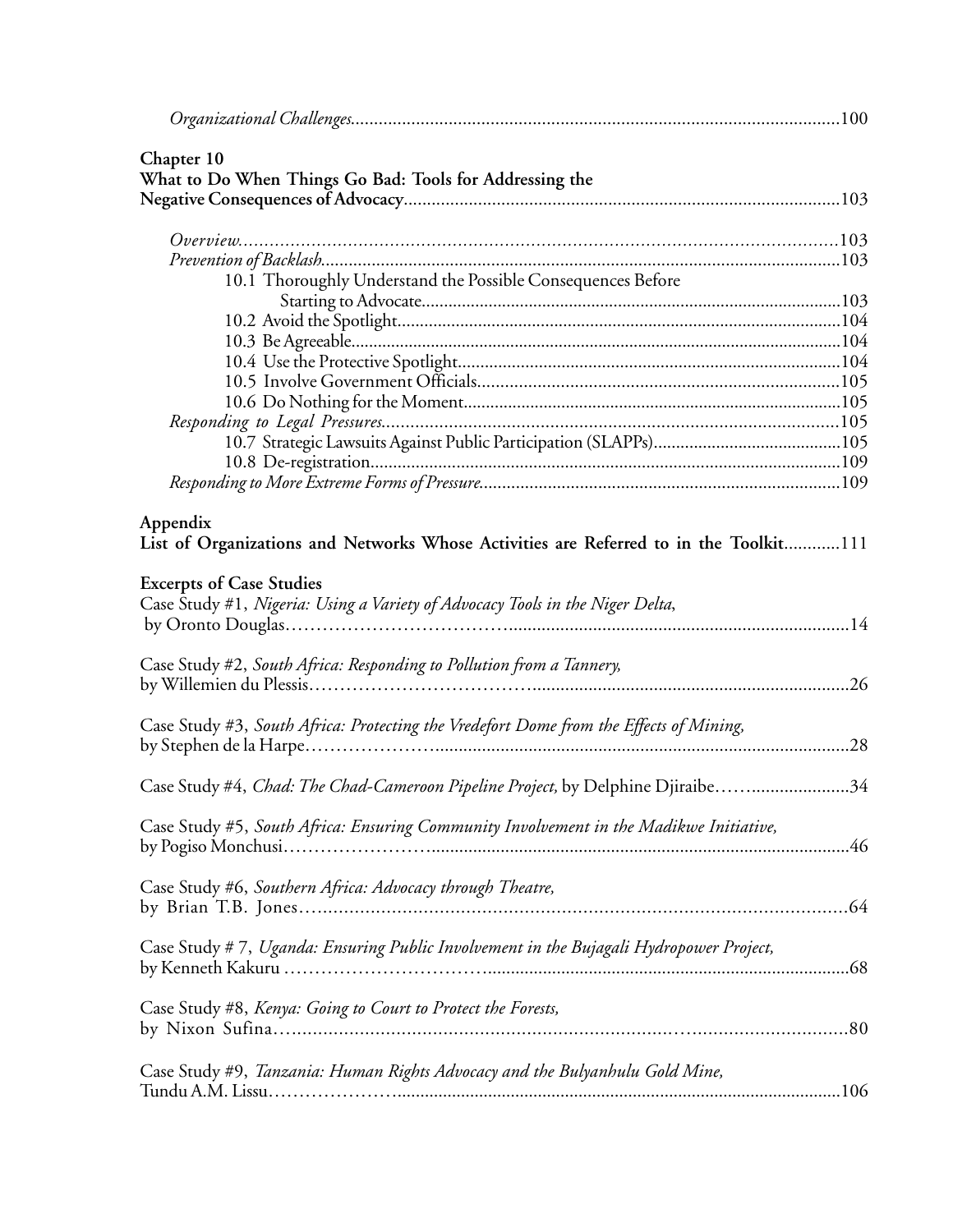*Organizational Challenges*......................................................................................................100

**Chapter 10**
**What to Do When Things Go Bad: Tools for Addressing the Negative Consequences of Advocacy**..............................................................................................103

*Overview*..................................................................................................................103
*Prevention of Backlash*...............................................................................................103
10.1 Thoroughly Understand the Possible Consequences Before Starting to Advocate..........................................................................................103
10.2 Avoid the Spotlight................................................................................................104
10.3 Be Agreeable...........................................................................................................104
10.4 Use the Protective Spotlight...................................................................................104
10.5 Involve Government Officials................................................................................105
10.6 Do Nothing for the Moment..................................................................................105
*Responding to Legal Pressures*.....................................................................................105
10.7 Strategic Lawsuits Against Public Participation (SLAPPs)........................................105
10.8 De-registration.......................................................................................................109
*Responding to More Extreme Forms of Pressure*...........................................................109

**Appendix**
**List of Organizations and Networks Whose Activities are Referred to in the Toolkit**............111

**Excerpts of Case Studies**
Case Study #1, *Nigeria: Using a Variety of Advocacy Tools in the Niger Delta*, by Oronto Douglas..........................................................................................................14

Case Study #2, *South Africa: Responding to Pollution from a Tannery*, by Willemien du Plessis..........................................................................................................26

Case Study #3, *South Africa: Protecting the Vredefort Dome from the Effects of Mining*, by Stephen de la Harpe..........................................................................................................28

Case Study #4, *Chad: The Chad-Cameroon Pipeline Project*, by Delphine Djiraibe..........................34

Case Study #5, *South Africa: Ensuring Community Involvement in the Madikwe Initiative*, by Pogiso Monchusi..........................................................................................................46

Case Study #6, *Southern Africa: Advocacy through Theatre*, by Brian T.B. Jones..........................................................................................................64

Case Study # 7, *Uganda: Ensuring Public Involvement in the Bujagali Hydropower Project*, by Kenneth Kakuru..........................................................................................................68

Case Study #8, *Kenya: Going to Court to Protect the Forests*, by Nixon Sufina..........................................................................................................80

Case Study #9, *Tanzania: Human Rights Advocacy and the Bulyanhulu Gold Mine*, Tundu A.M. Lissu..........................................................................................................106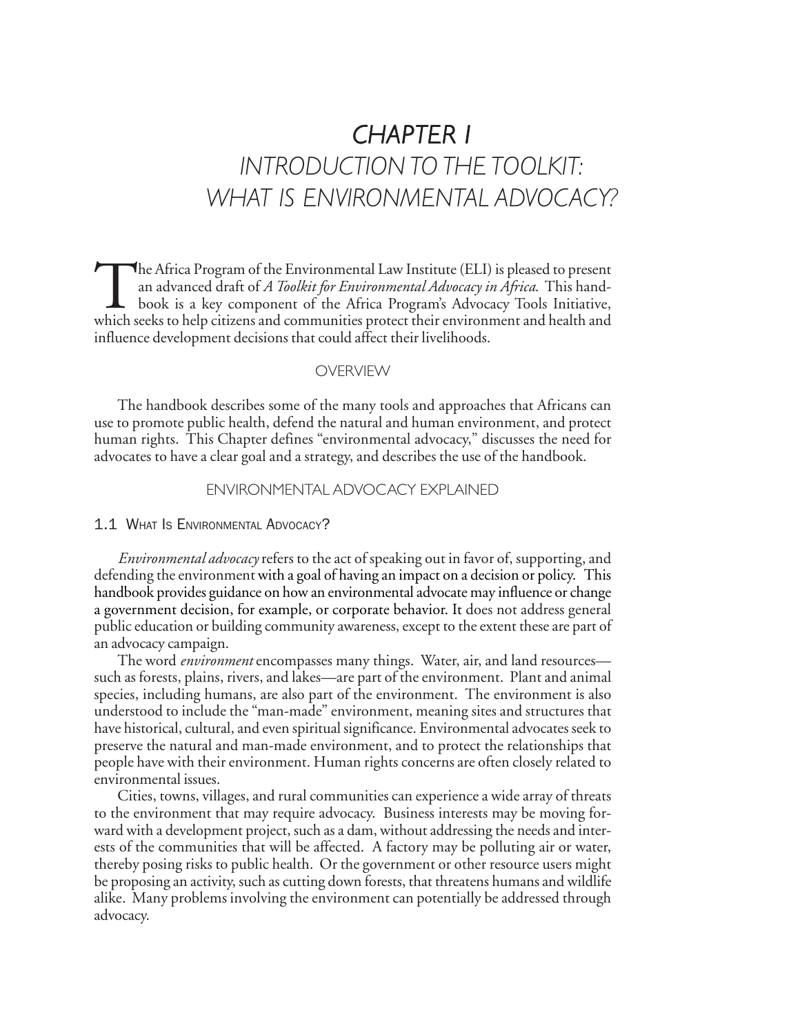# CHAPTER I

# INTRODUCTION TO THE TOOLKIT: WHAT IS ENVIRONMENTAL ADVOCACY?

The Africa Program of the Environmental Law Institute (ELI) is pleased to present an advanced draft of *A Toolkit for Environmental Advocacy in Africa*. This handbook is a key component of the Africa Program's Advocacy Tools Initiative, which seeks to help citizens and communities protect their environment and health and influence development decisions that could affect their livelihoods.

## OVERVIEW

The handbook describes some of the many tools and approaches that Africans can use to promote public health, defend the natural and human environment, and protect human rights. This Chapter defines "environmental advocacy," discusses the need for advocates to have a clear goal and a strategy, and describes the use of the handbook.

## ENVIRONMENTAL ADVOCACY EXPLAINED

### 1.1 What Is Environmental Advocacy?

*Environmental advocacy* refers to the act of speaking out in favor of, supporting, and defending the environment with a goal of having an impact on a decision or policy. This handbook provides guidance on how an environmental advocate may influence or change a government decision, for example, or corporate behavior. It does not address general public education or building community awareness, except to the extent these are part of an advocacy campaign.

The word *environment* encompasses many things. Water, air, and land resources—such as forests, plains, rivers, and lakes—are part of the environment. Plant and animal species, including humans, are also part of the environment. The environment is also understood to include the "man-made" environment, meaning sites and structures that have historical, cultural, and even spiritual significance. Environmental advocates seek to preserve the natural and man-made environment, and to protect the relationships that people have with their environment. Human rights concerns are often closely related to environmental issues.

Cities, towns, villages, and rural communities can experience a wide array of threats to the environment that may require advocacy. Business interests may be moving forward with a development project, such as a dam, without addressing the needs and interests of the communities that will be affected. A factory may be polluting air or water, thereby posing risks to public health. Or the government or other resource users might be proposing an activity, such as cutting down forests, that threatens humans and wildlife alike. Many problems involving the environment can potentially be addressed through advocacy.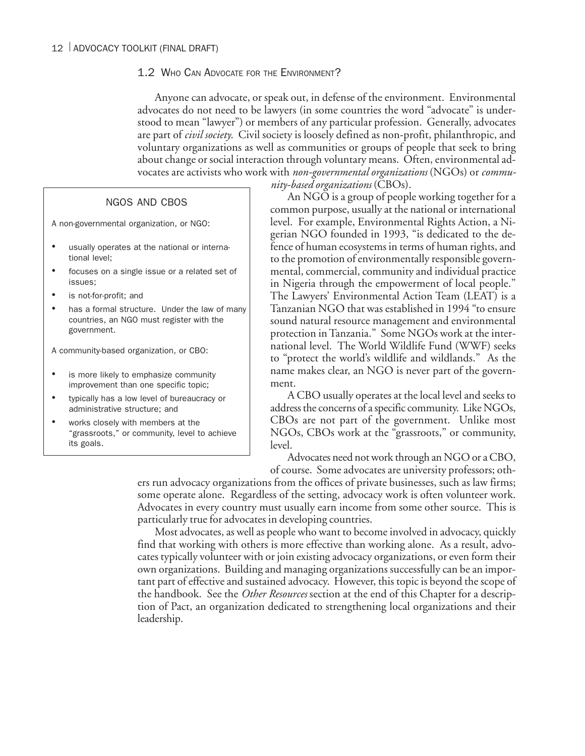## 1.2 Who Can Advocate for the Environment?

Anyone can advocate, or speak out, in defense of the environment. Environmental advocates do not need to be lawyers (in some countries the word "advocate" is understood to mean "lawyer") or members of any particular profession. Generally, advocates are part of *civil society*. Civil society is loosely defined as non-profit, philanthropic, and voluntary organizations as well as communities or groups of people that seek to bring about change or social interaction through voluntary means. Often, environmental advocates are activists who work with *non-governmental organizations* (NGOs) or *community-based organizations* (CBOs).

> **NGOS AND CBOS**
>
> A non-governmental organization, or NGO:
>
> - usually operates at the national or international level;
> - focuses on a single issue or a related set of issues;
> - is not-for-profit; and
> - has a formal structure. Under the law of many countries, an NGO must register with the government.
>
> A community-based organization, or CBO:
>
> - is more likely to emphasize community improvement than one specific topic;
> - typically has a low level of bureaucracy or administrative structure; and
> - works closely with members at the "grassroots," or community, level to achieve its goals.

An NGO is a group of people working together for a common purpose, usually at the national or international level. For example, Environmental Rights Action, a Nigerian NGO founded in 1993, "is dedicated to the defence of human ecosystems in terms of human rights, and to the promotion of environmentally responsible governmental, commercial, community and individual practice in Nigeria through the empowerment of local people." The Lawyers' Environmental Action Team (LEAT) is a Tanzanian NGO that was established in 1994 "to ensure sound natural resource management and environmental protection in Tanzania." Some NGOs work at the international level. The World Wildlife Fund (WWF) seeks to "protect the world's wildlife and wildlands." As the name makes clear, an NGO is never part of the government.

A CBO usually operates at the local level and seeks to address the concerns of a specific community. Like NGOs, CBOs are not part of the government. Unlike most NGOs, CBOs work at the "grassroots," or community, level.

Advocates need not work through an NGO or a CBO, of course. Some advocates are university professors; others run advocacy organizations from the offices of private businesses, such as law firms; some operate alone. Regardless of the setting, advocacy work is often volunteer work. Advocates in every country must usually earn income from some other source. This is particularly true for advocates in developing countries.

Most advocates, as well as people who want to become involved in advocacy, quickly find that working with others is more effective than working alone. As a result, advocates typically volunteer with or join existing advocacy organizations, or even form their own organizations. Building and managing organizations successfully can be an important part of effective and sustained advocacy. However, this topic is beyond the scope of the handbook. See the *Other Resources* section at the end of this Chapter for a description of Pact, an organization dedicated to strengthening local organizations and their leadership.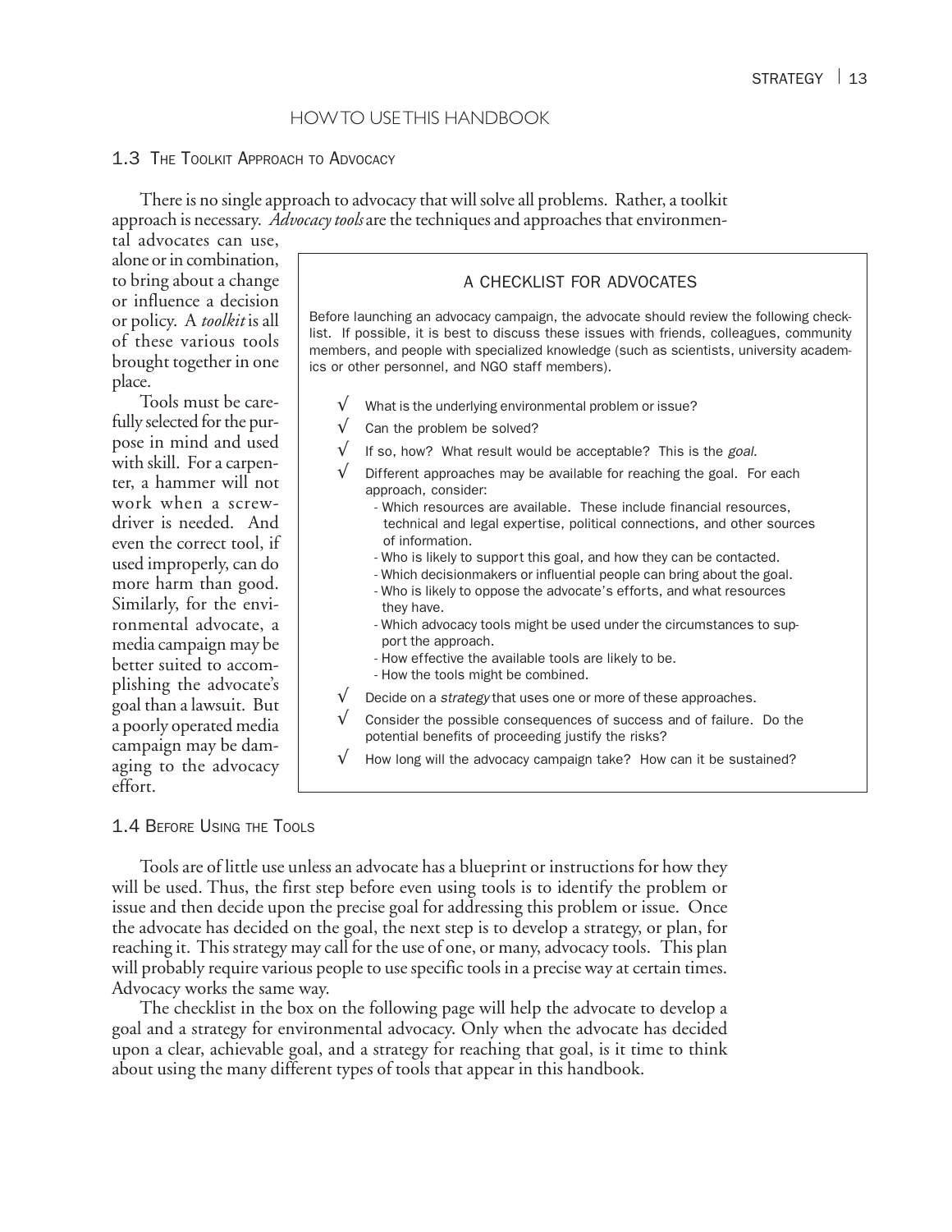# HOW TO USE THIS HANDBOOK

## 1.3 The Toolkit Approach to Advocacy

There is no single approach to advocacy that will solve all problems. Rather, a toolkit approach is necessary. *Advocacy tools* are the techniques and approaches that environmental advocates can use, alone or in combination, to bring about a change or influence a decision or policy. A *toolkit* is all of these various tools brought together in one place.

Tools must be carefully selected for the purpose in mind and used with skill. For a carpenter, a hammer will not work when a screwdriver is needed. And even the correct tool, if used improperly, can do more harm than good. Similarly, for the environmental advocate, a media campaign may be better suited to accomplishing the advocate's goal than a lawsuit. But a poorly operated media campaign may be damaging to the advocacy effort.

> **A CHECKLIST FOR ADVOCATES**
>
> Before launching an advocacy campaign, the advocate should review the following checklist. If possible, it is best to discuss these issues with friends, colleagues, community members, and people with specialized knowledge (such as scientists, university academics or other personnel, and NGO staff members).
>
> - √ What is the underlying environmental problem or issue?
> - √ Can the problem be solved?
> - √ If so, how? What result would be acceptable? This is the *goal*.
> - √ Different approaches may be available for reaching the goal. For each approach, consider:
>   - Which resources are available. These include financial resources, technical and legal expertise, political connections, and other sources of information.
>   - Who is likely to support this goal, and how they can be contacted.
>   - Which decisionmakers or influential people can bring about the goal.
>   - Who is likely to oppose the advocate's efforts, and what resources they have.
>   - Which advocacy tools might be used under the circumstances to support the approach.
>   - How effective the available tools are likely to be.
>   - How the tools might be combined.
> - √ Decide on a *strategy* that uses one or more of these approaches.
> - √ Consider the possible consequences of success and of failure. Do the potential benefits of proceeding justify the risks?
> - √ How long will the advocacy campaign take? How can it be sustained?

## 1.4 Before Using the Tools

Tools are of little use unless an advocate has a blueprint or instructions for how they will be used. Thus, the first step before even using tools is to identify the problem or issue and then decide upon the precise goal for addressing this problem or issue. Once the advocate has decided on the goal, the next step is to develop a strategy, or plan, for reaching it. This strategy may call for the use of one, or many, advocacy tools. This plan will probably require various people to use specific tools in a precise way at certain times. Advocacy works the same way.

The checklist in the box on the following page will help the advocate to develop a goal and a strategy for environmental advocacy. Only when the advocate has decided upon a clear, achievable goal, and a strategy for reaching that goal, is it time to think about using the many different types of tools that appear in this handbook.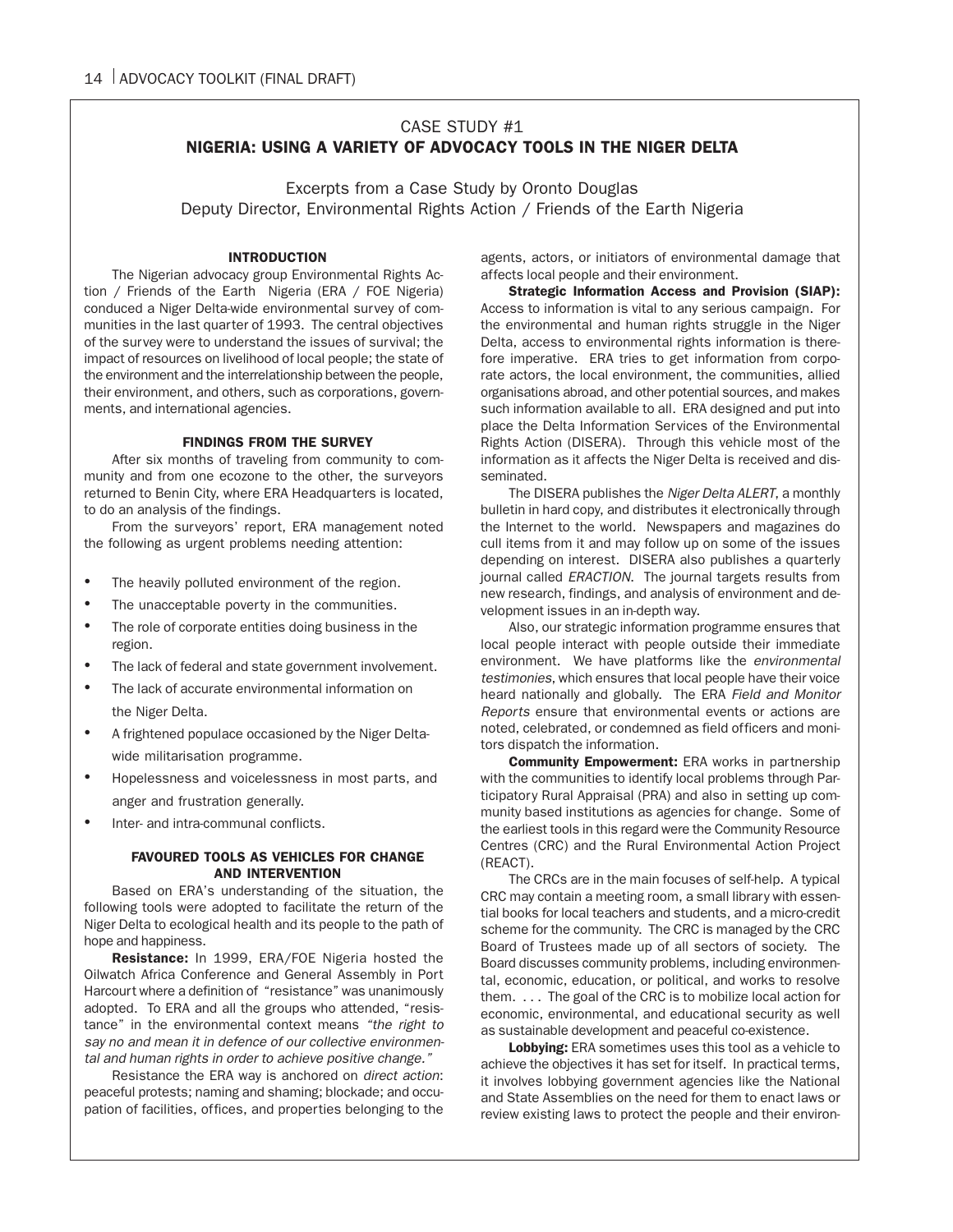## CASE STUDY #1

## NIGERIA: USING A VARIETY OF ADVOCACY TOOLS IN THE NIGER DELTA

Excerpts from a Case Study by Oronto Douglas
Deputy Director, Environmental Rights Action / Friends of the Earth Nigeria

### INTRODUCTION

The Nigerian advocacy group Environmental Rights Action / Friends of the Earth Nigeria (ERA / FOE Nigeria) conduced a Niger Delta-wide environmental survey of communities in the last quarter of 1993. The central objectives of the survey were to understand the issues of survival; the impact of resources on livelihood of local people; the state of the environment and the interrelationship between the people, their environment, and others, such as corporations, governments, and international agencies.

### FINDINGS FROM THE SURVEY

After six months of traveling from community to community and from one ecozone to the other, the surveyors returned to Benin City, where ERA Headquarters is located, to do an analysis of the findings.

From the surveyors' report, ERA management noted the following as urgent problems needing attention:

- The heavily polluted environment of the region.
- The unacceptable poverty in the communities.
- The role of corporate entities doing business in the region.
- The lack of federal and state government involvement.
- The lack of accurate environmental information on the Niger Delta.
- A frightened populace occasioned by the Niger Delta-wide militarisation programme.
- Hopelessness and voicelessness in most parts, and anger and frustration generally.
- Inter- and intra-communal conflicts.

### FAVOURED TOOLS AS VEHICLES FOR CHANGE AND INTERVENTION

Based on ERA's understanding of the situation, the following tools were adopted to facilitate the return of the Niger Delta to ecological health and its people to the path of hope and happiness.

**Resistance:** In 1999, ERA/FOE Nigeria hosted the Oilwatch Africa Conference and General Assembly in Port Harcourt where a definition of "resistance" was unanimously adopted. To ERA and all the groups who attended, "resistance" in the environmental context means *"the right to say no and mean it in defence of our collective environmental and human rights in order to achieve positive change."*

Resistance the ERA way is anchored on *direct action*: peaceful protests; naming and shaming; blockade; and occupation of facilities, offices, and properties belonging to the agents, actors, or initiators of environmental damage that affects local people and their environment.

**Strategic Information Access and Provision (SIAP):** Access to information is vital to any serious campaign. For the environmental and human rights struggle in the Niger Delta, access to environmental rights information is therefore imperative. ERA tries to get information from corporate actors, the local environment, the communities, allied organisations abroad, and other potential sources, and makes such information available to all. ERA designed and put into place the Delta Information Services of the Environmental Rights Action (DISERA). Through this vehicle most of the information as it affects the Niger Delta is received and disseminated.

The DISERA publishes the *Niger Delta ALERT*, a monthly bulletin in hard copy, and distributes it electronically through the Internet to the world. Newspapers and magazines do cull items from it and may follow up on some of the issues depending on interest. DISERA also publishes a quarterly journal called *ERACTION*. The journal targets results from new research, findings, and analysis of environment and development issues in an in-depth way.

Also, our strategic information programme ensures that local people interact with people outside their immediate environment. We have platforms like the *environmental testimonies*, which ensures that local people have their voice heard nationally and globally. The ERA *Field and Monitor Reports* ensure that environmental events or actions are noted, celebrated, or condemned as field officers and monitors dispatch the information.

**Community Empowerment:** ERA works in partnership with the communities to identify local problems through Participatory Rural Appraisal (PRA) and also in setting up community based institutions as agencies for change. Some of the earliest tools in this regard were the Community Resource Centres (CRC) and the Rural Environmental Action Project (REACT).

The CRCs are in the main focuses of self-help. A typical CRC may contain a meeting room, a small library with essential books for local teachers and students, and a micro-credit scheme for the community. The CRC is managed by the CRC Board of Trustees made up of all sectors of society. The Board discusses community problems, including environmental, economic, education, or political, and works to resolve them. . . . The goal of the CRC is to mobilize local action for economic, environmental, and educational security as well as sustainable development and peaceful co-existence.

**Lobbying:** ERA sometimes uses this tool as a vehicle to achieve the objectives it has set for itself. In practical terms, it involves lobbying government agencies like the National and State Assemblies on the need for them to enact laws or review existing laws to protect the people and their environ-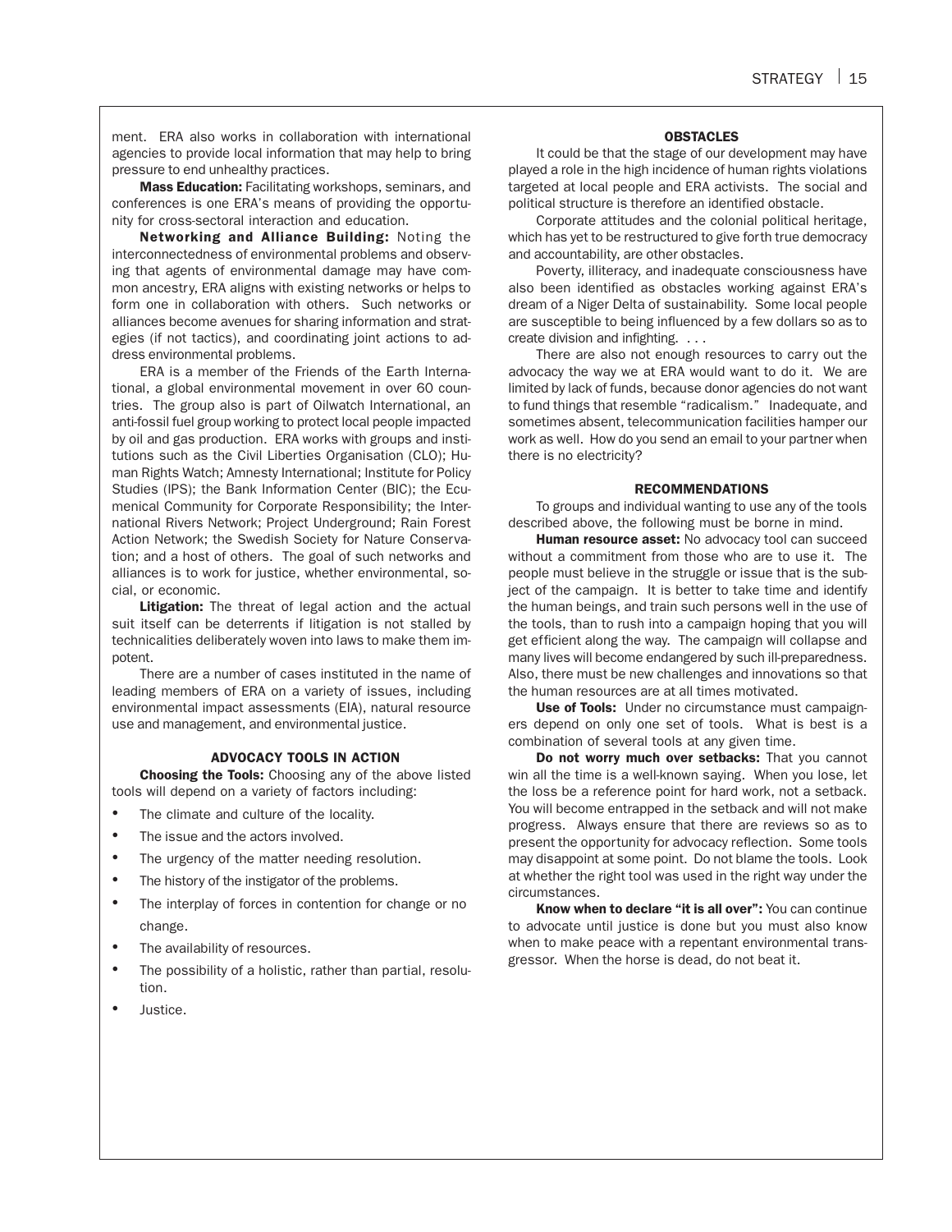ment. ERA also works in collaboration with international agencies to provide local information that may help to bring pressure to end unhealthy practices.

**Mass Education:** Facilitating workshops, seminars, and conferences is one ERA's means of providing the opportunity for cross-sectoral interaction and education.

**Networking and Alliance Building:** Noting the interconnectedness of environmental problems and observing that agents of environmental damage may have common ancestry, ERA aligns with existing networks or helps to form one in collaboration with others. Such networks or alliances become avenues for sharing information and strategies (if not tactics), and coordinating joint actions to address environmental problems.

ERA is a member of the Friends of the Earth International, a global environmental movement in over 60 countries. The group also is part of Oilwatch International, an anti-fossil fuel group working to protect local people impacted by oil and gas production. ERA works with groups and institutions such as the Civil Liberties Organisation (CLO); Human Rights Watch; Amnesty International; Institute for Policy Studies (IPS); the Bank Information Center (BIC); the Ecumenical Community for Corporate Responsibility; the International Rivers Network; Project Underground; Rain Forest Action Network; the Swedish Society for Nature Conservation; and a host of others. The goal of such networks and alliances is to work for justice, whether environmental, social, or economic.

**Litigation:** The threat of legal action and the actual suit itself can be deterrents if litigation is not stalled by technicalities deliberately woven into laws to make them impotent.

There are a number of cases instituted in the name of leading members of ERA on a variety of issues, including environmental impact assessments (EIA), natural resource use and management, and environmental justice.

### ADVOCACY TOOLS IN ACTION

**Choosing the Tools:** Choosing any of the above listed tools will depend on a variety of factors including:

- The climate and culture of the locality.
- The issue and the actors involved.
- The urgency of the matter needing resolution.
- The history of the instigator of the problems.
- The interplay of forces in contention for change or no change.
- The availability of resources.
- The possibility of a holistic, rather than partial, resolution.
- Justice.

### OBSTACLES

It could be that the stage of our development may have played a role in the high incidence of human rights violations targeted at local people and ERA activists. The social and political structure is therefore an identified obstacle.

Corporate attitudes and the colonial political heritage, which has yet to be restructured to give forth true democracy and accountability, are other obstacles.

Poverty, illiteracy, and inadequate consciousness have also been identified as obstacles working against ERA's dream of a Niger Delta of sustainability. Some local people are susceptible to being influenced by a few dollars so as to create division and infighting. . . .

There are also not enough resources to carry out the advocacy the way we at ERA would want to do it. We are limited by lack of funds, because donor agencies do not want to fund things that resemble "radicalism." Inadequate, and sometimes absent, telecommunication facilities hamper our work as well. How do you send an email to your partner when there is no electricity?

### RECOMMENDATIONS

To groups and individual wanting to use any of the tools described above, the following must be borne in mind.

**Human resource asset:** No advocacy tool can succeed without a commitment from those who are to use it. The people must believe in the struggle or issue that is the subject of the campaign. It is better to take time and identify the human beings, and train such persons well in the use of the tools, than to rush into a campaign hoping that you will get efficient along the way. The campaign will collapse and many lives will become endangered by such ill-preparedness. Also, there must be new challenges and innovations so that the human resources are at all times motivated.

**Use of Tools:** Under no circumstance must campaigners depend on only one set of tools. What is best is a combination of several tools at any given time.

**Do not worry much over setbacks:** That you cannot win all the time is a well-known saying. When you lose, let the loss be a reference point for hard work, not a setback. You will become entrapped in the setback and will not make progress. Always ensure that there are reviews so as to present the opportunity for advocacy reflection. Some tools may disappoint at some point. Do not blame the tools. Look at whether the right tool was used in the right way under the circumstances.

**Know when to declare "it is all over":** You can continue to advocate until justice is done but you must also know when to make peace with a repentant environmental transgressor. When the horse is dead, do not beat it.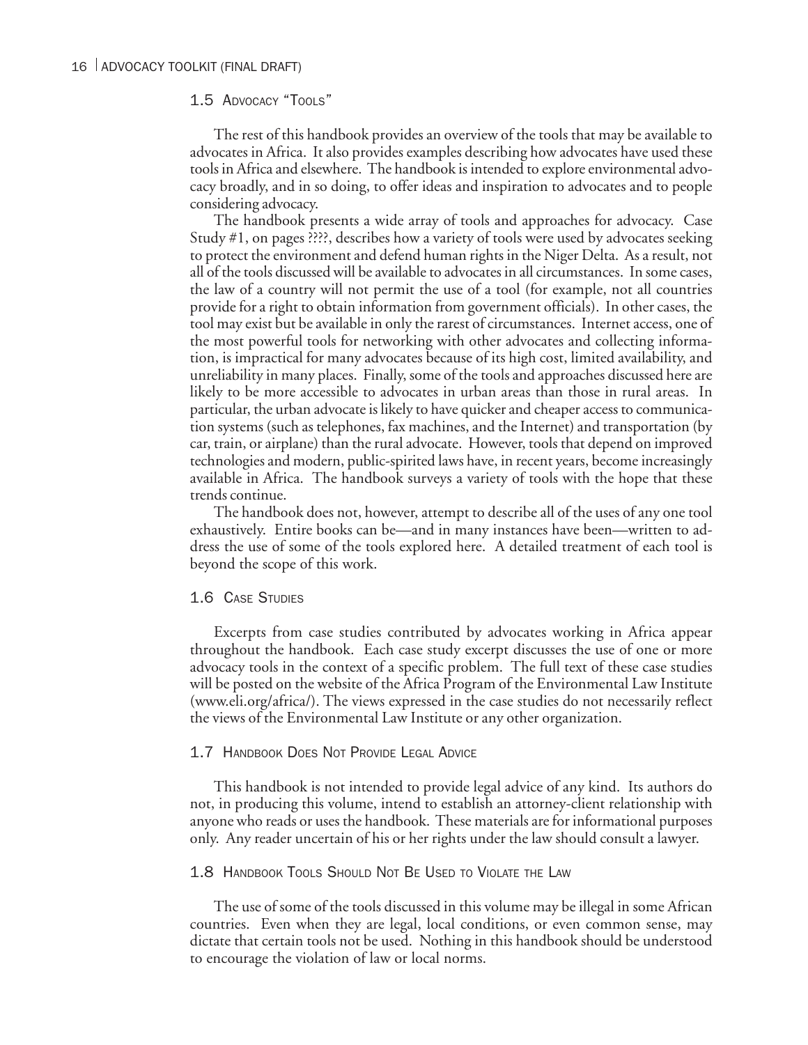## 1.5 Advocacy "Tools"

The rest of this handbook provides an overview of the tools that may be available to advocates in Africa. It also provides examples describing how advocates have used these tools in Africa and elsewhere. The handbook is intended to explore environmental advocacy broadly, and in so doing, to offer ideas and inspiration to advocates and to people considering advocacy.

The handbook presents a wide array of tools and approaches for advocacy. Case Study #1, on pages ????, describes how a variety of tools were used by advocates seeking to protect the environment and defend human rights in the Niger Delta. As a result, not all of the tools discussed will be available to advocates in all circumstances. In some cases, the law of a country will not permit the use of a tool (for example, not all countries provide for a right to obtain information from government officials). In other cases, the tool may exist but be available in only the rarest of circumstances. Internet access, one of the most powerful tools for networking with other advocates and collecting information, is impractical for many advocates because of its high cost, limited availability, and unreliability in many places. Finally, some of the tools and approaches discussed here are likely to be more accessible to advocates in urban areas than those in rural areas. In particular, the urban advocate is likely to have quicker and cheaper access to communication systems (such as telephones, fax machines, and the Internet) and transportation (by car, train, or airplane) than the rural advocate. However, tools that depend on improved technologies and modern, public-spirited laws have, in recent years, become increasingly available in Africa. The handbook surveys a variety of tools with the hope that these trends continue.

The handbook does not, however, attempt to describe all of the uses of any one tool exhaustively. Entire books can be—and in many instances have been—written to address the use of some of the tools explored here. A detailed treatment of each tool is beyond the scope of this work.

## 1.6 Case Studies

Excerpts from case studies contributed by advocates working in Africa appear throughout the handbook. Each case study excerpt discusses the use of one or more advocacy tools in the context of a specific problem. The full text of these case studies will be posted on the website of the Africa Program of the Environmental Law Institute (www.eli.org/africa/). The views expressed in the case studies do not necessarily reflect the views of the Environmental Law Institute or any other organization.

## 1.7 Handbook Does Not Provide Legal Advice

This handbook is not intended to provide legal advice of any kind. Its authors do not, in producing this volume, intend to establish an attorney-client relationship with anyone who reads or uses the handbook. These materials are for informational purposes only. Any reader uncertain of his or her rights under the law should consult a lawyer.

## 1.8 Handbook Tools Should Not Be Used to Violate the Law

The use of some of the tools discussed in this volume may be illegal in some African countries. Even when they are legal, local conditions, or even common sense, may dictate that certain tools not be used. Nothing in this handbook should be understood to encourage the violation of law or local norms.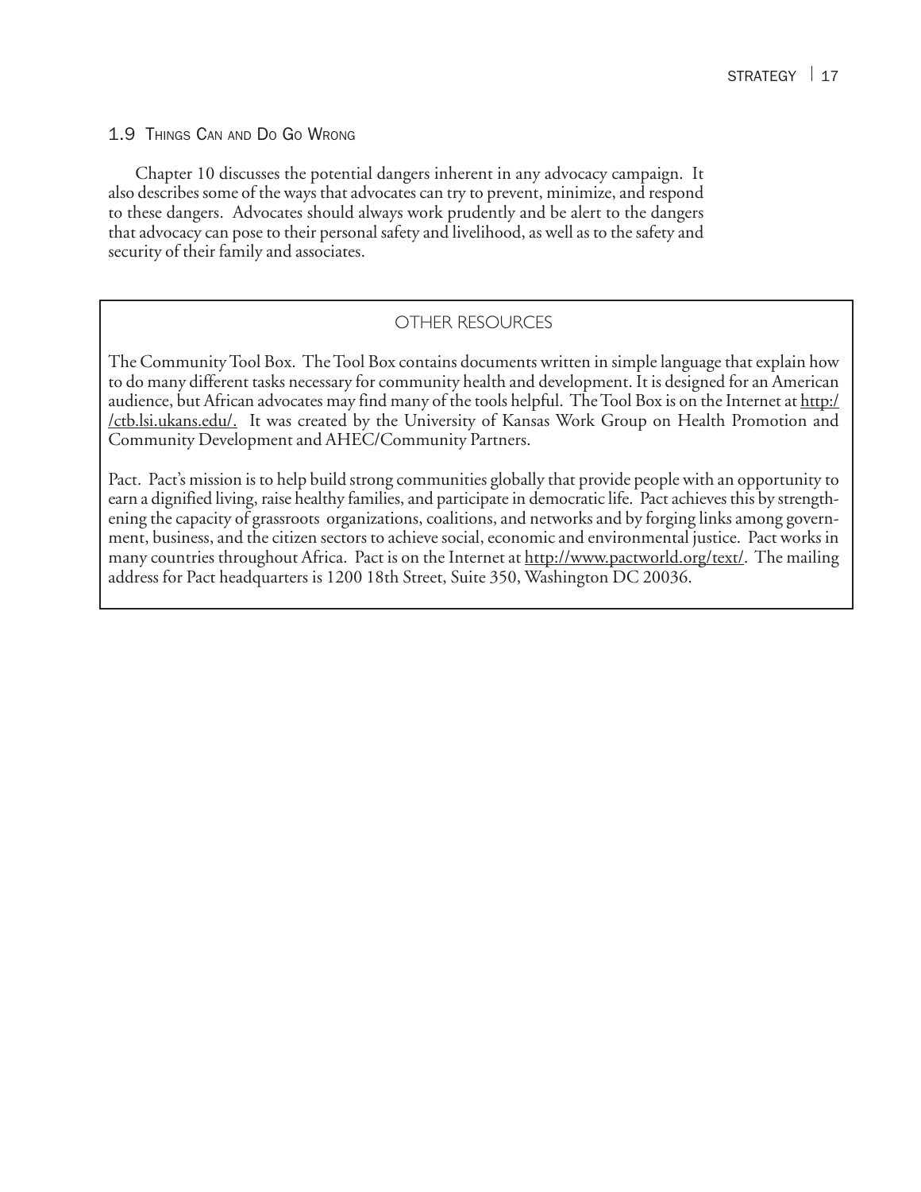## 1.9 Things Can and Do Go Wrong

Chapter 10 discusses the potential dangers inherent in any advocacy campaign. It also describes some of the ways that advocates can try to prevent, minimize, and respond to these dangers. Advocates should always work prudently and be alert to the dangers that advocacy can pose to their personal safety and livelihood, as well as to the safety and security of their family and associates.

### OTHER RESOURCES

The Community Tool Box. The Tool Box contains documents written in simple language that explain how to do many different tasks necessary for community health and development. It is designed for an American audience, but African advocates may find many of the tools helpful. The Tool Box is on the Internet at http://ctb.lsi.ukans.edu/. It was created by the University of Kansas Work Group on Health Promotion and Community Development and AHEC/Community Partners.

Pact. Pact's mission is to help build strong communities globally that provide people with an opportunity to earn a dignified living, raise healthy families, and participate in democratic life. Pact achieves this by strengthening the capacity of grassroots organizations, coalitions, and networks and by forging links among government, business, and the citizen sectors to achieve social, economic and environmental justice. Pact works in many countries throughout Africa. Pact is on the Internet at http://www.pactworld.org/text/. The mailing address for Pact headquarters is 1200 18th Street, Suite 350, Washington DC 20036.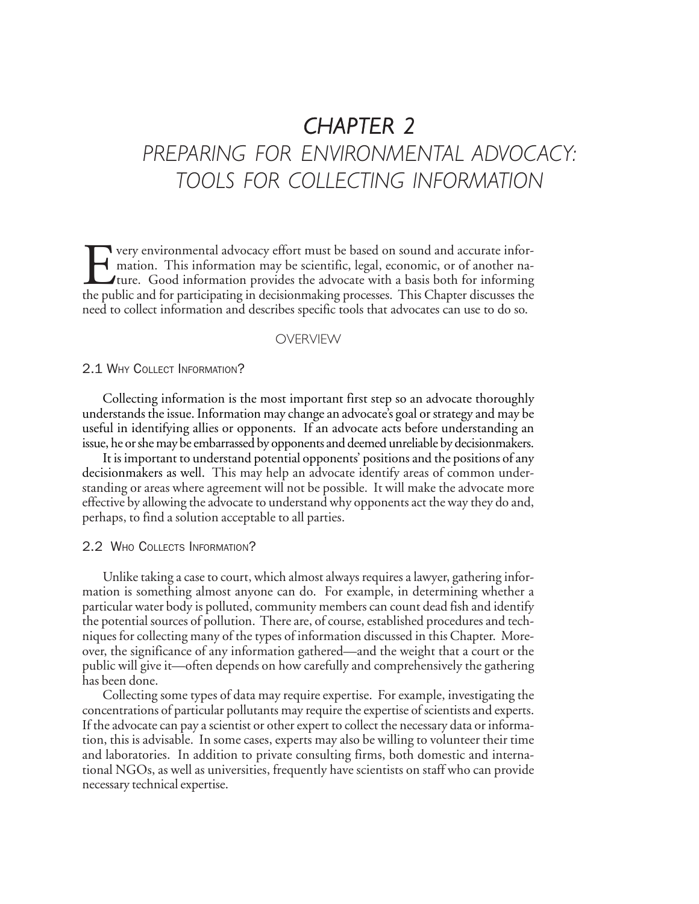# CHAPTER 2
# PREPARING FOR ENVIRONMENTAL ADVOCACY: TOOLS FOR COLLECTING INFORMATION

Every environmental advocacy effort must be based on sound and accurate information. This information may be scientific, legal, economic, or of another nature. Good information provides the advocate with a basis both for informing the public and for participating in decisionmaking processes. This Chapter discusses the need to collect information and describes specific tools that advocates can use to do so.

## OVERVIEW

### 2.1 Why Collect Information?

Collecting information is the most important first step so an advocate thoroughly understands the issue. Information may change an advocate's goal or strategy and may be useful in identifying allies or opponents. If an advocate acts before understanding an issue, he or she may be embarrassed by opponents and deemed unreliable by decisionmakers.

It is important to understand potential opponents' positions and the positions of any decisionmakers as well. This may help an advocate identify areas of common understanding or areas where agreement will not be possible. It will make the advocate more effective by allowing the advocate to understand why opponents act the way they do and, perhaps, to find a solution acceptable to all parties.

### 2.2 Who Collects Information?

Unlike taking a case to court, which almost always requires a lawyer, gathering information is something almost anyone can do. For example, in determining whether a particular water body is polluted, community members can count dead fish and identify the potential sources of pollution. There are, of course, established procedures and techniques for collecting many of the types of information discussed in this Chapter. Moreover, the significance of any information gathered—and the weight that a court or the public will give it—often depends on how carefully and comprehensively the gathering has been done.

Collecting some types of data may require expertise. For example, investigating the concentrations of particular pollutants may require the expertise of scientists and experts. If the advocate can pay a scientist or other expert to collect the necessary data or information, this is advisable. In some cases, experts may also be willing to volunteer their time and laboratories. In addition to private consulting firms, both domestic and international NGOs, as well as universities, frequently have scientists on staff who can provide necessary technical expertise.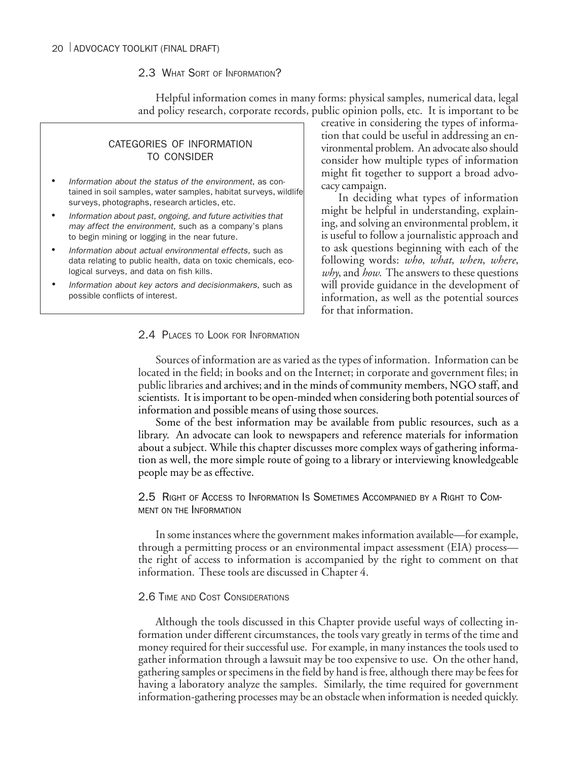## 2.3 What Sort of Information?

Helpful information comes in many forms: physical samples, numerical data, legal and policy research, corporate records, public opinion polls, etc. It is important to be creative in considering the types of information that could be useful in addressing an environmental problem. An advocate also should consider how multiple types of information might fit together to support a broad advocacy campaign.

In deciding what types of information might be helpful in understanding, explaining, and solving an environmental problem, it is useful to follow a journalistic approach and to ask questions beginning with each of the following words: *who*, *what*, *when*, *where*, *why*, and *how*. The answers to these questions will provide guidance in the development of information, as well as the potential sources for that information.

> **CATEGORIES OF INFORMATION TO CONSIDER**
>
> - *Information about the status of the environment*, as contained in soil samples, water samples, habitat surveys, wildlife surveys, photographs, research articles, etc.
> - *Information about past, ongoing, and future activities that may affect the environment*, such as a company's plans to begin mining or logging in the near future.
> - *Information about actual environmental effects,* such as data relating to public health, data on toxic chemicals, ecological surveys, and data on fish kills.
> - *Information about key actors and decisionmakers*, such as possible conflicts of interest.

## 2.4 Places to Look for Information

Sources of information are as varied as the types of information. Information can be located in the field; in books and on the Internet; in corporate and government files; in public libraries and archives; and in the minds of community members, NGO staff, and scientists. It is important to be open-minded when considering both potential sources of information and possible means of using those sources.

Some of the best information may be available from public resources, such as a library. An advocate can look to newspapers and reference materials for information about a subject. While this chapter discusses more complex ways of gathering information as well, the more simple route of going to a library or interviewing knowledgeable people may be as effective.

## 2.5 Right of Access to Information Is Sometimes Accompanied by a Right to Comment on the Information

In some instances where the government makes information available—for example, through a permitting process or an environmental impact assessment (EIA) process—the right of access to information is accompanied by the right to comment on that information. These tools are discussed in Chapter 4.

## 2.6 Time and Cost Considerations

Although the tools discussed in this Chapter provide useful ways of collecting information under different circumstances, the tools vary greatly in terms of the time and money required for their successful use. For example, in many instances the tools used to gather information through a lawsuit may be too expensive to use. On the other hand, gathering samples or specimens in the field by hand is free, although there may be fees for having a laboratory analyze the samples. Similarly, the time required for government information-gathering processes may be an obstacle when information is needed quickly.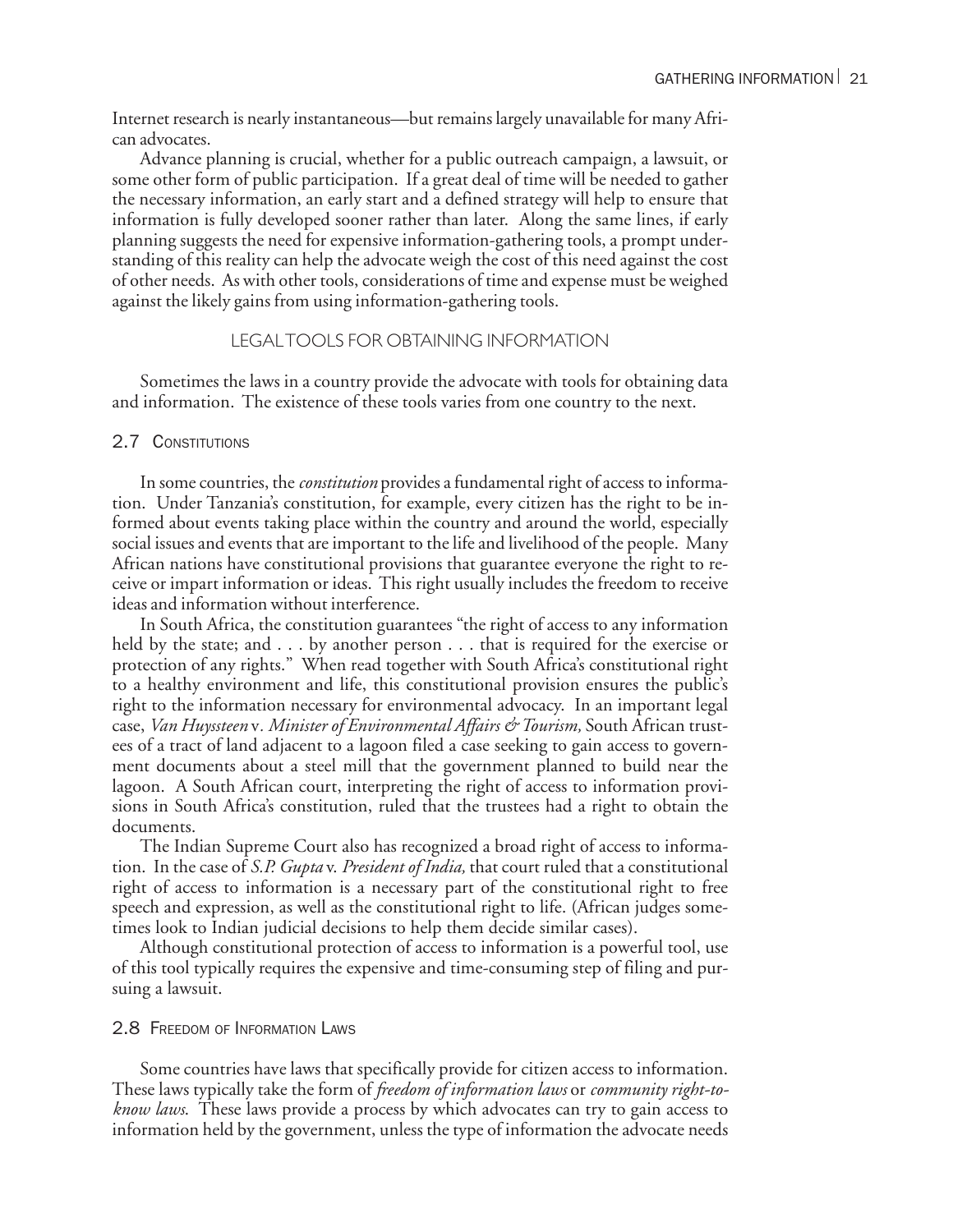Internet research is nearly instantaneous—but remains largely unavailable for many African advocates.

Advance planning is crucial, whether for a public outreach campaign, a lawsuit, or some other form of public participation. If a great deal of time will be needed to gather the necessary information, an early start and a defined strategy will help to ensure that information is fully developed sooner rather than later. Along the same lines, if early planning suggests the need for expensive information-gathering tools, a prompt understanding of this reality can help the advocate weigh the cost of this need against the cost of other needs. As with other tools, considerations of time and expense must be weighed against the likely gains from using information-gathering tools.

## LEGAL TOOLS FOR OBTAINING INFORMATION

Sometimes the laws in a country provide the advocate with tools for obtaining data and information. The existence of these tools varies from one country to the next.

### 2.7 Constitutions

In some countries, the *constitution* provides a fundamental right of access to information. Under Tanzania's constitution, for example, every citizen has the right to be informed about events taking place within the country and around the world, especially social issues and events that are important to the life and livelihood of the people. Many African nations have constitutional provisions that guarantee everyone the right to receive or impart information or ideas. This right usually includes the freedom to receive ideas and information without interference.

In South Africa, the constitution guarantees "the right of access to any information held by the state; and . . . by another person . . . that is required for the exercise or protection of any rights." When read together with South Africa's constitutional right to a healthy environment and life, this constitutional provision ensures the public's right to the information necessary for environmental advocacy. In an important legal case, *Van Huyssteen* v. *Minister of Environmental Affairs & Tourism,* South African trustees of a tract of land adjacent to a lagoon filed a case seeking to gain access to government documents about a steel mill that the government planned to build near the lagoon. A South African court, interpreting the right of access to information provisions in South Africa's constitution, ruled that the trustees had a right to obtain the documents.

The Indian Supreme Court also has recognized a broad right of access to information. In the case of *S.P. Gupta* v. *President of India,* that court ruled that a constitutional right of access to information is a necessary part of the constitutional right to free speech and expression, as well as the constitutional right to life. (African judges sometimes look to Indian judicial decisions to help them decide similar cases).

Although constitutional protection of access to information is a powerful tool, use of this tool typically requires the expensive and time-consuming step of filing and pursuing a lawsuit.

### 2.8 Freedom of Information Laws

Some countries have laws that specifically provide for citizen access to information. These laws typically take the form of *freedom of information laws* or *community right-to-know laws.* These laws provide a process by which advocates can try to gain access to information held by the government, unless the type of information the advocate needs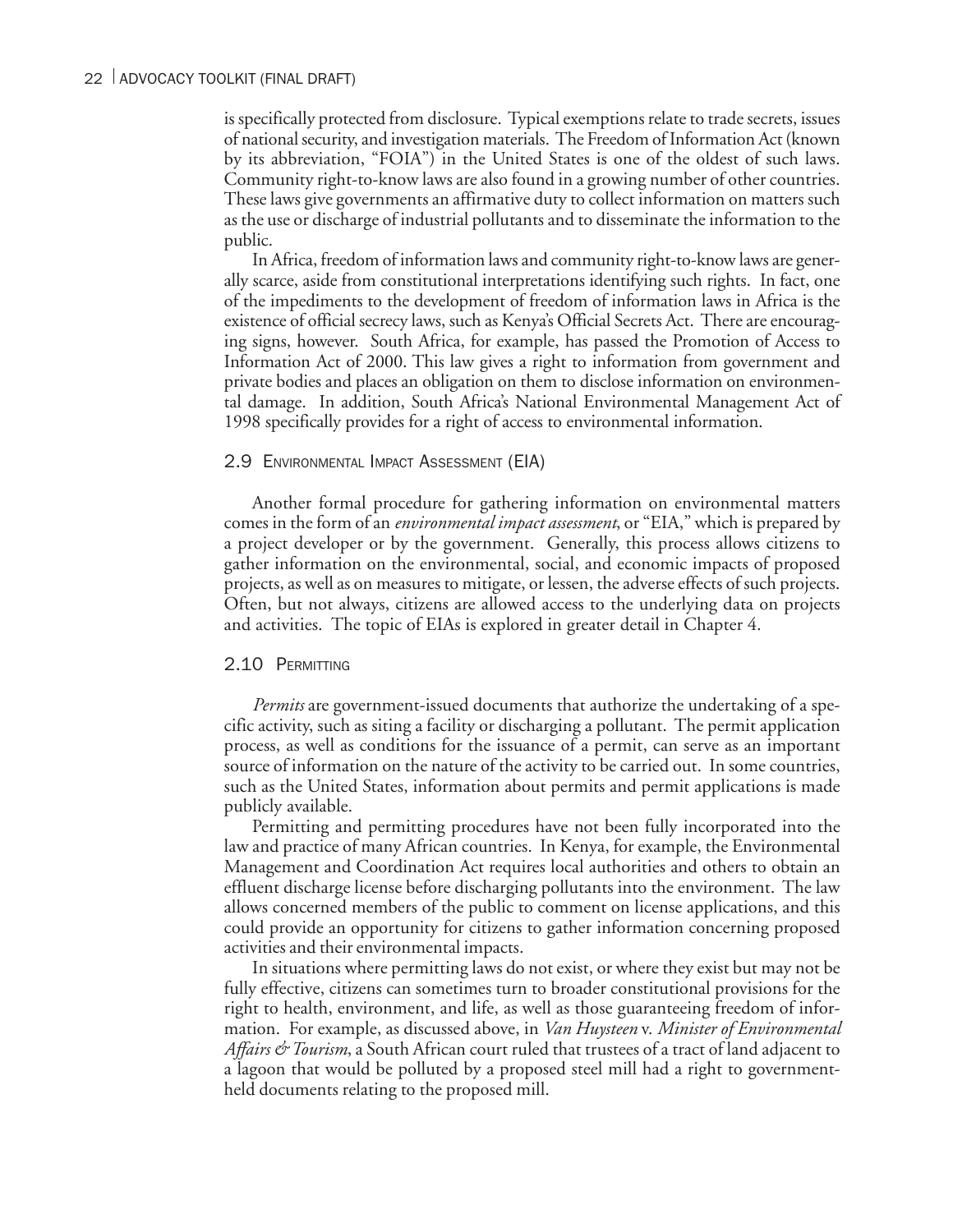is specifically protected from disclosure. Typical exemptions relate to trade secrets, issues of national security, and investigation materials. The Freedom of Information Act (known by its abbreviation, "FOIA") in the United States is one of the oldest of such laws. Community right-to-know laws are also found in a growing number of other countries. These laws give governments an affirmative duty to collect information on matters such as the use or discharge of industrial pollutants and to disseminate the information to the public.

In Africa, freedom of information laws and community right-to-know laws are generally scarce, aside from constitutional interpretations identifying such rights. In fact, one of the impediments to the development of freedom of information laws in Africa is the existence of official secrecy laws, such as Kenya's Official Secrets Act. There are encouraging signs, however. South Africa, for example, has passed the Promotion of Access to Information Act of 2000. This law gives a right to information from government and private bodies and places an obligation on them to disclose information on environmental damage. In addition, South Africa's National Environmental Management Act of 1998 specifically provides for a right of access to environmental information.

## 2.9 Environmental Impact Assessment (EIA)

Another formal procedure for gathering information on environmental matters comes in the form of an *environmental impact assessment*, or "EIA," which is prepared by a project developer or by the government. Generally, this process allows citizens to gather information on the environmental, social, and economic impacts of proposed projects, as well as on measures to mitigate, or lessen, the adverse effects of such projects. Often, but not always, citizens are allowed access to the underlying data on projects and activities. The topic of EIAs is explored in greater detail in Chapter 4.

## 2.10 Permitting

*Permits* are government-issued documents that authorize the undertaking of a specific activity, such as siting a facility or discharging a pollutant. The permit application process, as well as conditions for the issuance of a permit, can serve as an important source of information on the nature of the activity to be carried out. In some countries, such as the United States, information about permits and permit applications is made publicly available.

Permitting and permitting procedures have not been fully incorporated into the law and practice of many African countries. In Kenya, for example, the Environmental Management and Coordination Act requires local authorities and others to obtain an effluent discharge license before discharging pollutants into the environment. The law allows concerned members of the public to comment on license applications, and this could provide an opportunity for citizens to gather information concerning proposed activities and their environmental impacts.

In situations where permitting laws do not exist, or where they exist but may not be fully effective, citizens can sometimes turn to broader constitutional provisions for the right to health, environment, and life, as well as those guaranteeing freedom of information. For example, as discussed above, in *Van Huysteen* v. *Minister of Environmental Affairs & Tourism*, a South African court ruled that trustees of a tract of land adjacent to a lagoon that would be polluted by a proposed steel mill had a right to government-held documents relating to the proposed mill.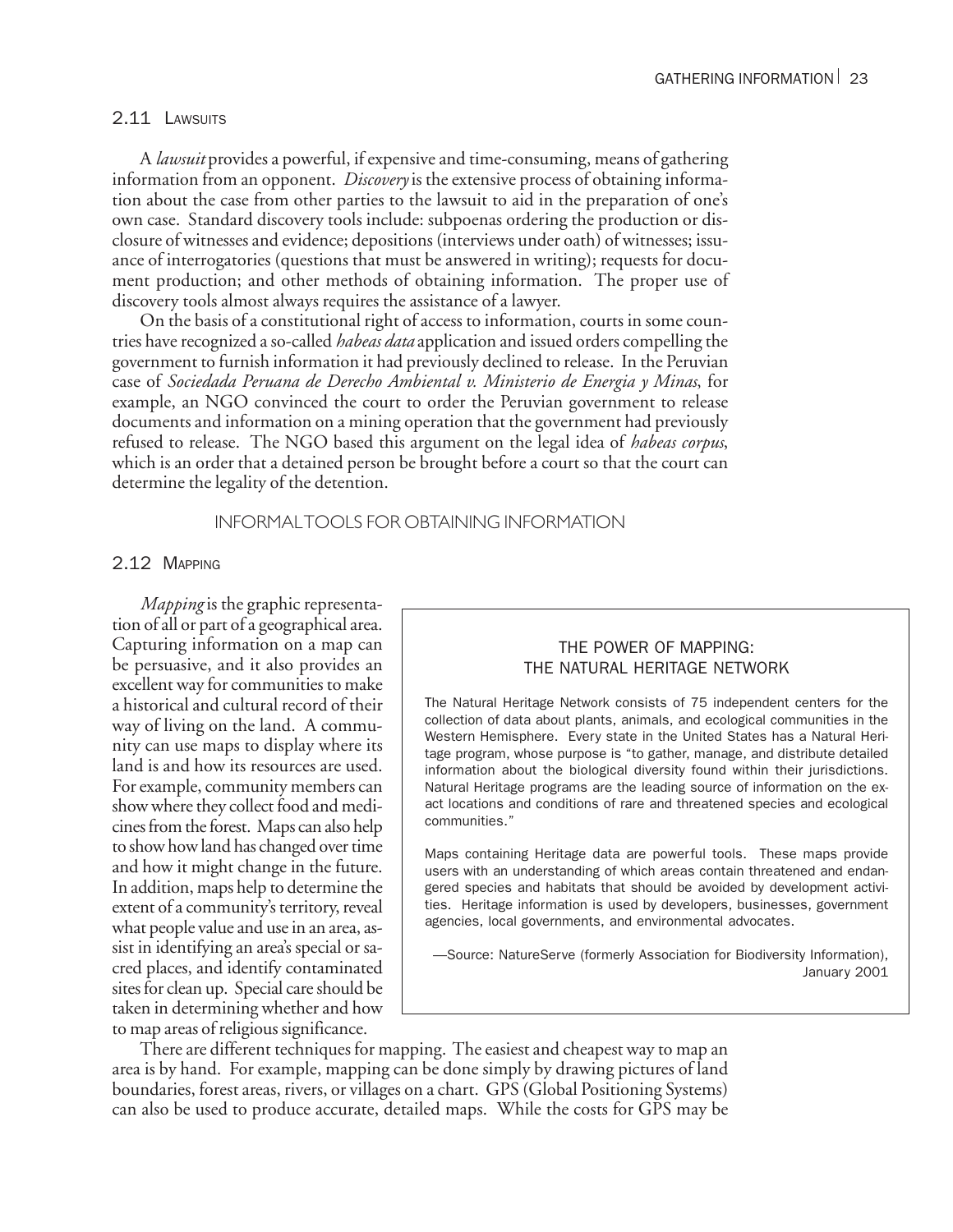## 2.11 Lawsuits

A *lawsuit* provides a powerful, if expensive and time-consuming, means of gathering information from an opponent. *Discovery* is the extensive process of obtaining information about the case from other parties to the lawsuit to aid in the preparation of one's own case. Standard discovery tools include: subpoenas ordering the production or disclosure of witnesses and evidence; depositions (interviews under oath) of witnesses; issuance of interrogatories (questions that must be answered in writing); requests for document production; and other methods of obtaining information. The proper use of discovery tools almost always requires the assistance of a lawyer.

On the basis of a constitutional right of access to information, courts in some countries have recognized a so-called *habeas data* application and issued orders compelling the government to furnish information it had previously declined to release. In the Peruvian case of *Sociedada Peruana de Derecho Ambiental v. Ministerio de Energia y Minas*, for example, an NGO convinced the court to order the Peruvian government to release documents and information on a mining operation that the government had previously refused to release. The NGO based this argument on the legal idea of *habeas corpus*, which is an order that a detained person be brought before a court so that the court can determine the legality of the detention.

# INFORMAL TOOLS FOR OBTAINING INFORMATION

## 2.12 Mapping

*Mapping* is the graphic representation of all or part of a geographical area. Capturing information on a map can be persuasive, and it also provides an excellent way for communities to make a historical and cultural record of their way of living on the land. A community can use maps to display where its land is and how its resources are used. For example, community members can show where they collect food and medicines from the forest. Maps can also help to show how land has changed over time and how it might change in the future. In addition, maps help to determine the extent of a community's territory, reveal what people value and use in an area, assist in identifying an area's special or sacred places, and identify contaminated sites for clean up. Special care should be taken in determining whether and how to map areas of religious significance.

> **THE POWER OF MAPPING: THE NATURAL HERITAGE NETWORK**
>
> The Natural Heritage Network consists of 75 independent centers for the collection of data about plants, animals, and ecological communities in the Western Hemisphere. Every state in the United States has a Natural Heritage program, whose purpose is "to gather, manage, and distribute detailed information about the biological diversity found within their jurisdictions. Natural Heritage programs are the leading source of information on the exact locations and conditions of rare and threatened species and ecological communities."
>
> Maps containing Heritage data are powerful tools. These maps provide users with an understanding of which areas contain threatened and endangered species and habitats that should be avoided by development activities. Heritage information is used by developers, businesses, government agencies, local governments, and environmental advocates.
>
> —Source: NatureServe (formerly Association for Biodiversity Information), January 2001

There are different techniques for mapping. The easiest and cheapest way to map an area is by hand. For example, mapping can be done simply by drawing pictures of land boundaries, forest areas, rivers, or villages on a chart. GPS (Global Positioning Systems) can also be used to produce accurate, detailed maps. While the costs for GPS may be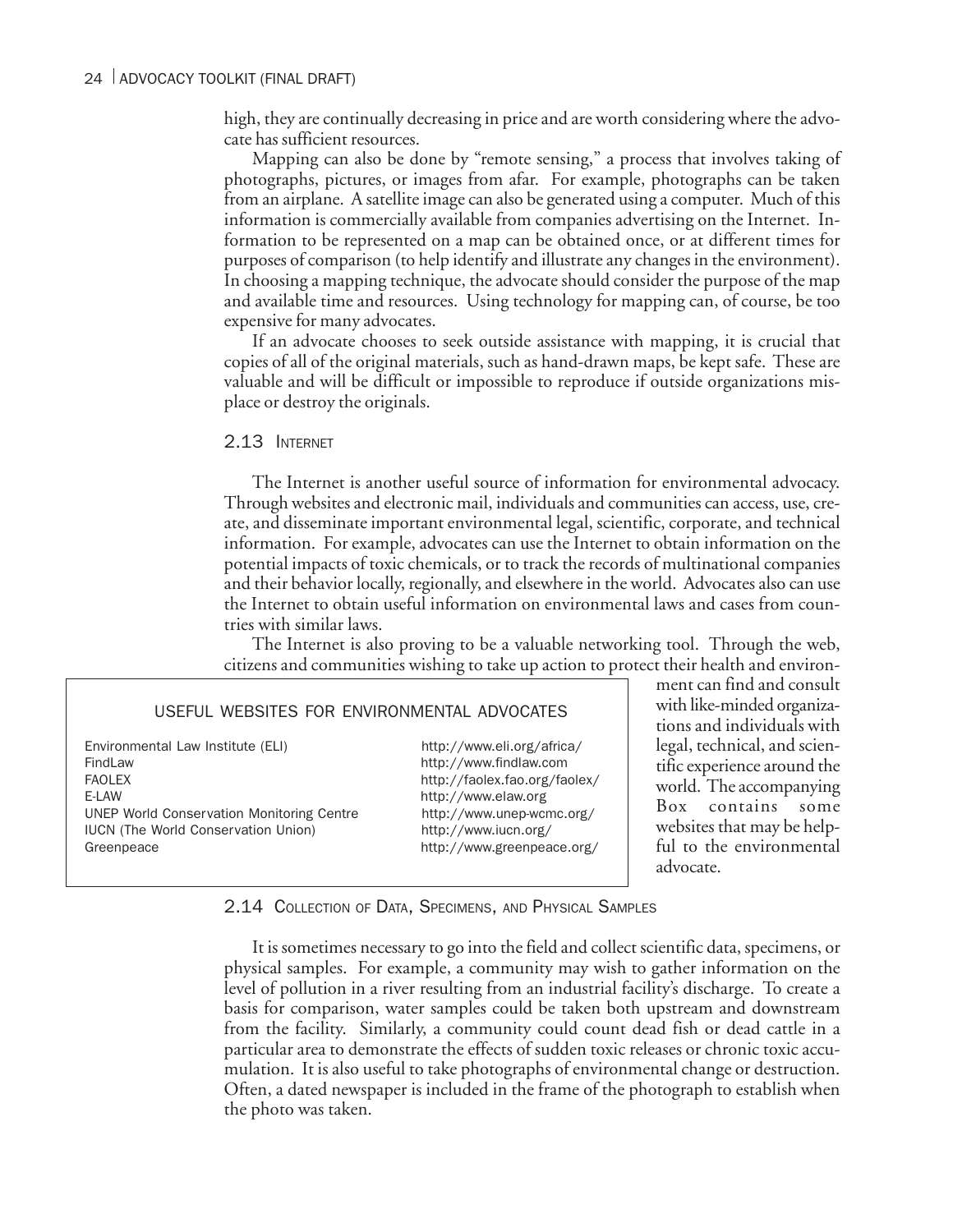high, they are continually decreasing in price and are worth considering where the advocate has sufficient resources.

Mapping can also be done by "remote sensing," a process that involves taking of photographs, pictures, or images from afar. For example, photographs can be taken from an airplane. A satellite image can also be generated using a computer. Much of this information is commercially available from companies advertising on the Internet. Information to be represented on a map can be obtained once, or at different times for purposes of comparison (to help identify and illustrate any changes in the environment). In choosing a mapping technique, the advocate should consider the purpose of the map and available time and resources. Using technology for mapping can, of course, be too expensive for many advocates.

If an advocate chooses to seek outside assistance with mapping, it is crucial that copies of all of the original materials, such as hand-drawn maps, be kept safe. These are valuable and will be difficult or impossible to reproduce if outside organizations misplace or destroy the originals.

## 2.13 Internet

The Internet is another useful source of information for environmental advocacy. Through websites and electronic mail, individuals and communities can access, use, create, and disseminate important environmental legal, scientific, corporate, and technical information. For example, advocates can use the Internet to obtain information on the potential impacts of toxic chemicals, or to track the records of multinational companies and their behavior locally, regionally, and elsewhere in the world. Advocates also can use the Internet to obtain useful information on environmental laws and cases from countries with similar laws.

The Internet is also proving to be a valuable networking tool. Through the web, citizens and communities wishing to take up action to protect their health and environment can find and consult with like-minded organizations and individuals with legal, technical, and scientific experience around the world. The accompanying Box contains some websites that may be helpful to the environmental advocate.

**USEFUL WEBSITES FOR ENVIRONMENTAL ADVOCATES**

| Organization | Website |
| --- | --- |
| Environmental Law Institute (ELI) | http://www.eli.org/africa/ |
| FindLaw | http://www.findlaw.com |
| FAOLEX | http://faolex.fao.org/faolex/ |
| E-LAW | http://www.elaw.org |
| UNEP World Conservation Monitoring Centre | http://www.unep-wcmc.org/ |
| IUCN (The World Conservation Union) | http://www.iucn.org/ |
| Greenpeace | http://www.greenpeace.org/ |

## 2.14 Collection of Data, Specimens, and Physical Samples

It is sometimes necessary to go into the field and collect scientific data, specimens, or physical samples. For example, a community may wish to gather information on the level of pollution in a river resulting from an industrial facility's discharge. To create a basis for comparison, water samples could be taken both upstream and downstream from the facility. Similarly, a community could count dead fish or dead cattle in a particular area to demonstrate the effects of sudden toxic releases or chronic toxic accumulation. It is also useful to take photographs of environmental change or destruction. Often, a dated newspaper is included in the frame of the photograph to establish when the photo was taken.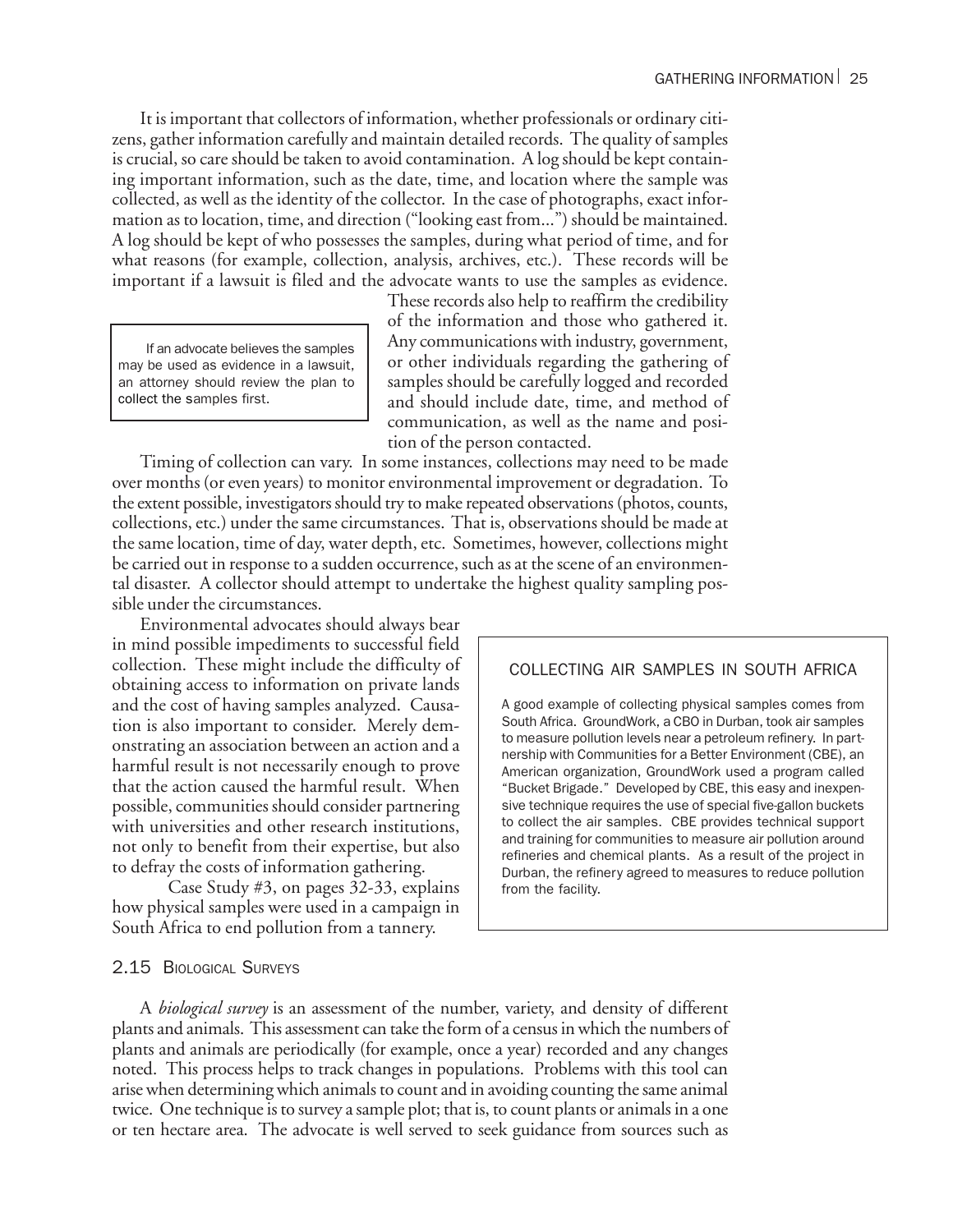It is important that collectors of information, whether professionals or ordinary citizens, gather information carefully and maintain detailed records. The quality of samples is crucial, so care should be taken to avoid contamination. A log should be kept containing important information, such as the date, time, and location where the sample was collected, as well as the identity of the collector. In the case of photographs, exact information as to location, time, and direction ("looking east from...") should be maintained. A log should be kept of who possesses the samples, during what period of time, and for what reasons (for example, collection, analysis, archives, etc.). These records will be important if a lawsuit is filed and the advocate wants to use the samples as evidence. These records also help to reaffirm the credibility of the information and those who gathered it. Any communications with industry, government, or other individuals regarding the gathering of samples should be carefully logged and recorded and should include date, time, and method of communication, as well as the name and position of the person contacted.

> If an advocate believes the samples may be used as evidence in a lawsuit, an attorney should review the plan to collect the samples first.

Timing of collection can vary. In some instances, collections may need to be made over months (or even years) to monitor environmental improvement or degradation. To the extent possible, investigators should try to make repeated observations (photos, counts, collections, etc.) under the same circumstances. That is, observations should be made at the same location, time of day, water depth, etc. Sometimes, however, collections might be carried out in response to a sudden occurrence, such as at the scene of an environmental disaster. A collector should attempt to undertake the highest quality sampling possible under the circumstances.

Environmental advocates should always bear in mind possible impediments to successful field collection. These might include the difficulty of obtaining access to information on private lands and the cost of having samples analyzed. Causation is also important to consider. Merely demonstrating an association between an action and a harmful result is not necessarily enough to prove that the action caused the harmful result. When possible, communities should consider partnering with universities and other research institutions, not only to benefit from their expertise, but also to defray the costs of information gathering.

Case Study #3, on pages 32-33, explains how physical samples were used in a campaign in South Africa to end pollution from a tannery.

> **COLLECTING AIR SAMPLES IN SOUTH AFRICA**
>
> A good example of collecting physical samples comes from South Africa. GroundWork, a CBO in Durban, took air samples to measure pollution levels near a petroleum refinery. In partnership with Communities for a Better Environment (CBE), an American organization, GroundWork used a program called "Bucket Brigade." Developed by CBE, this easy and inexpensive technique requires the use of special five-gallon buckets to collect the air samples. CBE provides technical support and training for communities to measure air pollution around refineries and chemical plants. As a result of the project in Durban, the refinery agreed to measures to reduce pollution from the facility.

## 2.15 Biological Surveys

A *biological survey* is an assessment of the number, variety, and density of different plants and animals. This assessment can take the form of a census in which the numbers of plants and animals are periodically (for example, once a year) recorded and any changes noted. This process helps to track changes in populations. Problems with this tool can arise when determining which animals to count and in avoiding counting the same animal twice. One technique is to survey a sample plot; that is, to count plants or animals in a one or ten hectare area. The advocate is well served to seek guidance from sources such as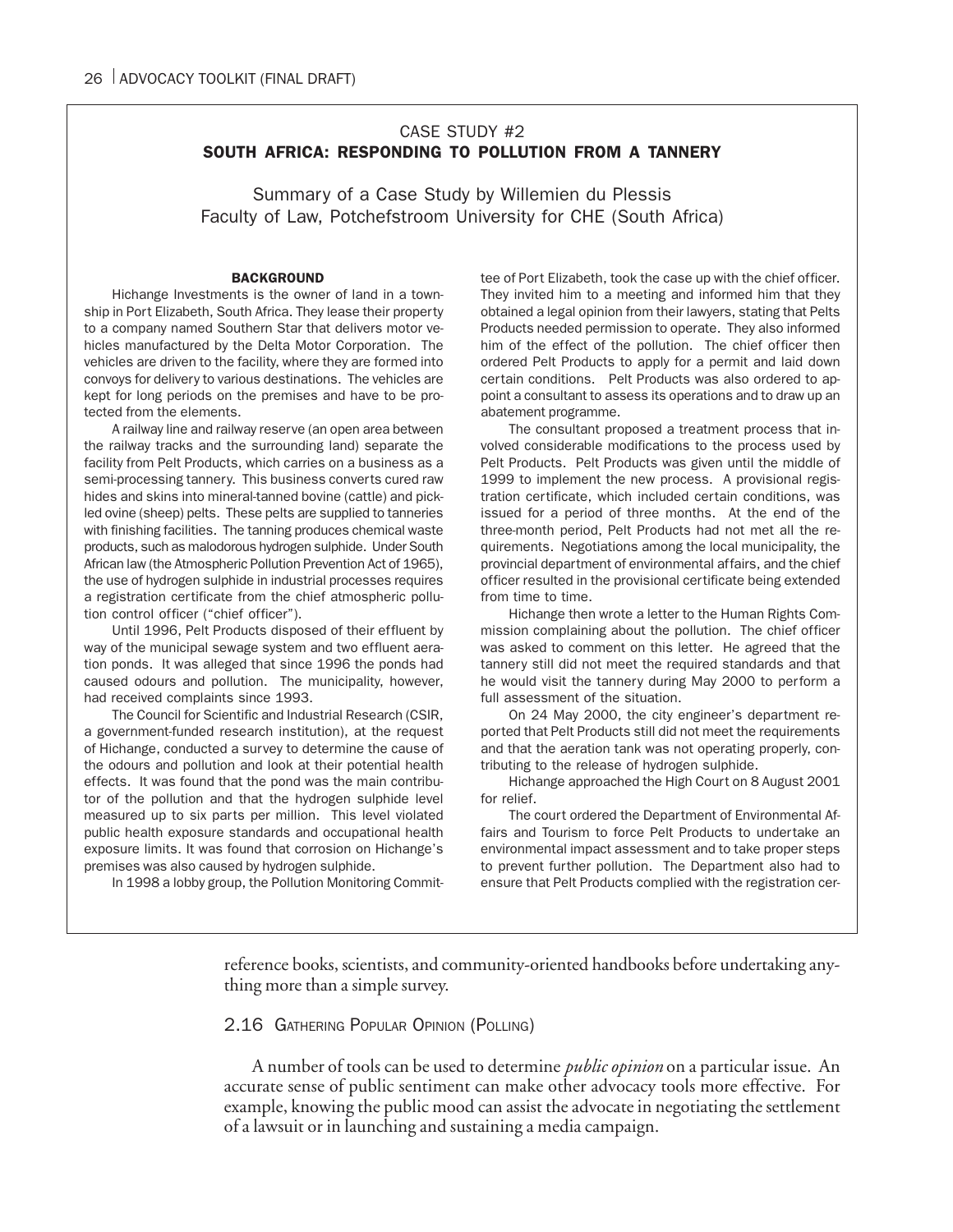CASE STUDY #2

**SOUTH AFRICA: RESPONDING TO POLLUTION FROM A TANNERY**

Summary of a Case Study by Willemien du Plessis
Faculty of Law, Potchefstroom University for CHE (South Africa)

**BACKGROUND**

Hichange Investments is the owner of land in a township in Port Elizabeth, South Africa. They lease their property to a company named Southern Star that delivers motor vehicles manufactured by the Delta Motor Corporation. The vehicles are driven to the facility, where they are formed into convoys for delivery to various destinations. The vehicles are kept for long periods on the premises and have to be protected from the elements.

A railway line and railway reserve (an open area between the railway tracks and the surrounding land) separate the facility from Pelt Products, which carries on a business as a semi-processing tannery. This business converts cured raw hides and skins into mineral-tanned bovine (cattle) and pickled ovine (sheep) pelts. These pelts are supplied to tanneries with finishing facilities. The tanning produces chemical waste products, such as malodorous hydrogen sulphide. Under South African law (the Atmospheric Pollution Prevention Act of 1965), the use of hydrogen sulphide in industrial processes requires a registration certificate from the chief atmospheric pollution control officer ("chief officer").

Until 1996, Pelt Products disposed of their effluent by way of the municipal sewage system and two effluent aeration ponds. It was alleged that since 1996 the ponds had caused odours and pollution. The municipality, however, had received complaints since 1993.

The Council for Scientific and Industrial Research (CSIR, a government-funded research institution), at the request of Hichange, conducted a survey to determine the cause of the odours and pollution and look at their potential health effects. It was found that the pond was the main contributor of the pollution and that the hydrogen sulphide level measured up to six parts per million. This level violated public health exposure standards and occupational health exposure limits. It was found that corrosion on Hichange's premises was also caused by hydrogen sulphide.

In 1998 a lobby group, the Pollution Monitoring Committee of Port Elizabeth, took the case up with the chief officer. They invited him to a meeting and informed him that they obtained a legal opinion from their lawyers, stating that Pelts Products needed permission to operate. They also informed him of the effect of the pollution. The chief officer then ordered Pelt Products to apply for a permit and laid down certain conditions. Pelt Products was also ordered to appoint a consultant to assess its operations and to draw up an abatement programme.

The consultant proposed a treatment process that involved considerable modifications to the process used by Pelt Products. Pelt Products was given until the middle of 1999 to implement the new process. A provisional registration certificate, which included certain conditions, was issued for a period of three months. At the end of the three-month period, Pelt Products had not met all the requirements. Negotiations among the local municipality, the provincial department of environmental affairs, and the chief officer resulted in the provisional certificate being extended from time to time.

Hichange then wrote a letter to the Human Rights Commission complaining about the pollution. The chief officer was asked to comment on this letter. He agreed that the tannery still did not meet the required standards and that he would visit the tannery during May 2000 to perform a full assessment of the situation.

On 24 May 2000, the city engineer's department reported that Pelt Products still did not meet the requirements and that the aeration tank was not operating properly, contributing to the release of hydrogen sulphide.

Hichange approached the High Court on 8 August 2001 for relief.

The court ordered the Department of Environmental Affairs and Tourism to force Pelt Products to undertake an environmental impact assessment and to take proper steps to prevent further pollution. The Department also had to ensure that Pelt Products complied with the registration cer-

reference books, scientists, and community-oriented handbooks before undertaking anything more than a simple survey.

## 2.16 Gathering Popular Opinion (Polling)

A number of tools can be used to determine *public opinion* on a particular issue. An accurate sense of public sentiment can make other advocacy tools more effective. For example, knowing the public mood can assist the advocate in negotiating the settlement of a lawsuit or in launching and sustaining a media campaign.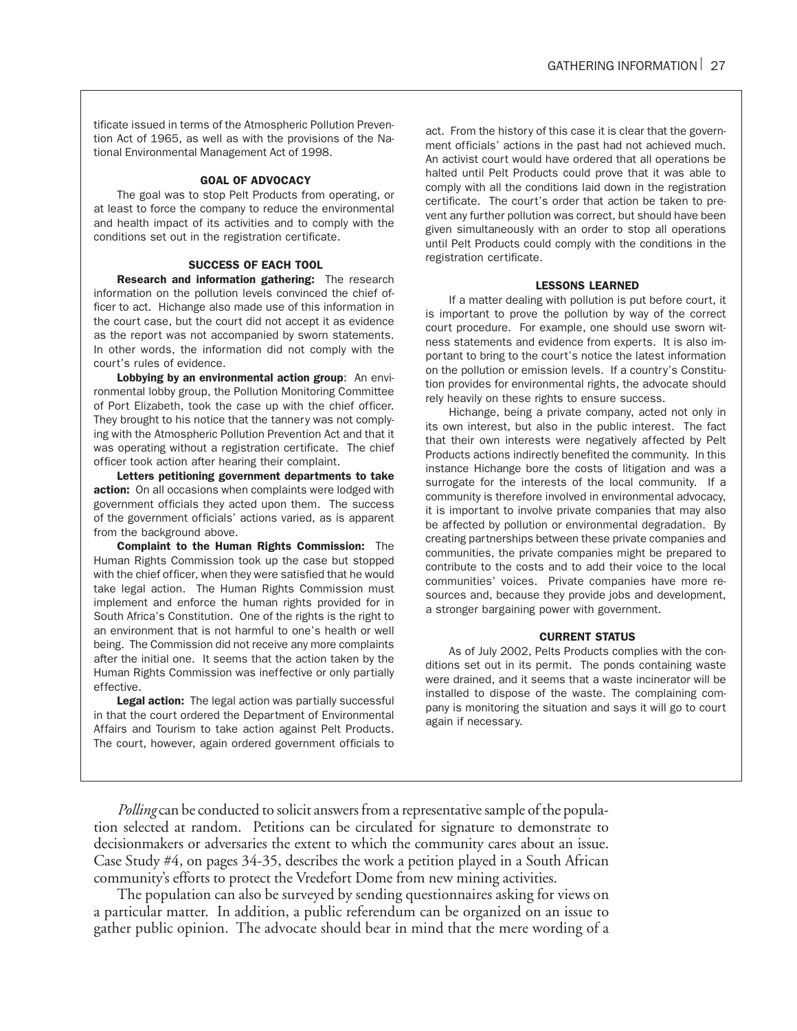tificate issued in terms of the Atmospheric Pollution Prevention Act of 1965, as well as with the provisions of the National Environmental Management Act of 1998.

#### GOAL OF ADVOCACY

The goal was to stop Pelt Products from operating, or at least to force the company to reduce the environmental and health impact of its activities and to comply with the conditions set out in the registration certificate.

#### SUCCESS OF EACH TOOL

**Research and information gathering:** The research information on the pollution levels convinced the chief officer to act. Hichange also made use of this information in the court case, but the court did not accept it as evidence as the report was not accompanied by sworn statements. In other words, the information did not comply with the court's rules of evidence.

**Lobbying by an environmental action group**: An environmental lobby group, the Pollution Monitoring Committee of Port Elizabeth, took the case up with the chief officer. They brought to his notice that the tannery was not complying with the Atmospheric Pollution Prevention Act and that it was operating without a registration certificate. The chief officer took action after hearing their complaint.

**Letters petitioning government departments to take action:** On all occasions when complaints were lodged with government officials they acted upon them. The success of the government officials' actions varied, as is apparent from the background above.

**Complaint to the Human Rights Commission:** The Human Rights Commission took up the case but stopped with the chief officer, when they were satisfied that he would take legal action. The Human Rights Commission must implement and enforce the human rights provided for in South Africa's Constitution. One of the rights is the right to an environment that is not harmful to one's health or well being. The Commission did not receive any more complaints after the initial one. It seems that the action taken by the Human Rights Commission was ineffective or only partially effective.

**Legal action:** The legal action was partially successful in that the court ordered the Department of Environmental Affairs and Tourism to take action against Pelt Products. The court, however, again ordered government officials to act. From the history of this case it is clear that the government officials' actions in the past had not achieved much. An activist court would have ordered that all operations be halted until Pelt Products could prove that it was able to comply with all the conditions laid down in the registration certificate. The court's order that action be taken to prevent any further pollution was correct, but should have been given simultaneously with an order to stop all operations until Pelt Products could comply with the conditions in the registration certificate.

#### LESSONS LEARNED

If a matter dealing with pollution is put before court, it is important to prove the pollution by way of the correct court procedure. For example, one should use sworn witness statements and evidence from experts. It is also important to bring to the court's notice the latest information on the pollution or emission levels. If a country's Constitution provides for environmental rights, the advocate should rely heavily on these rights to ensure success.

Hichange, being a private company, acted not only in its own interest, but also in the public interest. The fact that their own interests were negatively affected by Pelt Products actions indirectly benefited the community. In this instance Hichange bore the costs of litigation and was a surrogate for the interests of the local community. If a community is therefore involved in environmental advocacy, it is important to involve private companies that may also be affected by pollution or environmental degradation. By creating partnerships between these private companies and communities, the private companies might be prepared to contribute to the costs and to add their voice to the local communities' voices. Private companies have more resources and, because they provide jobs and development, a stronger bargaining power with government.

#### CURRENT STATUS

As of July 2002, Pelts Products complies with the conditions set out in its permit. The ponds containing waste were drained, and it seems that a waste incinerator will be installed to dispose of the waste. The complaining company is monitoring the situation and says it will go to court again if necessary.

*Polling* can be conducted to solicit answers from a representative sample of the population selected at random. Petitions can be circulated for signature to demonstrate to decisionmakers or adversaries the extent to which the community cares about an issue. Case Study #4, on pages 34-35, describes the work a petition played in a South African community's efforts to protect the Vredefort Dome from new mining activities.

The population can also be surveyed by sending questionnaires asking for views on a particular matter. In addition, a public referendum can be organized on an issue to gather public opinion. The advocate should bear in mind that the mere wording of a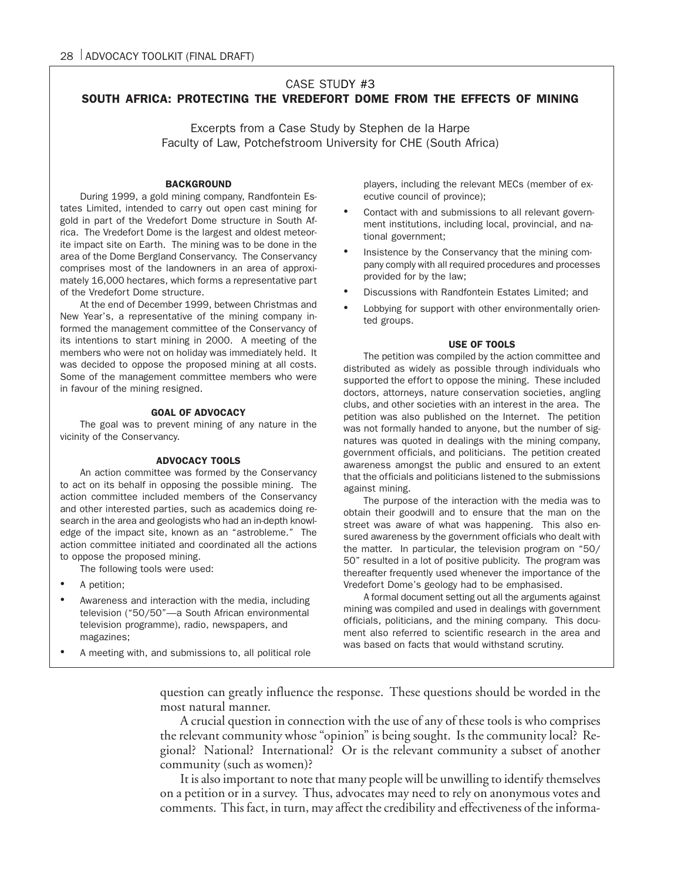## CASE STUDY #3

### SOUTH AFRICA: PROTECTING THE VREDEFORT DOME FROM THE EFFECTS OF MINING

Excerpts from a Case Study by Stephen de la Harpe
Faculty of Law, Potchefstroom University for CHE (South Africa)

#### BACKGROUND

During 1999, a gold mining company, Randfontein Estates Limited, intended to carry out open cast mining for gold in part of the Vredefort Dome structure in South Africa. The Vredefort Dome is the largest and oldest meteorite impact site on Earth. The mining was to be done in the area of the Dome Bergland Conservancy. The Conservancy comprises most of the landowners in an area of approximately 16,000 hectares, which forms a representative part of the Vredefort Dome structure.

At the end of December 1999, between Christmas and New Year's, a representative of the mining company informed the management committee of the Conservancy of its intentions to start mining in 2000. A meeting of the members who were not on holiday was immediately held. It was decided to oppose the proposed mining at all costs. Some of the management committee members who were in favour of the mining resigned.

#### GOAL OF ADVOCACY

The goal was to prevent mining of any nature in the vicinity of the Conservancy.

#### ADVOCACY TOOLS

An action committee was formed by the Conservancy to act on its behalf in opposing the possible mining. The action committee included members of the Conservancy and other interested parties, such as academics doing research in the area and geologists who had an in-depth knowledge of the impact site, known as an "astrobleme." The action committee initiated and coordinated all the actions to oppose the proposed mining.

The following tools were used:

- A petition;
- Awareness and interaction with the media, including television ("50/50"—a South African environmental television programme), radio, newspapers, and magazines;
- A meeting with, and submissions to, all political role players, including the relevant MECs (member of executive council of province);
- Contact with and submissions to all relevant government institutions, including local, provincial, and national government;
- Insistence by the Conservancy that the mining company comply with all required procedures and processes provided for by the law;
- Discussions with Randfontein Estates Limited; and
- Lobbying for support with other environmentally oriented groups.

#### USE OF TOOLS

The petition was compiled by the action committee and distributed as widely as possible through individuals who supported the effort to oppose the mining. These included doctors, attorneys, nature conservation societies, angling clubs, and other societies with an interest in the area. The petition was also published on the Internet. The petition was not formally handed to anyone, but the number of signatures was quoted in dealings with the mining company, government officials, and politicians. The petition created awareness amongst the public and ensured to an extent that the officials and politicians listened to the submissions against mining.

The purpose of the interaction with the media was to obtain their goodwill and to ensure that the man on the street was aware of what was happening. This also ensured awareness by the government officials who dealt with the matter. In particular, the television program on "50/50" resulted in a lot of positive publicity. The program was thereafter frequently used whenever the importance of the Vredefort Dome's geology had to be emphasised.

A formal document setting out all the arguments against mining was compiled and used in dealings with government officials, politicians, and the mining company. This document also referred to scientific research in the area and was based on facts that would withstand scrutiny.

---

question can greatly influence the response. These questions should be worded in the most natural manner.

A crucial question in connection with the use of any of these tools is who comprises the relevant community whose "opinion" is being sought. Is the community local? Regional? National? International? Or is the relevant community a subset of another community (such as women)?

It is also important to note that many people will be unwilling to identify themselves on a petition or in a survey. Thus, advocates may need to rely on anonymous votes and comments. This fact, in turn, may affect the credibility and effectiveness of the informa-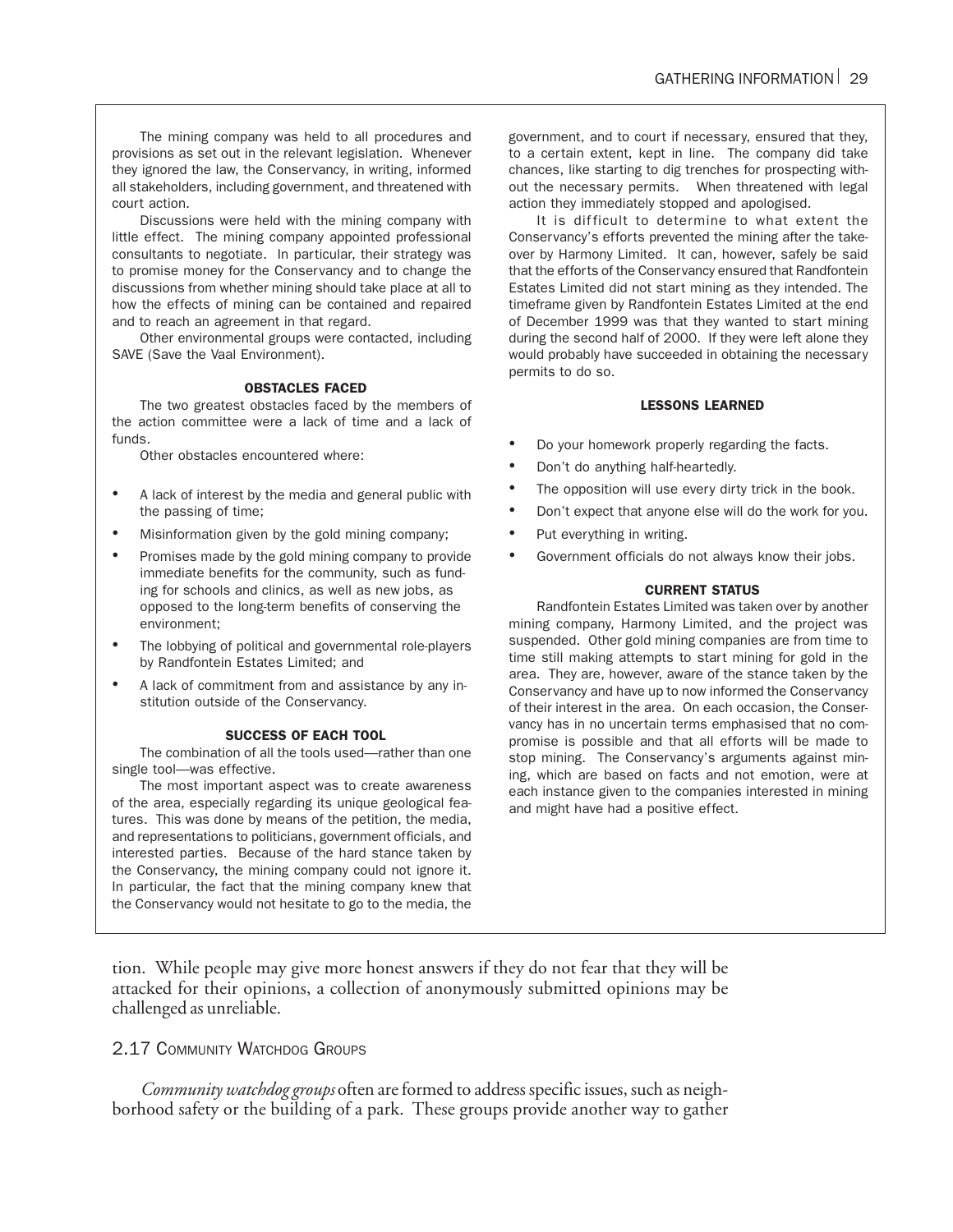The mining company was held to all procedures and provisions as set out in the relevant legislation. Whenever they ignored the law, the Conservancy, in writing, informed all stakeholders, including government, and threatened with court action.

Discussions were held with the mining company with little effect. The mining company appointed professional consultants to negotiate. In particular, their strategy was to promise money for the Conservancy and to change the discussions from whether mining should take place at all to how the effects of mining can be contained and repaired and to reach an agreement in that regard.

Other environmental groups were contacted, including SAVE (Save the Vaal Environment).

#### OBSTACLES FACED

The two greatest obstacles faced by the members of the action committee were a lack of time and a lack of funds.

Other obstacles encountered where:

- A lack of interest by the media and general public with the passing of time;
- Misinformation given by the gold mining company;
- Promises made by the gold mining company to provide immediate benefits for the community, such as funding for schools and clinics, as well as new jobs, as opposed to the long-term benefits of conserving the environment;
- The lobbying of political and governmental role-players by Randfontein Estates Limited; and
- A lack of commitment from and assistance by any institution outside of the Conservancy.

#### SUCCESS OF EACH TOOL

The combination of all the tools used—rather than one single tool—was effective.

The most important aspect was to create awareness of the area, especially regarding its unique geological features. This was done by means of the petition, the media, and representations to politicians, government officials, and interested parties. Because of the hard stance taken by the Conservancy, the mining company could not ignore it. In particular, the fact that the mining company knew that the Conservancy would not hesitate to go to the media, the government, and to court if necessary, ensured that they, to a certain extent, kept in line. The company did take chances, like starting to dig trenches for prospecting without the necessary permits. When threatened with legal action they immediately stopped and apologised.

It is difficult to determine to what extent the Conservancy's efforts prevented the mining after the takeover by Harmony Limited. It can, however, safely be said that the efforts of the Conservancy ensured that Randfontein Estates Limited did not start mining as they intended. The timeframe given by Randfontein Estates Limited at the end of December 1999 was that they wanted to start mining during the second half of 2000. If they were left alone they would probably have succeeded in obtaining the necessary permits to do so.

#### LESSONS LEARNED

- Do your homework properly regarding the facts.
- Don't do anything half-heartedly.
- The opposition will use every dirty trick in the book.
- Don't expect that anyone else will do the work for you.
- Put everything in writing.
- Government officials do not always know their jobs.

#### CURRENT STATUS

Randfontein Estates Limited was taken over by another mining company, Harmony Limited, and the project was suspended. Other gold mining companies are from time to time still making attempts to start mining for gold in the area. They are, however, aware of the stance taken by the Conservancy and have up to now informed the Conservancy of their interest in the area. On each occasion, the Conservancy has in no uncertain terms emphasised that no compromise is possible and that all efforts will be made to stop mining. The Conservancy's arguments against mining, which are based on facts and not emotion, were at each instance given to the companies interested in mining and might have had a positive effect.

tion. While people may give more honest answers if they do not fear that they will be attacked for their opinions, a collection of anonymously submitted opinions may be challenged as unreliable.

## 2.17 Community Watchdog Groups

*Community watchdog groups* often are formed to address specific issues, such as neighborhood safety or the building of a park. These groups provide another way to gather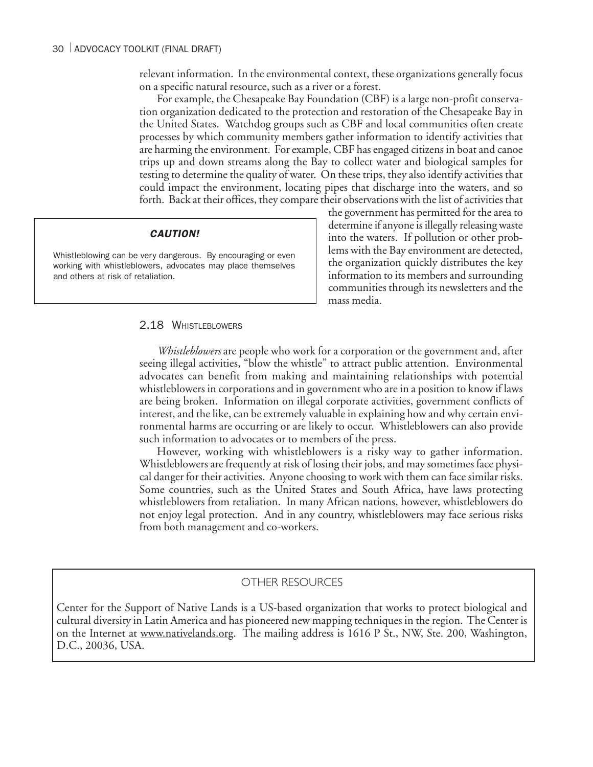relevant information. In the environmental context, these organizations generally focus on a specific natural resource, such as a river or a forest.

For example, the Chesapeake Bay Foundation (CBF) is a large non-profit conservation organization dedicated to the protection and restoration of the Chesapeake Bay in the United States. Watchdog groups such as CBF and local communities often create processes by which community members gather information to identify activities that are harming the environment. For example, CBF has engaged citizens in boat and canoe trips up and down streams along the Bay to collect water and biological samples for testing to determine the quality of water. On these trips, they also identify activities that could impact the environment, locating pipes that discharge into the waters, and so forth. Back at their offices, they compare their observations with the list of activities that the government has permitted for the area to determine if anyone is illegally releasing waste into the waters. If pollution or other problems with the Bay environment are detected, the organization quickly distributes the key information to its members and surrounding communities through its newsletters and the mass media.

> ***CAUTION!***
>
> Whistleblowing can be very dangerous. By encouraging or even working with whistleblowers, advocates may place themselves and others at risk of retaliation.

## 2.18 Whistleblowers

*Whistleblowers* are people who work for a corporation or the government and, after seeing illegal activities, "blow the whistle" to attract public attention. Environmental advocates can benefit from making and maintaining relationships with potential whistleblowers in corporations and in government who are in a position to know if laws are being broken. Information on illegal corporate activities, government conflicts of interest, and the like, can be extremely valuable in explaining how and why certain environmental harms are occurring or are likely to occur. Whistleblowers can also provide such information to advocates or to members of the press.

However, working with whistleblowers is a risky way to gather information. Whistleblowers are frequently at risk of losing their jobs, and may sometimes face physical danger for their activities. Anyone choosing to work with them can face similar risks. Some countries, such as the United States and South Africa, have laws protecting whistleblowers from retaliation. In many African nations, however, whistleblowers do not enjoy legal protection. And in any country, whistleblowers may face serious risks from both management and co-workers.

> OTHER RESOURCES
>
> Center for the Support of Native Lands is a US-based organization that works to protect biological and cultural diversity in Latin America and has pioneered new mapping techniques in the region. The Center is on the Internet at www.nativelands.org. The mailing address is 1616 P St., NW, Ste. 200, Washington, D.C., 20036, USA.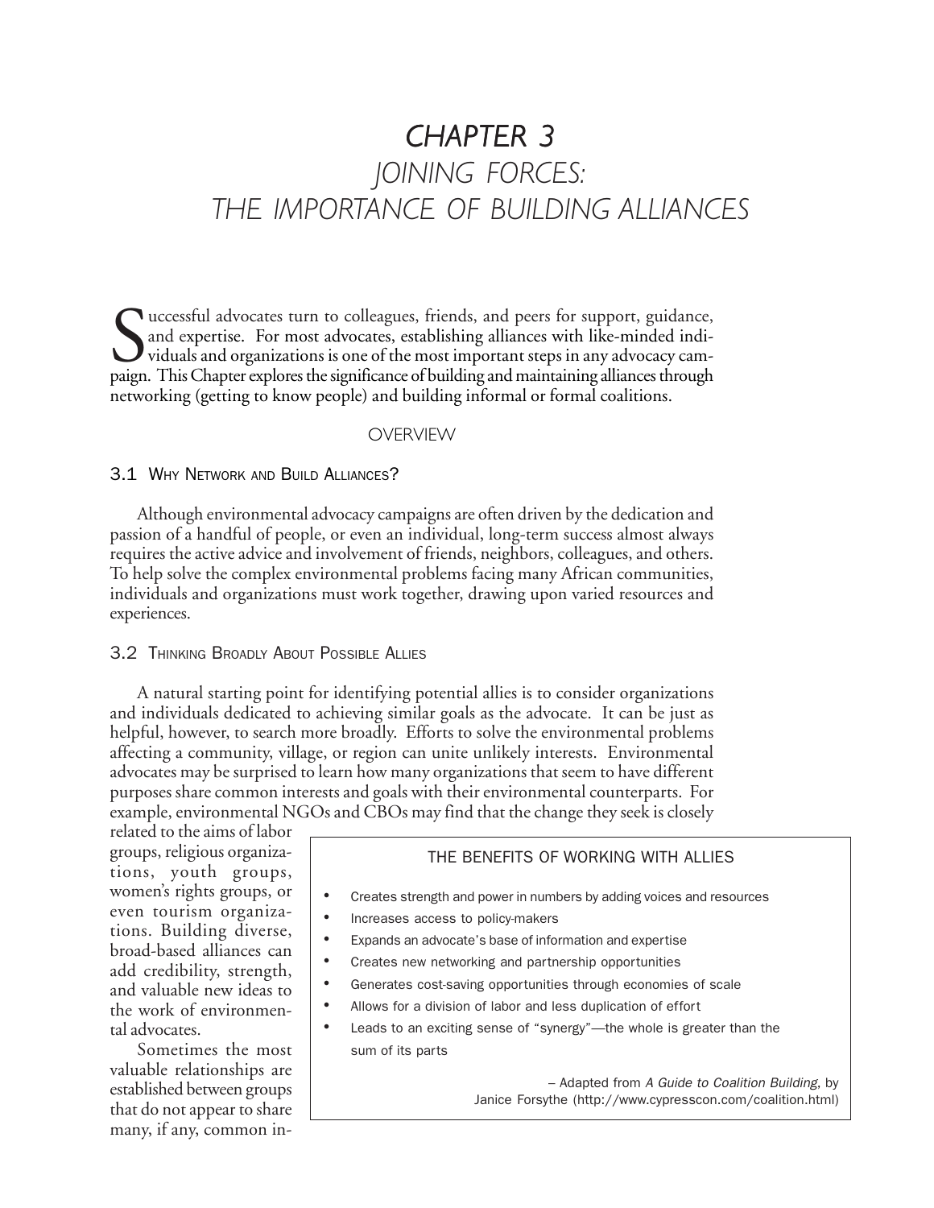# CHAPTER 3
# JOINING FORCES: THE IMPORTANCE OF BUILDING ALLIANCES

Successful advocates turn to colleagues, friends, and peers for support, guidance, and expertise. For most advocates, establishing alliances with like-minded individuals and organizations is one of the most important steps in any advocacy campaign. This Chapter explores the significance of building and maintaining alliances through networking (getting to know people) and building informal or formal coalitions.

## OVERVIEW

### 3.1 Why Network and Build Alliances?

Although environmental advocacy campaigns are often driven by the dedication and passion of a handful of people, or even an individual, long-term success almost always requires the active advice and involvement of friends, neighbors, colleagues, and others. To help solve the complex environmental problems facing many African communities, individuals and organizations must work together, drawing upon varied resources and experiences.

### 3.2 Thinking Broadly About Possible Allies

A natural starting point for identifying potential allies is to consider organizations and individuals dedicated to achieving similar goals as the advocate. It can be just as helpful, however, to search more broadly. Efforts to solve the environmental problems affecting a community, village, or region can unite unlikely interests. Environmental advocates may be surprised to learn how many organizations that seem to have different purposes share common interests and goals with their environmental counterparts. For example, environmental NGOs and CBOs may find that the change they seek is closely related to the aims of labor groups, religious organizations, youth groups, women's rights groups, or even tourism organizations. Building diverse, broad-based alliances can add credibility, strength, and valuable new ideas to the work of environmental advocates.

Sometimes the most valuable relationships are established between groups that do not appear to share many, if any, common in-

> **THE BENEFITS OF WORKING WITH ALLIES**
>
> - Creates strength and power in numbers by adding voices and resources
> - Increases access to policy-makers
> - Expands an advocate's base of information and expertise
> - Creates new networking and partnership opportunities
> - Generates cost-saving opportunities through economies of scale
> - Allows for a division of labor and less duplication of effort
> - Leads to an exciting sense of "synergy"—the whole is greater than the sum of its parts
>
> – Adapted from *A Guide to Coalition Building*, by Janice Forsythe (http://www.cypresscon.com/coalition.html)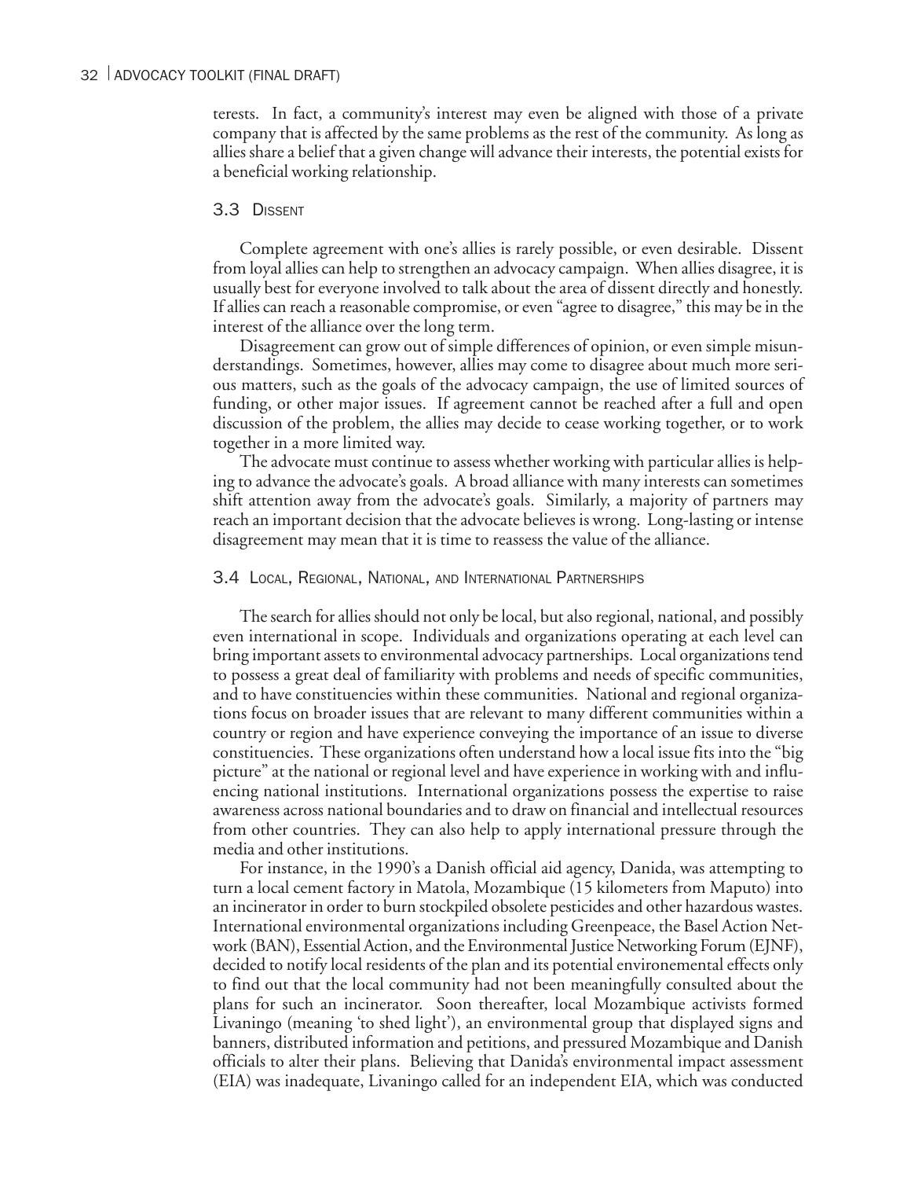terests. In fact, a community's interest may even be aligned with those of a private company that is affected by the same problems as the rest of the community. As long as allies share a belief that a given change will advance their interests, the potential exists for a beneficial working relationship.

## 3.3 Dissent

Complete agreement with one's allies is rarely possible, or even desirable. Dissent from loyal allies can help to strengthen an advocacy campaign. When allies disagree, it is usually best for everyone involved to talk about the area of dissent directly and honestly. If allies can reach a reasonable compromise, or even "agree to disagree," this may be in the interest of the alliance over the long term.

Disagreement can grow out of simple differences of opinion, or even simple misunderstandings. Sometimes, however, allies may come to disagree about much more serious matters, such as the goals of the advocacy campaign, the use of limited sources of funding, or other major issues. If agreement cannot be reached after a full and open discussion of the problem, the allies may decide to cease working together, or to work together in a more limited way.

The advocate must continue to assess whether working with particular allies is helping to advance the advocate's goals. A broad alliance with many interests can sometimes shift attention away from the advocate's goals. Similarly, a majority of partners may reach an important decision that the advocate believes is wrong. Long-lasting or intense disagreement may mean that it is time to reassess the value of the alliance.

## 3.4 Local, Regional, National, and International Partnerships

The search for allies should not only be local, but also regional, national, and possibly even international in scope. Individuals and organizations operating at each level can bring important assets to environmental advocacy partnerships. Local organizations tend to possess a great deal of familiarity with problems and needs of specific communities, and to have constituencies within these communities. National and regional organizations focus on broader issues that are relevant to many different communities within a country or region and have experience conveying the importance of an issue to diverse constituencies. These organizations often understand how a local issue fits into the "big picture" at the national or regional level and have experience in working with and influencing national institutions. International organizations possess the expertise to raise awareness across national boundaries and to draw on financial and intellectual resources from other countries. They can also help to apply international pressure through the media and other institutions.

For instance, in the 1990's a Danish official aid agency, Danida, was attempting to turn a local cement factory in Matola, Mozambique (15 kilometers from Maputo) into an incinerator in order to burn stockpiled obsolete pesticides and other hazardous wastes. International environmental organizations including Greenpeace, the Basel Action Network (BAN), Essential Action, and the Environmental Justice Networking Forum (EJNF), decided to notify local residents of the plan and its potential environemental effects only to find out that the local community had not been meaningfully consulted about the plans for such an incinerator. Soon thereafter, local Mozambique activists formed Livaningo (meaning 'to shed light'), an environmental group that displayed signs and banners, distributed information and petitions, and pressured Mozambique and Danish officials to alter their plans. Believing that Danida's environmental impact assessment (EIA) was inadequate, Livaningo called for an independent EIA, which was conducted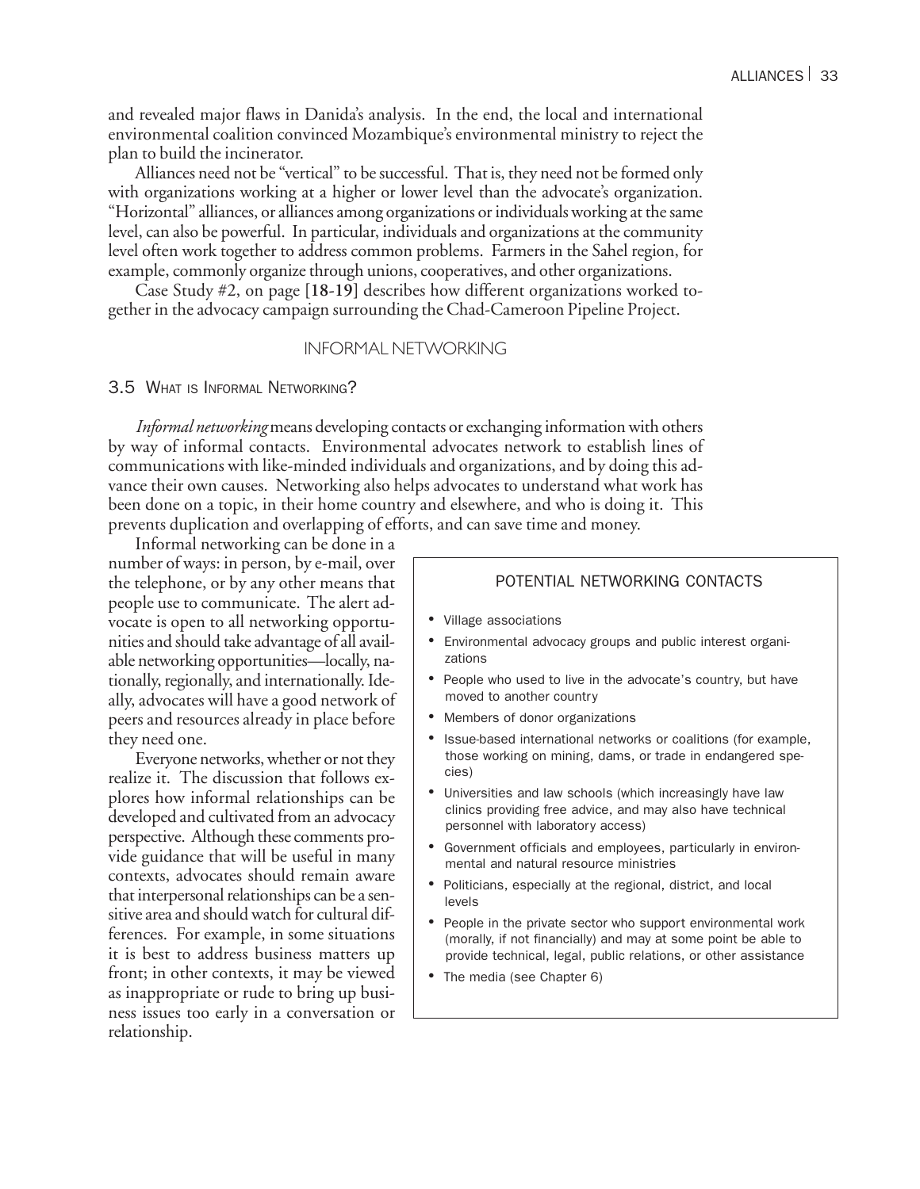and revealed major flaws in Danida's analysis. In the end, the local and international environmental coalition convinced Mozambique's environmental ministry to reject the plan to build the incinerator.

Alliances need not be "vertical" to be successful. That is, they need not be formed only with organizations working at a higher or lower level than the advocate's organization. "Horizontal" alliances, or alliances among organizations or individuals working at the same level, can also be powerful. In particular, individuals and organizations at the community level often work together to address common problems. Farmers in the Sahel region, for example, commonly organize through unions, cooperatives, and other organizations.

Case Study #2, on page [**18-19**] describes how different organizations worked together in the advocacy campaign surrounding the Chad-Cameroon Pipeline Project.

## INFORMAL NETWORKING

### 3.5 What is Informal Networking?

*Informal networking* means developing contacts or exchanging information with others by way of informal contacts. Environmental advocates network to establish lines of communications with like-minded individuals and organizations, and by doing this advance their own causes. Networking also helps advocates to understand what work has been done on a topic, in their home country and elsewhere, and who is doing it. This prevents duplication and overlapping of efforts, and can save time and money.

Informal networking can be done in a number of ways: in person, by e-mail, over the telephone, or by any other means that people use to communicate. The alert advocate is open to all networking opportunities and should take advantage of all available networking opportunities—locally, nationally, regionally, and internationally. Ideally, advocates will have a good network of peers and resources already in place before they need one.

Everyone networks, whether or not they realize it. The discussion that follows explores how informal relationships can be developed and cultivated from an advocacy perspective. Although these comments provide guidance that will be useful in many contexts, advocates should remain aware that interpersonal relationships can be a sensitive area and should watch for cultural differences. For example, in some situations it is best to address business matters up front; in other contexts, it may be viewed as inappropriate or rude to bring up business issues too early in a conversation or relationship.

> **POTENTIAL NETWORKING CONTACTS**
>
> - Village associations
> - Environmental advocacy groups and public interest organizations
> - People who used to live in the advocate's country, but have moved to another country
> - Members of donor organizations
> - Issue-based international networks or coalitions (for example, those working on mining, dams, or trade in endangered species)
> - Universities and law schools (which increasingly have law clinics providing free advice, and may also have technical personnel with laboratory access)
> - Government officials and employees, particularly in environmental and natural resource ministries
> - Politicians, especially at the regional, district, and local levels
> - People in the private sector who support environmental work (morally, if not financially) and may at some point be able to provide technical, legal, public relations, or other assistance
> - The media (see Chapter 6)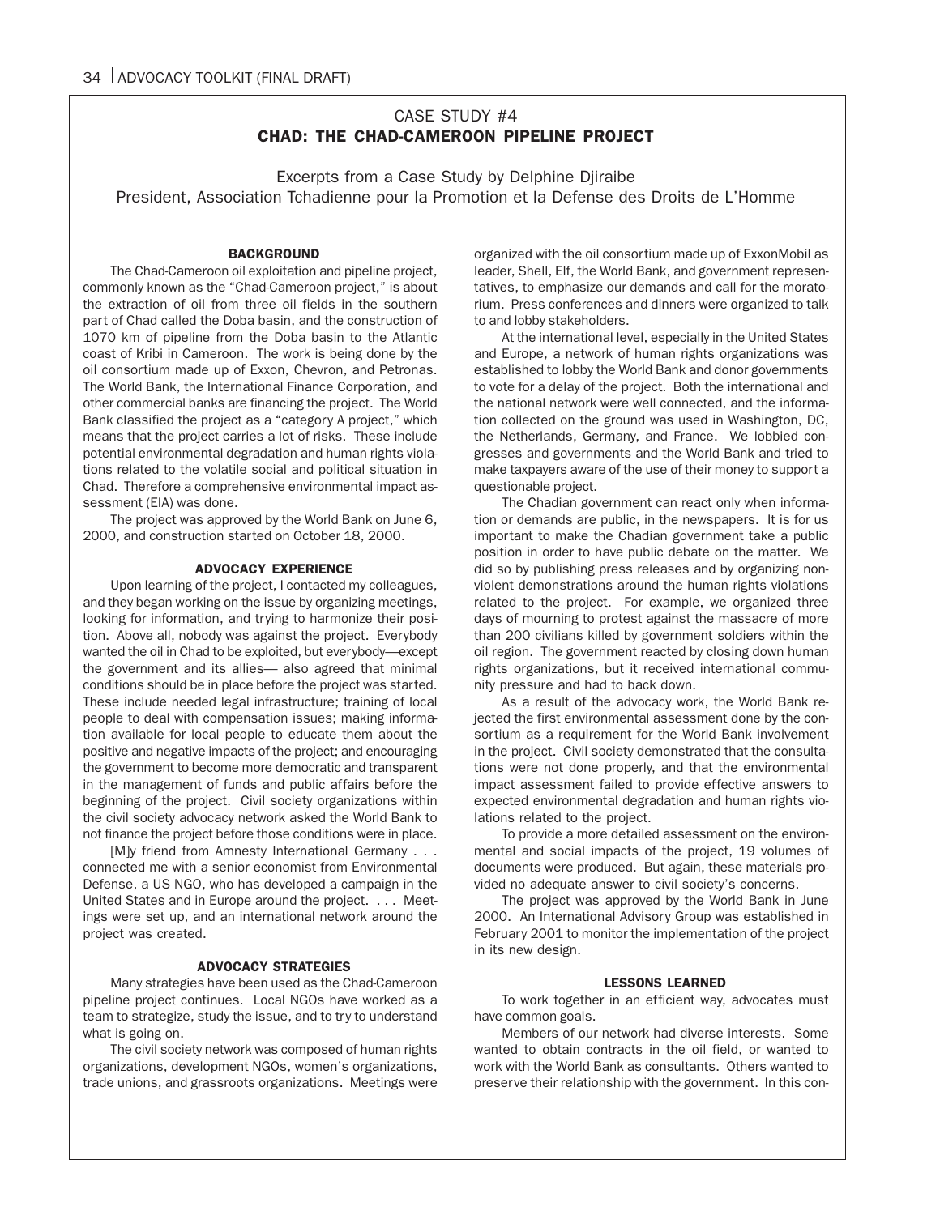## CASE STUDY #4
## CHAD: THE CHAD-CAMEROON PIPELINE PROJECT

Excerpts from a Case Study by Delphine Djiraibe
President, Association Tchadienne pour la Promotion et la Defense des Droits de L'Homme

### BACKGROUND

The Chad-Cameroon oil exploitation and pipeline project, commonly known as the "Chad-Cameroon project," is about the extraction of oil from three oil fields in the southern part of Chad called the Doba basin, and the construction of 1070 km of pipeline from the Doba basin to the Atlantic coast of Kribi in Cameroon. The work is being done by the oil consortium made up of Exxon, Chevron, and Petronas. The World Bank, the International Finance Corporation, and other commercial banks are financing the project. The World Bank classified the project as a "category A project," which means that the project carries a lot of risks. These include potential environmental degradation and human rights violations related to the volatile social and political situation in Chad. Therefore a comprehensive environmental impact assessment (EIA) was done.

The project was approved by the World Bank on June 6, 2000, and construction started on October 18, 2000.

### ADVOCACY EXPERIENCE

Upon learning of the project, I contacted my colleagues, and they began working on the issue by organizing meetings, looking for information, and trying to harmonize their position. Above all, nobody was against the project. Everybody wanted the oil in Chad to be exploited, but everybody—except the government and its allies— also agreed that minimal conditions should be in place before the project was started. These include needed legal infrastructure; training of local people to deal with compensation issues; making information available for local people to educate them about the positive and negative impacts of the project; and encouraging the government to become more democratic and transparent in the management of funds and public affairs before the beginning of the project. Civil society organizations within the civil society advocacy network asked the World Bank to not finance the project before those conditions were in place.

[M]y friend from Amnesty International Germany . . . connected me with a senior economist from Environmental Defense, a US NGO, who has developed a campaign in the United States and in Europe around the project. . . . Meetings were set up, and an international network around the project was created.

### ADVOCACY STRATEGIES

Many strategies have been used as the Chad-Cameroon pipeline project continues. Local NGOs have worked as a team to strategize, study the issue, and to try to understand what is going on.

The civil society network was composed of human rights organizations, development NGOs, women's organizations, trade unions, and grassroots organizations. Meetings were organized with the oil consortium made up of ExxonMobil as leader, Shell, Elf, the World Bank, and government representatives, to emphasize our demands and call for the moratorium. Press conferences and dinners were organized to talk to and lobby stakeholders.

At the international level, especially in the United States and Europe, a network of human rights organizations was established to lobby the World Bank and donor governments to vote for a delay of the project. Both the international and the national network were well connected, and the information collected on the ground was used in Washington, DC, the Netherlands, Germany, and France. We lobbied congresses and governments and the World Bank and tried to make taxpayers aware of the use of their money to support a questionable project.

The Chadian government can react only when information or demands are public, in the newspapers. It is for us important to make the Chadian government take a public position in order to have public debate on the matter. We did so by publishing press releases and by organizing nonviolent demonstrations around the human rights violations related to the project. For example, we organized three days of mourning to protest against the massacre of more than 200 civilians killed by government soldiers within the oil region. The government reacted by closing down human rights organizations, but it received international community pressure and had to back down.

As a result of the advocacy work, the World Bank rejected the first environmental assessment done by the consortium as a requirement for the World Bank involvement in the project. Civil society demonstrated that the consultations were not done properly, and that the environmental impact assessment failed to provide effective answers to expected environmental degradation and human rights violations related to the project.

To provide a more detailed assessment on the environmental and social impacts of the project, 19 volumes of documents were produced. But again, these materials provided no adequate answer to civil society's concerns.

The project was approved by the World Bank in June 2000. An International Advisory Group was established in February 2001 to monitor the implementation of the project in its new design.

### LESSONS LEARNED

To work together in an efficient way, advocates must have common goals.

Members of our network had diverse interests. Some wanted to obtain contracts in the oil field, or wanted to work with the World Bank as consultants. Others wanted to preserve their relationship with the government. In this con-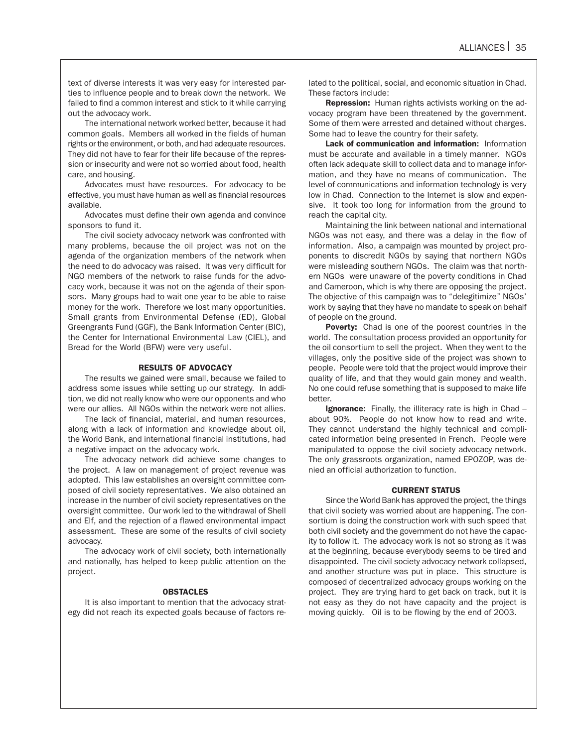text of diverse interests it was very easy for interested parties to influence people and to break down the network. We failed to find a common interest and stick to it while carrying out the advocacy work.

The international network worked better, because it had common goals. Members all worked in the fields of human rights or the environment, or both, and had adequate resources. They did not have to fear for their life because of the repression or insecurity and were not so worried about food, health care, and housing.

Advocates must have resources. For advocacy to be effective, you must have human as well as financial resources available.

Advocates must define their own agenda and convince sponsors to fund it.

The civil society advocacy network was confronted with many problems, because the oil project was not on the agenda of the organization members of the network when the need to do advocacy was raised. It was very difficult for NGO members of the network to raise funds for the advocacy work, because it was not on the agenda of their sponsors. Many groups had to wait one year to be able to raise money for the work. Therefore we lost many opportunities. Small grants from Environmental Defense (ED), Global Greengrants Fund (GGF), the Bank Information Center (BIC), the Center for International Environmental Law (CIEL), and Bread for the World (BFW) were very useful.

### RESULTS OF ADVOCACY

The results we gained were small, because we failed to address some issues while setting up our strategy. In addition, we did not really know who were our opponents and who were our allies. All NGOs within the network were not allies.

The lack of financial, material, and human resources, along with a lack of information and knowledge about oil, the World Bank, and international financial institutions, had a negative impact on the advocacy work.

The advocacy network did achieve some changes to the project. A law on management of project revenue was adopted. This law establishes an oversight committee composed of civil society representatives. We also obtained an increase in the number of civil society representatives on the oversight committee. Our work led to the withdrawal of Shell and Elf, and the rejection of a flawed environmental impact assessment. These are some of the results of civil society advocacy.

The advocacy work of civil society, both internationally and nationally, has helped to keep public attention on the project.

### OBSTACLES

It is also important to mention that the advocacy strategy did not reach its expected goals because of factors related to the political, social, and economic situation in Chad. These factors include:

**Repression:** Human rights activists working on the advocacy program have been threatened by the government. Some of them were arrested and detained without charges. Some had to leave the country for their safety.

**Lack of communication and information:** Information must be accurate and available in a timely manner. NGOs often lack adequate skill to collect data and to manage information, and they have no means of communication. The level of communications and information technology is very low in Chad. Connection to the Internet is slow and expensive. It took too long for information from the ground to reach the capital city.

Maintaining the link between national and international NGOs was not easy, and there was a delay in the flow of information. Also, a campaign was mounted by project proponents to discredit NGOs by saying that northern NGOs were misleading southern NGOs. The claim was that northern NGOs were unaware of the poverty conditions in Chad and Cameroon, which is why there are opposing the project. The objective of this campaign was to "delegitimize" NGOs' work by saying that they have no mandate to speak on behalf of people on the ground.

**Poverty:** Chad is one of the poorest countries in the world. The consultation process provided an opportunity for the oil consortium to sell the project. When they went to the villages, only the positive side of the project was shown to people. People were told that the project would improve their quality of life, and that they would gain money and wealth. No one could refuse something that is supposed to make life better.

**Ignorance:** Finally, the illiteracy rate is high in Chad – about 90%. People do not know how to read and write. They cannot understand the highly technical and complicated information being presented in French. People were manipulated to oppose the civil society advocacy network. The only grassroots organization, named EPOZOP, was denied an official authorization to function.

### CURRENT STATUS

Since the World Bank has approved the project, the things that civil society was worried about are happening. The consortium is doing the construction work with such speed that both civil society and the government do not have the capacity to follow it. The advocacy work is not so strong as it was at the beginning, because everybody seems to be tired and disappointed. The civil society advocacy network collapsed, and another structure was put in place. This structure is composed of decentralized advocacy groups working on the project. They are trying hard to get back on track, but it is not easy as they do not have capacity and the project is moving quickly. Oil is to be flowing by the end of 2003.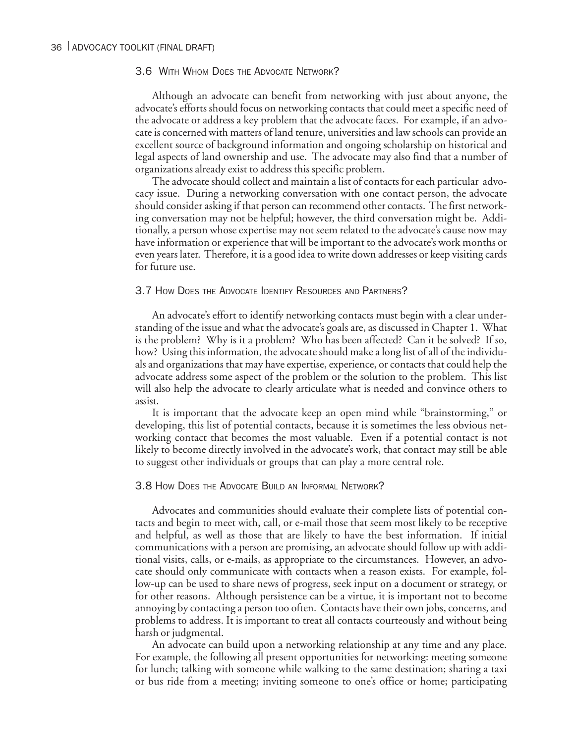### 3.6 With Whom Does the Advocate Network?

Although an advocate can benefit from networking with just about anyone, the advocate's efforts should focus on networking contacts that could meet a specific need of the advocate or address a key problem that the advocate faces. For example, if an advocate is concerned with matters of land tenure, universities and law schools can provide an excellent source of background information and ongoing scholarship on historical and legal aspects of land ownership and use. The advocate may also find that a number of organizations already exist to address this specific problem.

The advocate should collect and maintain a list of contacts for each particular advocacy issue. During a networking conversation with one contact person, the advocate should consider asking if that person can recommend other contacts. The first networking conversation may not be helpful; however, the third conversation might be. Additionally, a person whose expertise may not seem related to the advocate's cause now may have information or experience that will be important to the advocate's work months or even years later. Therefore, it is a good idea to write down addresses or keep visiting cards for future use.

### 3.7 How Does the Advocate Identify Resources and Partners?

An advocate's effort to identify networking contacts must begin with a clear understanding of the issue and what the advocate's goals are, as discussed in Chapter 1. What is the problem? Why is it a problem? Who has been affected? Can it be solved? If so, how? Using this information, the advocate should make a long list of all of the individuals and organizations that may have expertise, experience, or contacts that could help the advocate address some aspect of the problem or the solution to the problem. This list will also help the advocate to clearly articulate what is needed and convince others to assist.

It is important that the advocate keep an open mind while "brainstorming," or developing, this list of potential contacts, because it is sometimes the less obvious networking contact that becomes the most valuable. Even if a potential contact is not likely to become directly involved in the advocate's work, that contact may still be able to suggest other individuals or groups that can play a more central role.

### 3.8 How Does the Advocate Build an Informal Network?

Advocates and communities should evaluate their complete lists of potential contacts and begin to meet with, call, or e-mail those that seem most likely to be receptive and helpful, as well as those that are likely to have the best information. If initial communications with a person are promising, an advocate should follow up with additional visits, calls, or e-mails, as appropriate to the circumstances. However, an advocate should only communicate with contacts when a reason exists. For example, follow-up can be used to share news of progress, seek input on a document or strategy, or for other reasons. Although persistence can be a virtue, it is important not to become annoying by contacting a person too often. Contacts have their own jobs, concerns, and problems to address. It is important to treat all contacts courteously and without being harsh or judgmental.

An advocate can build upon a networking relationship at any time and any place. For example, the following all present opportunities for networking: meeting someone for lunch; talking with someone while walking to the same destination; sharing a taxi or bus ride from a meeting; inviting someone to one's office or home; participating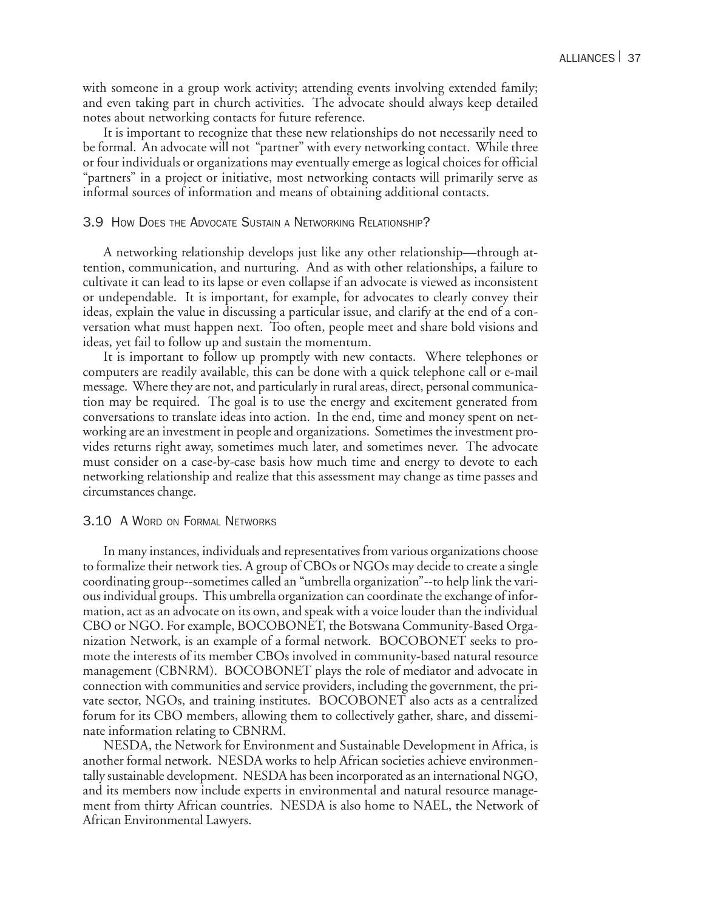with someone in a group work activity; attending events involving extended family; and even taking part in church activities. The advocate should always keep detailed notes about networking contacts for future reference.

It is important to recognize that these new relationships do not necessarily need to be formal. An advocate will not "partner" with every networking contact. While three or four individuals or organizations may eventually emerge as logical choices for official "partners" in a project or initiative, most networking contacts will primarily serve as informal sources of information and means of obtaining additional contacts.

### 3.9 How Does the Advocate Sustain a Networking Relationship?

A networking relationship develops just like any other relationship—through attention, communication, and nurturing. And as with other relationships, a failure to cultivate it can lead to its lapse or even collapse if an advocate is viewed as inconsistent or undependable. It is important, for example, for advocates to clearly convey their ideas, explain the value in discussing a particular issue, and clarify at the end of a conversation what must happen next. Too often, people meet and share bold visions and ideas, yet fail to follow up and sustain the momentum.

It is important to follow up promptly with new contacts. Where telephones or computers are readily available, this can be done with a quick telephone call or e-mail message. Where they are not, and particularly in rural areas, direct, personal communication may be required. The goal is to use the energy and excitement generated from conversations to translate ideas into action. In the end, time and money spent on networking are an investment in people and organizations. Sometimes the investment provides returns right away, sometimes much later, and sometimes never. The advocate must consider on a case-by-case basis how much time and energy to devote to each networking relationship and realize that this assessment may change as time passes and circumstances change.

### 3.10 A Word on Formal Networks

In many instances, individuals and representatives from various organizations choose to formalize their network ties. A group of CBOs or NGOs may decide to create a single coordinating group--sometimes called an "umbrella organization"--to help link the various individual groups. This umbrella organization can coordinate the exchange of information, act as an advocate on its own, and speak with a voice louder than the individual CBO or NGO. For example, BOCOBONET, the Botswana Community-Based Organization Network, is an example of a formal network. BOCOBONET seeks to promote the interests of its member CBOs involved in community-based natural resource management (CBNRM). BOCOBONET plays the role of mediator and advocate in connection with communities and service providers, including the government, the private sector, NGOs, and training institutes. BOCOBONET also acts as a centralized forum for its CBO members, allowing them to collectively gather, share, and disseminate information relating to CBNRM.

NESDA, the Network for Environment and Sustainable Development in Africa, is another formal network. NESDA works to help African societies achieve environmentally sustainable development. NESDA has been incorporated as an international NGO, and its members now include experts in environmental and natural resource management from thirty African countries. NESDA is also home to NAEL, the Network of African Environmental Lawyers.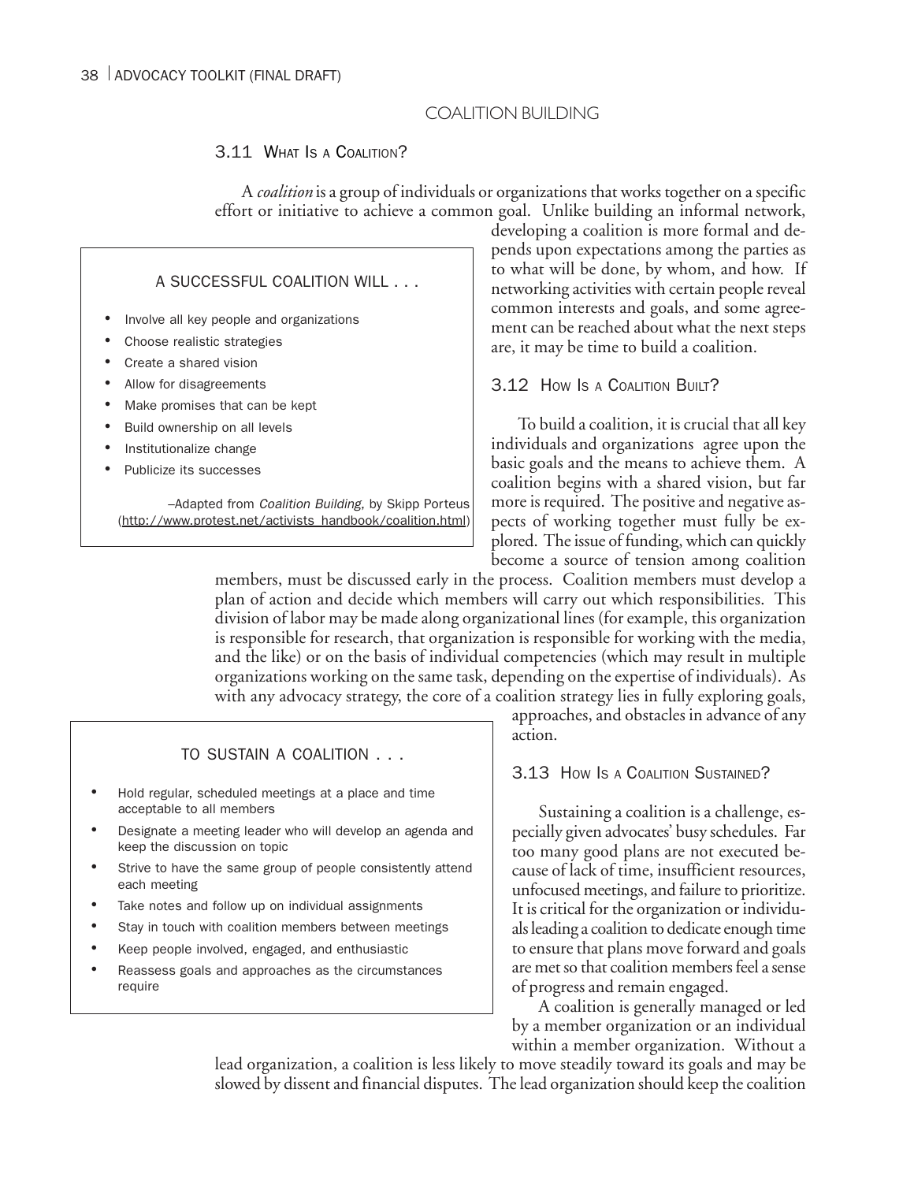## COALITION BUILDING

### 3.11 What Is a Coalition?

A *coalition* is a group of individuals or organizations that works together on a specific effort or initiative to achieve a common goal. Unlike building an informal network, developing a coalition is more formal and depends upon expectations among the parties as to what will be done, by whom, and how. If networking activities with certain people reveal common interests and goals, and some agreement can be reached about what the next steps are, it may be time to build a coalition.

> A SUCCESSFUL COALITION WILL . . .
>
> - Involve all key people and organizations
> - Choose realistic strategies
> - Create a shared vision
> - Allow for disagreements
> - Make promises that can be kept
> - Build ownership on all levels
> - Institutionalize change
> - Publicize its successes
>
> –Adapted from *Coalition Building*, by Skipp Porteus (http://www.protest.net/activists_handbook/coalition.html)

### 3.12 How Is a Coalition Built?

To build a coalition, it is crucial that all key individuals and organizations agree upon the basic goals and the means to achieve them. A coalition begins with a shared vision, but far more is required. The positive and negative aspects of working together must fully be explored. The issue of funding, which can quickly become a source of tension among coalition members, must be discussed early in the process. Coalition members must develop a plan of action and decide which members will carry out which responsibilities. This division of labor may be made along organizational lines (for example, this organization is responsible for research, that organization is responsible for working with the media, and the like) or on the basis of individual competencies (which may result in multiple organizations working on the same task, depending on the expertise of individuals). As with any advocacy strategy, the core of a coalition strategy lies in fully exploring goals, approaches, and obstacles in advance of any action.

> TO SUSTAIN A COALITION . . .
>
> - Hold regular, scheduled meetings at a place and time acceptable to all members
> - Designate a meeting leader who will develop an agenda and keep the discussion on topic
> - Strive to have the same group of people consistently attend each meeting
> - Take notes and follow up on individual assignments
> - Stay in touch with coalition members between meetings
> - Keep people involved, engaged, and enthusiastic
> - Reassess goals and approaches as the circumstances require

### 3.13 How Is a Coalition Sustained?

Sustaining a coalition is a challenge, especially given advocates' busy schedules. Far too many good plans are not executed because of lack of time, insufficient resources, unfocused meetings, and failure to prioritize. It is critical for the organization or individuals leading a coalition to dedicate enough time to ensure that plans move forward and goals are met so that coalition members feel a sense of progress and remain engaged.

A coalition is generally managed or led by a member organization or an individual within a member organization. Without a lead organization, a coalition is less likely to move steadily toward its goals and may be slowed by dissent and financial disputes. The lead organization should keep the coalition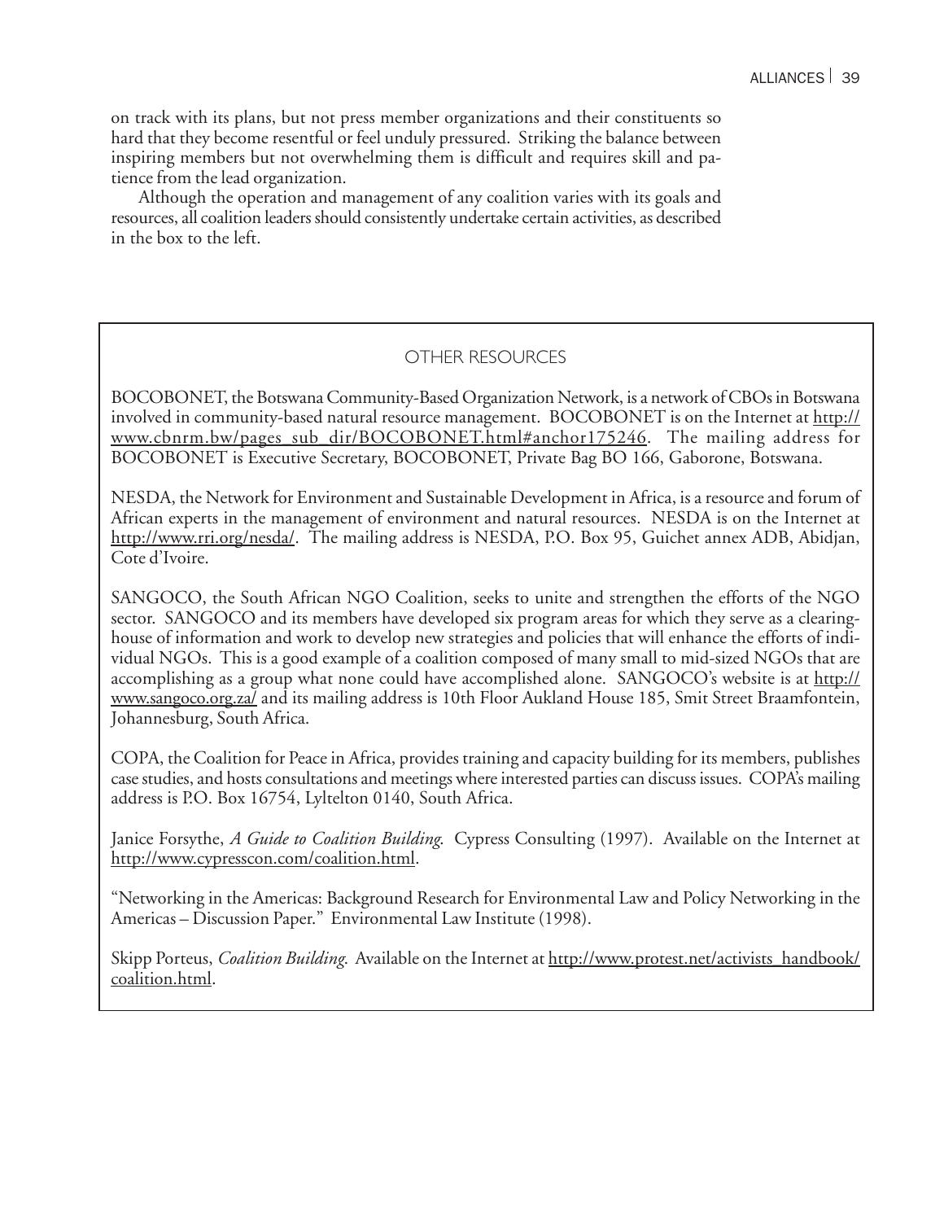on track with its plans, but not press member organizations and their constituents so hard that they become resentful or feel unduly pressured. Striking the balance between inspiring members but not overwhelming them is difficult and requires skill and patience from the lead organization.

Although the operation and management of any coalition varies with its goals and resources, all coalition leaders should consistently undertake certain activities, as described in the box to the left.

## OTHER RESOURCES

BOCOBONET, the Botswana Community-Based Organization Network, is a network of CBOs in Botswana involved in community-based natural resource management. BOCOBONET is on the Internet at http://www.cbnrm.bw/pages_sub_dir/BOCOBONET.html#anchor175246. The mailing address for BOCOBONET is Executive Secretary, BOCOBONET, Private Bag BO 166, Gaborone, Botswana.

NESDA, the Network for Environment and Sustainable Development in Africa, is a resource and forum of African experts in the management of environment and natural resources. NESDA is on the Internet at http://www.rri.org/nesda/. The mailing address is NESDA, P.O. Box 95, Guichet annex ADB, Abidjan, Cote d'Ivoire.

SANGOCO, the South African NGO Coalition, seeks to unite and strengthen the efforts of the NGO sector. SANGOCO and its members have developed six program areas for which they serve as a clearinghouse of information and work to develop new strategies and policies that will enhance the efforts of individual NGOs. This is a good example of a coalition composed of many small to mid-sized NGOs that are accomplishing as a group what none could have accomplished alone. SANGOCO's website is at http://www.sangoco.org.za/ and its mailing address is 10th Floor Aukland House 185, Smit Street Braamfontein, Johannesburg, South Africa.

COPA, the Coalition for Peace in Africa, provides training and capacity building for its members, publishes case studies, and hosts consultations and meetings where interested parties can discuss issues. COPA's mailing address is P.O. Box 16754, Lyltelton 0140, South Africa.

Janice Forsythe, *A Guide to Coalition Building*. Cypress Consulting (1997). Available on the Internet at http://www.cypresscon.com/coalition.html.

"Networking in the Americas: Background Research for Environmental Law and Policy Networking in the Americas – Discussion Paper." Environmental Law Institute (1998).

Skipp Porteus, *Coalition Building*. Available on the Internet at http://www.protest.net/activists_handbook/coalition.html.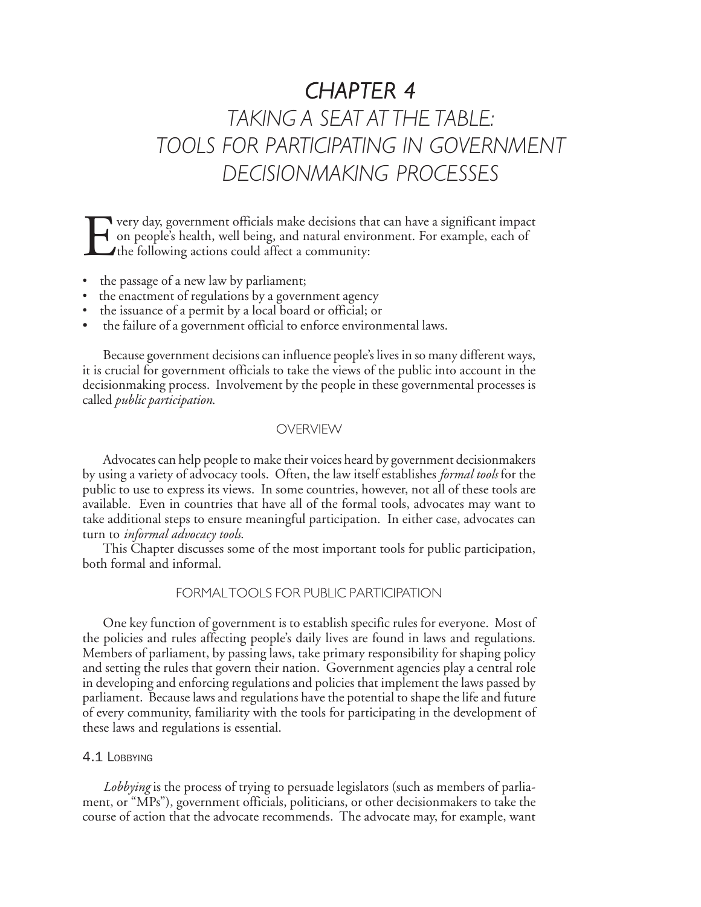# CHAPTER 4

## TAKING A SEAT AT THE TABLE: TOOLS FOR PARTICIPATING IN GOVERNMENT DECISIONMAKING PROCESSES

Every day, government officials make decisions that can have a significant impact on people's health, well being, and natural environment. For example, each of the following actions could affect a community:

- the passage of a new law by parliament;
- the enactment of regulations by a government agency
- the issuance of a permit by a local board or official; or
- the failure of a government official to enforce environmental laws.

Because government decisions can influence people's lives in so many different ways, it is crucial for government officials to take the views of the public into account in the decisionmaking process. Involvement by the people in these governmental processes is called *public participation*.

### OVERVIEW

Advocates can help people to make their voices heard by government decisionmakers by using a variety of advocacy tools. Often, the law itself establishes *formal tools* for the public to use to express its views. In some countries, however, not all of these tools are available. Even in countries that have all of the formal tools, advocates may want to take additional steps to ensure meaningful participation. In either case, advocates can turn to *informal advocacy tools*.

This Chapter discusses some of the most important tools for public participation, both formal and informal.

### FORMAL TOOLS FOR PUBLIC PARTICIPATION

One key function of government is to establish specific rules for everyone. Most of the policies and rules affecting people's daily lives are found in laws and regulations. Members of parliament, by passing laws, take primary responsibility for shaping policy and setting the rules that govern their nation. Government agencies play a central role in developing and enforcing regulations and policies that implement the laws passed by parliament. Because laws and regulations have the potential to shape the life and future of every community, familiarity with the tools for participating in the development of these laws and regulations is essential.

#### 4.1 Lobbying

*Lobbying* is the process of trying to persuade legislators (such as members of parliament, or "MPs"), government officials, politicians, or other decisionmakers to take the course of action that the advocate recommends. The advocate may, for example, want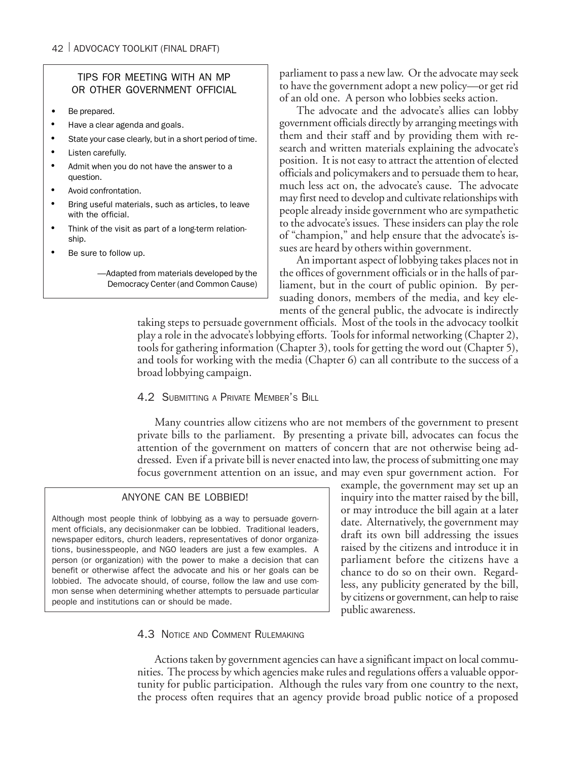### TIPS FOR MEETING WITH AN MP OR OTHER GOVERNMENT OFFICIAL

- Be prepared.
- Have a clear agenda and goals.
- State your case clearly, but in a short period of time.
- Listen carefully.
- Admit when you do not have the answer to a question.
- Avoid confrontation.
- Bring useful materials, such as articles, to leave with the official.
- Think of the visit as part of a long-term relationship.
- Be sure to follow up.

—Adapted from materials developed by the Democracy Center (and Common Cause)

parliament to pass a new law. Or the advocate may seek to have the government adopt a new policy—or get rid of an old one. A person who lobbies seeks action.

The advocate and the advocate's allies can lobby government officials directly by arranging meetings with them and their staff and by providing them with research and written materials explaining the advocate's position. It is not easy to attract the attention of elected officials and policymakers and to persuade them to hear, much less act on, the advocate's cause. The advocate may first need to develop and cultivate relationships with people already inside government who are sympathetic to the advocate's issues. These insiders can play the role of "champion," and help ensure that the advocate's issues are heard by others within government.

An important aspect of lobbying takes places not in the offices of government officials or in the halls of parliament, but in the court of public opinion. By persuading donors, members of the media, and key elements of the general public, the advocate is indirectly taking steps to persuade government officials. Most of the tools in the advocacy toolkit play a role in the advocate's lobbying efforts. Tools for informal networking (Chapter 2), tools for gathering information (Chapter 3), tools for getting the word out (Chapter 5), and tools for working with the media (Chapter 6) can all contribute to the success of a broad lobbying campaign.

## 4.2 Submitting a Private Member's Bill

Many countries allow citizens who are not members of the government to present private bills to the parliament. By presenting a private bill, advocates can focus the attention of the government on matters of concern that are not otherwise being addressed. Even if a private bill is never enacted into law, the process of submitting one may focus government attention on an issue, and may even spur government action. For example, the government may set up an inquiry into the matter raised by the bill, or may introduce the bill again at a later date. Alternatively, the government may draft its own bill addressing the issues raised by the citizens and introduce it in parliament before the citizens have a chance to do so on their own. Regardless, any publicity generated by the bill, by citizens or government, can help to raise public awareness.

### ANYONE CAN BE LOBBIED!

Although most people think of lobbying as a way to persuade government officials, any decisionmaker can be lobbied. Traditional leaders, newspaper editors, church leaders, representatives of donor organizations, businesspeople, and NGO leaders are just a few examples. A person (or organization) with the power to make a decision that can benefit or otherwise affect the advocate and his or her goals can be lobbied. The advocate should, of course, follow the law and use common sense when determining whether attempts to persuade particular people and institutions can or should be made.

## 4.3 Notice and Comment Rulemaking

Actions taken by government agencies can have a significant impact on local communities. The process by which agencies make rules and regulations offers a valuable opportunity for public participation. Although the rules vary from one country to the next, the process often requires that an agency provide broad public notice of a proposed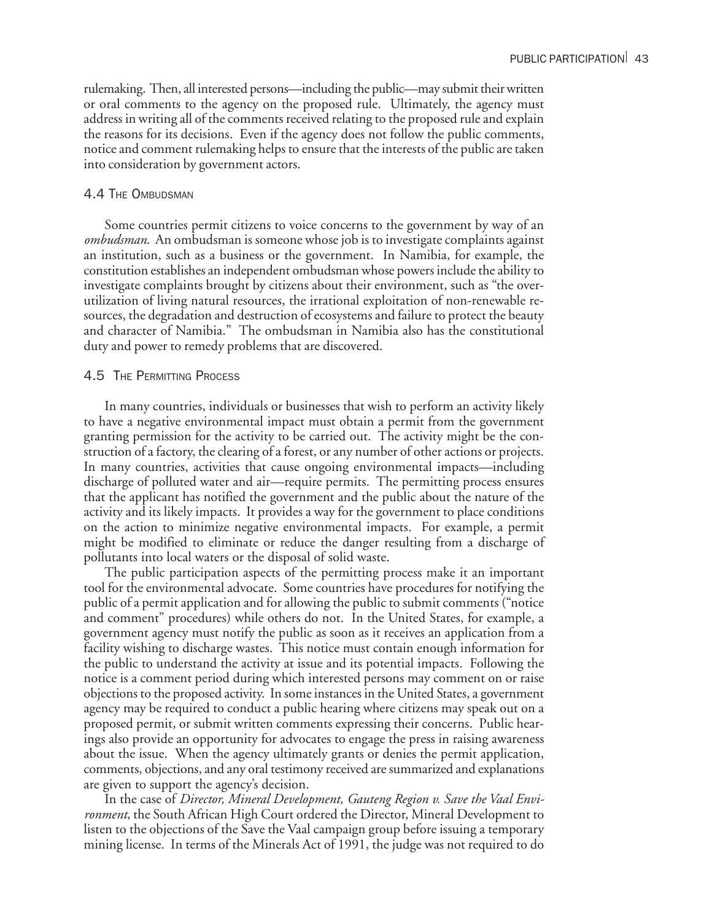rulemaking. Then, all interested persons—including the public—may submit their written or oral comments to the agency on the proposed rule. Ultimately, the agency must address in writing all of the comments received relating to the proposed rule and explain the reasons for its decisions. Even if the agency does not follow the public comments, notice and comment rulemaking helps to ensure that the interests of the public are taken into consideration by government actors.

### 4.4 The Ombudsman

Some countries permit citizens to voice concerns to the government by way of an *ombudsman*. An ombudsman is someone whose job is to investigate complaints against an institution, such as a business or the government. In Namibia, for example, the constitution establishes an independent ombudsman whose powers include the ability to investigate complaints brought by citizens about their environment, such as "the over-utilization of living natural resources, the irrational exploitation of non-renewable resources, the degradation and destruction of ecosystems and failure to protect the beauty and character of Namibia." The ombudsman in Namibia also has the constitutional duty and power to remedy problems that are discovered.

### 4.5 The Permitting Process

In many countries, individuals or businesses that wish to perform an activity likely to have a negative environmental impact must obtain a permit from the government granting permission for the activity to be carried out. The activity might be the construction of a factory, the clearing of a forest, or any number of other actions or projects. In many countries, activities that cause ongoing environmental impacts—including discharge of polluted water and air—require permits. The permitting process ensures that the applicant has notified the government and the public about the nature of the activity and its likely impacts. It provides a way for the government to place conditions on the action to minimize negative environmental impacts. For example, a permit might be modified to eliminate or reduce the danger resulting from a discharge of pollutants into local waters or the disposal of solid waste.

The public participation aspects of the permitting process make it an important tool for the environmental advocate. Some countries have procedures for notifying the public of a permit application and for allowing the public to submit comments ("notice and comment" procedures) while others do not. In the United States, for example, a government agency must notify the public as soon as it receives an application from a facility wishing to discharge wastes. This notice must contain enough information for the public to understand the activity at issue and its potential impacts. Following the notice is a comment period during which interested persons may comment on or raise objections to the proposed activity. In some instances in the United States, a government agency may be required to conduct a public hearing where citizens may speak out on a proposed permit, or submit written comments expressing their concerns. Public hearings also provide an opportunity for advocates to engage the press in raising awareness about the issue. When the agency ultimately grants or denies the permit application, comments, objections, and any oral testimony received are summarized and explanations are given to support the agency's decision.

In the case of *Director, Mineral Development, Gauteng Region v. Save the Vaal Environment*, the South African High Court ordered the Director, Mineral Development to listen to the objections of the Save the Vaal campaign group before issuing a temporary mining license. In terms of the Minerals Act of 1991, the judge was not required to do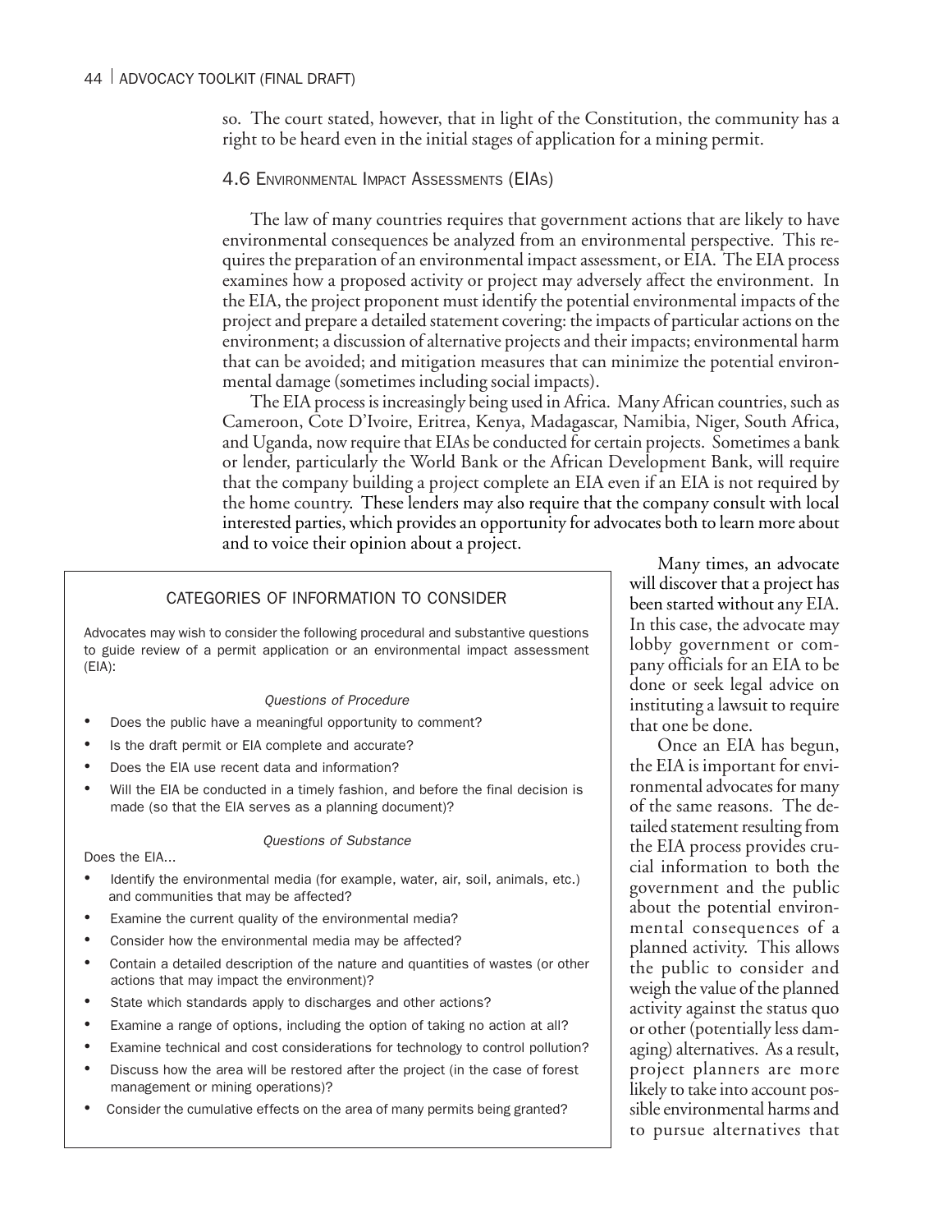so. The court stated, however, that in light of the Constitution, the community has a right to be heard even in the initial stages of application for a mining permit.

## 4.6 Environmental Impact Assessments (EIAs)

The law of many countries requires that government actions that are likely to have environmental consequences be analyzed from an environmental perspective. This requires the preparation of an environmental impact assessment, or EIA. The EIA process examines how a proposed activity or project may adversely affect the environment. In the EIA, the project proponent must identify the potential environmental impacts of the project and prepare a detailed statement covering: the impacts of particular actions on the environment; a discussion of alternative projects and their impacts; environmental harm that can be avoided; and mitigation measures that can minimize the potential environmental damage (sometimes including social impacts).

The EIA process is increasingly being used in Africa. Many African countries, such as Cameroon, Cote D'Ivoire, Eritrea, Kenya, Madagascar, Namibia, Niger, South Africa, and Uganda, now require that EIAs be conducted for certain projects. Sometimes a bank or lender, particularly the World Bank or the African Development Bank, will require that the company building a project complete an EIA even if an EIA is not required by the home country. These lenders may also require that the company consult with local interested parties, which provides an opportunity for advocates both to learn more about and to voice their opinion about a project.

Many times, an advocate will discover that a project has been started without any EIA. In this case, the advocate may lobby government or company officials for an EIA to be done or seek legal advice on instituting a lawsuit to require that one be done.

Once an EIA has begun, the EIA is important for environmental advocates for many of the same reasons. The detailed statement resulting from the EIA process provides crucial information to both the government and the public about the potential environmental consequences of a planned activity. This allows the public to consider and weigh the value of the planned activity against the status quo or other (potentially less damaging) alternatives. As a result, project planners are more likely to take into account possible environmental harms and to pursue alternatives that

### CATEGORIES OF INFORMATION TO CONSIDER

Advocates may wish to consider the following procedural and substantive questions to guide review of a permit application or an environmental impact assessment (EIA):

*Questions of Procedure*

- Does the public have a meaningful opportunity to comment?
- Is the draft permit or EIA complete and accurate?
- Does the EIA use recent data and information?
- Will the EIA be conducted in a timely fashion, and before the final decision is made (so that the EIA serves as a planning document)?

*Questions of Substance*

Does the EIA...

- Identify the environmental media (for example, water, air, soil, animals, etc.) and communities that may be affected?
- Examine the current quality of the environmental media?
- Consider how the environmental media may be affected?
- Contain a detailed description of the nature and quantities of wastes (or other actions that may impact the environment)?
- State which standards apply to discharges and other actions?
- Examine a range of options, including the option of taking no action at all?
- Examine technical and cost considerations for technology to control pollution?
- Discuss how the area will be restored after the project (in the case of forest management or mining operations)?
- Consider the cumulative effects on the area of many permits being granted?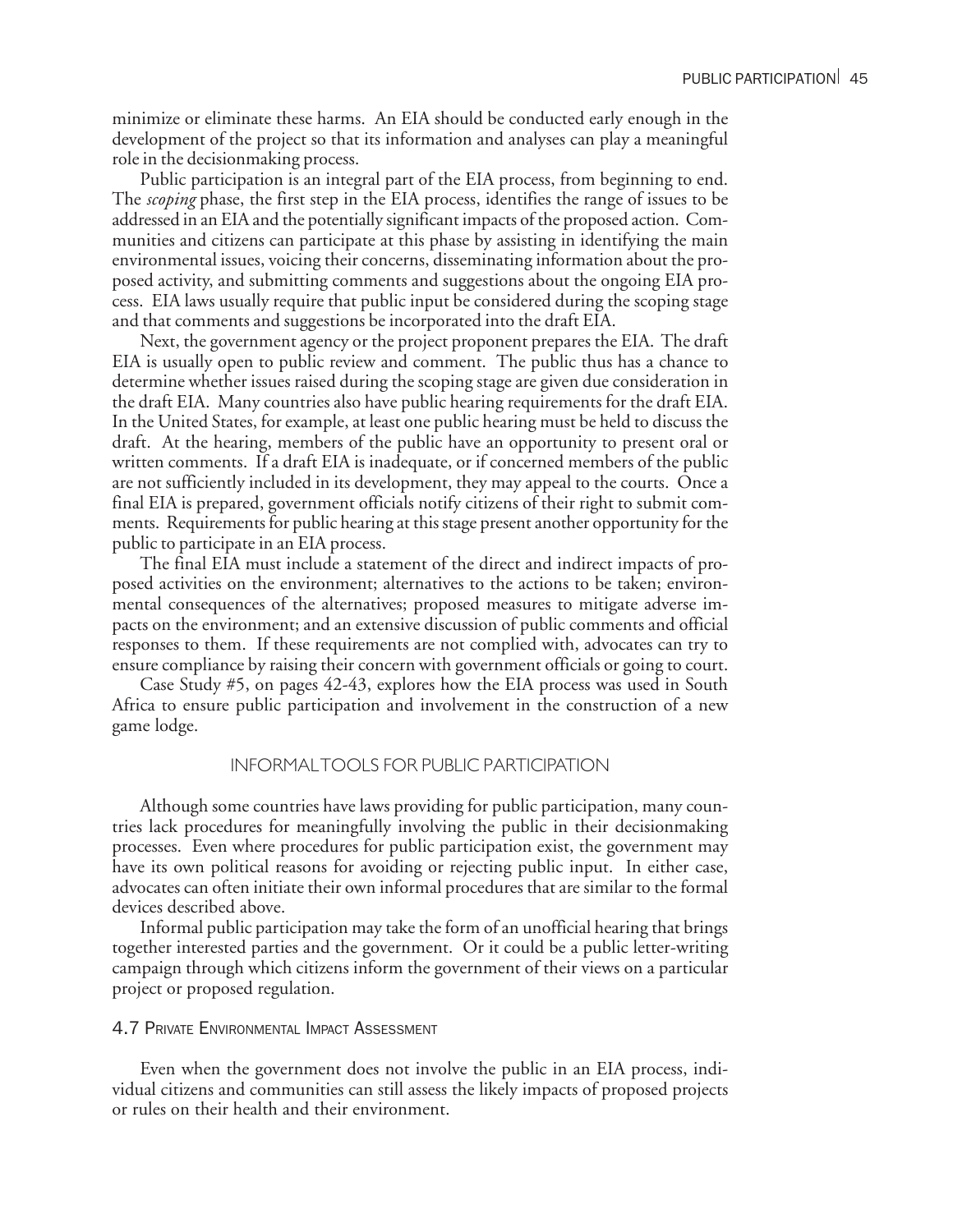minimize or eliminate these harms. An EIA should be conducted early enough in the development of the project so that its information and analyses can play a meaningful role in the decisionmaking process.

Public participation is an integral part of the EIA process, from beginning to end. The *scoping* phase, the first step in the EIA process, identifies the range of issues to be addressed in an EIA and the potentially significant impacts of the proposed action. Communities and citizens can participate at this phase by assisting in identifying the main environmental issues, voicing their concerns, disseminating information about the proposed activity, and submitting comments and suggestions about the ongoing EIA process. EIA laws usually require that public input be considered during the scoping stage and that comments and suggestions be incorporated into the draft EIA.

Next, the government agency or the project proponent prepares the EIA. The draft EIA is usually open to public review and comment. The public thus has a chance to determine whether issues raised during the scoping stage are given due consideration in the draft EIA. Many countries also have public hearing requirements for the draft EIA. In the United States, for example, at least one public hearing must be held to discuss the draft. At the hearing, members of the public have an opportunity to present oral or written comments. If a draft EIA is inadequate, or if concerned members of the public are not sufficiently included in its development, they may appeal to the courts. Once a final EIA is prepared, government officials notify citizens of their right to submit comments. Requirements for public hearing at this stage present another opportunity for the public to participate in an EIA process.

The final EIA must include a statement of the direct and indirect impacts of proposed activities on the environment; alternatives to the actions to be taken; environmental consequences of the alternatives; proposed measures to mitigate adverse impacts on the environment; and an extensive discussion of public comments and official responses to them. If these requirements are not complied with, advocates can try to ensure compliance by raising their concern with government officials or going to court.

Case Study #5, on pages 42-43, explores how the EIA process was used in South Africa to ensure public participation and involvement in the construction of a new game lodge.

## INFORMAL TOOLS FOR PUBLIC PARTICIPATION

Although some countries have laws providing for public participation, many countries lack procedures for meaningfully involving the public in their decisionmaking processes. Even where procedures for public participation exist, the government may have its own political reasons for avoiding or rejecting public input. In either case, advocates can often initiate their own informal procedures that are similar to the formal devices described above.

Informal public participation may take the form of an unofficial hearing that brings together interested parties and the government. Or it could be a public letter-writing campaign through which citizens inform the government of their views on a particular project or proposed regulation.

### 4.7 Private Environmental Impact Assessment

Even when the government does not involve the public in an EIA process, individual citizens and communities can still assess the likely impacts of proposed projects or rules on their health and their environment.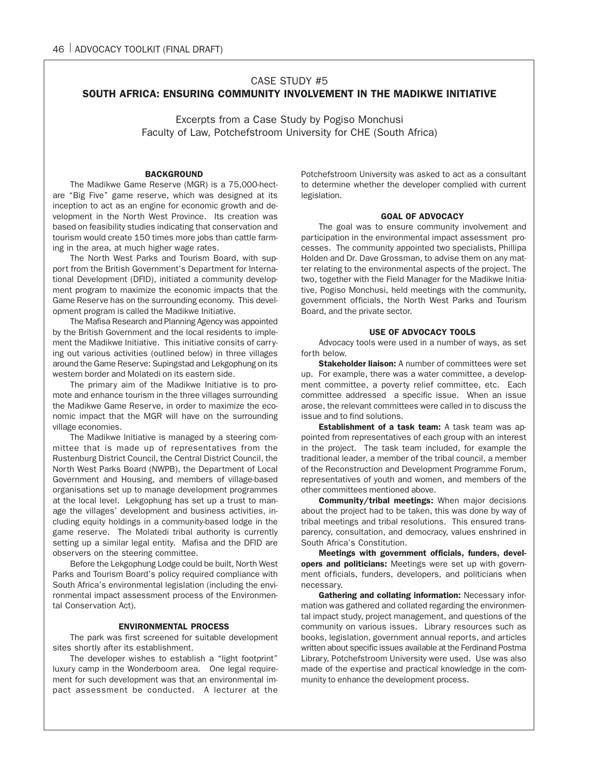## CASE STUDY #5
## SOUTH AFRICA: ENSURING COMMUNITY INVOLVEMENT IN THE MADIKWE INITIATIVE

Excerpts from a Case Study by Pogiso Monchusi
Faculty of Law, Potchefstroom University for CHE (South Africa)

### BACKGROUND

The Madikwe Game Reserve (MGR) is a 75,000-hectare "Big Five" game reserve, which was designed at its inception to act as an engine for economic growth and development in the North West Province. Its creation was based on feasibility studies indicating that conservation and tourism would create 150 times more jobs than cattle farming in the area, at much higher wage rates.

The North West Parks and Tourism Board, with support from the British Government's Department for International Development (DFID), initiated a community development program to maximize the economic impacts that the Game Reserve has on the surrounding economy. This development program is called the Madikwe Initiative.

The Mafisa Research and Planning Agency was appointed by the British Government and the local residents to implement the Madikwe Initiative. This initiative consits of carrying out various activities (outlined below) in three villages around the Game Reserve: Supingstad and Lekgophung on its western border and Molatedi on its eastern side.

The primary aim of the Madikwe Initiative is to promote and enhance tourism in the three villages surrounding the Madikwe Game Reserve, in order to maximize the economic impact that the MGR will have on the surrounding village economies.

The Madikwe Initiative is managed by a steering committee that is made up of representatives from the Rustenburg District Council, the Central District Council, the North West Parks Board (NWPB), the Department of Local Government and Housing, and members of village-based organisations set up to manage development programmes at the local level. Lekgophung has set up a trust to manage the villages' development and business activities, including equity holdings in a community-based lodge in the game reserve. The Molatedi tribal authority is currently setting up a similar legal entity. Mafisa and the DFID are observers on the steering committee.

Before the Lekgophung Lodge could be built, North West Parks and Tourism Board's policy required compliance with South Africa's environmental legislation (including the environmental impact assessment process of the Environmental Conservation Act).

### ENVIRONMENTAL PROCESS

The park was first screened for suitable development sites shortly after its establishment.

The developer wishes to establish a "light footprint" luxury camp in the Wonderboom area. One legal requirement for such development was that an environmental impact assessment be conducted. A lecturer at the Potchefstroom University was asked to act as a consultant to determine whether the developer complied with current legislation.

### GOAL OF ADVOCACY

The goal was to ensure community involvement and participation in the environmental impact assessment processes. The community appointed two specialists, Phillipa Holden and Dr. Dave Grossman, to advise them on any matter relating to the environmental aspects of the project. The two, together with the Field Manager for the Madikwe Initiative, Pogiso Monchusi, held meetings with the community, government officials, the North West Parks and Tourism Board, and the private sector.

### USE OF ADVOCACY TOOLS

Advocacy tools were used in a number of ways, as set forth below.

**Stakeholder liaison:** A number of committees were set up. For example, there was a water committee, a development committee, a poverty relief committee, etc. Each committee addressed a specific issue. When an issue arose, the relevant committees were called in to discuss the issue and to find solutions.

**Establishment of a task team:** A task team was appointed from representatives of each group with an interest in the project. The task team included, for example the traditional leader, a member of the tribal council, a member of the Reconstruction and Development Programme Forum, representatives of youth and women, and members of the other committees mentioned above.

**Community/tribal meetings:** When major decisions about the project had to be taken, this was done by way of tribal meetings and tribal resolutions. This ensured transparency, consultation, and democracy, values enshrined in South Africa's Constitution.

**Meetings with government officials, funders, developers and politicians:** Meetings were set up with government officials, funders, developers, and politicians when necessary.

**Gathering and collating information:** Necessary information was gathered and collated regarding the environmental impact study, project management, and questions of the community on various issues. Library resources such as books, legislation, government annual reports, and articles written about specific issues available at the Ferdinand Postma Library, Potchefstroom University were used. Use was also made of the expertise and practical knowledge in the community to enhance the development process.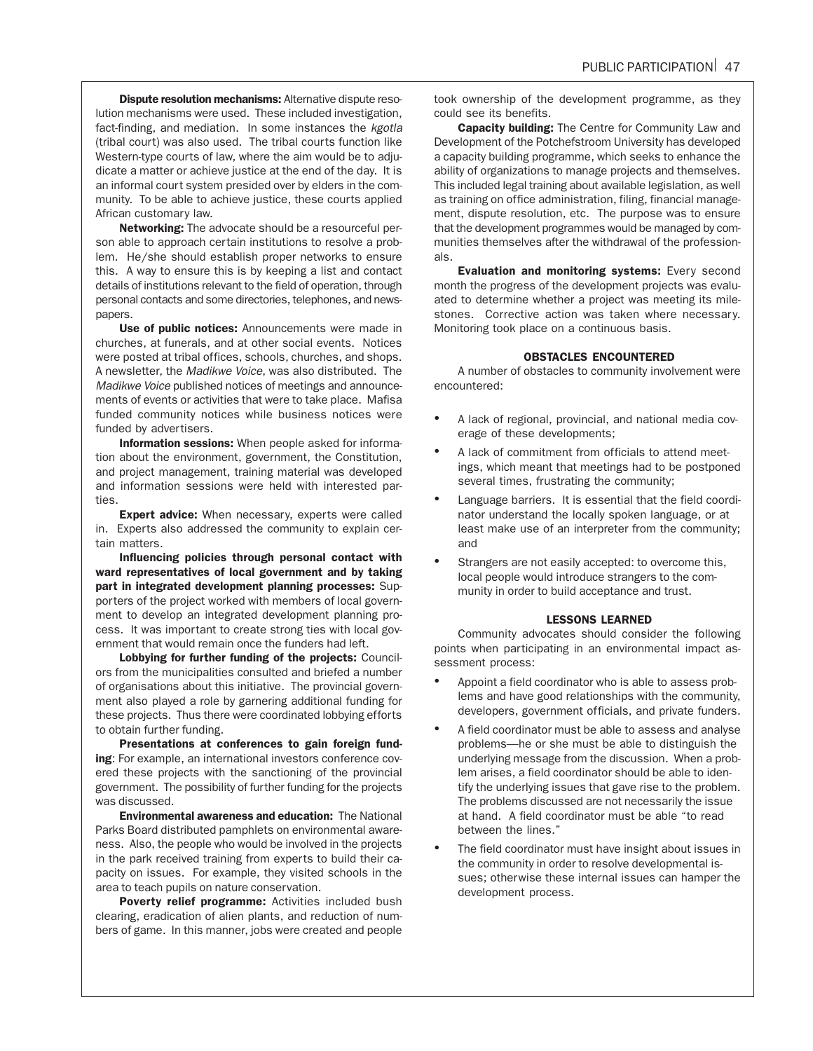**Dispute resolution mechanisms:** Alternative dispute resolution mechanisms were used. These included investigation, fact-finding, and mediation. In some instances the *kgotla* (tribal court) was also used. The tribal courts function like Western-type courts of law, where the aim would be to adjudicate a matter or achieve justice at the end of the day. It is an informal court system presided over by elders in the community. To be able to achieve justice, these courts applied African customary law.

**Networking:** The advocate should be a resourceful person able to approach certain institutions to resolve a problem. He/she should establish proper networks to ensure this. A way to ensure this is by keeping a list and contact details of institutions relevant to the field of operation, through personal contacts and some directories, telephones, and newspapers.

**Use of public notices:** Announcements were made in churches, at funerals, and at other social events. Notices were posted at tribal offices, schools, churches, and shops. A newsletter, the *Madikwe Voice*, was also distributed. The *Madikwe Voice* published notices of meetings and announcements of events or activities that were to take place. Mafisa funded community notices while business notices were funded by advertisers.

**Information sessions:** When people asked for information about the environment, government, the Constitution, and project management, training material was developed and information sessions were held with interested parties.

**Expert advice:** When necessary, experts were called in. Experts also addressed the community to explain certain matters.

**Influencing policies through personal contact with ward representatives of local government and by taking part in integrated development planning processes:** Supporters of the project worked with members of local government to develop an integrated development planning process. It was important to create strong ties with local government that would remain once the funders had left.

**Lobbying for further funding of the projects:** Councilors from the municipalities consulted and briefed a number of organisations about this initiative. The provincial government also played a role by garnering additional funding for these projects. Thus there were coordinated lobbying efforts to obtain further funding.

**Presentations at conferences to gain foreign funding**: For example, an international investors conference covered these projects with the sanctioning of the provincial government. The possibility of further funding for the projects was discussed.

**Environmental awareness and education:** The National Parks Board distributed pamphlets on environmental awareness. Also, the people who would be involved in the projects in the park received training from experts to build their capacity on issues. For example, they visited schools in the area to teach pupils on nature conservation.

**Poverty relief programme:** Activities included bush clearing, eradication of alien plants, and reduction of numbers of game. In this manner, jobs were created and people took ownership of the development programme, as they could see its benefits.

**Capacity building:** The Centre for Community Law and Development of the Potchefstroom University has developed a capacity building programme, which seeks to enhance the ability of organizations to manage projects and themselves. This included legal training about available legislation, as well as training on office administration, filing, financial management, dispute resolution, etc. The purpose was to ensure that the development programmes would be managed by communities themselves after the withdrawal of the professionals.

**Evaluation and monitoring systems:** Every second month the progress of the development projects was evaluated to determine whether a project was meeting its milestones. Corrective action was taken where necessary. Monitoring took place on a continuous basis.

## OBSTACLES ENCOUNTERED

A number of obstacles to community involvement were encountered:

- A lack of regional, provincial, and national media coverage of these developments;
- A lack of commitment from officials to attend meetings, which meant that meetings had to be postponed several times, frustrating the community;
- Language barriers. It is essential that the field coordinator understand the locally spoken language, or at least make use of an interpreter from the community; and
- Strangers are not easily accepted: to overcome this, local people would introduce strangers to the community in order to build acceptance and trust.

## LESSONS LEARNED

Community advocates should consider the following points when participating in an environmental impact assessment process:

- Appoint a field coordinator who is able to assess problems and have good relationships with the community, developers, government officials, and private funders.
- A field coordinator must be able to assess and analyse problems—he or she must be able to distinguish the underlying message from the discussion. When a problem arises, a field coordinator should be able to identify the underlying issues that gave rise to the problem. The problems discussed are not necessarily the issue at hand. A field coordinator must be able "to read between the lines."
- The field coordinator must have insight about issues in the community in order to resolve developmental issues; otherwise these internal issues can hamper the development process.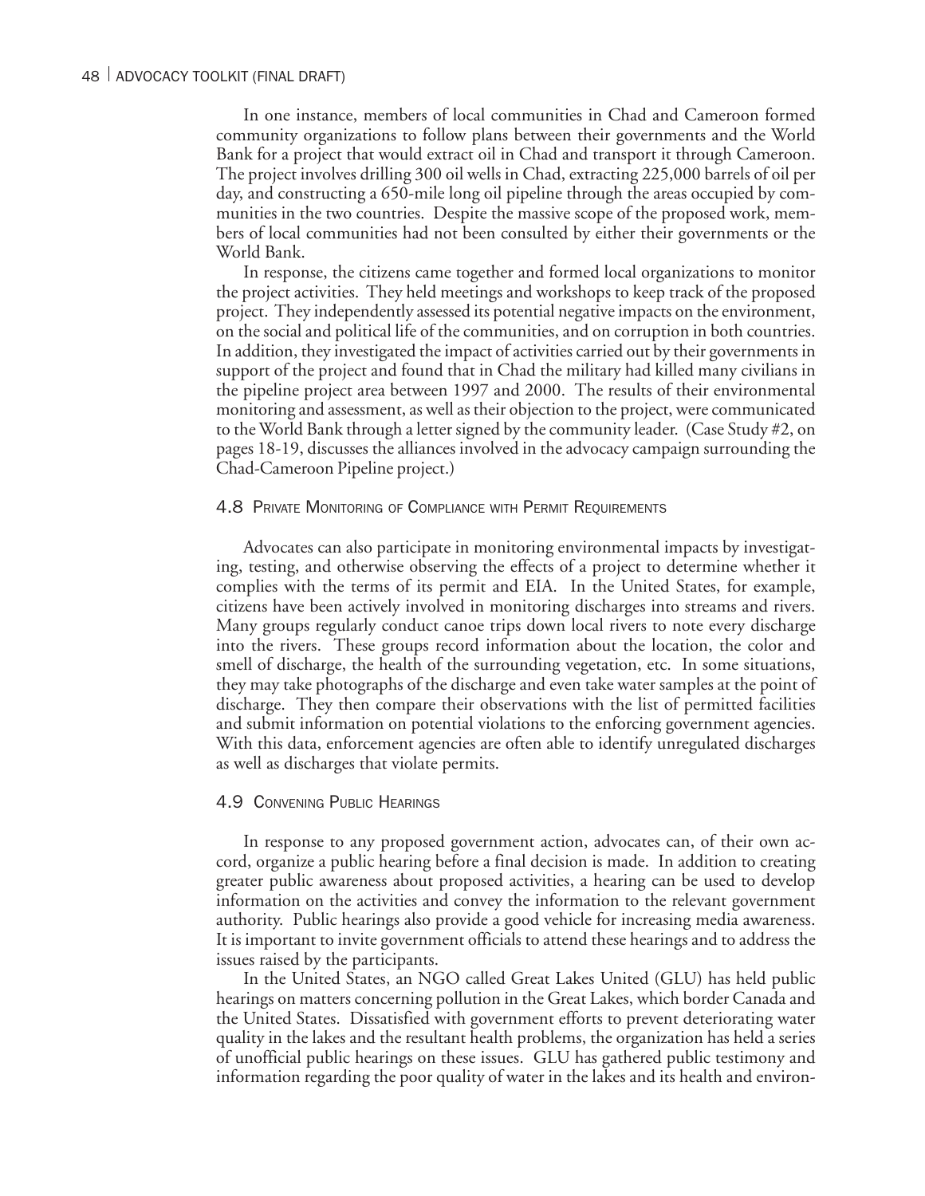In one instance, members of local communities in Chad and Cameroon formed community organizations to follow plans between their governments and the World Bank for a project that would extract oil in Chad and transport it through Cameroon. The project involves drilling 300 oil wells in Chad, extracting 225,000 barrels of oil per day, and constructing a 650-mile long oil pipeline through the areas occupied by communities in the two countries. Despite the massive scope of the proposed work, members of local communities had not been consulted by either their governments or the World Bank.

In response, the citizens came together and formed local organizations to monitor the project activities. They held meetings and workshops to keep track of the proposed project. They independently assessed its potential negative impacts on the environment, on the social and political life of the communities, and on corruption in both countries. In addition, they investigated the impact of activities carried out by their governments in support of the project and found that in Chad the military had killed many civilians in the pipeline project area between 1997 and 2000. The results of their environmental monitoring and assessment, as well as their objection to the project, were communicated to the World Bank through a letter signed by the community leader. (Case Study #2, on pages 18-19, discusses the alliances involved in the advocacy campaign surrounding the Chad-Cameroon Pipeline project.)

### 4.8 Private Monitoring of Compliance with Permit Requirements

Advocates can also participate in monitoring environmental impacts by investigating, testing, and otherwise observing the effects of a project to determine whether it complies with the terms of its permit and EIA. In the United States, for example, citizens have been actively involved in monitoring discharges into streams and rivers. Many groups regularly conduct canoe trips down local rivers to note every discharge into the rivers. These groups record information about the location, the color and smell of discharge, the health of the surrounding vegetation, etc. In some situations, they may take photographs of the discharge and even take water samples at the point of discharge. They then compare their observations with the list of permitted facilities and submit information on potential violations to the enforcing government agencies. With this data, enforcement agencies are often able to identify unregulated discharges as well as discharges that violate permits.

### 4.9 Convening Public Hearings

In response to any proposed government action, advocates can, of their own accord, organize a public hearing before a final decision is made. In addition to creating greater public awareness about proposed activities, a hearing can be used to develop information on the activities and convey the information to the relevant government authority. Public hearings also provide a good vehicle for increasing media awareness. It is important to invite government officials to attend these hearings and to address the issues raised by the participants.

In the United States, an NGO called Great Lakes United (GLU) has held public hearings on matters concerning pollution in the Great Lakes, which border Canada and the United States. Dissatisfied with government efforts to prevent deteriorating water quality in the lakes and the resultant health problems, the organization has held a series of unofficial public hearings on these issues. GLU has gathered public testimony and information regarding the poor quality of water in the lakes and its health and environ-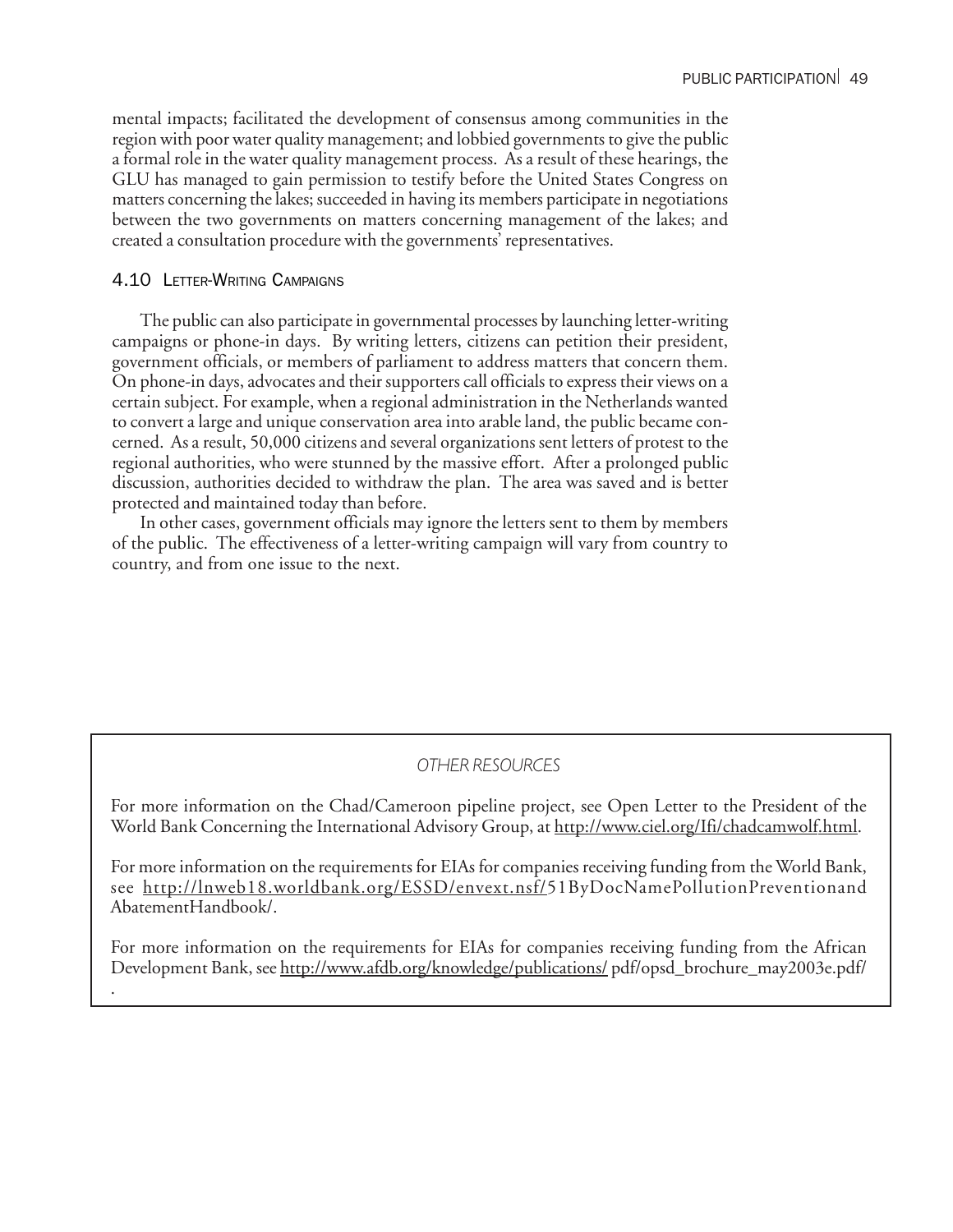mental impacts; facilitated the development of consensus among communities in the region with poor water quality management; and lobbied governments to give the public a formal role in the water quality management process. As a result of these hearings, the GLU has managed to gain permission to testify before the United States Congress on matters concerning the lakes; succeeded in having its members participate in negotiations between the two governments on matters concerning management of the lakes; and created a consultation procedure with the governments' representatives.

### 4.10 Letter-Writing Campaigns

The public can also participate in governmental processes by launching letter-writing campaigns or phone-in days. By writing letters, citizens can petition their president, government officials, or members of parliament to address matters that concern them. On phone-in days, advocates and their supporters call officials to express their views on a certain subject. For example, when a regional administration in the Netherlands wanted to convert a large and unique conservation area into arable land, the public became concerned. As a result, 50,000 citizens and several organizations sent letters of protest to the regional authorities, who were stunned by the massive effort. After a prolonged public discussion, authorities decided to withdraw the plan. The area was saved and is better protected and maintained today than before.

In other cases, government officials may ignore the letters sent to them by members of the public. The effectiveness of a letter-writing campaign will vary from country to country, and from one issue to the next.

*OTHER RESOURCES*

For more information on the Chad/Cameroon pipeline project, see Open Letter to the President of the World Bank Concerning the International Advisory Group, at http://www.ciel.org/Ifi/chadcamwolf.html.

For more information on the requirements for EIAs for companies receiving funding from the World Bank, see http://lnweb18.worldbank.org/ESSD/envext.nsf/51ByDocNamePollutionPreventionandAbatementHandbook/.

For more information on the requirements for EIAs for companies receiving funding from the African Development Bank, see http://www.afdb.org/knowledge/publications/ pdf/opsd_brochure_may2003e.pdf/
.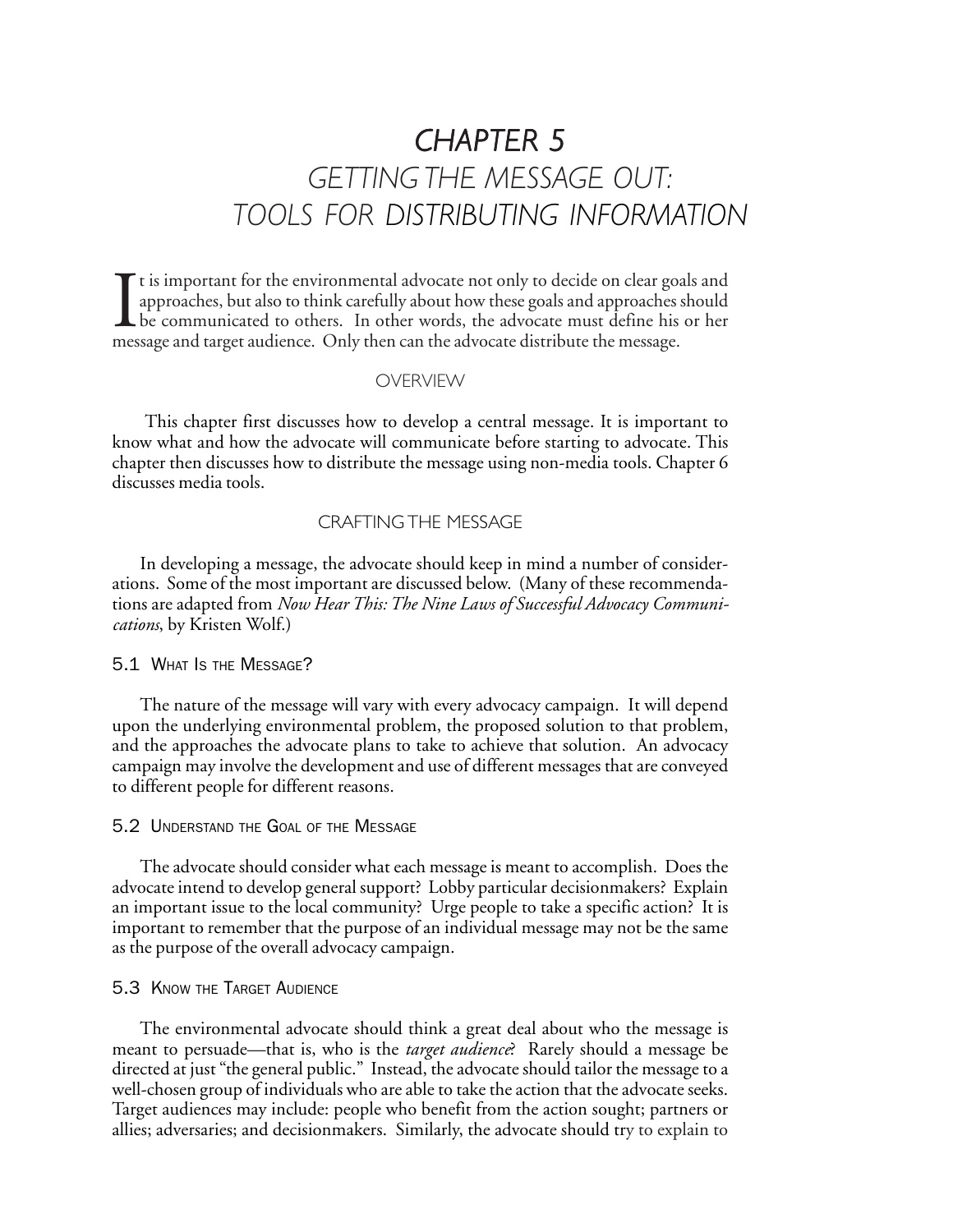# CHAPTER 5

## GETTING THE MESSAGE OUT: TOOLS FOR DISTRIBUTING INFORMATION

It is important for the environmental advocate not only to decide on clear goals and approaches, but also to think carefully about how these goals and approaches should be communicated to others. In other words, the advocate must define his or her message and target audience. Only then can the advocate distribute the message.

### OVERVIEW

This chapter first discusses how to develop a central message. It is important to know what and how the advocate will communicate before starting to advocate. This chapter then discusses how to distribute the message using non-media tools. Chapter 6 discusses media tools.

### CRAFTING THE MESSAGE

In developing a message, the advocate should keep in mind a number of considerations. Some of the most important are discussed below. (Many of these recommendations are adapted from *Now Hear This: The Nine Laws of Successful Advocacy Communications*, by Kristen Wolf.)

#### 5.1 What Is the Message?

The nature of the message will vary with every advocacy campaign. It will depend upon the underlying environmental problem, the proposed solution to that problem, and the approaches the advocate plans to take to achieve that solution. An advocacy campaign may involve the development and use of different messages that are conveyed to different people for different reasons.

#### 5.2 Understand the Goal of the Message

The advocate should consider what each message is meant to accomplish. Does the advocate intend to develop general support? Lobby particular decisionmakers? Explain an important issue to the local community? Urge people to take a specific action? It is important to remember that the purpose of an individual message may not be the same as the purpose of the overall advocacy campaign.

#### 5.3 Know the Target Audience

The environmental advocate should think a great deal about who the message is meant to persuade—that is, who is the *target audience*? Rarely should a message be directed at just "the general public." Instead, the advocate should tailor the message to a well-chosen group of individuals who are able to take the action that the advocate seeks. Target audiences may include: people who benefit from the action sought; partners or allies; adversaries; and decisionmakers. Similarly, the advocate should try to explain to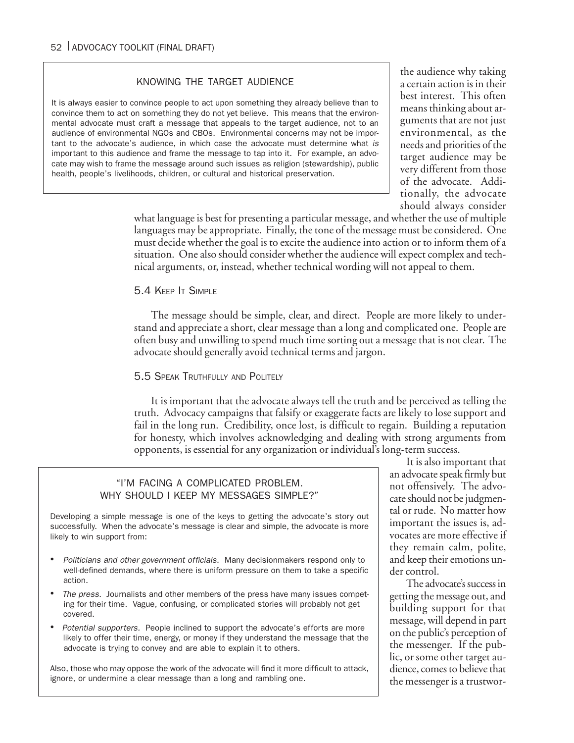### KNOWING THE TARGET AUDIENCE

It is always easier to convince people to act upon something they already believe than to convince them to act on something they do not yet believe. This means that the environmental advocate must craft a message that appeals to the target audience, not to an audience of environmental NGOs and CBOs. Environmental concerns may not be important to the advocate's audience, in which case the advocate must determine what *is* important to this audience and frame the message to tap into it. For example, an advocate may wish to frame the message around such issues as religion (stewardship), public health, people's livelihoods, children, or cultural and historical preservation.

the audience why taking a certain action is in their best interest. This often means thinking about arguments that are not just environmental, as the needs and priorities of the target audience may be very different from those of the advocate. Additionally, the advocate should always consider what language is best for presenting a particular message, and whether the use of multiple languages may be appropriate. Finally, the tone of the message must be considered. One must decide whether the goal is to excite the audience into action or to inform them of a situation. One also should consider whether the audience will expect complex and technical arguments, or, instead, whether technical wording will not appeal to them.

## 5.4 Keep It Simple

The message should be simple, clear, and direct. People are more likely to understand and appreciate a short, clear message than a long and complicated one. People are often busy and unwilling to spend much time sorting out a message that is not clear. The advocate should generally avoid technical terms and jargon.

## 5.5 Speak Truthfully and Politely

It is important that the advocate always tell the truth and be perceived as telling the truth. Advocacy campaigns that falsify or exaggerate facts are likely to lose support and fail in the long run. Credibility, once lost, is difficult to regain. Building a reputation for honesty, which involves acknowledging and dealing with strong arguments from opponents, is essential for any organization or individual's long-term success.

It is also important that an advocate speak firmly but not offensively. The advocate should not be judgmental or rude. No matter how important the issues is, advocates are more effective if they remain calm, polite, and keep their emotions under control.

The advocate's success in getting the message out, and building support for that message, will depend in part on the public's perception of the messenger. If the public, or some other target audience, comes to believe that the messenger is a trustwor-

### "I'M FACING A COMPLICATED PROBLEM. WHY SHOULD I KEEP MY MESSAGES SIMPLE?"

Developing a simple message is one of the keys to getting the advocate's story out successfully. When the advocate's message is clear and simple, the advocate is more likely to win support from:

- *Politicians and other government officials.* Many decisionmakers respond only to well-defined demands, where there is uniform pressure on them to take a specific action.
- *The press.* Journalists and other members of the press have many issues competing for their time. Vague, confusing, or complicated stories will probably not get covered.
- *Potential supporters.* People inclined to support the advocate's efforts are more likely to offer their time, energy, or money if they understand the message that the advocate is trying to convey and are able to explain it to others.

Also, those who may oppose the work of the advocate will find it more difficult to attack, ignore, or undermine a clear message than a long and rambling one.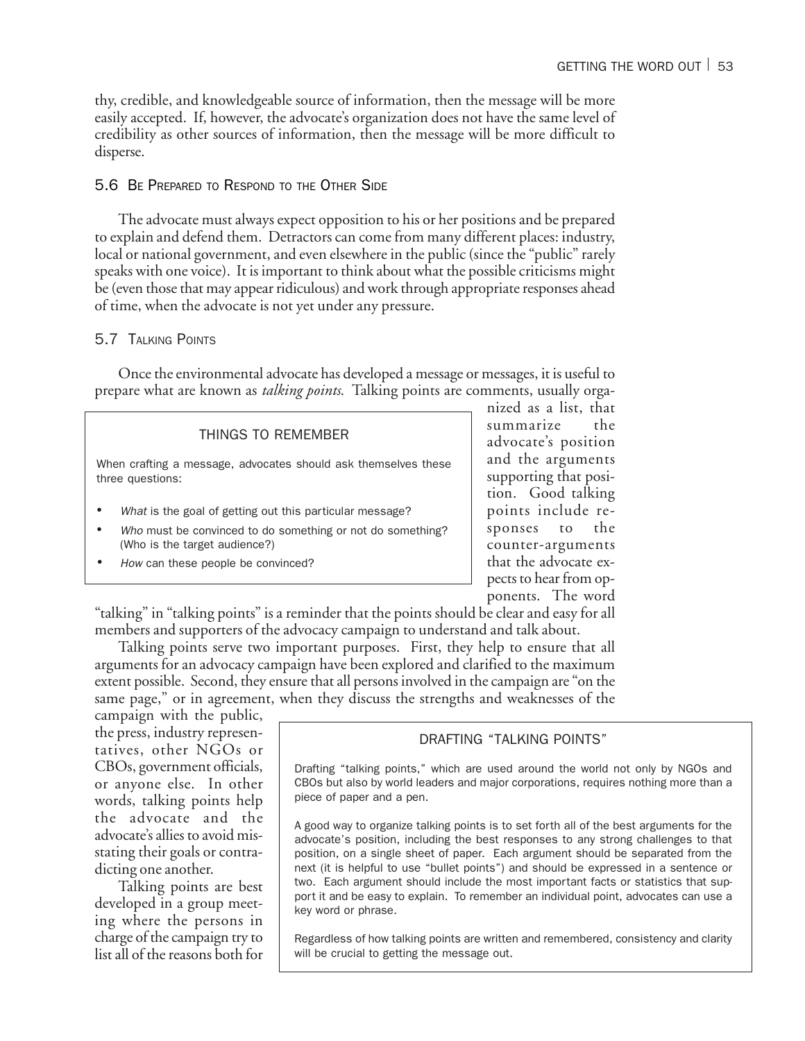thy, credible, and knowledgeable source of information, then the message will be more easily accepted. If, however, the advocate's organization does not have the same level of credibility as other sources of information, then the message will be more difficult to disperse.

## 5.6 Be Prepared to Respond to the Other Side

The advocate must always expect opposition to his or her positions and be prepared to explain and defend them. Detractors can come from many different places: industry, local or national government, and even elsewhere in the public (since the "public" rarely speaks with one voice). It is important to think about what the possible criticisms might be (even those that may appear ridiculous) and work through appropriate responses ahead of time, when the advocate is not yet under any pressure.

## 5.7 Talking Points

Once the environmental advocate has developed a message or messages, it is useful to prepare what are known as *talking points*. Talking points are comments, usually organized as a list, that summarize the advocate's position and the arguments supporting that position. Good talking points include responses to the counter-arguments that the advocate expects to hear from opponents. The word "talking" in "talking points" is a reminder that the points should be clear and easy for all members and supporters of the advocacy campaign to understand and talk about.

> **THINGS TO REMEMBER**
>
> When crafting a message, advocates should ask themselves these three questions:
>
> - *What* is the goal of getting out this particular message?
> - *Who* must be convinced to do something or not do something? (Who is the target audience?)
> - *How* can these people be convinced?

Talking points serve two important purposes. First, they help to ensure that all arguments for an advocacy campaign have been explored and clarified to the maximum extent possible. Second, they ensure that all persons involved in the campaign are "on the same page," or in agreement, when they discuss the strengths and weaknesses of the campaign with the public, the press, industry representatives, other NGOs or CBOs, government officials, or anyone else. In other words, talking points help the advocate and the advocate's allies to avoid misstating their goals or contradicting one another.

Talking points are best developed in a group meeting where the persons in charge of the campaign try to list all of the reasons both for

> **DRAFTING "TALKING POINTS"**
>
> Drafting "talking points," which are used around the world not only by NGOs and CBOs but also by world leaders and major corporations, requires nothing more than a piece of paper and a pen.
>
> A good way to organize talking points is to set forth all of the best arguments for the advocate's position, including the best responses to any strong challenges to that position, on a single sheet of paper. Each argument should be separated from the next (it is helpful to use "bullet points") and should be expressed in a sentence or two. Each argument should include the most important facts or statistics that support it and be easy to explain. To remember an individual point, advocates can use a key word or phrase.
>
> Regardless of how talking points are written and remembered, consistency and clarity will be crucial to getting the message out.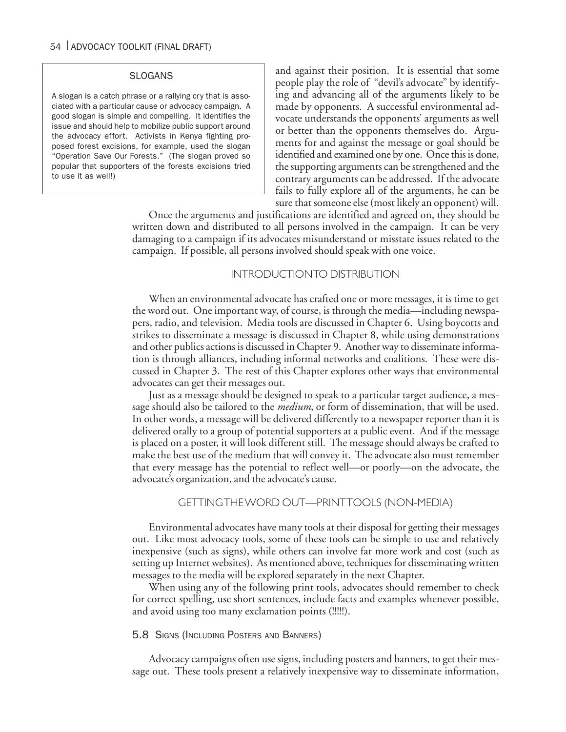**SLOGANS**

A slogan is a catch phrase or a rallying cry that is associated with a particular cause or advocacy campaign. A good slogan is simple and compelling. It identifies the issue and should help to mobilize public support around the advocacy effort. Activists in Kenya fighting proposed forest excisions, for example, used the slogan "Operation Save Our Forests." (The slogan proved so popular that supporters of the forests excisions tried to use it as well!)

and against their position. It is essential that some people play the role of "devil's advocate" by identifying and advancing all of the arguments likely to be made by opponents. A successful environmental advocate understands the opponents' arguments as well or better than the opponents themselves do. Arguments for and against the message or goal should be identified and examined one by one. Once this is done, the supporting arguments can be strengthened and the contrary arguments can be addressed. If the advocate fails to fully explore all of the arguments, he can be sure that someone else (most likely an opponent) will.

Once the arguments and justifications are identified and agreed on, they should be written down and distributed to all persons involved in the campaign. It can be very damaging to a campaign if its advocates misunderstand or misstate issues related to the campaign. If possible, all persons involved should speak with one voice.

## INTRODUCTION TO DISTRIBUTION

When an environmental advocate has crafted one or more messages, it is time to get the word out. One important way, of course, is through the media—including newspapers, radio, and television. Media tools are discussed in Chapter 6. Using boycotts and strikes to disseminate a message is discussed in Chapter 8, while using demonstrations and other publics actions is discussed in Chapter 9. Another way to disseminate information is through alliances, including informal networks and coalitions. These were discussed in Chapter 3. The rest of this Chapter explores other ways that environmental advocates can get their messages out.

Just as a message should be designed to speak to a particular target audience, a message should also be tailored to the *medium*, or form of dissemination, that will be used. In other words, a message will be delivered differently to a newspaper reporter than it is delivered orally to a group of potential supporters at a public event. And if the message is placed on a poster, it will look different still. The message should always be crafted to make the best use of the medium that will convey it. The advocate also must remember that every message has the potential to reflect well—or poorly—on the advocate, the advocate's organization, and the advocate's cause.

## GETTING THE WORD OUT—PRINT TOOLS (NON-MEDIA)

Environmental advocates have many tools at their disposal for getting their messages out. Like most advocacy tools, some of these tools can be simple to use and relatively inexpensive (such as signs), while others can involve far more work and cost (such as setting up Internet websites). As mentioned above, techniques for disseminating written messages to the media will be explored separately in the next Chapter.

When using any of the following print tools, advocates should remember to check for correct spelling, use short sentences, include facts and examples whenever possible, and avoid using too many exclamation points (!!!!!).

### 5.8 Signs (Including Posters and Banners)

Advocacy campaigns often use signs, including posters and banners, to get their message out. These tools present a relatively inexpensive way to disseminate information,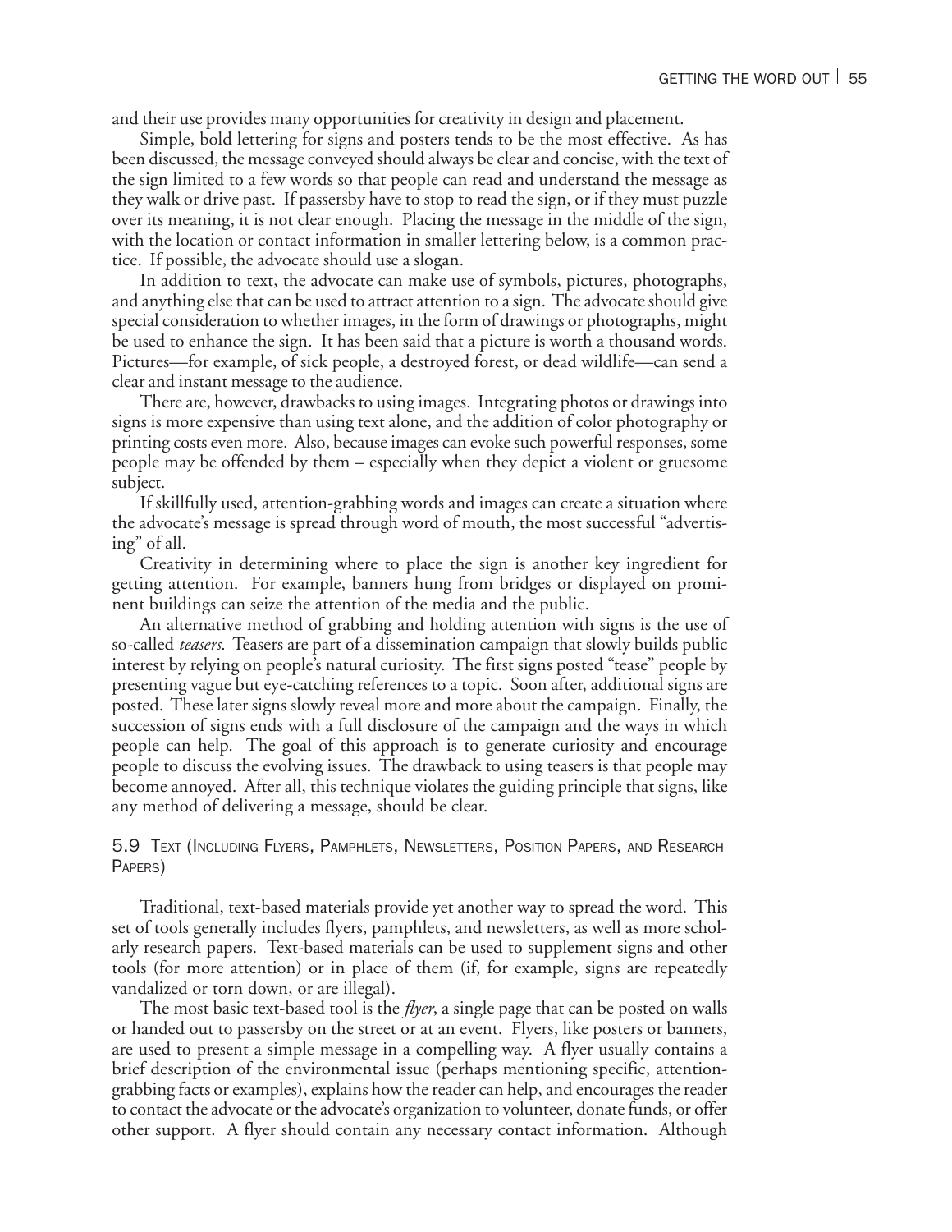and their use provides many opportunities for creativity in design and placement.

Simple, bold lettering for signs and posters tends to be the most effective. As has been discussed, the message conveyed should always be clear and concise, with the text of the sign limited to a few words so that people can read and understand the message as they walk or drive past. If passersby have to stop to read the sign, or if they must puzzle over its meaning, it is not clear enough. Placing the message in the middle of the sign, with the location or contact information in smaller lettering below, is a common practice. If possible, the advocate should use a slogan.

In addition to text, the advocate can make use of symbols, pictures, photographs, and anything else that can be used to attract attention to a sign. The advocate should give special consideration to whether images, in the form of drawings or photographs, might be used to enhance the sign. It has been said that a picture is worth a thousand words. Pictures—for example, of sick people, a destroyed forest, or dead wildlife—can send a clear and instant message to the audience.

There are, however, drawbacks to using images. Integrating photos or drawings into signs is more expensive than using text alone, and the addition of color photography or printing costs even more. Also, because images can evoke such powerful responses, some people may be offended by them – especially when they depict a violent or gruesome subject.

If skillfully used, attention-grabbing words and images can create a situation where the advocate's message is spread through word of mouth, the most successful "advertising" of all.

Creativity in determining where to place the sign is another key ingredient for getting attention. For example, banners hung from bridges or displayed on prominent buildings can seize the attention of the media and the public.

An alternative method of grabbing and holding attention with signs is the use of so-called *teasers*. Teasers are part of a dissemination campaign that slowly builds public interest by relying on people's natural curiosity. The first signs posted "tease" people by presenting vague but eye-catching references to a topic. Soon after, additional signs are posted. These later signs slowly reveal more and more about the campaign. Finally, the succession of signs ends with a full disclosure of the campaign and the ways in which people can help. The goal of this approach is to generate curiosity and encourage people to discuss the evolving issues. The drawback to using teasers is that people may become annoyed. After all, this technique violates the guiding principle that signs, like any method of delivering a message, should be clear.

## 5.9 Text (Including Flyers, Pamphlets, Newsletters, Position Papers, and Research Papers)

Traditional, text-based materials provide yet another way to spread the word. This set of tools generally includes flyers, pamphlets, and newsletters, as well as more scholarly research papers. Text-based materials can be used to supplement signs and other tools (for more attention) or in place of them (if, for example, signs are repeatedly vandalized or torn down, or are illegal).

The most basic text-based tool is the *flyer*, a single page that can be posted on walls or handed out to passersby on the street or at an event. Flyers, like posters or banners, are used to present a simple message in a compelling way. A flyer usually contains a brief description of the environmental issue (perhaps mentioning specific, attention-grabbing facts or examples), explains how the reader can help, and encourages the reader to contact the advocate or the advocate's organization to volunteer, donate funds, or offer other support. A flyer should contain any necessary contact information. Although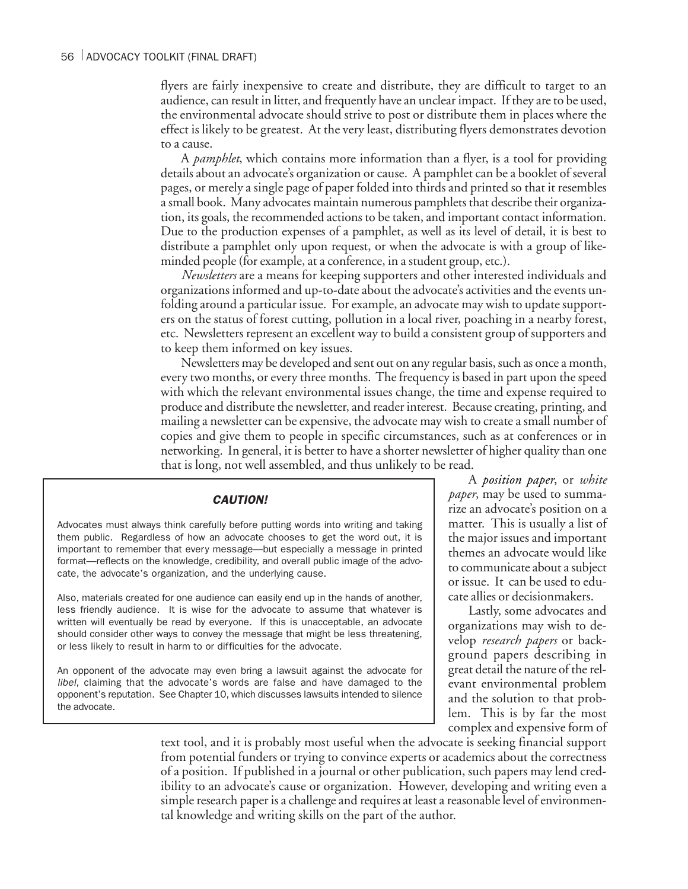flyers are fairly inexpensive to create and distribute, they are difficult to target to an audience, can result in litter, and frequently have an unclear impact. If they are to be used, the environmental advocate should strive to post or distribute them in places where the effect is likely to be greatest. At the very least, distributing flyers demonstrates devotion to a cause.

A *pamphlet*, which contains more information than a flyer, is a tool for providing details about an advocate's organization or cause. A pamphlet can be a booklet of several pages, or merely a single page of paper folded into thirds and printed so that it resembles a small book. Many advocates maintain numerous pamphlets that describe their organization, its goals, the recommended actions to be taken, and important contact information. Due to the production expenses of a pamphlet, as well as its level of detail, it is best to distribute a pamphlet only upon request, or when the advocate is with a group of like-minded people (for example, at a conference, in a student group, etc.).

*Newsletters* are a means for keeping supporters and other interested individuals and organizations informed and up-to-date about the advocate's activities and the events unfolding around a particular issue. For example, an advocate may wish to update supporters on the status of forest cutting, pollution in a local river, poaching in a nearby forest, etc. Newsletters represent an excellent way to build a consistent group of supporters and to keep them informed on key issues.

Newsletters may be developed and sent out on any regular basis, such as once a month, every two months, or every three months. The frequency is based in part upon the speed with which the relevant environmental issues change, the time and expense required to produce and distribute the newsletter, and reader interest. Because creating, printing, and mailing a newsletter can be expensive, the advocate may wish to create a small number of copies and give them to people in specific circumstances, such as at conferences or in networking. In general, it is better to have a shorter newsletter of higher quality than one that is long, not well assembled, and thus unlikely to be read.

> ***CAUTION!***
>
> Advocates must always think carefully before putting words into writing and taking them public. Regardless of how an advocate chooses to get the word out, it is important to remember that every message—but especially a message in printed format—reflects on the knowledge, credibility, and overall public image of the advocate, the advocate's organization, and the underlying cause.
>
> Also, materials created for one audience can easily end up in the hands of another, less friendly audience. It is wise for the advocate to assume that whatever is written will eventually be read by everyone. If this is unacceptable, an advocate should consider other ways to convey the message that might be less threatening, or less likely to result in harm to or difficulties for the advocate.
>
> An opponent of the advocate may even bring a lawsuit against the advocate for *libel*, claiming that the advocate's words are false and have damaged to the opponent's reputation. See Chapter 10, which discusses lawsuits intended to silence the advocate.

A *position paper*, or *white paper*, may be used to summarize an advocate's position on a matter. This is usually a list of the major issues and important themes an advocate would like to communicate about a subject or issue. It can be used to educate allies or decisionmakers.

Lastly, some advocates and organizations may wish to develop *research papers* or background papers describing in great detail the nature of the relevant environmental problem and the solution to that problem. This is by far the most complex and expensive form of text tool, and it is probably most useful when the advocate is seeking financial support from potential funders or trying to convince experts or academics about the correctness of a position. If published in a journal or other publication, such papers may lend credibility to an advocate's cause or organization. However, developing and writing even a simple research paper is a challenge and requires at least a reasonable level of environmental knowledge and writing skills on the part of the author.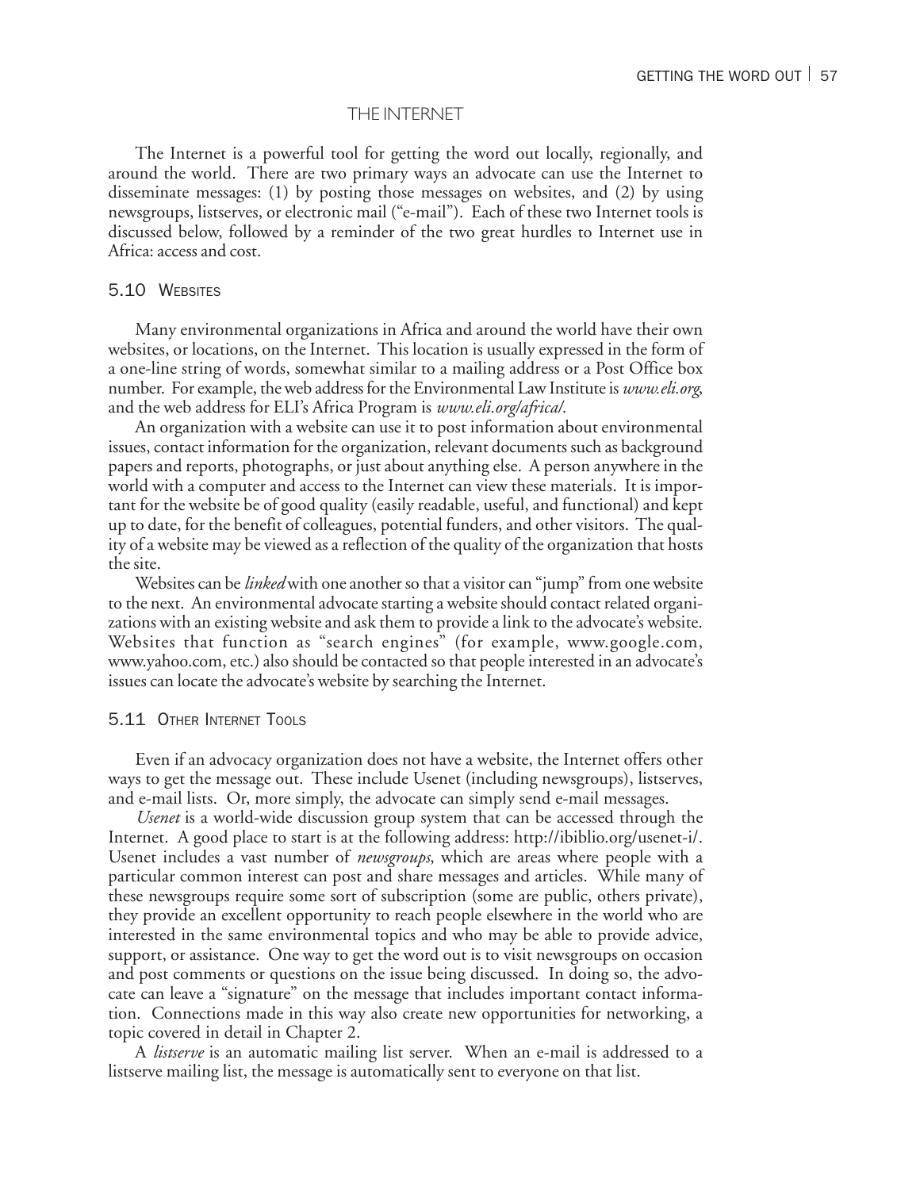## THE INTERNET

The Internet is a powerful tool for getting the word out locally, regionally, and around the world. There are two primary ways an advocate can use the Internet to disseminate messages: (1) by posting those messages on websites, and (2) by using newsgroups, listserves, or electronic mail ("e-mail"). Each of these two Internet tools is discussed below, followed by a reminder of the two great hurdles to Internet use in Africa: access and cost.

### 5.10 Websites

Many environmental organizations in Africa and around the world have their own websites, or locations, on the Internet. This location is usually expressed in the form of a one-line string of words, somewhat similar to a mailing address or a Post Office box number. For example, the web address for the Environmental Law Institute is *www.eli.org*, and the web address for ELI's Africa Program is *www.eli.org/africa/*.

An organization with a website can use it to post information about environmental issues, contact information for the organization, relevant documents such as background papers and reports, photographs, or just about anything else. A person anywhere in the world with a computer and access to the Internet can view these materials. It is important for the website be of good quality (easily readable, useful, and functional) and kept up to date, for the benefit of colleagues, potential funders, and other visitors. The quality of a website may be viewed as a reflection of the quality of the organization that hosts the site.

Websites can be *linked* with one another so that a visitor can "jump" from one website to the next. An environmental advocate starting a website should contact related organizations with an existing website and ask them to provide a link to the advocate's website. Websites that function as "search engines" (for example, www.google.com, www.yahoo.com, etc.) also should be contacted so that people interested in an advocate's issues can locate the advocate's website by searching the Internet.

### 5.11 Other Internet Tools

Even if an advocacy organization does not have a website, the Internet offers other ways to get the message out. These include Usenet (including newsgroups), listserves, and e-mail lists. Or, more simply, the advocate can simply send e-mail messages.

*Usenet* is a world-wide discussion group system that can be accessed through the Internet. A good place to start is at the following address: http://ibiblio.org/usenet-i/. Usenet includes a vast number of *newsgroups*, which are areas where people with a particular common interest can post and share messages and articles. While many of these newsgroups require some sort of subscription (some are public, others private), they provide an excellent opportunity to reach people elsewhere in the world who are interested in the same environmental topics and who may be able to provide advice, support, or assistance. One way to get the word out is to visit newsgroups on occasion and post comments or questions on the issue being discussed. In doing so, the advocate can leave a "signature" on the message that includes important contact information. Connections made in this way also create new opportunities for networking, a topic covered in detail in Chapter 2.

A *listserve* is an automatic mailing list server. When an e-mail is addressed to a listserve mailing list, the message is automatically sent to everyone on that list.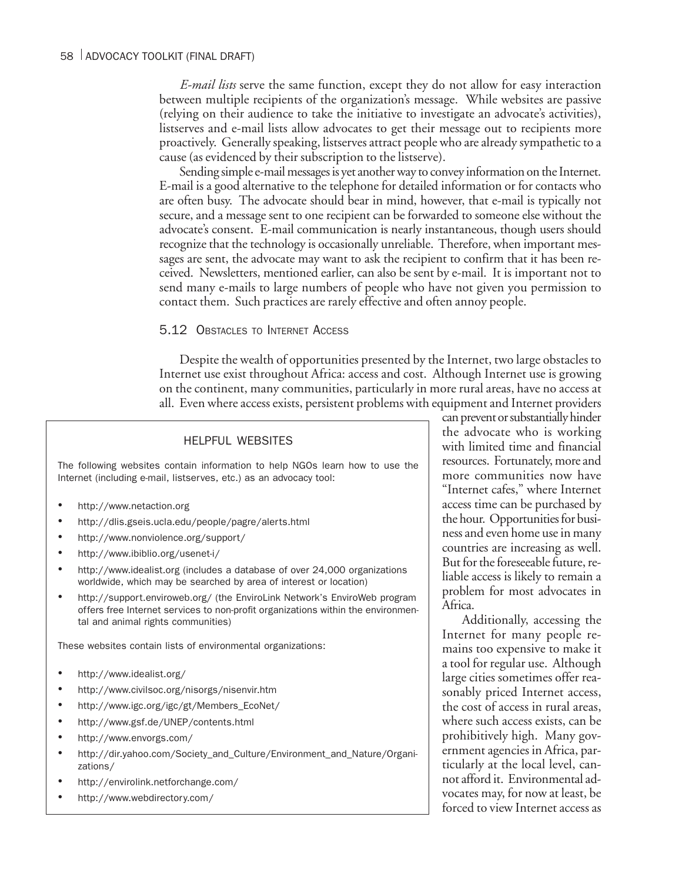*E-mail lists* serve the same function, except they do not allow for easy interaction between multiple recipients of the organization's message. While websites are passive (relying on their audience to take the initiative to investigate an advocate's activities), listserves and e-mail lists allow advocates to get their message out to recipients more proactively. Generally speaking, listserves attract people who are already sympathetic to a cause (as evidenced by their subscription to the listserve).

Sending simple e-mail messages is yet another way to convey information on the Internet. E-mail is a good alternative to the telephone for detailed information or for contacts who are often busy. The advocate should bear in mind, however, that e-mail is typically not secure, and a message sent to one recipient can be forwarded to someone else without the advocate's consent. E-mail communication is nearly instantaneous, though users should recognize that the technology is occasionally unreliable. Therefore, when important messages are sent, the advocate may want to ask the recipient to confirm that it has been received. Newsletters, mentioned earlier, can also be sent by e-mail. It is important not to send many e-mails to large numbers of people who have not given you permission to contact them. Such practices are rarely effective and often annoy people.

## 5.12 Obstacles to Internet Access

Despite the wealth of opportunities presented by the Internet, two large obstacles to Internet use exist throughout Africa: access and cost. Although Internet use is growing on the continent, many communities, particularly in more rural areas, have no access at all. Even where access exists, persistent problems with equipment and Internet providers can prevent or substantially hinder the advocate who is working with limited time and financial resources. Fortunately, more and more communities now have "Internet cafes," where Internet access time can be purchased by the hour. Opportunities for business and even home use in many countries are increasing as well. But for the foreseeable future, reliable access is likely to remain a problem for most advocates in Africa.

Additionally, accessing the Internet for many people remains too expensive to make it a tool for regular use. Although large cities sometimes offer reasonably priced Internet access, the cost of access in rural areas, where such access exists, can be prohibitively high. Many government agencies in Africa, particularly at the local level, cannot afford it. Environmental advocates may, for now at least, be forced to view Internet access as

### HELPFUL WEBSITES

The following websites contain information to help NGOs learn how to use the Internet (including e-mail, listserves, etc.) as an advocacy tool:

- http://www.netaction.org
- http://dlis.gseis.ucla.edu/people/pagre/alerts.html
- http://www.nonviolence.org/support/
- http://www.ibiblio.org/usenet-i/
- http://www.idealist.org (includes a database of over 24,000 organizations worldwide, which may be searched by area of interest or location)
- http://support.enviroweb.org/ (the EnviroLink Network's EnviroWeb program offers free Internet services to non-profit organizations within the environmental and animal rights communities)

These websites contain lists of environmental organizations:

- http://www.idealist.org/
- http://www.civilsoc.org/nisorgs/nisenvir.htm
- http://www.igc.org/igc/gt/Members_EcoNet/
- http://www.gsf.de/UNEP/contents.html
- http://www.envorgs.com/
- http://dir.yahoo.com/Society_and_Culture/Environment_and_Nature/Organizations/
- http://envirolink.netforchange.com/
- http://www.webdirectory.com/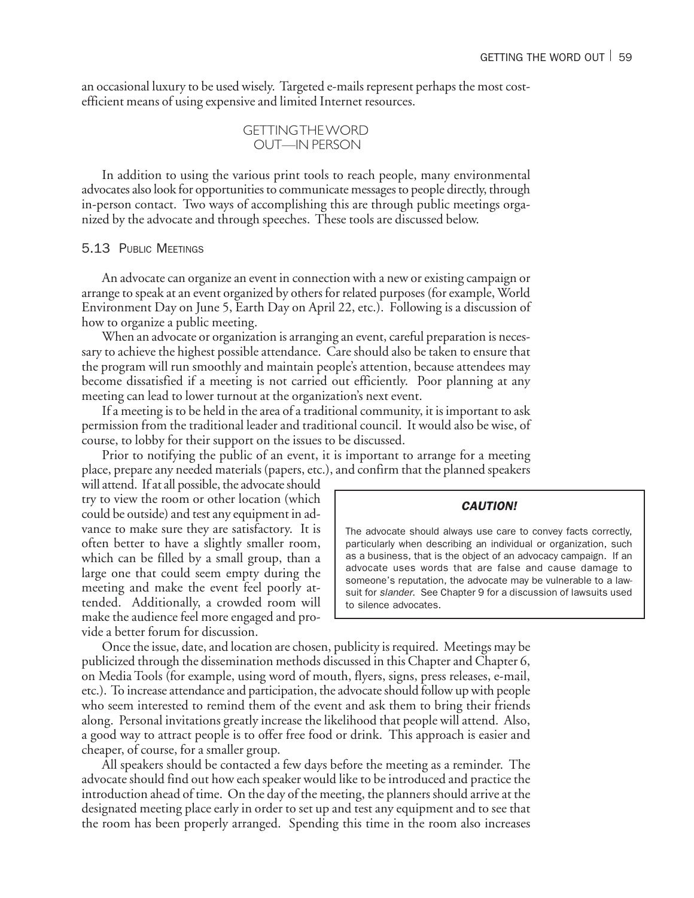an occasional luxury to be used wisely. Targeted e-mails represent perhaps the most cost-efficient means of using expensive and limited Internet resources.

## GETTING THE WORD OUT—IN PERSON

In addition to using the various print tools to reach people, many environmental advocates also look for opportunities to communicate messages to people directly, through in-person contact. Two ways of accomplishing this are through public meetings organized by the advocate and through speeches. These tools are discussed below.

### 5.13 Public Meetings

An advocate can organize an event in connection with a new or existing campaign or arrange to speak at an event organized by others for related purposes (for example, World Environment Day on June 5, Earth Day on April 22, etc.). Following is a discussion of how to organize a public meeting.

When an advocate or organization is arranging an event, careful preparation is necessary to achieve the highest possible attendance. Care should also be taken to ensure that the program will run smoothly and maintain people's attention, because attendees may become dissatisfied if a meeting is not carried out efficiently. Poor planning at any meeting can lead to lower turnout at the organization's next event.

If a meeting is to be held in the area of a traditional community, it is important to ask permission from the traditional leader and traditional council. It would also be wise, of course, to lobby for their support on the issues to be discussed.

Prior to notifying the public of an event, it is important to arrange for a meeting place, prepare any needed materials (papers, etc.), and confirm that the planned speakers will attend. If at all possible, the advocate should try to view the room or other location (which could be outside) and test any equipment in advance to make sure they are satisfactory. It is often better to have a slightly smaller room, which can be filled by a small group, than a large one that could seem empty during the meeting and make the event feel poorly attended. Additionally, a crowded room will make the audience feel more engaged and provide a better forum for discussion.

> ***CAUTION!***
>
> The advocate should always use care to convey facts correctly, particularly when describing an individual or organization, such as a business, that is the object of an advocacy campaign. If an advocate uses words that are false and cause damage to someone's reputation, the advocate may be vulnerable to a lawsuit for *slander*. See Chapter 9 for a discussion of lawsuits used to silence advocates.

Once the issue, date, and location are chosen, publicity is required. Meetings may be publicized through the dissemination methods discussed in this Chapter and Chapter 6, on Media Tools (for example, using word of mouth, flyers, signs, press releases, e-mail, etc.). To increase attendance and participation, the advocate should follow up with people who seem interested to remind them of the event and ask them to bring their friends along. Personal invitations greatly increase the likelihood that people will attend. Also, a good way to attract people is to offer free food or drink. This approach is easier and cheaper, of course, for a smaller group.

All speakers should be contacted a few days before the meeting as a reminder. The advocate should find out how each speaker would like to be introduced and practice the introduction ahead of time. On the day of the meeting, the planners should arrive at the designated meeting place early in order to set up and test any equipment and to see that the room has been properly arranged. Spending this time in the room also increases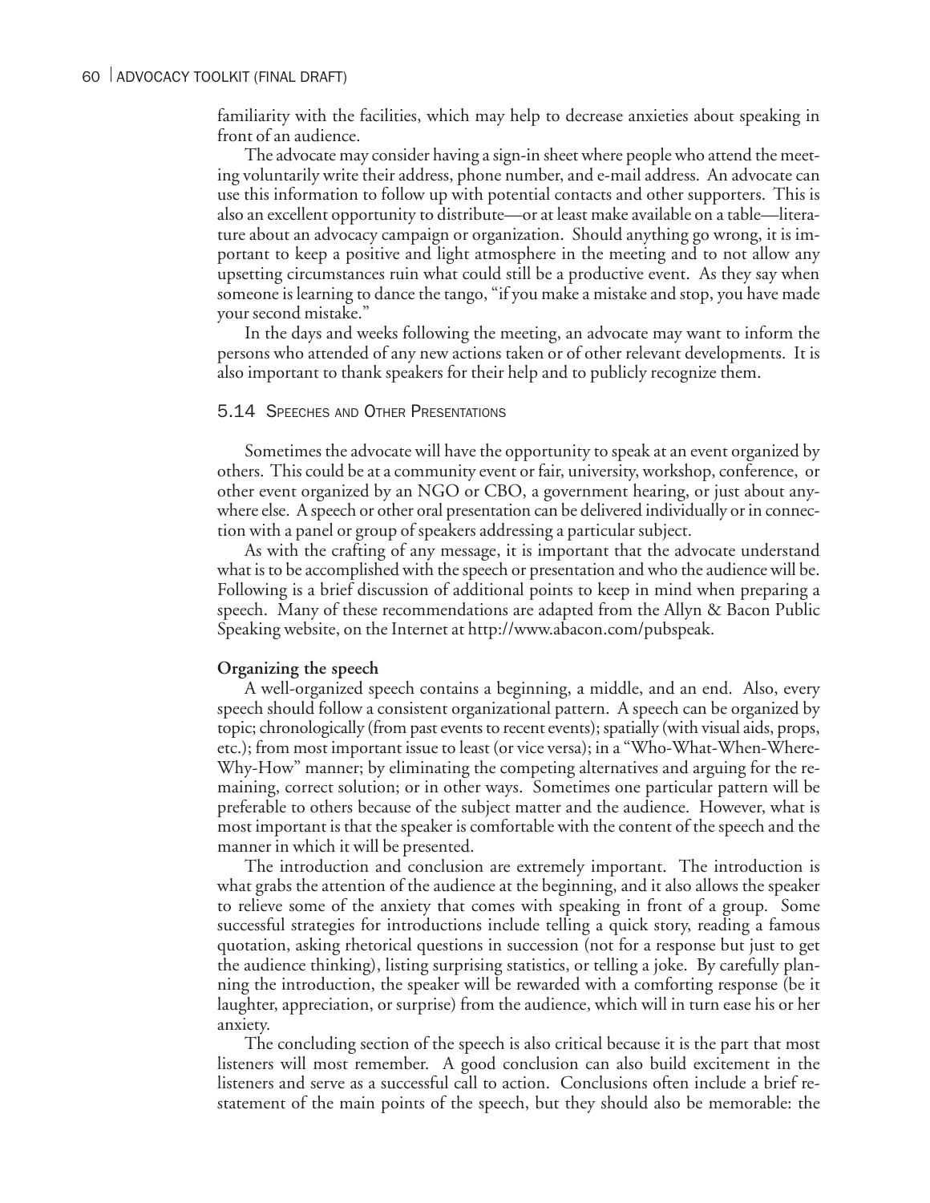familiarity with the facilities, which may help to decrease anxieties about speaking in front of an audience.

The advocate may consider having a sign-in sheet where people who attend the meeting voluntarily write their address, phone number, and e-mail address. An advocate can use this information to follow up with potential contacts and other supporters. This is also an excellent opportunity to distribute—or at least make available on a table—literature about an advocacy campaign or organization. Should anything go wrong, it is important to keep a positive and light atmosphere in the meeting and to not allow any upsetting circumstances ruin what could still be a productive event. As they say when someone is learning to dance the tango, "if you make a mistake and stop, you have made your second mistake."

In the days and weeks following the meeting, an advocate may want to inform the persons who attended of any new actions taken or of other relevant developments. It is also important to thank speakers for their help and to publicly recognize them.

## 5.14 Speeches and Other Presentations

Sometimes the advocate will have the opportunity to speak at an event organized by others. This could be at a community event or fair, university, workshop, conference, or other event organized by an NGO or CBO, a government hearing, or just about anywhere else. A speech or other oral presentation can be delivered individually or in connection with a panel or group of speakers addressing a particular subject.

As with the crafting of any message, it is important that the advocate understand what is to be accomplished with the speech or presentation and who the audience will be. Following is a brief discussion of additional points to keep in mind when preparing a speech. Many of these recommendations are adapted from the Allyn & Bacon Public Speaking website, on the Internet at http://www.abacon.com/pubspeak.

**Organizing the speech**

A well-organized speech contains a beginning, a middle, and an end. Also, every speech should follow a consistent organizational pattern. A speech can be organized by topic; chronologically (from past events to recent events); spatially (with visual aids, props, etc.); from most important issue to least (or vice versa); in a "Who-What-When-Where-Why-How" manner; by eliminating the competing alternatives and arguing for the remaining, correct solution; or in other ways. Sometimes one particular pattern will be preferable to others because of the subject matter and the audience. However, what is most important is that the speaker is comfortable with the content of the speech and the manner in which it will be presented.

The introduction and conclusion are extremely important. The introduction is what grabs the attention of the audience at the beginning, and it also allows the speaker to relieve some of the anxiety that comes with speaking in front of a group. Some successful strategies for introductions include telling a quick story, reading a famous quotation, asking rhetorical questions in succession (not for a response but just to get the audience thinking), listing surprising statistics, or telling a joke. By carefully planning the introduction, the speaker will be rewarded with a comforting response (be it laughter, appreciation, or surprise) from the audience, which will in turn ease his or her anxiety.

The concluding section of the speech is also critical because it is the part that most listeners will most remember. A good conclusion can also build excitement in the listeners and serve as a successful call to action. Conclusions often include a brief restatement of the main points of the speech, but they should also be memorable: the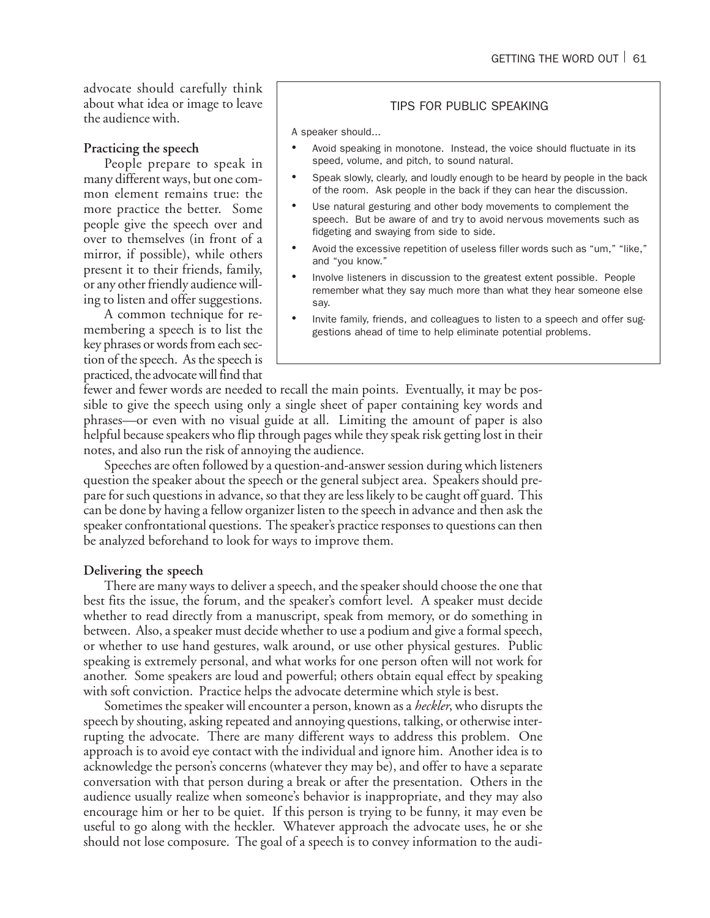advocate should carefully think about what idea or image to leave the audience with.

**Practicing the speech**

People prepare to speak in many different ways, but one common element remains true: the more practice the better. Some people give the speech over and over to themselves (in front of a mirror, if possible), while others present it to their friends, family, or any other friendly audience willing to listen and offer suggestions.

A common technique for remembering a speech is to list the key phrases or words from each section of the speech. As the speech is practiced, the advocate will find that fewer and fewer words are needed to recall the main points. Eventually, it may be possible to give the speech using only a single sheet of paper containing key words and phrases—or even with no visual guide at all. Limiting the amount of paper is also helpful because speakers who flip through pages while they speak risk getting lost in their notes, and also run the risk of annoying the audience.

Speeches are often followed by a question-and-answer session during which listeners question the speaker about the speech or the general subject area. Speakers should prepare for such questions in advance, so that they are less likely to be caught off guard. This can be done by having a fellow organizer listen to the speech in advance and then ask the speaker confrontational questions. The speaker's practice responses to questions can then be analyzed beforehand to look for ways to improve them.

> TIPS FOR PUBLIC SPEAKING
>
> A speaker should...
>
> - Avoid speaking in monotone. Instead, the voice should fluctuate in its speed, volume, and pitch, to sound natural.
> - Speak slowly, clearly, and loudly enough to be heard by people in the back of the room. Ask people in the back if they can hear the discussion.
> - Use natural gesturing and other body movements to complement the speech. But be aware of and try to avoid nervous movements such as fidgeting and swaying from side to side.
> - Avoid the excessive repetition of useless filler words such as "um," "like," and "you know."
> - Involve listeners in discussion to the greatest extent possible. People remember what they say much more than what they hear someone else say.
> - Invite family, friends, and colleagues to listen to a speech and offer suggestions ahead of time to help eliminate potential problems.

**Delivering the speech**

There are many ways to deliver a speech, and the speaker should choose the one that best fits the issue, the forum, and the speaker's comfort level. A speaker must decide whether to read directly from a manuscript, speak from memory, or do something in between. Also, a speaker must decide whether to use a podium and give a formal speech, or whether to use hand gestures, walk around, or use other physical gestures. Public speaking is extremely personal, and what works for one person often will not work for another. Some speakers are loud and powerful; others obtain equal effect by speaking with soft conviction. Practice helps the advocate determine which style is best.

Sometimes the speaker will encounter a person, known as a *heckler*, who disrupts the speech by shouting, asking repeated and annoying questions, talking, or otherwise interrupting the advocate. There are many different ways to address this problem. One approach is to avoid eye contact with the individual and ignore him. Another idea is to acknowledge the person's concerns (whatever they may be), and offer to have a separate conversation with that person during a break or after the presentation. Others in the audience usually realize when someone's behavior is inappropriate, and they may also encourage him or her to be quiet. If this person is trying to be funny, it may even be useful to go along with the heckler. Whatever approach the advocate uses, he or she should not lose composure. The goal of a speech is to convey information to the audi-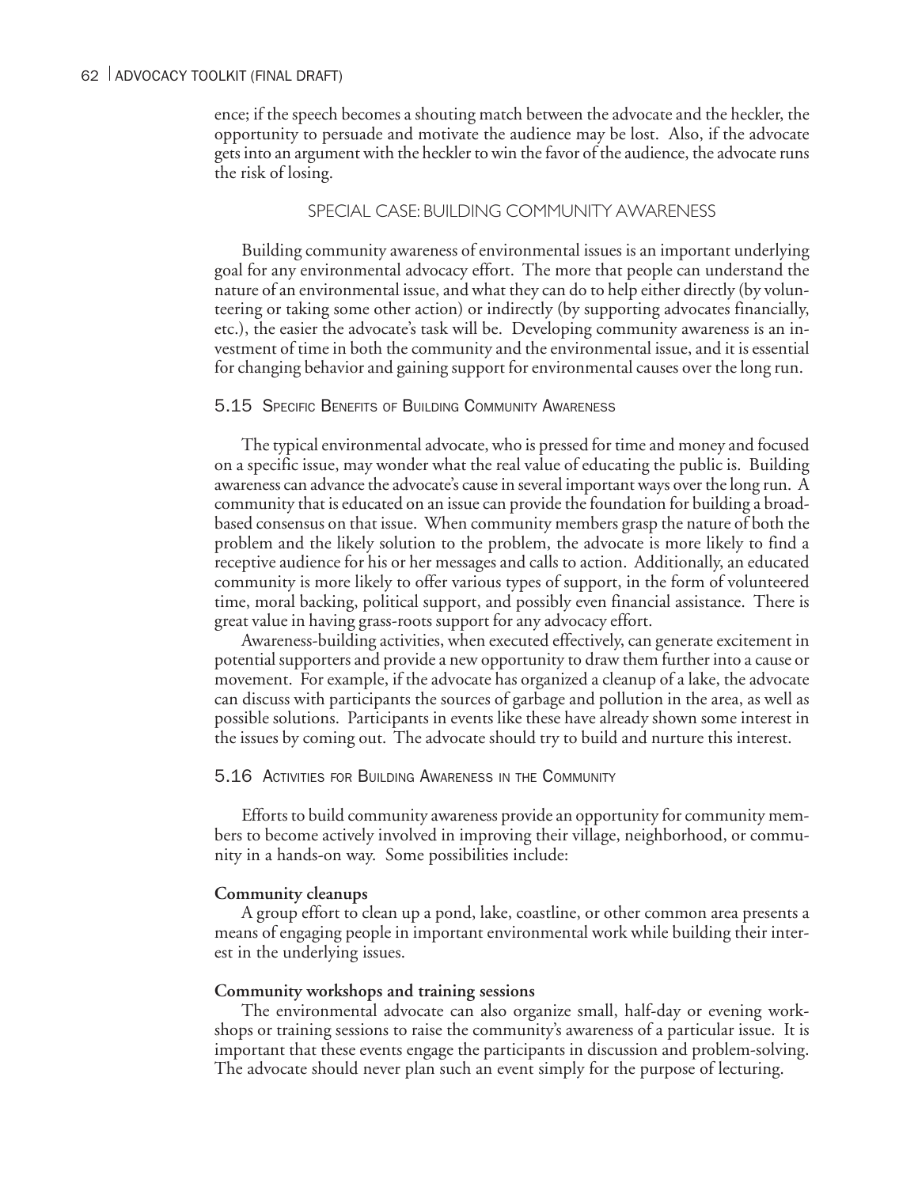ence; if the speech becomes a shouting match between the advocate and the heckler, the opportunity to persuade and motivate the audience may be lost. Also, if the advocate gets into an argument with the heckler to win the favor of the audience, the advocate runs the risk of losing.

## SPECIAL CASE: BUILDING COMMUNITY AWARENESS

Building community awareness of environmental issues is an important underlying goal for any environmental advocacy effort. The more that people can understand the nature of an environmental issue, and what they can do to help either directly (by volunteering or taking some other action) or indirectly (by supporting advocates financially, etc.), the easier the advocate's task will be. Developing community awareness is an investment of time in both the community and the environmental issue, and it is essential for changing behavior and gaining support for environmental causes over the long run.

### 5.15 Specific Benefits of Building Community Awareness

The typical environmental advocate, who is pressed for time and money and focused on a specific issue, may wonder what the real value of educating the public is. Building awareness can advance the advocate's cause in several important ways over the long run. A community that is educated on an issue can provide the foundation for building a broad-based consensus on that issue. When community members grasp the nature of both the problem and the likely solution to the problem, the advocate is more likely to find a receptive audience for his or her messages and calls to action. Additionally, an educated community is more likely to offer various types of support, in the form of volunteered time, moral backing, political support, and possibly even financial assistance. There is great value in having grass-roots support for any advocacy effort.

Awareness-building activities, when executed effectively, can generate excitement in potential supporters and provide a new opportunity to draw them further into a cause or movement. For example, if the advocate has organized a cleanup of a lake, the advocate can discuss with participants the sources of garbage and pollution in the area, as well as possible solutions. Participants in events like these have already shown some interest in the issues by coming out. The advocate should try to build and nurture this interest.

### 5.16 Activities for Building Awareness in the Community

Efforts to build community awareness provide an opportunity for community members to become actively involved in improving their village, neighborhood, or community in a hands-on way. Some possibilities include:

**Community cleanups**

A group effort to clean up a pond, lake, coastline, or other common area presents a means of engaging people in important environmental work while building their interest in the underlying issues.

**Community workshops and training sessions**

The environmental advocate can also organize small, half-day or evening workshops or training sessions to raise the community's awareness of a particular issue. It is important that these events engage the participants in discussion and problem-solving. The advocate should never plan such an event simply for the purpose of lecturing.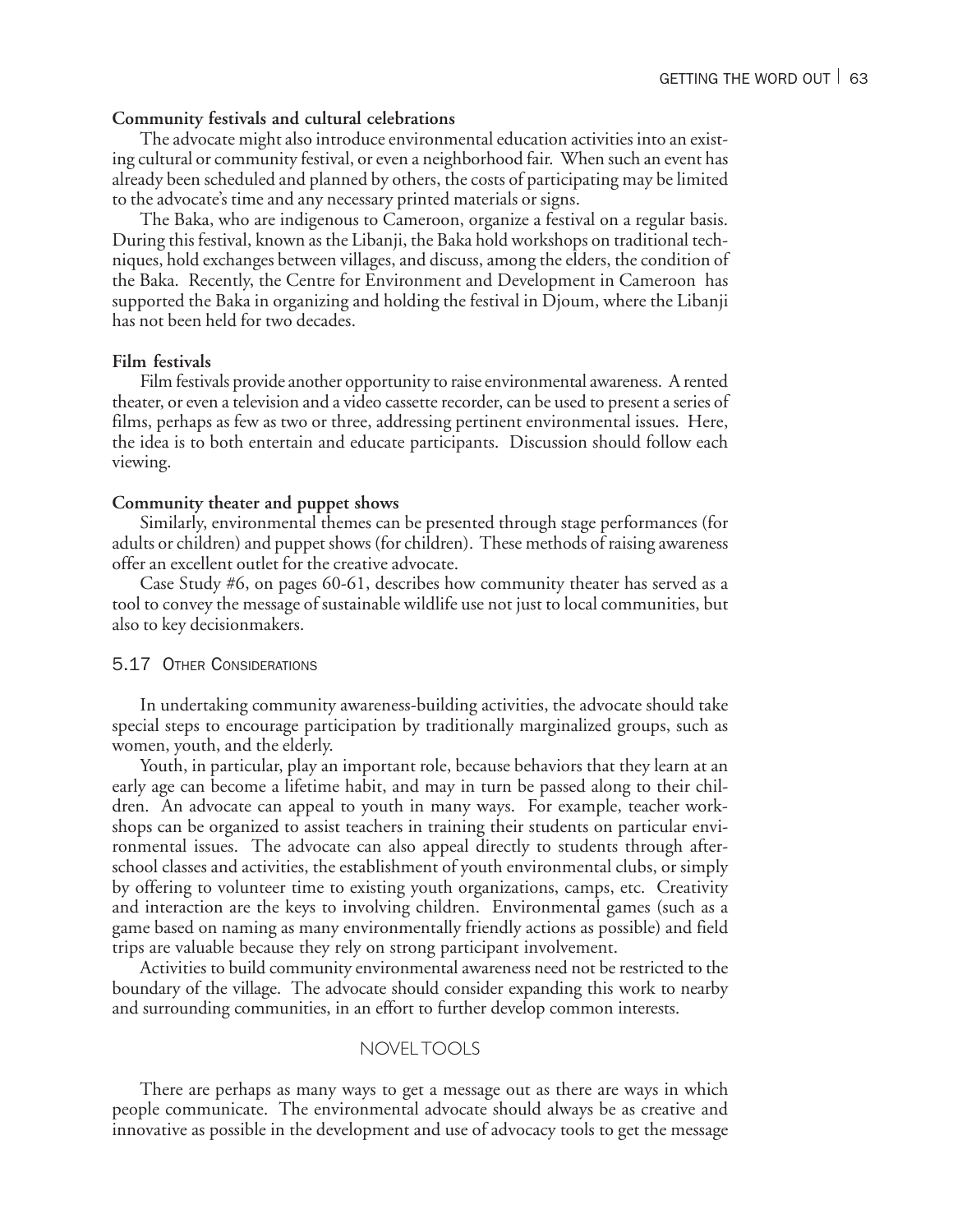**Community festivals and cultural celebrations**

The advocate might also introduce environmental education activities into an existing cultural or community festival, or even a neighborhood fair. When such an event has already been scheduled and planned by others, the costs of participating may be limited to the advocate's time and any necessary printed materials or signs.

The Baka, who are indigenous to Cameroon, organize a festival on a regular basis. During this festival, known as the Libanji, the Baka hold workshops on traditional techniques, hold exchanges between villages, and discuss, among the elders, the condition of the Baka. Recently, the Centre for Environment and Development in Cameroon has supported the Baka in organizing and holding the festival in Djoum, where the Libanji has not been held for two decades.

**Film festivals**

Film festivals provide another opportunity to raise environmental awareness. A rented theater, or even a television and a video cassette recorder, can be used to present a series of films, perhaps as few as two or three, addressing pertinent environmental issues. Here, the idea is to both entertain and educate participants. Discussion should follow each viewing.

**Community theater and puppet shows**

Similarly, environmental themes can be presented through stage performances (for adults or children) and puppet shows (for children). These methods of raising awareness offer an excellent outlet for the creative advocate.

Case Study #6, on pages 60-61, describes how community theater has served as a tool to convey the message of sustainable wildlife use not just to local communities, but also to key decisionmakers.

## 5.17 Other Considerations

In undertaking community awareness-building activities, the advocate should take special steps to encourage participation by traditionally marginalized groups, such as women, youth, and the elderly.

Youth, in particular, play an important role, because behaviors that they learn at an early age can become a lifetime habit, and may in turn be passed along to their children. An advocate can appeal to youth in many ways. For example, teacher workshops can be organized to assist teachers in training their students on particular environmental issues. The advocate can also appeal directly to students through after-school classes and activities, the establishment of youth environmental clubs, or simply by offering to volunteer time to existing youth organizations, camps, etc. Creativity and interaction are the keys to involving children. Environmental games (such as a game based on naming as many environmentally friendly actions as possible) and field trips are valuable because they rely on strong participant involvement.

Activities to build community environmental awareness need not be restricted to the boundary of the village. The advocate should consider expanding this work to nearby and surrounding communities, in an effort to further develop common interests.

## NOVEL TOOLS

There are perhaps as many ways to get a message out as there are ways in which people communicate. The environmental advocate should always be as creative and innovative as possible in the development and use of advocacy tools to get the message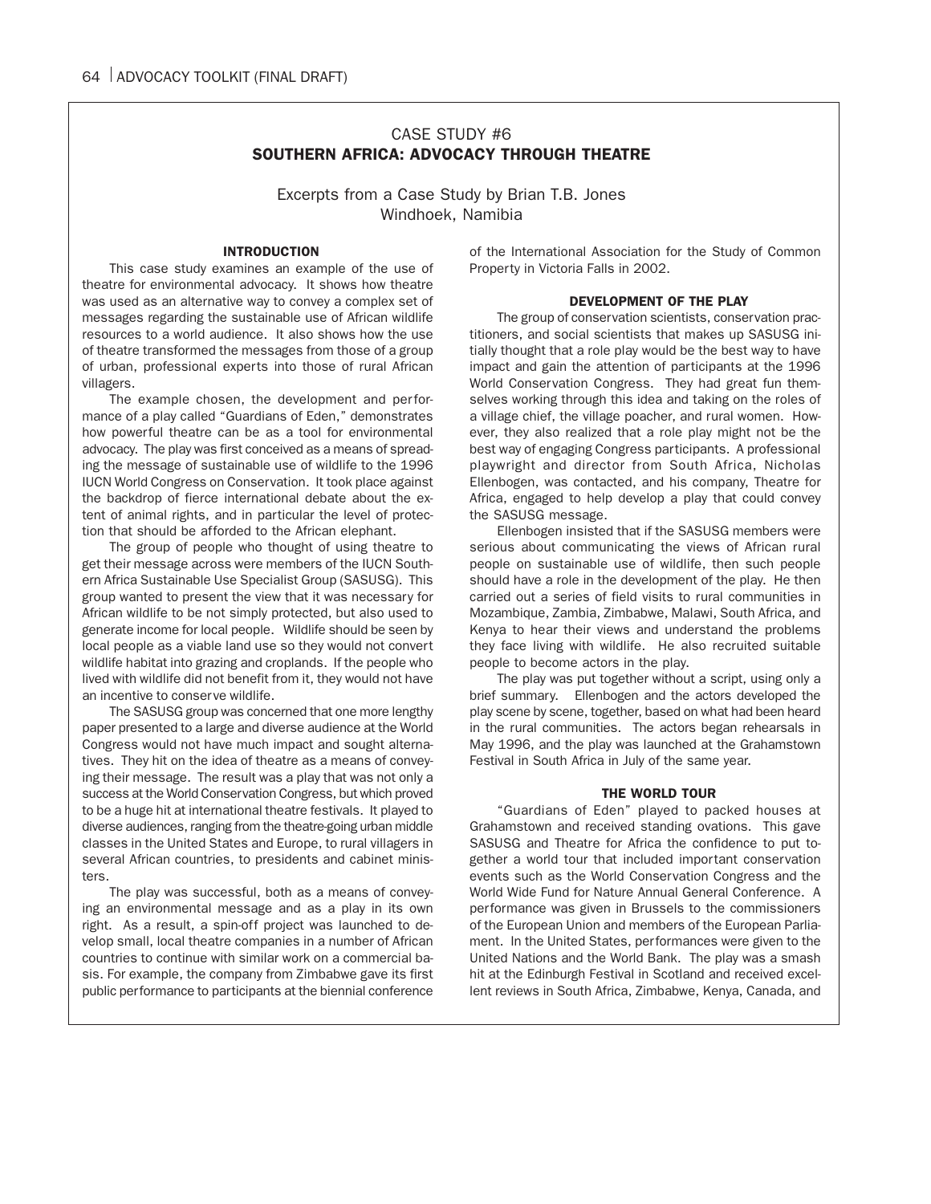## CASE STUDY #6
## SOUTHERN AFRICA: ADVOCACY THROUGH THEATRE

Excerpts from a Case Study by Brian T.B. Jones
Windhoek, Namibia

### INTRODUCTION

This case study examines an example of the use of theatre for environmental advocacy. It shows how theatre was used as an alternative way to convey a complex set of messages regarding the sustainable use of African wildlife resources to a world audience. It also shows how the use of theatre transformed the messages from those of a group of urban, professional experts into those of rural African villagers.

The example chosen, the development and performance of a play called "Guardians of Eden," demonstrates how powerful theatre can be as a tool for environmental advocacy. The play was first conceived as a means of spreading the message of sustainable use of wildlife to the 1996 IUCN World Congress on Conservation. It took place against the backdrop of fierce international debate about the extent of animal rights, and in particular the level of protection that should be afforded to the African elephant.

The group of people who thought of using theatre to get their message across were members of the IUCN Southern Africa Sustainable Use Specialist Group (SASUSG). This group wanted to present the view that it was necessary for African wildlife to be not simply protected, but also used to generate income for local people. Wildlife should be seen by local people as a viable land use so they would not convert wildlife habitat into grazing and croplands. If the people who lived with wildlife did not benefit from it, they would not have an incentive to conserve wildlife.

The SASUSG group was concerned that one more lengthy paper presented to a large and diverse audience at the World Congress would not have much impact and sought alternatives. They hit on the idea of theatre as a means of conveying their message. The result was a play that was not only a success at the World Conservation Congress, but which proved to be a huge hit at international theatre festivals. It played to diverse audiences, ranging from the theatre-going urban middle classes in the United States and Europe, to rural villagers in several African countries, to presidents and cabinet ministers.

The play was successful, both as a means of conveying an environmental message and as a play in its own right. As a result, a spin-off project was launched to develop small, local theatre companies in a number of African countries to continue with similar work on a commercial basis. For example, the company from Zimbabwe gave its first public performance to participants at the biennial conference of the International Association for the Study of Common Property in Victoria Falls in 2002.

### DEVELOPMENT OF THE PLAY

The group of conservation scientists, conservation practitioners, and social scientists that makes up SASUSG initially thought that a role play would be the best way to have impact and gain the attention of participants at the 1996 World Conservation Congress. They had great fun themselves working through this idea and taking on the roles of a village chief, the village poacher, and rural women. However, they also realized that a role play might not be the best way of engaging Congress participants. A professional playwright and director from South Africa, Nicholas Ellenbogen, was contacted, and his company, Theatre for Africa, engaged to help develop a play that could convey the SASUSG message.

Ellenbogen insisted that if the SASUSG members were serious about communicating the views of African rural people on sustainable use of wildlife, then such people should have a role in the development of the play. He then carried out a series of field visits to rural communities in Mozambique, Zambia, Zimbabwe, Malawi, South Africa, and Kenya to hear their views and understand the problems they face living with wildlife. He also recruited suitable people to become actors in the play.

The play was put together without a script, using only a brief summary. Ellenbogen and the actors developed the play scene by scene, together, based on what had been heard in the rural communities. The actors began rehearsals in May 1996, and the play was launched at the Grahamstown Festival in South Africa in July of the same year.

### THE WORLD TOUR

"Guardians of Eden" played to packed houses at Grahamstown and received standing ovations. This gave SASUSG and Theatre for Africa the confidence to put together a world tour that included important conservation events such as the World Conservation Congress and the World Wide Fund for Nature Annual General Conference. A performance was given in Brussels to the commissioners of the European Union and members of the European Parliament. In the United States, performances were given to the United Nations and the World Bank. The play was a smash hit at the Edinburgh Festival in Scotland and received excellent reviews in South Africa, Zimbabwe, Kenya, Canada, and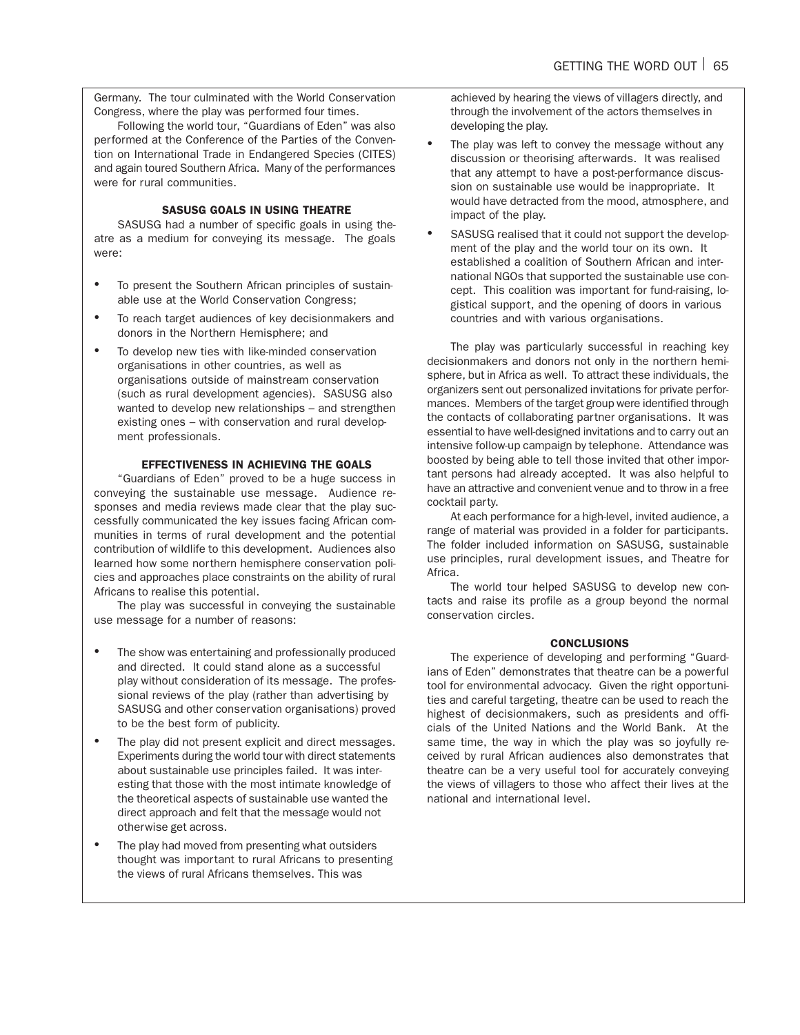Germany. The tour culminated with the World Conservation Congress, where the play was performed four times.

Following the world tour, "Guardians of Eden" was also performed at the Conference of the Parties of the Convention on International Trade in Endangered Species (CITES) and again toured Southern Africa. Many of the performances were for rural communities.

### SASUSG GOALS IN USING THEATRE

SASUSG had a number of specific goals in using theatre as a medium for conveying its message. The goals were:

- To present the Southern African principles of sustainable use at the World Conservation Congress;
- To reach target audiences of key decisionmakers and donors in the Northern Hemisphere; and
- To develop new ties with like-minded conservation organisations in other countries, as well as organisations outside of mainstream conservation (such as rural development agencies). SASUSG also wanted to develop new relationships – and strengthen existing ones – with conservation and rural development professionals.

### EFFECTIVENESS IN ACHIEVING THE GOALS

"Guardians of Eden" proved to be a huge success in conveying the sustainable use message. Audience responses and media reviews made clear that the play successfully communicated the key issues facing African communities in terms of rural development and the potential contribution of wildlife to this development. Audiences also learned how some northern hemisphere conservation policies and approaches place constraints on the ability of rural Africans to realise this potential.

The play was successful in conveying the sustainable use message for a number of reasons:

- The show was entertaining and professionally produced and directed. It could stand alone as a successful play without consideration of its message. The professional reviews of the play (rather than advertising by SASUSG and other conservation organisations) proved to be the best form of publicity.
- The play did not present explicit and direct messages. Experiments during the world tour with direct statements about sustainable use principles failed. It was interesting that those with the most intimate knowledge of the theoretical aspects of sustainable use wanted the direct approach and felt that the message would not otherwise get across.
- The play had moved from presenting what outsiders thought was important to rural Africans to presenting the views of rural Africans themselves. This was achieved by hearing the views of villagers directly, and through the involvement of the actors themselves in developing the play.
- The play was left to convey the message without any discussion or theorising afterwards. It was realised that any attempt to have a post-performance discussion on sustainable use would be inappropriate. It would have detracted from the mood, atmosphere, and impact of the play.
- SASUSG realised that it could not support the development of the play and the world tour on its own. It established a coalition of Southern African and international NGOs that supported the sustainable use concept. This coalition was important for fund-raising, logistical support, and the opening of doors in various countries and with various organisations.

The play was particularly successful in reaching key decisionmakers and donors not only in the northern hemisphere, but in Africa as well. To attract these individuals, the organizers sent out personalized invitations for private performances. Members of the target group were identified through the contacts of collaborating partner organisations. It was essential to have well-designed invitations and to carry out an intensive follow-up campaign by telephone. Attendance was boosted by being able to tell those invited that other important persons had already accepted. It was also helpful to have an attractive and convenient venue and to throw in a free cocktail party.

At each performance for a high-level, invited audience, a range of material was provided in a folder for participants. The folder included information on SASUSG, sustainable use principles, rural development issues, and Theatre for Africa.

The world tour helped SASUSG to develop new contacts and raise its profile as a group beyond the normal conservation circles.

### CONCLUSIONS

The experience of developing and performing "Guardians of Eden" demonstrates that theatre can be a powerful tool for environmental advocacy. Given the right opportunities and careful targeting, theatre can be used to reach the highest of decisionmakers, such as presidents and officials of the United Nations and the World Bank. At the same time, the way in which the play was so joyfully received by rural African audiences also demonstrates that theatre can be a very useful tool for accurately conveying the views of villagers to those who affect their lives at the national and international level.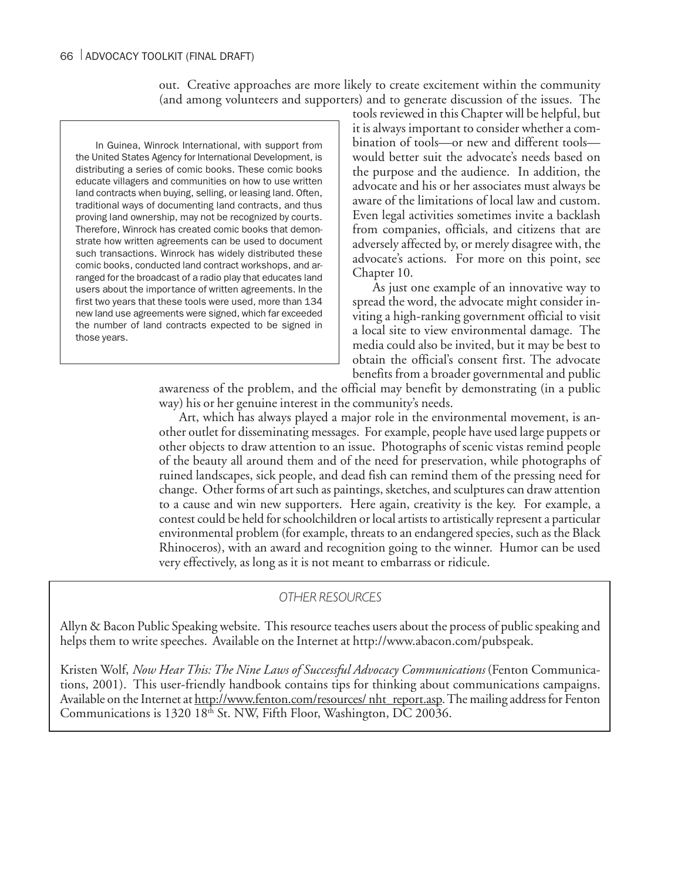out. Creative approaches are more likely to create excitement within the community (and among volunteers and supporters) and to generate discussion of the issues. The tools reviewed in this Chapter will be helpful, but it is always important to consider whether a combination of tools—or new and different tools—would better suit the advocate's needs based on the purpose and the audience. In addition, the advocate and his or her associates must always be aware of the limitations of local law and custom. Even legal activities sometimes invite a backlash from companies, officials, and citizens that are adversely affected by, or merely disagree with, the advocate's actions. For more on this point, see Chapter 10.

> In Guinea, Winrock International, with support from the United States Agency for International Development, is distributing a series of comic books. These comic books educate villagers and communities on how to use written land contracts when buying, selling, or leasing land. Often, traditional ways of documenting land contracts, and thus proving land ownership, may not be recognized by courts. Therefore, Winrock has created comic books that demonstrate how written agreements can be used to document such transactions. Winrock has widely distributed these comic books, conducted land contract workshops, and arranged for the broadcast of a radio play that educates land users about the importance of written agreements. In the first two years that these tools were used, more than 134 new land use agreements were signed, which far exceeded the number of land contracts expected to be signed in those years.

As just one example of an innovative way to spread the word, the advocate might consider inviting a high-ranking government official to visit a local site to view environmental damage. The media could also be invited, but it may be best to obtain the official's consent first. The advocate benefits from a broader governmental and public awareness of the problem, and the official may benefit by demonstrating (in a public way) his or her genuine interest in the community's needs.

Art, which has always played a major role in the environmental movement, is another outlet for disseminating messages. For example, people have used large puppets or other objects to draw attention to an issue. Photographs of scenic vistas remind people of the beauty all around them and of the need for preservation, while photographs of ruined landscapes, sick people, and dead fish can remind them of the pressing need for change. Other forms of art such as paintings, sketches, and sculptures can draw attention to a cause and win new supporters. Here again, creativity is the key. For example, a contest could be held for schoolchildren or local artists to artistically represent a particular environmental problem (for example, threats to an endangered species, such as the Black Rhinoceros), with an award and recognition going to the winner. Humor can be used very effectively, as long as it is not meant to embarrass or ridicule.

### *OTHER RESOURCES*

Allyn & Bacon Public Speaking website. This resource teaches users about the process of public speaking and helps them to write speeches. Available on the Internet at http://www.abacon.com/pubspeak.

Kristen Wolf, *Now Hear This: The Nine Laws of Successful Advocacy Communications* (Fenton Communications, 2001). This user-friendly handbook contains tips for thinking about communications campaigns. Available on the Internet at http://www.fenton.com/resources/ nht_report.asp. The mailing address for Fenton Communications is 1320 18th St. NW, Fifth Floor, Washington, DC 20036.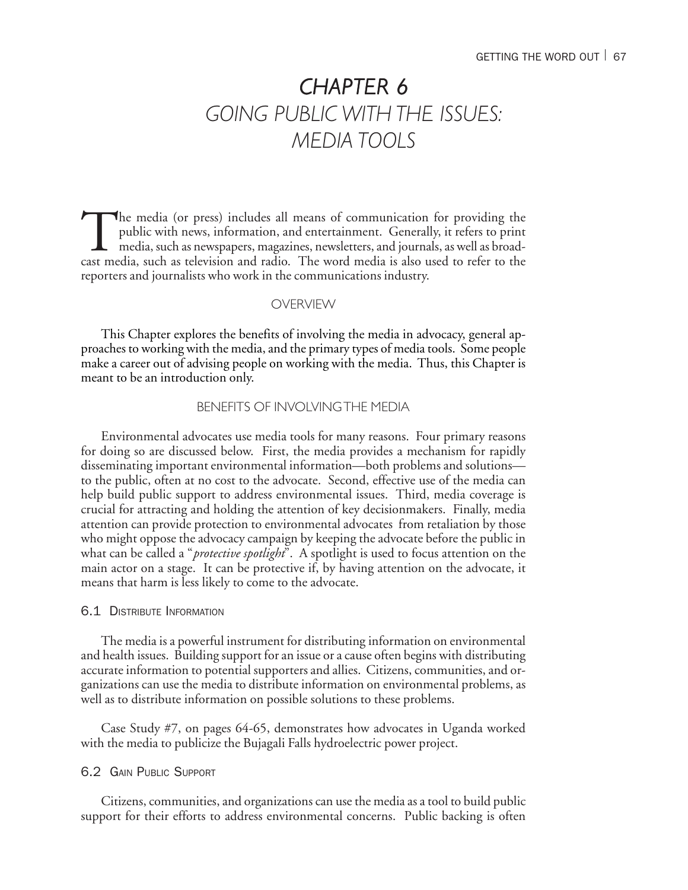# CHAPTER 6
## GOING PUBLIC WITH THE ISSUES: MEDIA TOOLS

The media (or press) includes all means of communication for providing the public with news, information, and entertainment. Generally, it refers to print media, such as newspapers, magazines, newsletters, and journals, as well as broadcast media, such as television and radio. The word media is also used to refer to the reporters and journalists who work in the communications industry.

### OVERVIEW

This Chapter explores the benefits of involving the media in advocacy, general approaches to working with the media, and the primary types of media tools. Some people make a career out of advising people on working with the media. Thus, this Chapter is meant to be an introduction only.

### BENEFITS OF INVOLVING THE MEDIA

Environmental advocates use media tools for many reasons. Four primary reasons for doing so are discussed below. First, the media provides a mechanism for rapidly disseminating important environmental information—both problems and solutions—to the public, often at no cost to the advocate. Second, effective use of the media can help build public support to address environmental issues. Third, media coverage is crucial for attracting and holding the attention of key decisionmakers. Finally, media attention can provide protection to environmental advocates from retaliation by those who might oppose the advocacy campaign by keeping the advocate before the public in what can be called a "*protective spotlight*". A spotlight is used to focus attention on the main actor on a stage. It can be protective if, by having attention on the advocate, it means that harm is less likely to come to the advocate.

#### 6.1 Distribute Information

The media is a powerful instrument for distributing information on environmental and health issues. Building support for an issue or a cause often begins with distributing accurate information to potential supporters and allies. Citizens, communities, and organizations can use the media to distribute information on environmental problems, as well as to distribute information on possible solutions to these problems.

Case Study #7, on pages 64-65, demonstrates how advocates in Uganda worked with the media to publicize the Bujagali Falls hydroelectric power project.

#### 6.2 Gain Public Support

Citizens, communities, and organizations can use the media as a tool to build public support for their efforts to address environmental concerns. Public backing is often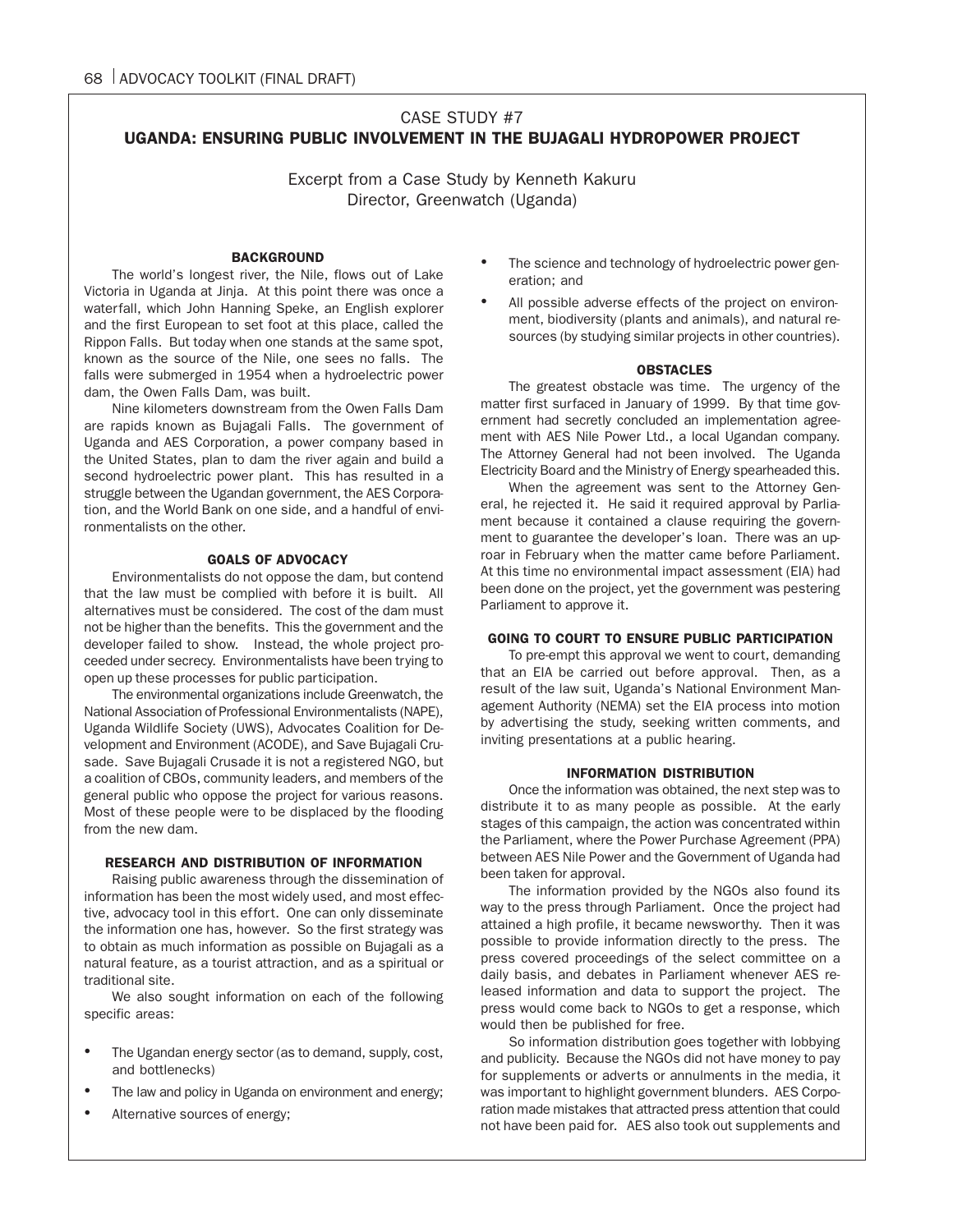## CASE STUDY #7
## UGANDA: ENSURING PUBLIC INVOLVEMENT IN THE BUJAGALI HYDROPOWER PROJECT

Excerpt from a Case Study by Kenneth Kakuru
Director, Greenwatch (Uganda)

### BACKGROUND

The world's longest river, the Nile, flows out of Lake Victoria in Uganda at Jinja. At this point there was once a waterfall, which John Hanning Speke, an English explorer and the first European to set foot at this place, called the Rippon Falls. But today when one stands at the same spot, known as the source of the Nile, one sees no falls. The falls were submerged in 1954 when a hydroelectric power dam, the Owen Falls Dam, was built.

Nine kilometers downstream from the Owen Falls Dam are rapids known as Bujagali Falls. The government of Uganda and AES Corporation, a power company based in the United States, plan to dam the river again and build a second hydroelectric power plant. This has resulted in a struggle between the Ugandan government, the AES Corporation, and the World Bank on one side, and a handful of environmentalists on the other.

### GOALS OF ADVOCACY

Environmentalists do not oppose the dam, but contend that the law must be complied with before it is built. All alternatives must be considered. The cost of the dam must not be higher than the benefits. This the government and the developer failed to show. Instead, the whole project proceeded under secrecy. Environmentalists have been trying to open up these processes for public participation.

The environmental organizations include Greenwatch, the National Association of Professional Environmentalists (NAPE), Uganda Wildlife Society (UWS), Advocates Coalition for Development and Environment (ACODE), and Save Bujagali Crusade. Save Bujagali Crusade it is not a registered NGO, but a coalition of CBOs, community leaders, and members of the general public who oppose the project for various reasons. Most of these people were to be displaced by the flooding from the new dam.

### RESEARCH AND DISTRIBUTION OF INFORMATION

Raising public awareness through the dissemination of information has been the most widely used, and most effective, advocacy tool in this effort. One can only disseminate the information one has, however. So the first strategy was to obtain as much information as possible on Bujagali as a natural feature, as a tourist attraction, and as a spiritual or traditional site.

We also sought information on each of the following specific areas:

- The Ugandan energy sector (as to demand, supply, cost, and bottlenecks)
- The law and policy in Uganda on environment and energy;
- Alternative sources of energy;
- The science and technology of hydroelectric power generation; and
- All possible adverse effects of the project on environment, biodiversity (plants and animals), and natural resources (by studying similar projects in other countries).

### OBSTACLES

The greatest obstacle was time. The urgency of the matter first surfaced in January of 1999. By that time government had secretly concluded an implementation agreement with AES Nile Power Ltd., a local Ugandan company. The Attorney General had not been involved. The Uganda Electricity Board and the Ministry of Energy spearheaded this.

When the agreement was sent to the Attorney General, he rejected it. He said it required approval by Parliament because it contained a clause requiring the government to guarantee the developer's loan. There was an uproar in February when the matter came before Parliament. At this time no environmental impact assessment (EIA) had been done on the project, yet the government was pestering Parliament to approve it.

### GOING TO COURT TO ENSURE PUBLIC PARTICIPATION

To pre-empt this approval we went to court, demanding that an EIA be carried out before approval. Then, as a result of the law suit, Uganda's National Environment Management Authority (NEMA) set the EIA process into motion by advertising the study, seeking written comments, and inviting presentations at a public hearing.

### INFORMATION DISTRIBUTION

Once the information was obtained, the next step was to distribute it to as many people as possible. At the early stages of this campaign, the action was concentrated within the Parliament, where the Power Purchase Agreement (PPA) between AES Nile Power and the Government of Uganda had been taken for approval.

The information provided by the NGOs also found its way to the press through Parliament. Once the project had attained a high profile, it became newsworthy. Then it was possible to provide information directly to the press. The press covered proceedings of the select committee on a daily basis, and debates in Parliament whenever AES released information and data to support the project. The press would come back to NGOs to get a response, which would then be published for free.

So information distribution goes together with lobbying and publicity. Because the NGOs did not have money to pay for supplements or adverts or annulments in the media, it was important to highlight government blunders. AES Corporation made mistakes that attracted press attention that could not have been paid for. AES also took out supplements and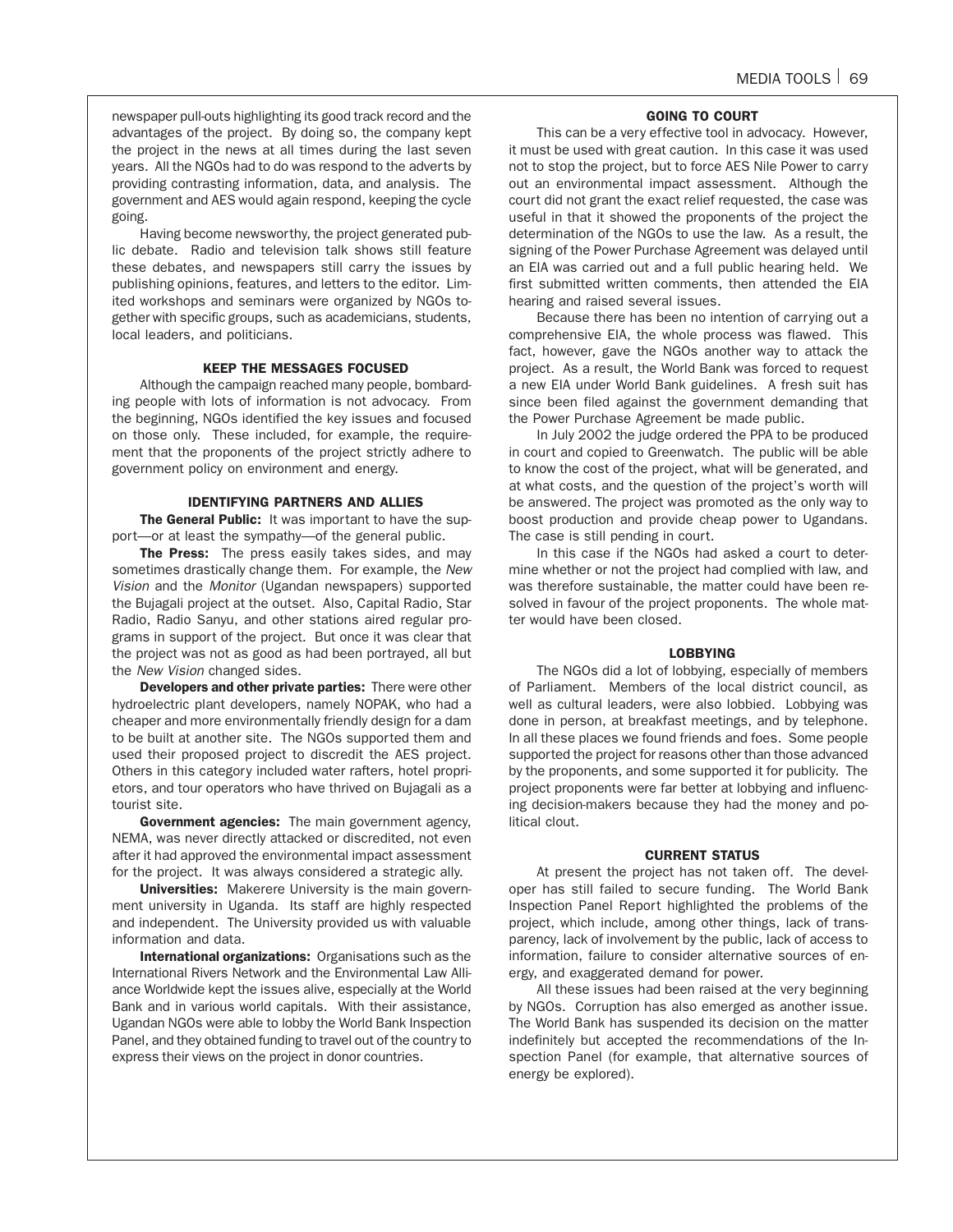newspaper pull-outs highlighting its good track record and the advantages of the project. By doing so, the company kept the project in the news at all times during the last seven years. All the NGOs had to do was respond to the adverts by providing contrasting information, data, and analysis. The government and AES would again respond, keeping the cycle going.

Having become newsworthy, the project generated public debate. Radio and television talk shows still feature these debates, and newspapers still carry the issues by publishing opinions, features, and letters to the editor. Limited workshops and seminars were organized by NGOs together with specific groups, such as academicians, students, local leaders, and politicians.

### KEEP THE MESSAGES FOCUSED

Although the campaign reached many people, bombarding people with lots of information is not advocacy. From the beginning, NGOs identified the key issues and focused on those only. These included, for example, the requirement that the proponents of the project strictly adhere to government policy on environment and energy.

### IDENTIFYING PARTNERS AND ALLIES

**The General Public:** It was important to have the support—or at least the sympathy—of the general public.

**The Press:** The press easily takes sides, and may sometimes drastically change them. For example, the *New Vision* and the *Monitor* (Ugandan newspapers) supported the Bujagali project at the outset. Also, Capital Radio, Star Radio, Radio Sanyu, and other stations aired regular programs in support of the project. But once it was clear that the project was not as good as had been portrayed, all but the *New Vision* changed sides.

**Developers and other private parties:** There were other hydroelectric plant developers, namely NOPAK, who had a cheaper and more environmentally friendly design for a dam to be built at another site. The NGOs supported them and used their proposed project to discredit the AES project. Others in this category included water rafters, hotel proprietors, and tour operators who have thrived on Bujagali as a tourist site.

**Government agencies:** The main government agency, NEMA, was never directly attacked or discredited, not even after it had approved the environmental impact assessment for the project. It was always considered a strategic ally.

**Universities:** Makerere University is the main government university in Uganda. Its staff are highly respected and independent. The University provided us with valuable information and data.

**International organizations:** Organisations such as the International Rivers Network and the Environmental Law Alliance Worldwide kept the issues alive, especially at the World Bank and in various world capitals. With their assistance, Ugandan NGOs were able to lobby the World Bank Inspection Panel, and they obtained funding to travel out of the country to express their views on the project in donor countries.

### GOING TO COURT

This can be a very effective tool in advocacy. However, it must be used with great caution. In this case it was used not to stop the project, but to force AES Nile Power to carry out an environmental impact assessment. Although the court did not grant the exact relief requested, the case was useful in that it showed the proponents of the project the determination of the NGOs to use the law. As a result, the signing of the Power Purchase Agreement was delayed until an EIA was carried out and a full public hearing held. We first submitted written comments, then attended the EIA hearing and raised several issues.

Because there has been no intention of carrying out a comprehensive EIA, the whole process was flawed. This fact, however, gave the NGOs another way to attack the project. As a result, the World Bank was forced to request a new EIA under World Bank guidelines. A fresh suit has since been filed against the government demanding that the Power Purchase Agreement be made public.

In July 2002 the judge ordered the PPA to be produced in court and copied to Greenwatch. The public will be able to know the cost of the project, what will be generated, and at what costs, and the question of the project's worth will be answered. The project was promoted as the only way to boost production and provide cheap power to Ugandans. The case is still pending in court.

In this case if the NGOs had asked a court to determine whether or not the project had complied with law, and was therefore sustainable, the matter could have been resolved in favour of the project proponents. The whole matter would have been closed.

### LOBBYING

The NGOs did a lot of lobbying, especially of members of Parliament. Members of the local district council, as well as cultural leaders, were also lobbied. Lobbying was done in person, at breakfast meetings, and by telephone. In all these places we found friends and foes. Some people supported the project for reasons other than those advanced by the proponents, and some supported it for publicity. The project proponents were far better at lobbying and influencing decision-makers because they had the money and political clout.

### CURRENT STATUS

At present the project has not taken off. The developer has still failed to secure funding. The World Bank Inspection Panel Report highlighted the problems of the project, which include, among other things, lack of transparency, lack of involvement by the public, lack of access to information, failure to consider alternative sources of energy, and exaggerated demand for power.

All these issues had been raised at the very beginning by NGOs. Corruption has also emerged as another issue. The World Bank has suspended its decision on the matter indefinitely but accepted the recommendations of the Inspection Panel (for example, that alternative sources of energy be explored).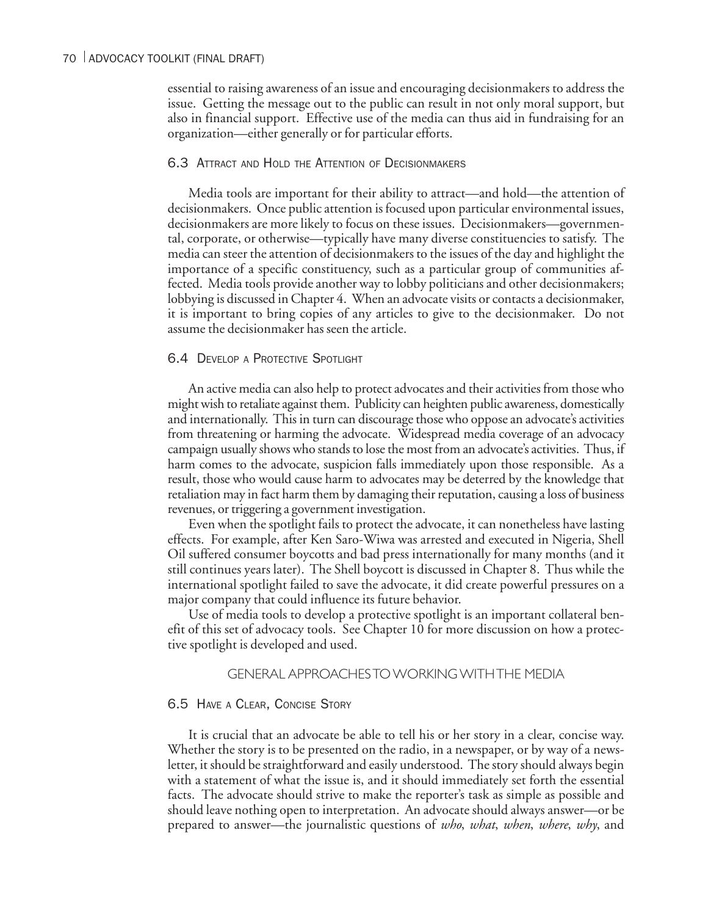essential to raising awareness of an issue and encouraging decisionmakers to address the issue. Getting the message out to the public can result in not only moral support, but also in financial support. Effective use of the media can thus aid in fundraising for an organization—either generally or for particular efforts.

### 6.3 Attract and Hold the Attention of Decisionmakers

Media tools are important for their ability to attract—and hold—the attention of decisionmakers. Once public attention is focused upon particular environmental issues, decisionmakers are more likely to focus on these issues. Decisionmakers—governmental, corporate, or otherwise—typically have many diverse constituencies to satisfy. The media can steer the attention of decisionmakers to the issues of the day and highlight the importance of a specific constituency, such as a particular group of communities affected. Media tools provide another way to lobby politicians and other decisionmakers; lobbying is discussed in Chapter 4. When an advocate visits or contacts a decisionmaker, it is important to bring copies of any articles to give to the decisionmaker. Do not assume the decisionmaker has seen the article.

### 6.4 Develop a Protective Spotlight

An active media can also help to protect advocates and their activities from those who might wish to retaliate against them. Publicity can heighten public awareness, domestically and internationally. This in turn can discourage those who oppose an advocate's activities from threatening or harming the advocate. Widespread media coverage of an advocacy campaign usually shows who stands to lose the most from an advocate's activities. Thus, if harm comes to the advocate, suspicion falls immediately upon those responsible. As a result, those who would cause harm to advocates may be deterred by the knowledge that retaliation may in fact harm them by damaging their reputation, causing a loss of business revenues, or triggering a government investigation.

Even when the spotlight fails to protect the advocate, it can nonetheless have lasting effects. For example, after Ken Saro-Wiwa was arrested and executed in Nigeria, Shell Oil suffered consumer boycotts and bad press internationally for many months (and it still continues years later). The Shell boycott is discussed in Chapter 8. Thus while the international spotlight failed to save the advocate, it did create powerful pressures on a major company that could influence its future behavior.

Use of media tools to develop a protective spotlight is an important collateral benefit of this set of advocacy tools. See Chapter 10 for more discussion on how a protective spotlight is developed and used.

## GENERAL APPROACHES TO WORKING WITH THE MEDIA

### 6.5 Have a Clear, Concise Story

It is crucial that an advocate be able to tell his or her story in a clear, concise way. Whether the story is to be presented on the radio, in a newspaper, or by way of a newsletter, it should be straightforward and easily understood. The story should always begin with a statement of what the issue is, and it should immediately set forth the essential facts. The advocate should strive to make the reporter's task as simple as possible and should leave nothing open to interpretation. An advocate should always answer—or be prepared to answer—the journalistic questions of *who*, *what*, *when*, *where*, *why*, and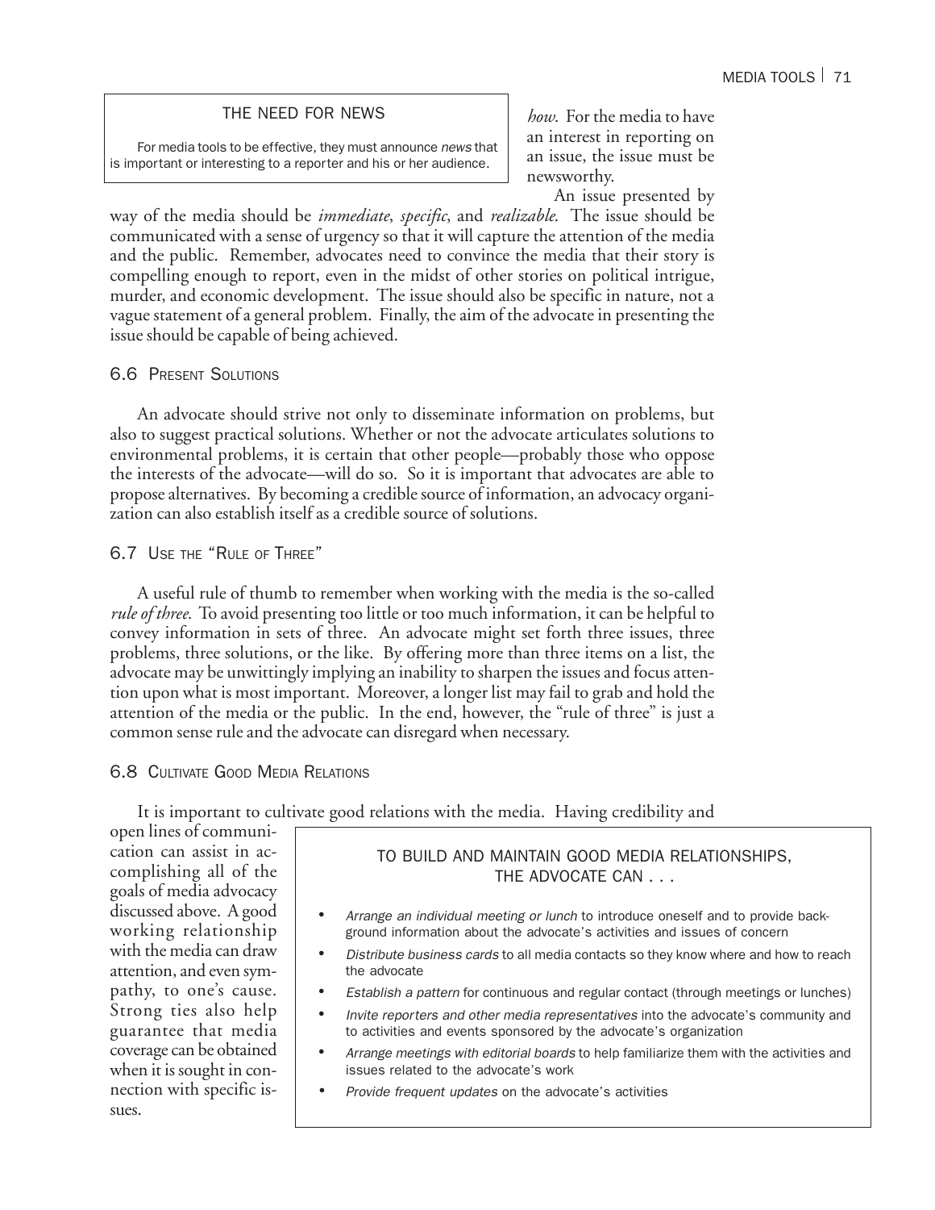> **THE NEED FOR NEWS**
>
> For media tools to be effective, they must announce *news* that is important or interesting to a reporter and his or her audience.

*how*. For the media to have an interest in reporting on an issue, the issue must be newsworthy.

An issue presented by way of the media should be *immediate*, *specific*, and *realizable*. The issue should be communicated with a sense of urgency so that it will capture the attention of the media and the public. Remember, advocates need to convince the media that their story is compelling enough to report, even in the midst of other stories on political intrigue, murder, and economic development. The issue should also be specific in nature, not a vague statement of a general problem. Finally, the aim of the advocate in presenting the issue should be capable of being achieved.

## 6.6 Present Solutions

An advocate should strive not only to disseminate information on problems, but also to suggest practical solutions. Whether or not the advocate articulates solutions to environmental problems, it is certain that other people—probably those who oppose the interests of the advocate—will do so. So it is important that advocates are able to propose alternatives. By becoming a credible source of information, an advocacy organization can also establish itself as a credible source of solutions.

## 6.7 Use the "Rule of Three"

A useful rule of thumb to remember when working with the media is the so-called *rule of three*. To avoid presenting too little or too much information, it can be helpful to convey information in sets of three. An advocate might set forth three issues, three problems, three solutions, or the like. By offering more than three items on a list, the advocate may be unwittingly implying an inability to sharpen the issues and focus attention upon what is most important. Moreover, a longer list may fail to grab and hold the attention of the media or the public. In the end, however, the "rule of three" is just a common sense rule and the advocate can disregard when necessary.

## 6.8 Cultivate Good Media Relations

It is important to cultivate good relations with the media. Having credibility and open lines of communication can assist in accomplishing all of the goals of media advocacy discussed above. A good working relationship with the media can draw attention, and even sympathy, to one's cause. Strong ties also help guarantee that media coverage can be obtained when it is sought in connection with specific issues.

> **TO BUILD AND MAINTAIN GOOD MEDIA RELATIONSHIPS, THE ADVOCATE CAN . . .**
>
> - *Arrange an individual meeting or lunch* to introduce oneself and to provide background information about the advocate's activities and issues of concern
> - *Distribute business cards* to all media contacts so they know where and how to reach the advocate
> - *Establish a pattern* for continuous and regular contact (through meetings or lunches)
> - *Invite reporters and other media representatives* into the advocate's community and to activities and events sponsored by the advocate's organization
> - *Arrange meetings with editorial boards* to help familiarize them with the activities and issues related to the advocate's work
> - *Provide frequent updates* on the advocate's activities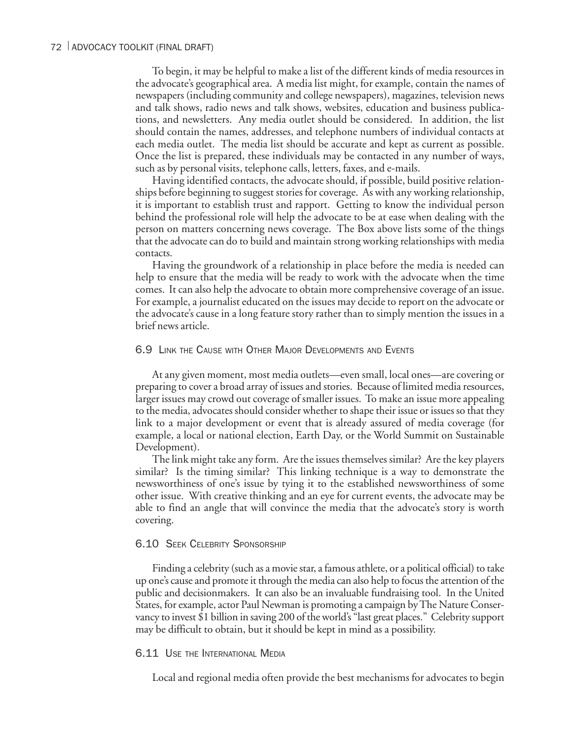To begin, it may be helpful to make a list of the different kinds of media resources in the advocate's geographical area. A media list might, for example, contain the names of newspapers (including community and college newspapers), magazines, television news and talk shows, radio news and talk shows, websites, education and business publications, and newsletters. Any media outlet should be considered. In addition, the list should contain the names, addresses, and telephone numbers of individual contacts at each media outlet. The media list should be accurate and kept as current as possible. Once the list is prepared, these individuals may be contacted in any number of ways, such as by personal visits, telephone calls, letters, faxes, and e-mails.

Having identified contacts, the advocate should, if possible, build positive relationships before beginning to suggest stories for coverage. As with any working relationship, it is important to establish trust and rapport. Getting to know the individual person behind the professional role will help the advocate to be at ease when dealing with the person on matters concerning news coverage. The Box above lists some of the things that the advocate can do to build and maintain strong working relationships with media contacts.

Having the groundwork of a relationship in place before the media is needed can help to ensure that the media will be ready to work with the advocate when the time comes. It can also help the advocate to obtain more comprehensive coverage of an issue. For example, a journalist educated on the issues may decide to report on the advocate or the advocate's cause in a long feature story rather than to simply mention the issues in a brief news article.

### 6.9 Link the Cause with Other Major Developments and Events

At any given moment, most media outlets—even small, local ones—are covering or preparing to cover a broad array of issues and stories. Because of limited media resources, larger issues may crowd out coverage of smaller issues. To make an issue more appealing to the media, advocates should consider whether to shape their issue or issues so that they link to a major development or event that is already assured of media coverage (for example, a local or national election, Earth Day, or the World Summit on Sustainable Development).

The link might take any form. Are the issues themselves similar? Are the key players similar? Is the timing similar? This linking technique is a way to demonstrate the newsworthiness of one's issue by tying it to the established newsworthiness of some other issue. With creative thinking and an eye for current events, the advocate may be able to find an angle that will convince the media that the advocate's story is worth covering.

### 6.10 Seek Celebrity Sponsorship

Finding a celebrity (such as a movie star, a famous athlete, or a political official) to take up one's cause and promote it through the media can also help to focus the attention of the public and decisionmakers. It can also be an invaluable fundraising tool. In the United States, for example, actor Paul Newman is promoting a campaign by The Nature Conservancy to invest $1 billion in saving 200 of the world's "last great places." Celebrity support may be difficult to obtain, but it should be kept in mind as a possibility.

### 6.11 Use the International Media

Local and regional media often provide the best mechanisms for advocates to begin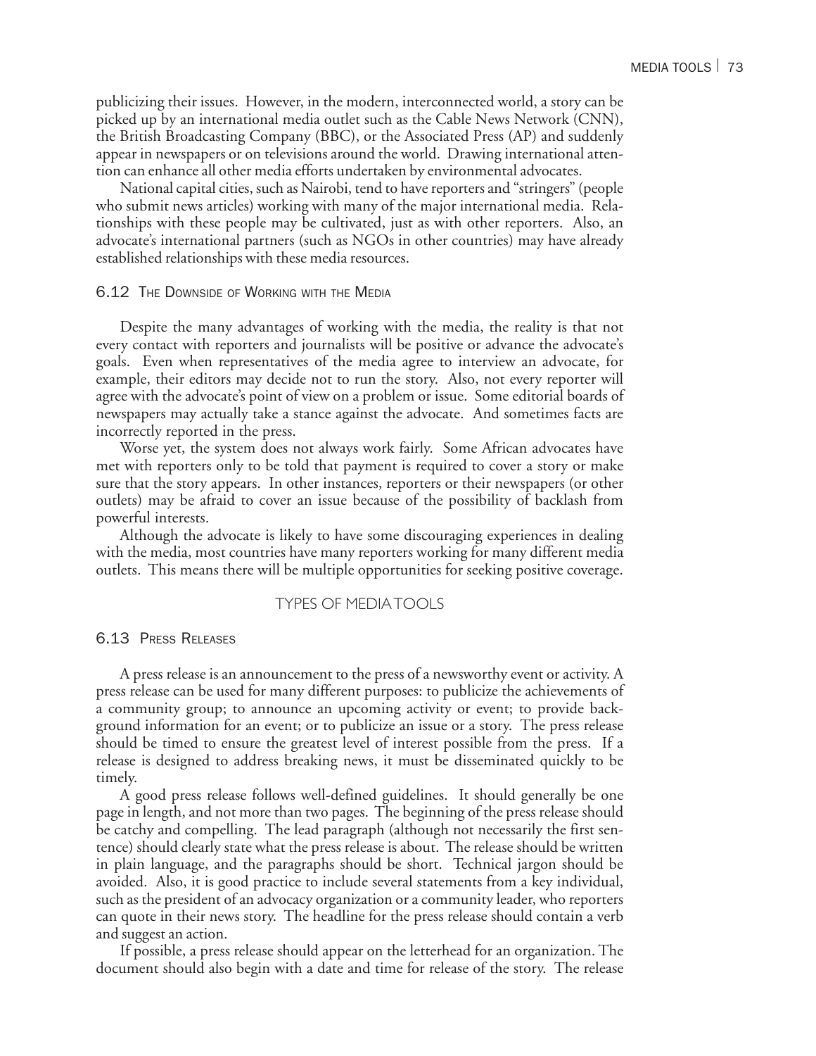publicizing their issues. However, in the modern, interconnected world, a story can be picked up by an international media outlet such as the Cable News Network (CNN), the British Broadcasting Company (BBC), or the Associated Press (AP) and suddenly appear in newspapers or on televisions around the world. Drawing international attention can enhance all other media efforts undertaken by environmental advocates.

National capital cities, such as Nairobi, tend to have reporters and "stringers" (people who submit news articles) working with many of the major international media. Relationships with these people may be cultivated, just as with other reporters. Also, an advocate's international partners (such as NGOs in other countries) may have already established relationships with these media resources.

### 6.12 The Downside of Working with the Media

Despite the many advantages of working with the media, the reality is that not every contact with reporters and journalists will be positive or advance the advocate's goals. Even when representatives of the media agree to interview an advocate, for example, their editors may decide not to run the story. Also, not every reporter will agree with the advocate's point of view on a problem or issue. Some editorial boards of newspapers may actually take a stance against the advocate. And sometimes facts are incorrectly reported in the press.

Worse yet, the system does not always work fairly. Some African advocates have met with reporters only to be told that payment is required to cover a story or make sure that the story appears. In other instances, reporters or their newspapers (or other outlets) may be afraid to cover an issue because of the possibility of backlash from powerful interests.

Although the advocate is likely to have some discouraging experiences in dealing with the media, most countries have many reporters working for many different media outlets. This means there will be multiple opportunities for seeking positive coverage.

## TYPES OF MEDIA TOOLS

### 6.13 Press Releases

A press release is an announcement to the press of a newsworthy event or activity. A press release can be used for many different purposes: to publicize the achievements of a community group; to announce an upcoming activity or event; to provide background information for an event; or to publicize an issue or a story. The press release should be timed to ensure the greatest level of interest possible from the press. If a release is designed to address breaking news, it must be disseminated quickly to be timely.

A good press release follows well-defined guidelines. It should generally be one page in length, and not more than two pages. The beginning of the press release should be catchy and compelling. The lead paragraph (although not necessarily the first sentence) should clearly state what the press release is about. The release should be written in plain language, and the paragraphs should be short. Technical jargon should be avoided. Also, it is good practice to include several statements from a key individual, such as the president of an advocacy organization or a community leader, who reporters can quote in their news story. The headline for the press release should contain a verb and suggest an action.

If possible, a press release should appear on the letterhead for an organization. The document should also begin with a date and time for release of the story. The release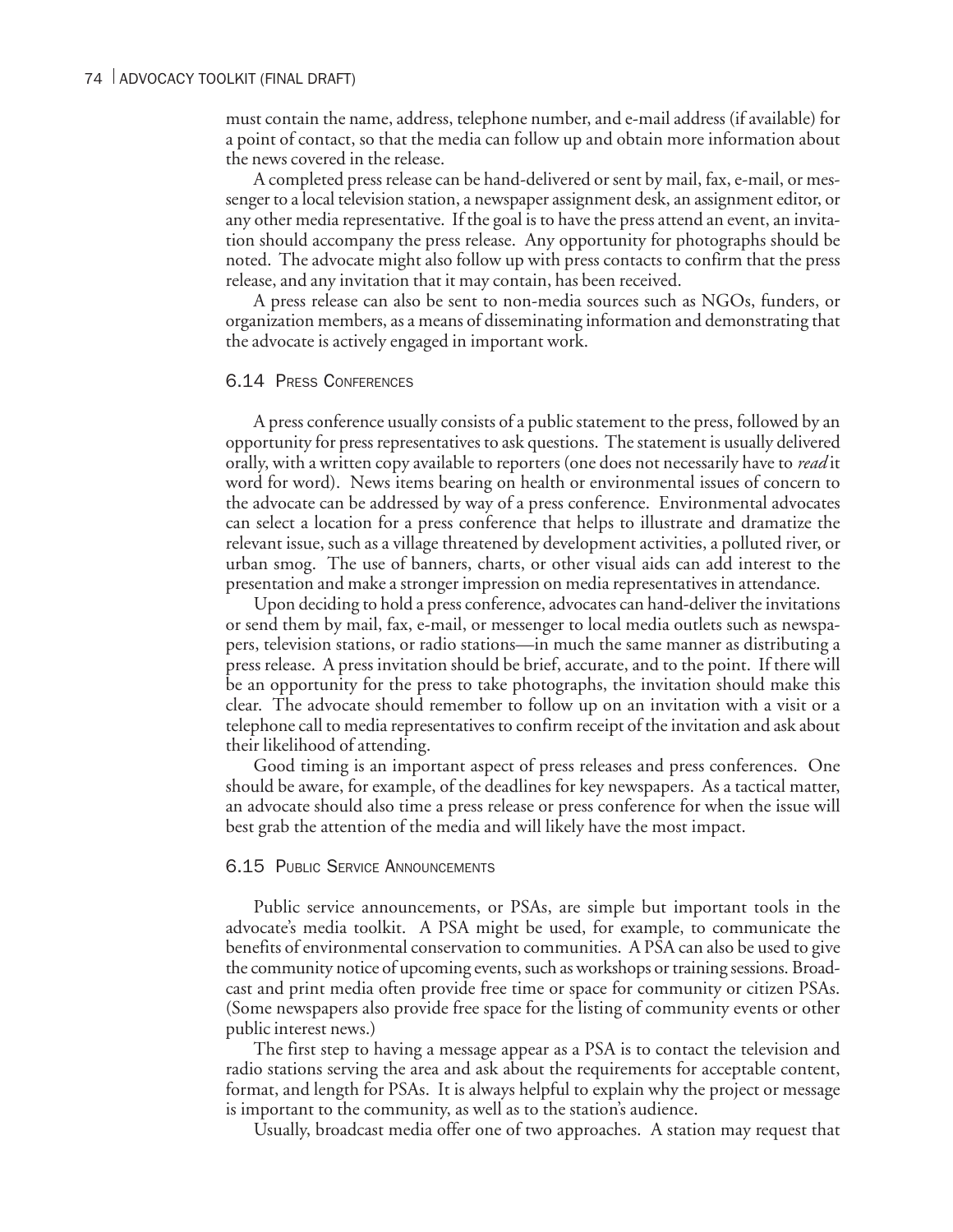must contain the name, address, telephone number, and e-mail address (if available) for a point of contact, so that the media can follow up and obtain more information about the news covered in the release.

A completed press release can be hand-delivered or sent by mail, fax, e-mail, or messenger to a local television station, a newspaper assignment desk, an assignment editor, or any other media representative. If the goal is to have the press attend an event, an invitation should accompany the press release. Any opportunity for photographs should be noted. The advocate might also follow up with press contacts to confirm that the press release, and any invitation that it may contain, has been received.

A press release can also be sent to non-media sources such as NGOs, funders, or organization members, as a means of disseminating information and demonstrating that the advocate is actively engaged in important work.

## 6.14 Press Conferences

A press conference usually consists of a public statement to the press, followed by an opportunity for press representatives to ask questions. The statement is usually delivered orally, with a written copy available to reporters (one does not necessarily have to *read* it word for word). News items bearing on health or environmental issues of concern to the advocate can be addressed by way of a press conference. Environmental advocates can select a location for a press conference that helps to illustrate and dramatize the relevant issue, such as a village threatened by development activities, a polluted river, or urban smog. The use of banners, charts, or other visual aids can add interest to the presentation and make a stronger impression on media representatives in attendance.

Upon deciding to hold a press conference, advocates can hand-deliver the invitations or send them by mail, fax, e-mail, or messenger to local media outlets such as newspapers, television stations, or radio stations—in much the same manner as distributing a press release. A press invitation should be brief, accurate, and to the point. If there will be an opportunity for the press to take photographs, the invitation should make this clear. The advocate should remember to follow up on an invitation with a visit or a telephone call to media representatives to confirm receipt of the invitation and ask about their likelihood of attending.

Good timing is an important aspect of press releases and press conferences. One should be aware, for example, of the deadlines for key newspapers. As a tactical matter, an advocate should also time a press release or press conference for when the issue will best grab the attention of the media and will likely have the most impact.

## 6.15 Public Service Announcements

Public service announcements, or PSAs, are simple but important tools in the advocate's media toolkit. A PSA might be used, for example, to communicate the benefits of environmental conservation to communities. A PSA can also be used to give the community notice of upcoming events, such as workshops or training sessions. Broadcast and print media often provide free time or space for community or citizen PSAs. (Some newspapers also provide free space for the listing of community events or other public interest news.)

The first step to having a message appear as a PSA is to contact the television and radio stations serving the area and ask about the requirements for acceptable content, format, and length for PSAs. It is always helpful to explain why the project or message is important to the community, as well as to the station's audience.

Usually, broadcast media offer one of two approaches. A station may request that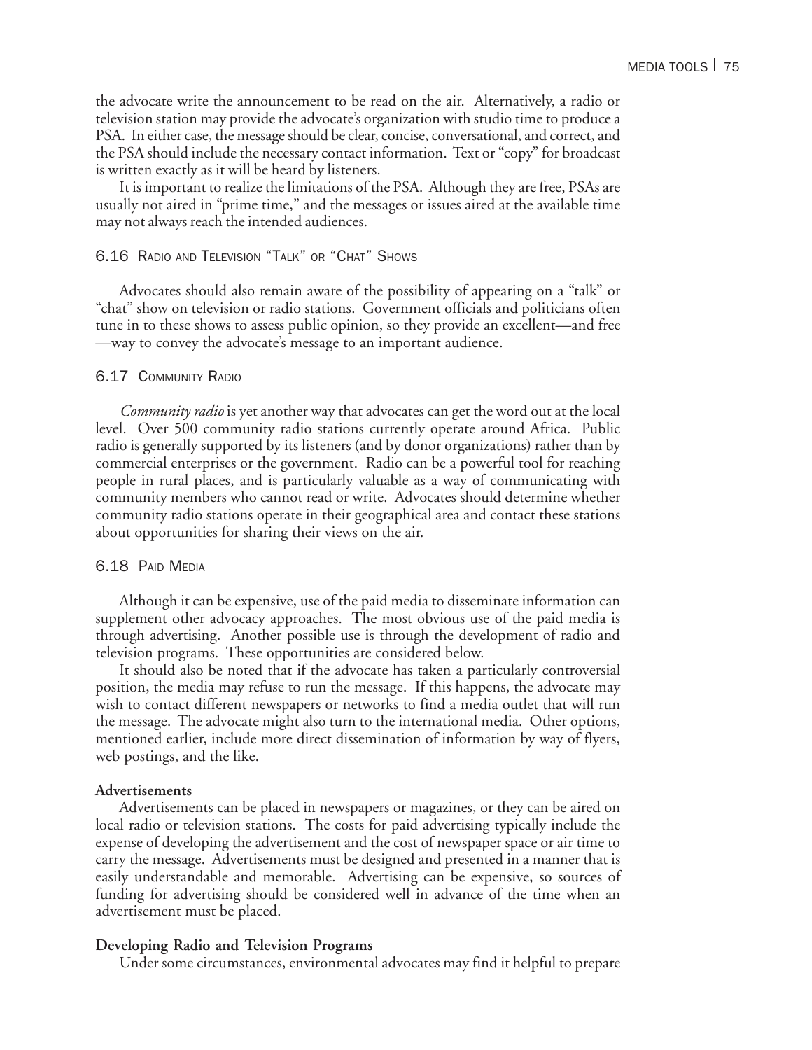the advocate write the announcement to be read on the air. Alternatively, a radio or television station may provide the advocate's organization with studio time to produce a PSA. In either case, the message should be clear, concise, conversational, and correct, and the PSA should include the necessary contact information. Text or "copy" for broadcast is written exactly as it will be heard by listeners.

It is important to realize the limitations of the PSA. Although they are free, PSAs are usually not aired in "prime time," and the messages or issues aired at the available time may not always reach the intended audiences.

### 6.16 Radio and Television "Talk" or "Chat" Shows

Advocates should also remain aware of the possibility of appearing on a "talk" or "chat" show on television or radio stations. Government officials and politicians often tune in to these shows to assess public opinion, so they provide an excellent—and free —way to convey the advocate's message to an important audience.

### 6.17 Community Radio

*Community radio* is yet another way that advocates can get the word out at the local level. Over 500 community radio stations currently operate around Africa. Public radio is generally supported by its listeners (and by donor organizations) rather than by commercial enterprises or the government. Radio can be a powerful tool for reaching people in rural places, and is particularly valuable as a way of communicating with community members who cannot read or write. Advocates should determine whether community radio stations operate in their geographical area and contact these stations about opportunities for sharing their views on the air.

### 6.18 Paid Media

Although it can be expensive, use of the paid media to disseminate information can supplement other advocacy approaches. The most obvious use of the paid media is through advertising. Another possible use is through the development of radio and television programs. These opportunities are considered below.

It should also be noted that if the advocate has taken a particularly controversial position, the media may refuse to run the message. If this happens, the advocate may wish to contact different newspapers or networks to find a media outlet that will run the message. The advocate might also turn to the international media. Other options, mentioned earlier, include more direct dissemination of information by way of flyers, web postings, and the like.

**Advertisements**

Advertisements can be placed in newspapers or magazines, or they can be aired on local radio or television stations. The costs for paid advertising typically include the expense of developing the advertisement and the cost of newspaper space or air time to carry the message. Advertisements must be designed and presented in a manner that is easily understandable and memorable. Advertising can be expensive, so sources of funding for advertising should be considered well in advance of the time when an advertisement must be placed.

**Developing Radio and Television Programs**

Under some circumstances, environmental advocates may find it helpful to prepare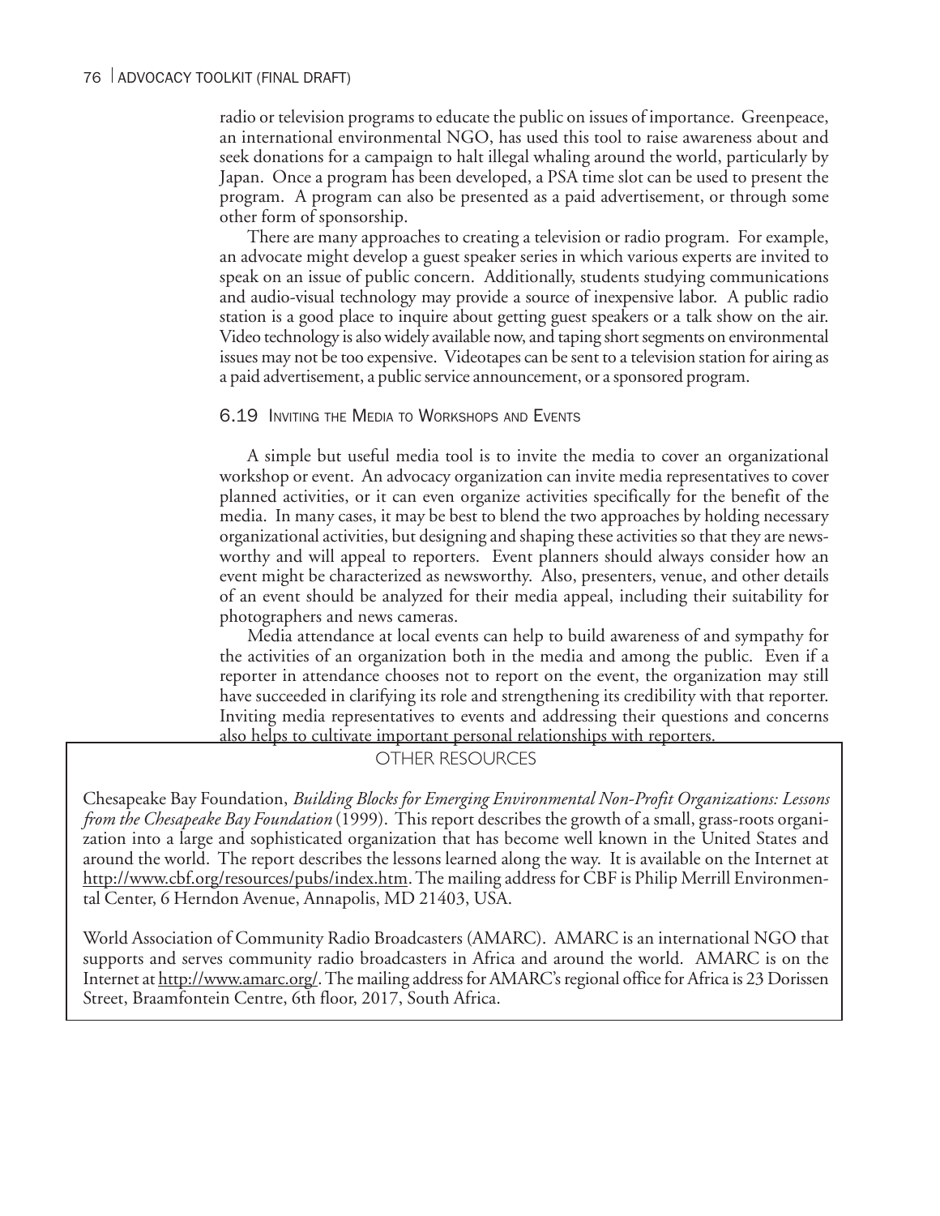radio or television programs to educate the public on issues of importance. Greenpeace, an international environmental NGO, has used this tool to raise awareness about and seek donations for a campaign to halt illegal whaling around the world, particularly by Japan. Once a program has been developed, a PSA time slot can be used to present the program. A program can also be presented as a paid advertisement, or through some other form of sponsorship.

There are many approaches to creating a television or radio program. For example, an advocate might develop a guest speaker series in which various experts are invited to speak on an issue of public concern. Additionally, students studying communications and audio-visual technology may provide a source of inexpensive labor. A public radio station is a good place to inquire about getting guest speakers or a talk show on the air. Video technology is also widely available now, and taping short segments on environmental issues may not be too expensive. Videotapes can be sent to a television station for airing as a paid advertisement, a public service announcement, or a sponsored program.

### 6.19 Inviting the Media to Workshops and Events

A simple but useful media tool is to invite the media to cover an organizational workshop or event. An advocacy organization can invite media representatives to cover planned activities, or it can even organize activities specifically for the benefit of the media. In many cases, it may be best to blend the two approaches by holding necessary organizational activities, but designing and shaping these activities so that they are newsworthy and will appeal to reporters. Event planners should always consider how an event might be characterized as newsworthy. Also, presenters, venue, and other details of an event should be analyzed for their media appeal, including their suitability for photographers and news cameras.

Media attendance at local events can help to build awareness of and sympathy for the activities of an organization both in the media and among the public. Even if a reporter in attendance chooses not to report on the event, the organization may still have succeeded in clarifying its role and strengthening its credibility with that reporter. Inviting media representatives to events and addressing their questions and concerns also helps to cultivate important personal relationships with reporters.

#### OTHER RESOURCES

Chesapeake Bay Foundation, *Building Blocks for Emerging Environmental Non-Profit Organizations: Lessons from the Chesapeake Bay Foundation* (1999). This report describes the growth of a small, grass-roots organization into a large and sophisticated organization that has become well known in the United States and around the world. The report describes the lessons learned along the way. It is available on the Internet at http://www.cbf.org/resources/pubs/index.htm. The mailing address for CBF is Philip Merrill Environmental Center, 6 Herndon Avenue, Annapolis, MD 21403, USA.

World Association of Community Radio Broadcasters (AMARC). AMARC is an international NGO that supports and serves community radio broadcasters in Africa and around the world. AMARC is on the Internet at http://www.amarc.org/. The mailing address for AMARC's regional office for Africa is 23 Dorissen Street, Braamfontein Centre, 6th floor, 2017, South Africa.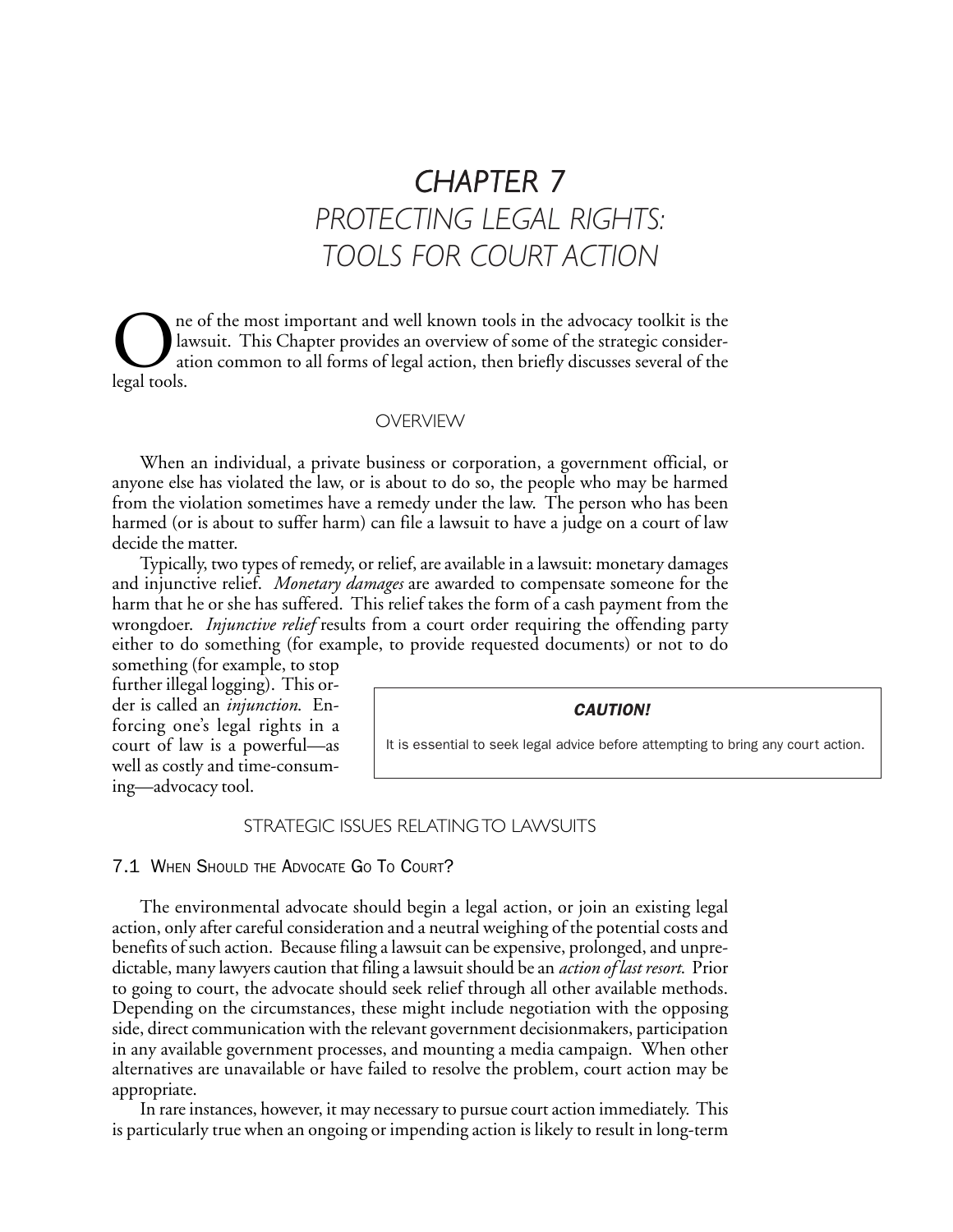# CHAPTER 7
## PROTECTING LEGAL RIGHTS: TOOLS FOR COURT ACTION

One of the most important and well known tools in the advocacy toolkit is the lawsuit. This Chapter provides an overview of some of the strategic consideration common to all forms of legal action, then briefly discusses several of the legal tools.

## OVERVIEW

When an individual, a private business or corporation, a government official, or anyone else has violated the law, or is about to do so, the people who may be harmed from the violation sometimes have a remedy under the law. The person who has been harmed (or is about to suffer harm) can file a lawsuit to have a judge on a court of law decide the matter.

Typically, two types of remedy, or relief, are available in a lawsuit: monetary damages and injunctive relief. *Monetary damages* are awarded to compensate someone for the harm that he or she has suffered. This relief takes the form of a cash payment from the wrongdoer. *Injunctive relief* results from a court order requiring the offending party either to do something (for example, to provide requested documents) or not to do something (for example, to stop further illegal logging). This order is called an *injunction*. Enforcing one's legal rights in a court of law is a powerful—as well as costly and time-consuming—advocacy tool.

> ***CAUTION!***
>
> It is essential to seek legal advice before attempting to bring any court action.

## STRATEGIC ISSUES RELATING TO LAWSUITS

### 7.1 When Should the Advocate Go To Court?

The environmental advocate should begin a legal action, or join an existing legal action, only after careful consideration and a neutral weighing of the potential costs and benefits of such action. Because filing a lawsuit can be expensive, prolonged, and unpredictable, many lawyers caution that filing a lawsuit should be an *action of last resort*. Prior to going to court, the advocate should seek relief through all other available methods. Depending on the circumstances, these might include negotiation with the opposing side, direct communication with the relevant government decisionmakers, participation in any available government processes, and mounting a media campaign. When other alternatives are unavailable or have failed to resolve the problem, court action may be appropriate.

In rare instances, however, it may necessary to pursue court action immediately. This is particularly true when an ongoing or impending action is likely to result in long-term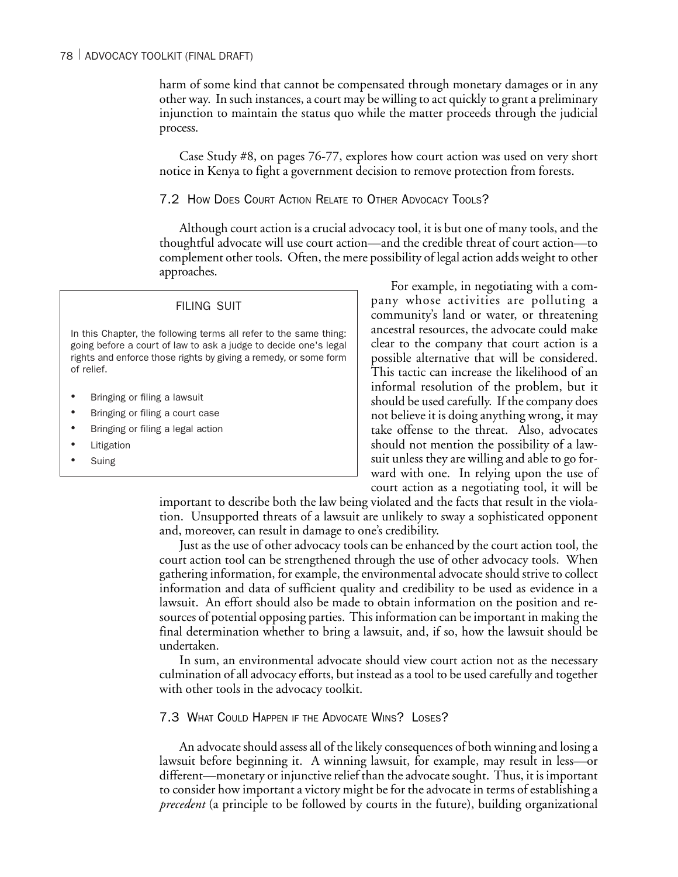harm of some kind that cannot be compensated through monetary damages or in any other way. In such instances, a court may be willing to act quickly to grant a preliminary injunction to maintain the status quo while the matter proceeds through the judicial process.

Case Study #8, on pages 76-77, explores how court action was used on very short notice in Kenya to fight a government decision to remove protection from forests.

## 7.2 How Does Court Action Relate to Other Advocacy Tools?

Although court action is a crucial advocacy tool, it is but one of many tools, and the thoughtful advocate will use court action—and the credible threat of court action—to complement other tools. Often, the mere possibility of legal action adds weight to other approaches.

> **FILING SUIT**
>
> In this Chapter, the following terms all refer to the same thing: going before a court of law to ask a judge to decide one's legal rights and enforce those rights by giving a remedy, or some form of relief.
>
> - Bringing or filing a lawsuit
> - Bringing or filing a court case
> - Bringing or filing a legal action
> - Litigation
> - Suing

For example, in negotiating with a company whose activities are polluting a community's land or water, or threatening ancestral resources, the advocate could make clear to the company that court action is a possible alternative that will be considered. This tactic can increase the likelihood of an informal resolution of the problem, but it should be used carefully. If the company does not believe it is doing anything wrong, it may take offense to the threat. Also, advocates should not mention the possibility of a lawsuit unless they are willing and able to go forward with one. In relying upon the use of court action as a negotiating tool, it will be important to describe both the law being violated and the facts that result in the violation. Unsupported threats of a lawsuit are unlikely to sway a sophisticated opponent and, moreover, can result in damage to one's credibility.

Just as the use of other advocacy tools can be enhanced by the court action tool, the court action tool can be strengthened through the use of other advocacy tools. When gathering information, for example, the environmental advocate should strive to collect information and data of sufficient quality and credibility to be used as evidence in a lawsuit. An effort should also be made to obtain information on the position and resources of potential opposing parties. This information can be important in making the final determination whether to bring a lawsuit, and, if so, how the lawsuit should be undertaken.

In sum, an environmental advocate should view court action not as the necessary culmination of all advocacy efforts, but instead as a tool to be used carefully and together with other tools in the advocacy toolkit.

## 7.3 What Could Happen if the Advocate Wins? Loses?

An advocate should assess all of the likely consequences of both winning and losing a lawsuit before beginning it. A winning lawsuit, for example, may result in less—or different—monetary or injunctive relief than the advocate sought. Thus, it is important to consider how important a victory might be for the advocate in terms of establishing a *precedent* (a principle to be followed by courts in the future), building organizational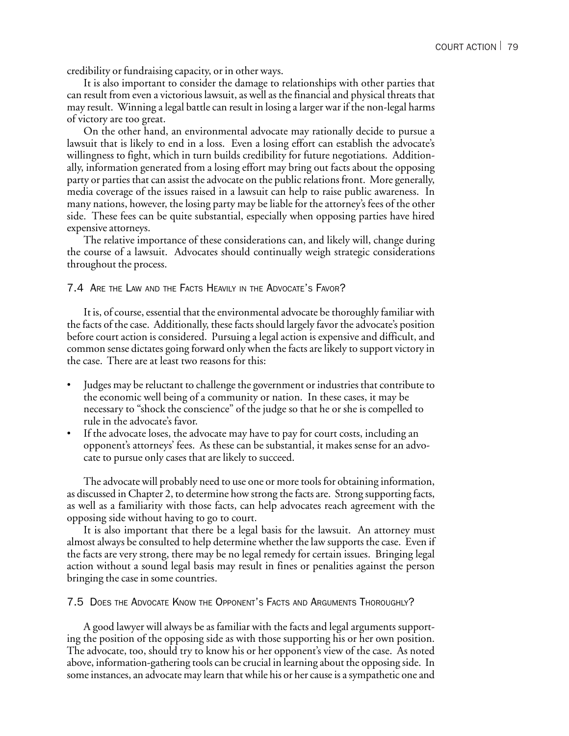credibility or fundraising capacity, or in other ways.

It is also important to consider the damage to relationships with other parties that can result from even a victorious lawsuit, as well as the financial and physical threats that may result. Winning a legal battle can result in losing a larger war if the non-legal harms of victory are too great.

On the other hand, an environmental advocate may rationally decide to pursue a lawsuit that is likely to end in a loss. Even a losing effort can establish the advocate's willingness to fight, which in turn builds credibility for future negotiations. Additionally, information generated from a losing effort may bring out facts about the opposing party or parties that can assist the advocate on the public relations front. More generally, media coverage of the issues raised in a lawsuit can help to raise public awareness. In many nations, however, the losing party may be liable for the attorney's fees of the other side. These fees can be quite substantial, especially when opposing parties have hired expensive attorneys.

The relative importance of these considerations can, and likely will, change during the course of a lawsuit. Advocates should continually weigh strategic considerations throughout the process.

## 7.4 Are the Law and the Facts Heavily in the Advocate's Favor?

It is, of course, essential that the environmental advocate be thoroughly familiar with the facts of the case. Additionally, these facts should largely favor the advocate's position before court action is considered. Pursuing a legal action is expensive and difficult, and common sense dictates going forward only when the facts are likely to support victory in the case. There are at least two reasons for this:

- Judges may be reluctant to challenge the government or industries that contribute to the economic well being of a community or nation. In these cases, it may be necessary to "shock the conscience" of the judge so that he or she is compelled to rule in the advocate's favor.
- If the advocate loses, the advocate may have to pay for court costs, including an opponent's attorneys' fees. As these can be substantial, it makes sense for an advocate to pursue only cases that are likely to succeed.

The advocate will probably need to use one or more tools for obtaining information, as discussed in Chapter 2, to determine how strong the facts are. Strong supporting facts, as well as a familiarity with those facts, can help advocates reach agreement with the opposing side without having to go to court.

It is also important that there be a legal basis for the lawsuit. An attorney must almost always be consulted to help determine whether the law supports the case. Even if the facts are very strong, there may be no legal remedy for certain issues. Bringing legal action without a sound legal basis may result in fines or penalities against the person bringing the case in some countries.

## 7.5 Does the Advocate Know the Opponent's Facts and Arguments Thoroughly?

A good lawyer will always be as familiar with the facts and legal arguments supporting the position of the opposing side as with those supporting his or her own position. The advocate, too, should try to know his or her opponent's view of the case. As noted above, information-gathering tools can be crucial in learning about the opposing side. In some instances, an advocate may learn that while his or her cause is a sympathetic one and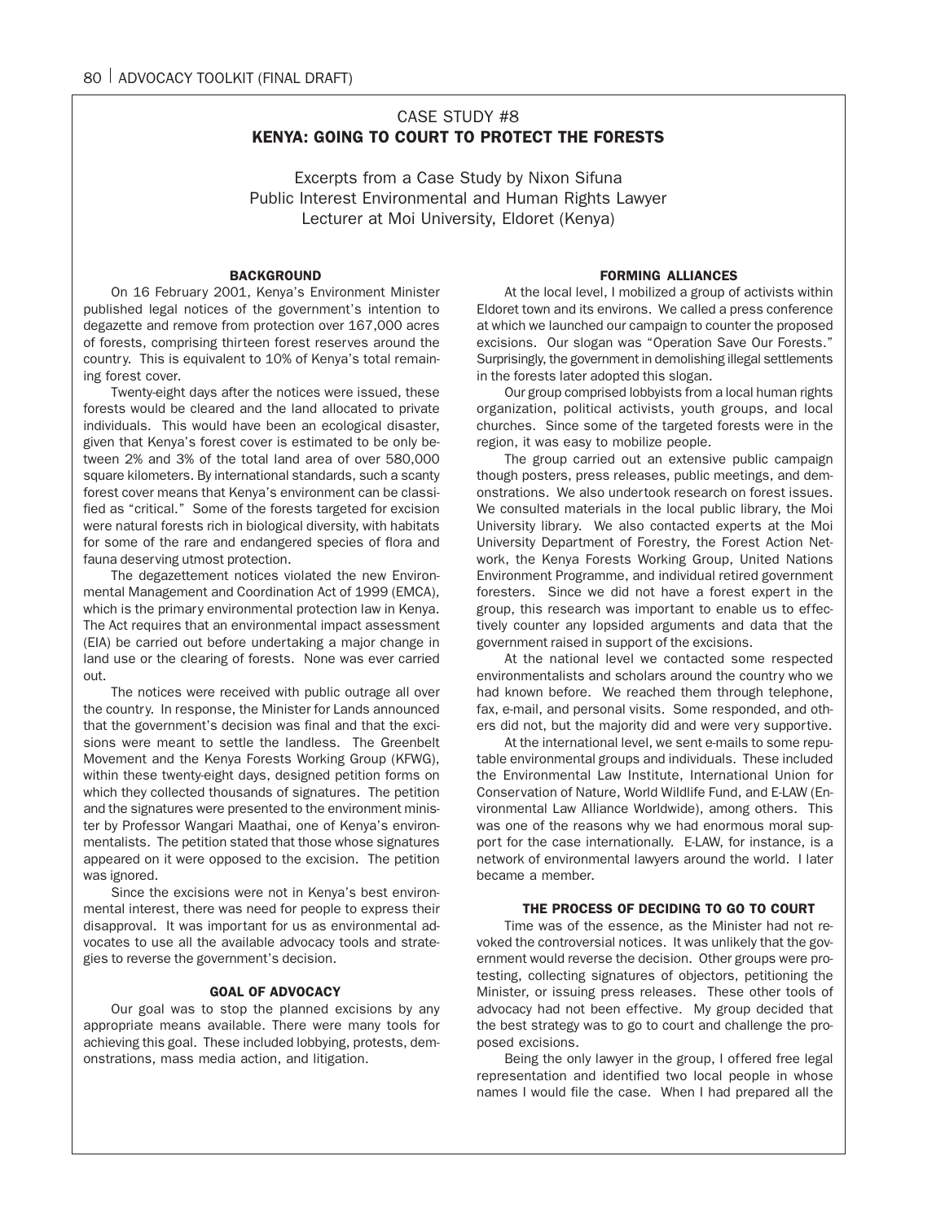## CASE STUDY #8

## KENYA: GOING TO COURT TO PROTECT THE FORESTS

Excerpts from a Case Study by Nixon Sifuna
Public Interest Environmental and Human Rights Lawyer
Lecturer at Moi University, Eldoret (Kenya)

### BACKGROUND

On 16 February 2001, Kenya's Environment Minister published legal notices of the government's intention to degazette and remove from protection over 167,000 acres of forests, comprising thirteen forest reserves around the country. This is equivalent to 10% of Kenya's total remaining forest cover.

Twenty-eight days after the notices were issued, these forests would be cleared and the land allocated to private individuals. This would have been an ecological disaster, given that Kenya's forest cover is estimated to be only between 2% and 3% of the total land area of over 580,000 square kilometers. By international standards, such a scanty forest cover means that Kenya's environment can be classified as "critical." Some of the forests targeted for excision were natural forests rich in biological diversity, with habitats for some of the rare and endangered species of flora and fauna deserving utmost protection.

The degazettement notices violated the new Environmental Management and Coordination Act of 1999 (EMCA), which is the primary environmental protection law in Kenya. The Act requires that an environmental impact assessment (EIA) be carried out before undertaking a major change in land use or the clearing of forests. None was ever carried out.

The notices were received with public outrage all over the country. In response, the Minister for Lands announced that the government's decision was final and that the excisions were meant to settle the landless. The Greenbelt Movement and the Kenya Forests Working Group (KFWG), within these twenty-eight days, designed petition forms on which they collected thousands of signatures. The petition and the signatures were presented to the environment minister by Professor Wangari Maathai, one of Kenya's environmentalists. The petition stated that those whose signatures appeared on it were opposed to the excision. The petition was ignored.

Since the excisions were not in Kenya's best environmental interest, there was need for people to express their disapproval. It was important for us as environmental advocates to use all the available advocacy tools and strategies to reverse the government's decision.

### GOAL OF ADVOCACY

Our goal was to stop the planned excisions by any appropriate means available. There were many tools for achieving this goal. These included lobbying, protests, demonstrations, mass media action, and litigation.

### FORMING ALLIANCES

At the local level, I mobilized a group of activists within Eldoret town and its environs. We called a press conference at which we launched our campaign to counter the proposed excisions. Our slogan was "Operation Save Our Forests." Surprisingly, the government in demolishing illegal settlements in the forests later adopted this slogan.

Our group comprised lobbyists from a local human rights organization, political activists, youth groups, and local churches. Since some of the targeted forests were in the region, it was easy to mobilize people.

The group carried out an extensive public campaign though posters, press releases, public meetings, and demonstrations. We also undertook research on forest issues. We consulted materials in the local public library, the Moi University library. We also contacted experts at the Moi University Department of Forestry, the Forest Action Network, the Kenya Forests Working Group, United Nations Environment Programme, and individual retired government foresters. Since we did not have a forest expert in the group, this research was important to enable us to effectively counter any lopsided arguments and data that the government raised in support of the excisions.

At the national level we contacted some respected environmentalists and scholars around the country who we had known before. We reached them through telephone, fax, e-mail, and personal visits. Some responded, and others did not, but the majority did and were very supportive.

At the international level, we sent e-mails to some reputable environmental groups and individuals. These included the Environmental Law Institute, International Union for Conservation of Nature, World Wildlife Fund, and E-LAW (Environmental Law Alliance Worldwide), among others. This was one of the reasons why we had enormous moral support for the case internationally. E-LAW, for instance, is a network of environmental lawyers around the world. I later became a member.

### THE PROCESS OF DECIDING TO GO TO COURT

Time was of the essence, as the Minister had not revoked the controversial notices. It was unlikely that the government would reverse the decision. Other groups were protesting, collecting signatures of objectors, petitioning the Minister, or issuing press releases. These other tools of advocacy had not been effective. My group decided that the best strategy was to go to court and challenge the proposed excisions.

Being the only lawyer in the group, I offered free legal representation and identified two local people in whose names I would file the case. When I had prepared all the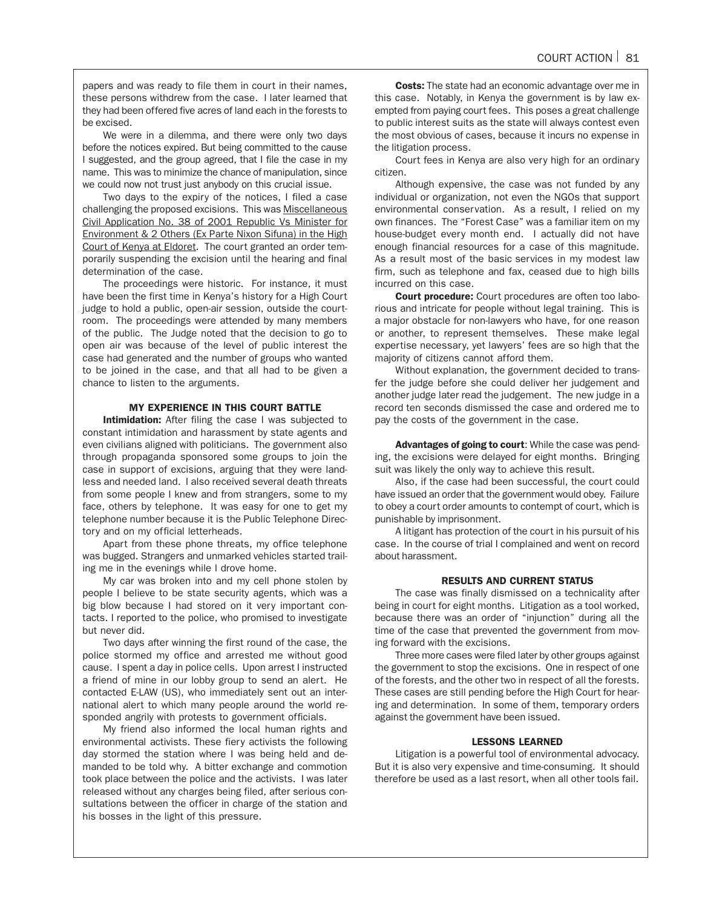papers and was ready to file them in court in their names, these persons withdrew from the case. I later learned that they had been offered five acres of land each in the forests to be excised.

We were in a dilemma, and there were only two days before the notices expired. But being committed to the cause I suggested, and the group agreed, that I file the case in my name. This was to minimize the chance of manipulation, since we could now not trust just anybody on this crucial issue.

Two days to the expiry of the notices, I filed a case challenging the proposed excisions. This was Miscellaneous Civil Application No. 38 of 2001 Republic Vs Minister for Environment & 2 Others (Ex Parte Nixon Sifuna) in the High Court of Kenya at Eldoret. The court granted an order temporarily suspending the excision until the hearing and final determination of the case.

The proceedings were historic. For instance, it must have been the first time in Kenya's history for a High Court judge to hold a public, open-air session, outside the courtroom. The proceedings were attended by many members of the public. The Judge noted that the decision to go to open air was because of the level of public interest the case had generated and the number of groups who wanted to be joined in the case, and that all had to be given a chance to listen to the arguments.

### MY EXPERIENCE IN THIS COURT BATTLE

**Intimidation:** After filing the case I was subjected to constant intimidation and harassment by state agents and even civilians aligned with politicians. The government also through propaganda sponsored some groups to join the case in support of excisions, arguing that they were landless and needed land. I also received several death threats from some people I knew and from strangers, some to my face, others by telephone. It was easy for one to get my telephone number because it is the Public Telephone Directory and on my official letterheads.

Apart from these phone threats, my office telephone was bugged. Strangers and unmarked vehicles started trailing me in the evenings while I drove home.

My car was broken into and my cell phone stolen by people I believe to be state security agents, which was a big blow because I had stored on it very important contacts. I reported to the police, who promised to investigate but never did.

Two days after winning the first round of the case, the police stormed my office and arrested me without good cause. I spent a day in police cells. Upon arrest I instructed a friend of mine in our lobby group to send an alert. He contacted E-LAW (US), who immediately sent out an international alert to which many people around the world responded angrily with protests to government officials.

My friend also informed the local human rights and environmental activists. These fiery activists the following day stormed the station where I was being held and demanded to be told why. A bitter exchange and commotion took place between the police and the activists. I was later released without any charges being filed, after serious consultations between the officer in charge of the station and his bosses in the light of this pressure.

**Costs:** The state had an economic advantage over me in this case. Notably, in Kenya the government is by law exempted from paying court fees. This poses a great challenge to public interest suits as the state will always contest even the most obvious of cases, because it incurs no expense in the litigation process.

Court fees in Kenya are also very high for an ordinary citizen.

Although expensive, the case was not funded by any individual or organization, not even the NGOs that support environmental conservation. As a result, I relied on my own finances. The "Forest Case" was a familiar item on my house-budget every month end. I actually did not have enough financial resources for a case of this magnitude. As a result most of the basic services in my modest law firm, such as telephone and fax, ceased due to high bills incurred on this case.

**Court procedure:** Court procedures are often too laborious and intricate for people without legal training. This is a major obstacle for non-lawyers who have, for one reason or another, to represent themselves. These make legal expertise necessary, yet lawyers' fees are so high that the majority of citizens cannot afford them.

Without explanation, the government decided to transfer the judge before she could deliver her judgement and another judge later read the judgement. The new judge in a record ten seconds dismissed the case and ordered me to pay the costs of the government in the case.

**Advantages of going to court**: While the case was pending, the excisions were delayed for eight months. Bringing suit was likely the only way to achieve this result.

Also, if the case had been successful, the court could have issued an order that the government would obey. Failure to obey a court order amounts to contempt of court, which is punishable by imprisonment.

A litigant has protection of the court in his pursuit of his case. In the course of trial I complained and went on record about harassment.

### RESULTS AND CURRENT STATUS

The case was finally dismissed on a technicality after being in court for eight months. Litigation as a tool worked, because there was an order of "injunction" during all the time of the case that prevented the government from moving forward with the excisions.

Three more cases were filed later by other groups against the government to stop the excisions. One in respect of one of the forests, and the other two in respect of all the forests. These cases are still pending before the High Court for hearing and determination. In some of them, temporary orders against the government have been issued.

### LESSONS LEARNED

Litigation is a powerful tool of environmental advocacy. But it is also very expensive and time-consuming. It should therefore be used as a last resort, when all other tools fail.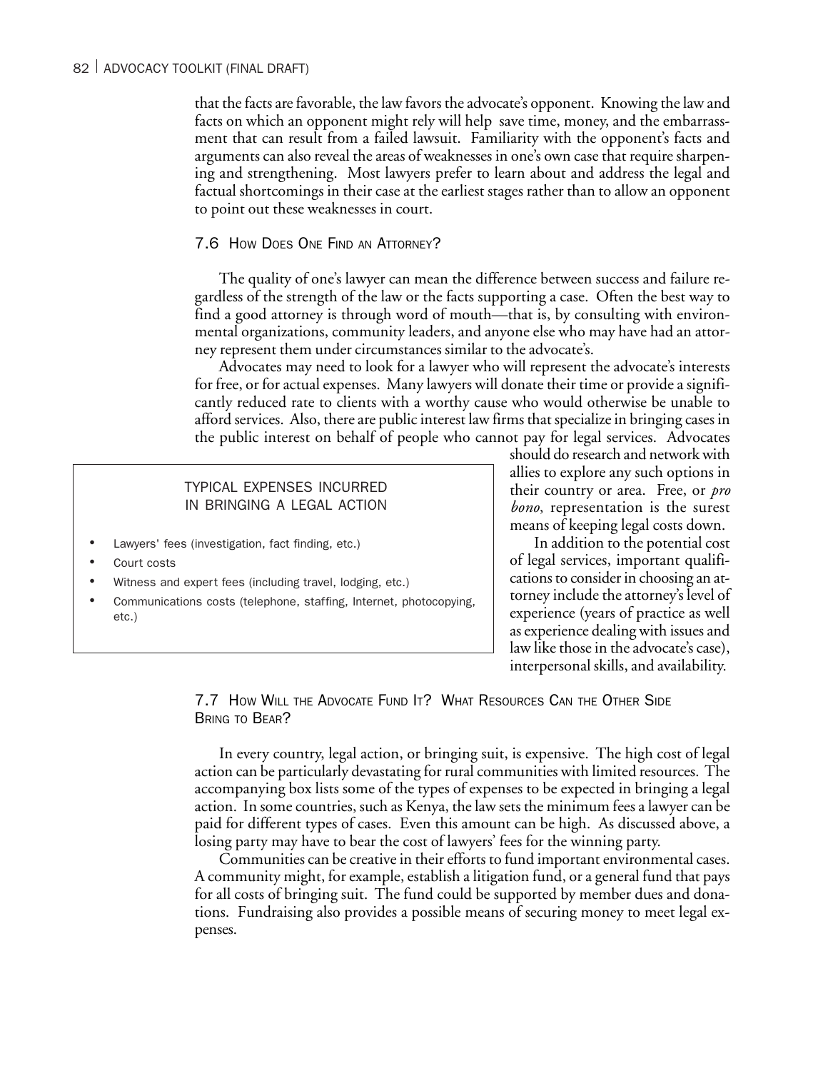that the facts are favorable, the law favors the advocate's opponent. Knowing the law and facts on which an opponent might rely will help save time, money, and the embarrassment that can result from a failed lawsuit. Familiarity with the opponent's facts and arguments can also reveal the areas of weaknesses in one's own case that require sharpening and strengthening. Most lawyers prefer to learn about and address the legal and factual shortcomings in their case at the earliest stages rather than to allow an opponent to point out these weaknesses in court.

### 7.6 How Does One Find an Attorney?

The quality of one's lawyer can mean the difference between success and failure regardless of the strength of the law or the facts supporting a case. Often the best way to find a good attorney is through word of mouth—that is, by consulting with environmental organizations, community leaders, and anyone else who may have had an attorney represent them under circumstances similar to the advocate's.

Advocates may need to look for a lawyer who will represent the advocate's interests for free, or for actual expenses. Many lawyers will donate their time or provide a significantly reduced rate to clients with a worthy cause who would otherwise be unable to afford services. Also, there are public interest law firms that specialize in bringing cases in the public interest on behalf of people who cannot pay for legal services. Advocates should do research and network with allies to explore any such options in their country or area. Free, or *pro bono*, representation is the surest means of keeping legal costs down.

In addition to the potential cost of legal services, important qualifications to consider in choosing an attorney include the attorney's level of experience (years of practice as well as experience dealing with issues and law like those in the advocate's case), interpersonal skills, and availability.

> **TYPICAL EXPENSES INCURRED IN BRINGING A LEGAL ACTION**
>
> - Lawyers' fees (investigation, fact finding, etc.)
> - Court costs
> - Witness and expert fees (including travel, lodging, etc.)
> - Communications costs (telephone, staffing, Internet, photocopying, etc.)

### 7.7 How Will the Advocate Fund It? What Resources Can the Other Side Bring to Bear?

In every country, legal action, or bringing suit, is expensive. The high cost of legal action can be particularly devastating for rural communities with limited resources. The accompanying box lists some of the types of expenses to be expected in bringing a legal action. In some countries, such as Kenya, the law sets the minimum fees a lawyer can be paid for different types of cases. Even this amount can be high. As discussed above, a losing party may have to bear the cost of lawyers' fees for the winning party.

Communities can be creative in their efforts to fund important environmental cases. A community might, for example, establish a litigation fund, or a general fund that pays for all costs of bringing suit. The fund could be supported by member dues and donations. Fundraising also provides a possible means of securing money to meet legal expenses.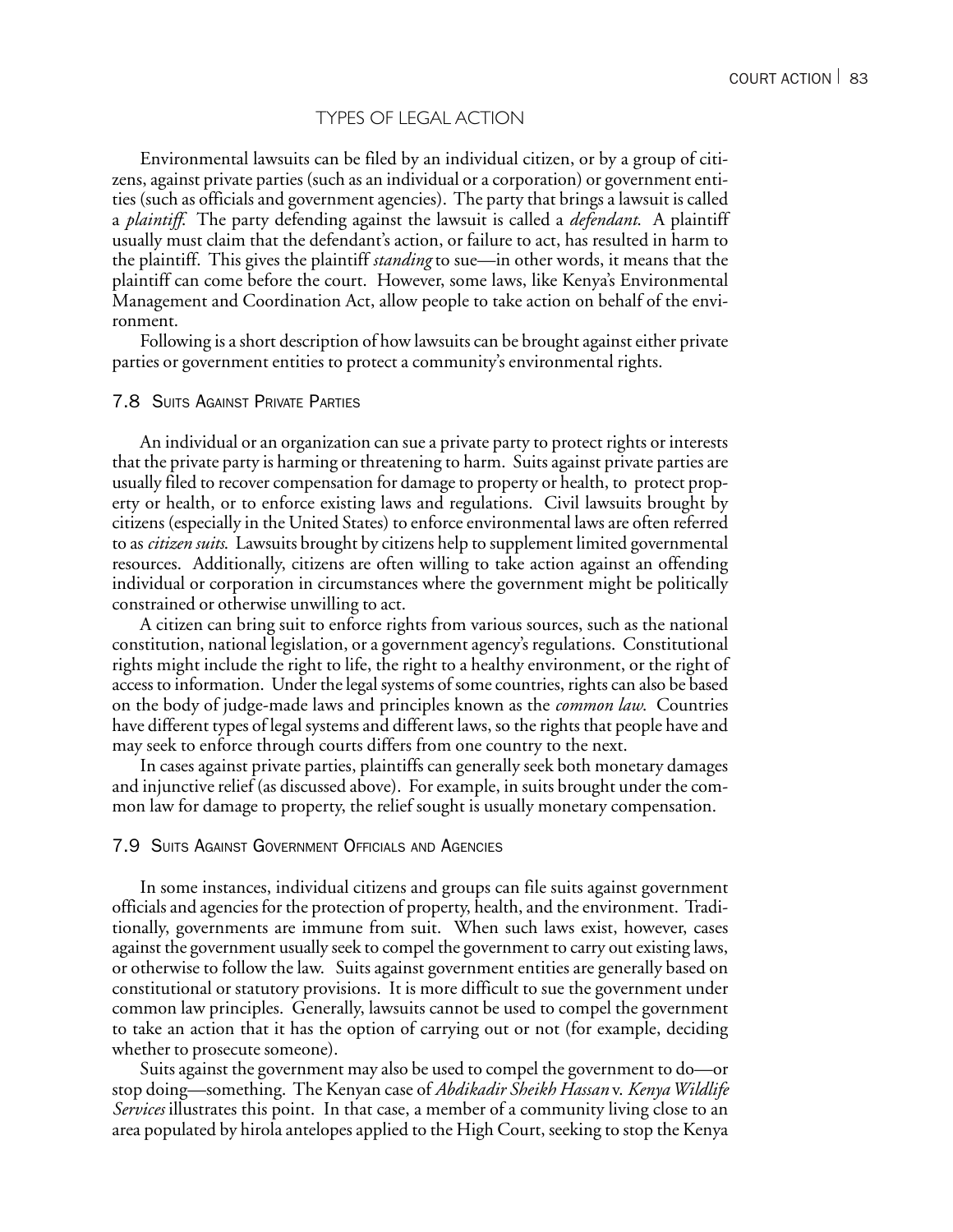## TYPES OF LEGAL ACTION

Environmental lawsuits can be filed by an individual citizen, or by a group of citizens, against private parties (such as an individual or a corporation) or government entities (such as officials and government agencies). The party that brings a lawsuit is called a *plaintiff*. The party defending against the lawsuit is called a *defendant*. A plaintiff usually must claim that the defendant's action, or failure to act, has resulted in harm to the plaintiff. This gives the plaintiff *standing* to sue—in other words, it means that the plaintiff can come before the court. However, some laws, like Kenya's Environmental Management and Coordination Act, allow people to take action on behalf of the environment.

Following is a short description of how lawsuits can be brought against either private parties or government entities to protect a community's environmental rights.

### 7.8 Suits Against Private Parties

An individual or an organization can sue a private party to protect rights or interests that the private party is harming or threatening to harm. Suits against private parties are usually filed to recover compensation for damage to property or health, to protect property or health, or to enforce existing laws and regulations. Civil lawsuits brought by citizens (especially in the United States) to enforce environmental laws are often referred to as *citizen suits*. Lawsuits brought by citizens help to supplement limited governmental resources. Additionally, citizens are often willing to take action against an offending individual or corporation in circumstances where the government might be politically constrained or otherwise unwilling to act.

A citizen can bring suit to enforce rights from various sources, such as the national constitution, national legislation, or a government agency's regulations. Constitutional rights might include the right to life, the right to a healthy environment, or the right of access to information. Under the legal systems of some countries, rights can also be based on the body of judge-made laws and principles known as the *common law*. Countries have different types of legal systems and different laws, so the rights that people have and may seek to enforce through courts differs from one country to the next.

In cases against private parties, plaintiffs can generally seek both monetary damages and injunctive relief (as discussed above). For example, in suits brought under the common law for damage to property, the relief sought is usually monetary compensation.

### 7.9 Suits Against Government Officials and Agencies

In some instances, individual citizens and groups can file suits against government officials and agencies for the protection of property, health, and the environment. Traditionally, governments are immune from suit. When such laws exist, however, cases against the government usually seek to compel the government to carry out existing laws, or otherwise to follow the law. Suits against government entities are generally based on constitutional or statutory provisions. It is more difficult to sue the government under common law principles. Generally, lawsuits cannot be used to compel the government to take an action that it has the option of carrying out or not (for example, deciding whether to prosecute someone).

Suits against the government may also be used to compel the government to do—or stop doing—something. The Kenyan case of *Abdikadir Sheikh Hassan* v. *Kenya Wildlife Services* illustrates this point. In that case, a member of a community living close to an area populated by hirola antelopes applied to the High Court, seeking to stop the Kenya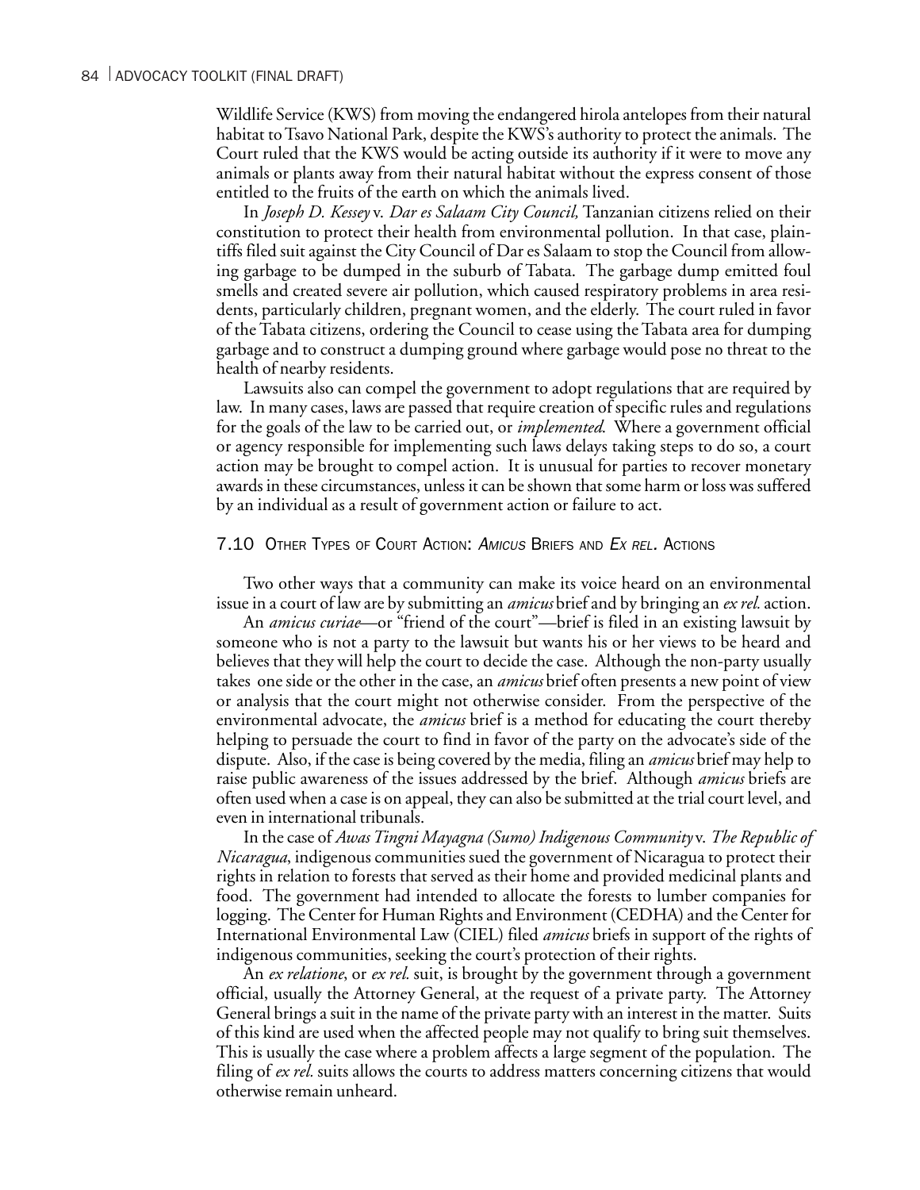Wildlife Service (KWS) from moving the endangered hirola antelopes from their natural habitat to Tsavo National Park, despite the KWS's authority to protect the animals. The Court ruled that the KWS would be acting outside its authority if it were to move any animals or plants away from their natural habitat without the express consent of those entitled to the fruits of the earth on which the animals lived.

In *Joseph D. Kessey* v. *Dar es Salaam City Council,* Tanzanian citizens relied on their constitution to protect their health from environmental pollution. In that case, plaintiffs filed suit against the City Council of Dar es Salaam to stop the Council from allowing garbage to be dumped in the suburb of Tabata. The garbage dump emitted foul smells and created severe air pollution, which caused respiratory problems in area residents, particularly children, pregnant women, and the elderly. The court ruled in favor of the Tabata citizens, ordering the Council to cease using the Tabata area for dumping garbage and to construct a dumping ground where garbage would pose no threat to the health of nearby residents.

Lawsuits also can compel the government to adopt regulations that are required by law. In many cases, laws are passed that require creation of specific rules and regulations for the goals of the law to be carried out, or *implemented.* Where a government official or agency responsible for implementing such laws delays taking steps to do so, a court action may be brought to compel action. It is unusual for parties to recover monetary awards in these circumstances, unless it can be shown that some harm or loss was suffered by an individual as a result of government action or failure to act.

## 7.10 Other Types of Court Action: *Amicus* Briefs and *Ex rel.* Actions

Two other ways that a community can make its voice heard on an environmental issue in a court of law are by submitting an *amicus* brief and by bringing an *ex rel.* action.

An *amicus curiae*—or "friend of the court"—brief is filed in an existing lawsuit by someone who is not a party to the lawsuit but wants his or her views to be heard and believes that they will help the court to decide the case. Although the non-party usually takes one side or the other in the case, an *amicus* brief often presents a new point of view or analysis that the court might not otherwise consider. From the perspective of the environmental advocate, the *amicus* brief is a method for educating the court thereby helping to persuade the court to find in favor of the party on the advocate's side of the dispute. Also, if the case is being covered by the media, filing an *amicus* brief may help to raise public awareness of the issues addressed by the brief. Although *amicus* briefs are often used when a case is on appeal, they can also be submitted at the trial court level, and even in international tribunals.

In the case of *Awas Tingni Mayagna (Sumo) Indigenous Community* v. *The Republic of Nicaragua*, indigenous communities sued the government of Nicaragua to protect their rights in relation to forests that served as their home and provided medicinal plants and food. The government had intended to allocate the forests to lumber companies for logging. The Center for Human Rights and Environment (CEDHA) and the Center for International Environmental Law (CIEL) filed *amicus* briefs in support of the rights of indigenous communities, seeking the court's protection of their rights.

An *ex relatione*, or *ex rel.* suit, is brought by the government through a government official, usually the Attorney General, at the request of a private party. The Attorney General brings a suit in the name of the private party with an interest in the matter. Suits of this kind are used when the affected people may not qualify to bring suit themselves. This is usually the case where a problem affects a large segment of the population. The filing of *ex rel.* suits allows the courts to address matters concerning citizens that would otherwise remain unheard.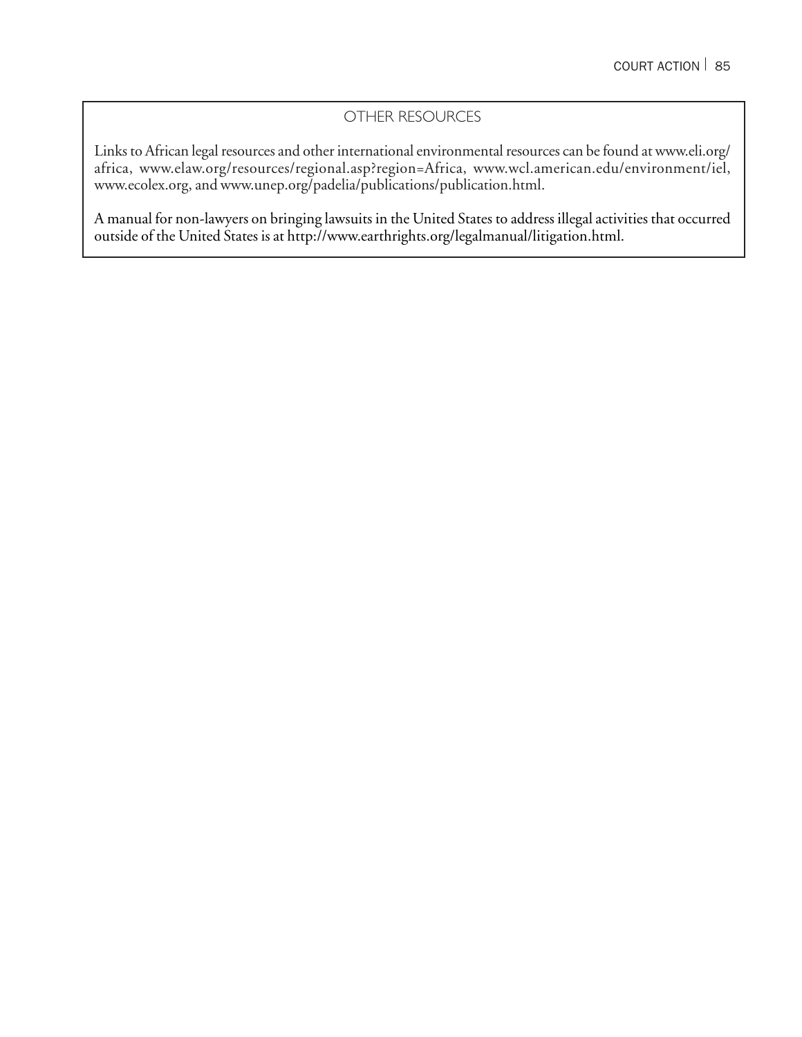## OTHER RESOURCES

Links to African legal resources and other international environmental resources can be found at www.eli.org/africa, www.elaw.org/resources/regional.asp?region=Africa, www.wcl.american.edu/environment/iel, www.ecolex.org, and www.unep.org/padelia/publications/publication.html.

A manual for non-lawyers on bringing lawsuits in the United States to address illegal activities that occurred outside of the United States is at http://www.earthrights.org/legalmanual/litigation.html.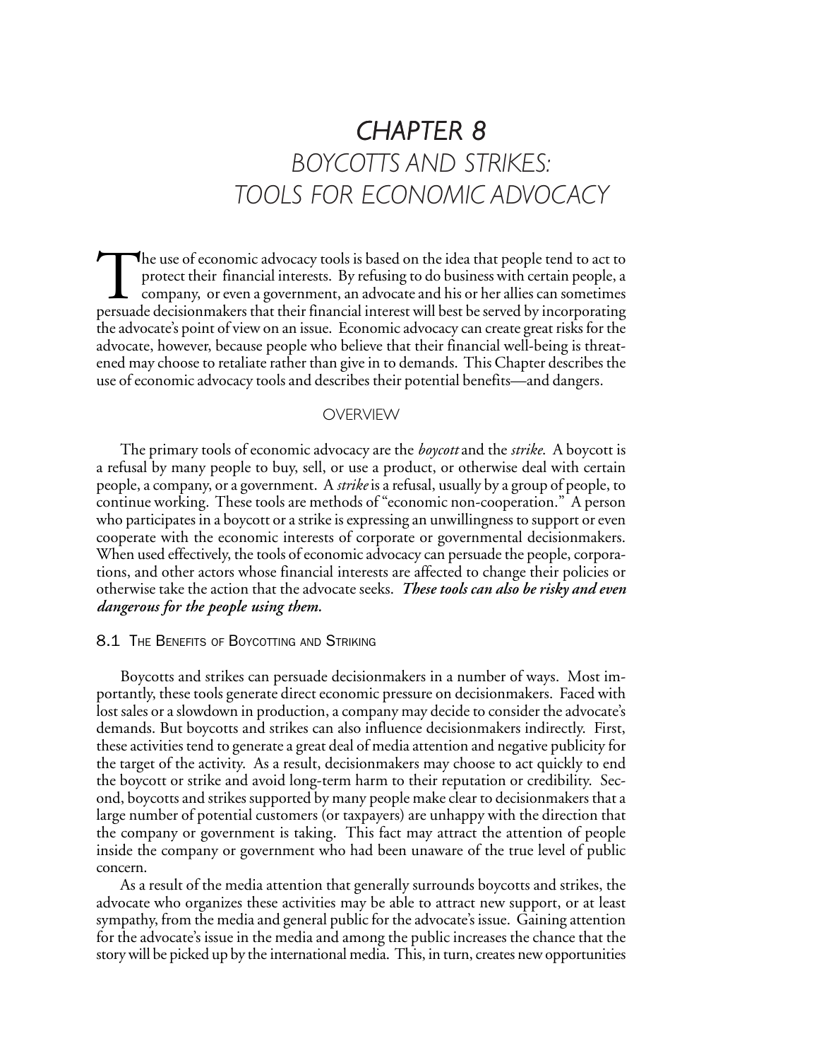# CHAPTER 8
# BOYCOTTS AND STRIKES: TOOLS FOR ECONOMIC ADVOCACY

The use of economic advocacy tools is based on the idea that people tend to act to protect their financial interests. By refusing to do business with certain people, a company, or even a government, an advocate and his or her allies can sometimes persuade decisionmakers that their financial interest will best be served by incorporating the advocate's point of view on an issue. Economic advocacy can create great risks for the advocate, however, because people who believe that their financial well-being is threatened may choose to retaliate rather than give in to demands. This Chapter describes the use of economic advocacy tools and describes their potential benefits—and dangers.

## OVERVIEW

The primary tools of economic advocacy are the *boycott* and the *strike*. A boycott is a refusal by many people to buy, sell, or use a product, or otherwise deal with certain people, a company, or a government. A *strike* is a refusal, usually by a group of people, to continue working. These tools are methods of "economic non-cooperation." A person who participates in a boycott or a strike is expressing an unwillingness to support or even cooperate with the economic interests of corporate or governmental decisionmakers. When used effectively, the tools of economic advocacy can persuade the people, corporations, and other actors whose financial interests are affected to change their policies or otherwise take the action that the advocate seeks. ***These tools can also be risky and even dangerous for the people using them.***

### 8.1 THE BENEFITS OF BOYCOTTING AND STRIKING

Boycotts and strikes can persuade decisionmakers in a number of ways. Most importantly, these tools generate direct economic pressure on decisionmakers. Faced with lost sales or a slowdown in production, a company may decide to consider the advocate's demands. But boycotts and strikes can also influence decisionmakers indirectly. First, these activities tend to generate a great deal of media attention and negative publicity for the target of the activity. As a result, decisionmakers may choose to act quickly to end the boycott or strike and avoid long-term harm to their reputation or credibility. Second, boycotts and strikes supported by many people make clear to decisionmakers that a large number of potential customers (or taxpayers) are unhappy with the direction that the company or government is taking. This fact may attract the attention of people inside the company or government who had been unaware of the true level of public concern.

As a result of the media attention that generally surrounds boycotts and strikes, the advocate who organizes these activities may be able to attract new support, or at least sympathy, from the media and general public for the advocate's issue. Gaining attention for the advocate's issue in the media and among the public increases the chance that the story will be picked up by the international media. This, in turn, creates new opportunities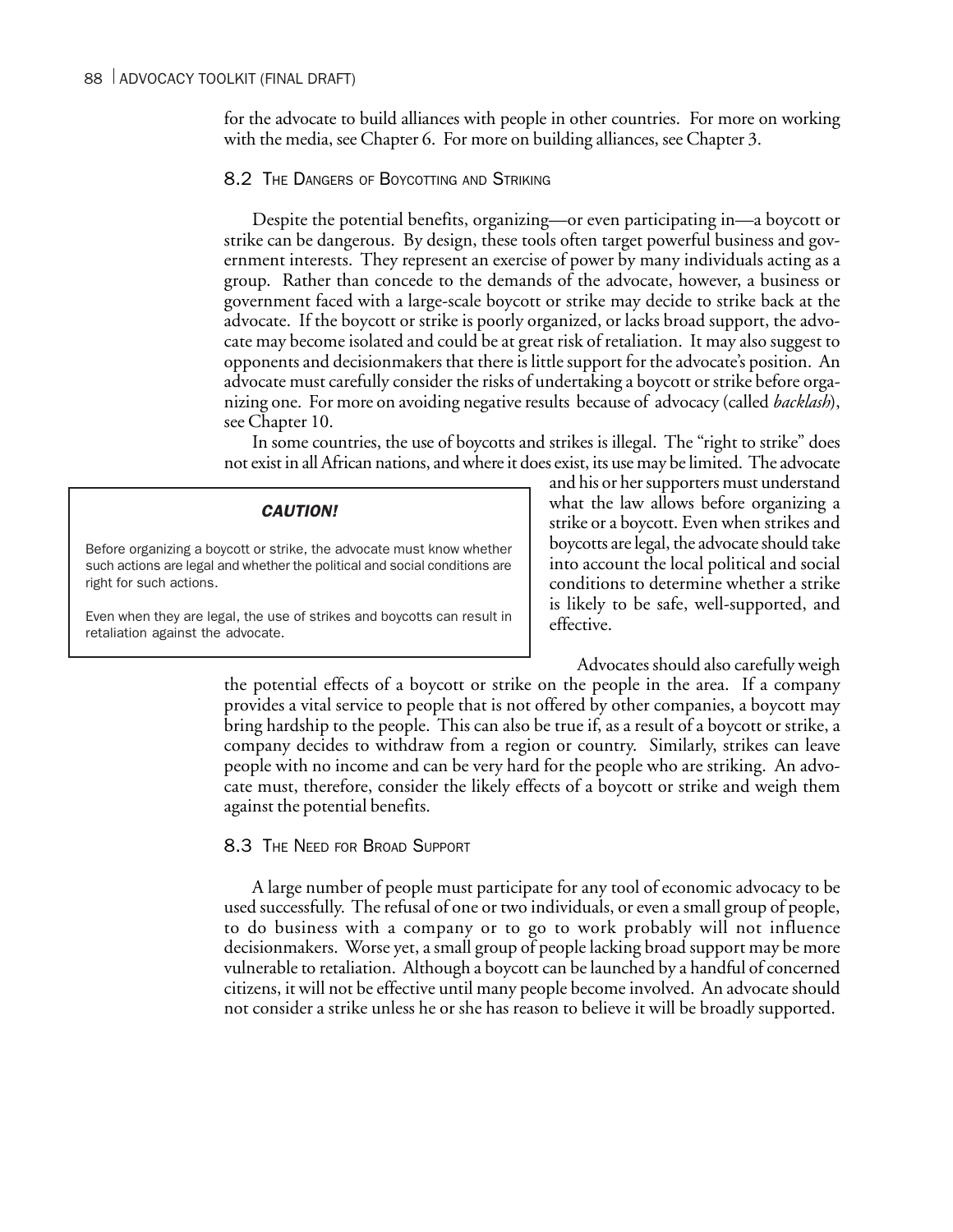for the advocate to build alliances with people in other countries. For more on working with the media, see Chapter 6. For more on building alliances, see Chapter 3.

## 8.2 The Dangers of Boycotting and Striking

Despite the potential benefits, organizing—or even participating in—a boycott or strike can be dangerous. By design, these tools often target powerful business and government interests. They represent an exercise of power by many individuals acting as a group. Rather than concede to the demands of the advocate, however, a business or government faced with a large-scale boycott or strike may decide to strike back at the advocate. If the boycott or strike is poorly organized, or lacks broad support, the advocate may become isolated and could be at great risk of retaliation. It may also suggest to opponents and decisionmakers that there is little support for the advocate's position. An advocate must carefully consider the risks of undertaking a boycott or strike before organizing one. For more on avoiding negative results because of advocacy (called *backlash*), see Chapter 10.

In some countries, the use of boycotts and strikes is illegal. The "right to strike" does not exist in all African nations, and where it does exist, its use may be limited. The advocate and his or her supporters must understand what the law allows before organizing a strike or a boycott. Even when strikes and boycotts are legal, the advocate should take into account the local political and social conditions to determine whether a strike is likely to be safe, well-supported, and effective.

> ***CAUTION!***
>
> Before organizing a boycott or strike, the advocate must know whether such actions are legal and whether the political and social conditions are right for such actions.
>
> Even when they are legal, the use of strikes and boycotts can result in retaliation against the advocate.

Advocates should also carefully weigh the potential effects of a boycott or strike on the people in the area. If a company provides a vital service to people that is not offered by other companies, a boycott may bring hardship to the people. This can also be true if, as a result of a boycott or strike, a company decides to withdraw from a region or country. Similarly, strikes can leave people with no income and can be very hard for the people who are striking. An advocate must, therefore, consider the likely effects of a boycott or strike and weigh them against the potential benefits.

## 8.3 The Need for Broad Support

A large number of people must participate for any tool of economic advocacy to be used successfully. The refusal of one or two individuals, or even a small group of people, to do business with a company or to go to work probably will not influence decisionmakers. Worse yet, a small group of people lacking broad support may be more vulnerable to retaliation. Although a boycott can be launched by a handful of concerned citizens, it will not be effective until many people become involved. An advocate should not consider a strike unless he or she has reason to believe it will be broadly supported.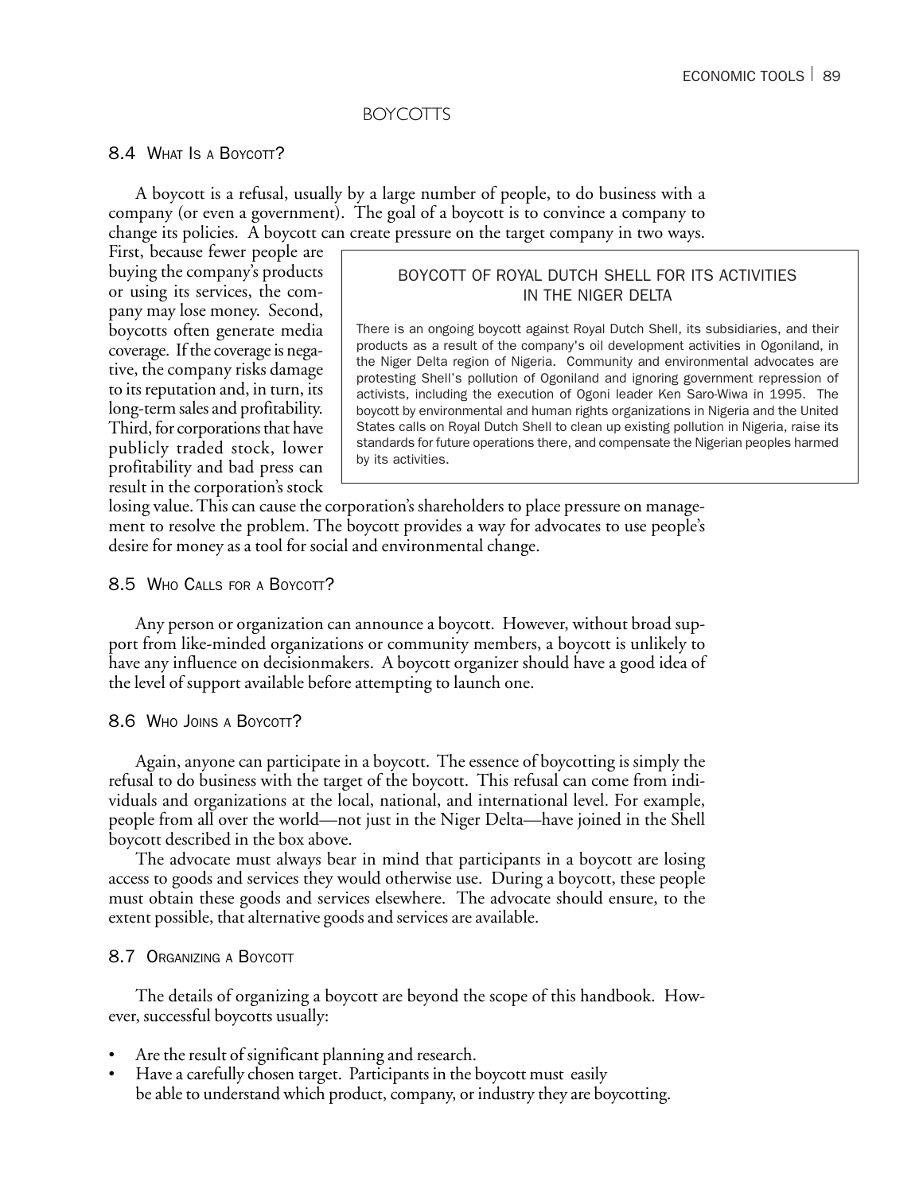## BOYCOTTS

### 8.4 What Is a Boycott?

A boycott is a refusal, usually by a large number of people, to do business with a company (or even a government). The goal of a boycott is to convince a company to change its policies. A boycott can create pressure on the target company in two ways. First, because fewer people are buying the company's products or using its services, the company may lose money. Second, boycotts often generate media coverage. If the coverage is negative, the company risks damage to its reputation and, in turn, its long-term sales and profitability. Third, for corporations that have publicly traded stock, lower profitability and bad press can result in the corporation's stock losing value. This can cause the corporation's shareholders to place pressure on management to resolve the problem. The boycott provides a way for advocates to use people's desire for money as a tool for social and environmental change.

> **BOYCOTT OF ROYAL DUTCH SHELL FOR ITS ACTIVITIES IN THE NIGER DELTA**
>
> There is an ongoing boycott against Royal Dutch Shell, its subsidiaries, and their products as a result of the company's oil development activities in Ogoniland, in the Niger Delta region of Nigeria. Community and environmental advocates are protesting Shell's pollution of Ogoniland and ignoring government repression of activists, including the execution of Ogoni leader Ken Saro-Wiwa in 1995. The boycott by environmental and human rights organizations in Nigeria and the United States calls on Royal Dutch Shell to clean up existing pollution in Nigeria, raise its standards for future operations there, and compensate the Nigerian peoples harmed by its activities.

### 8.5 Who Calls for a Boycott?

Any person or organization can announce a boycott. However, without broad support from like-minded organizations or community members, a boycott is unlikely to have any influence on decisionmakers. A boycott organizer should have a good idea of the level of support available before attempting to launch one.

### 8.6 Who Joins a Boycott?

Again, anyone can participate in a boycott. The essence of boycotting is simply the refusal to do business with the target of the boycott. This refusal can come from individuals and organizations at the local, national, and international level. For example, people from all over the world—not just in the Niger Delta—have joined in the Shell boycott described in the box above.

The advocate must always bear in mind that participants in a boycott are losing access to goods and services they would otherwise use. During a boycott, these people must obtain these goods and services elsewhere. The advocate should ensure, to the extent possible, that alternative goods and services are available.

### 8.7 Organizing a Boycott

The details of organizing a boycott are beyond the scope of this handbook. However, successful boycotts usually:

- Are the result of significant planning and research.
- Have a carefully chosen target. Participants in the boycott must easily be able to understand which product, company, or industry they are boycotting.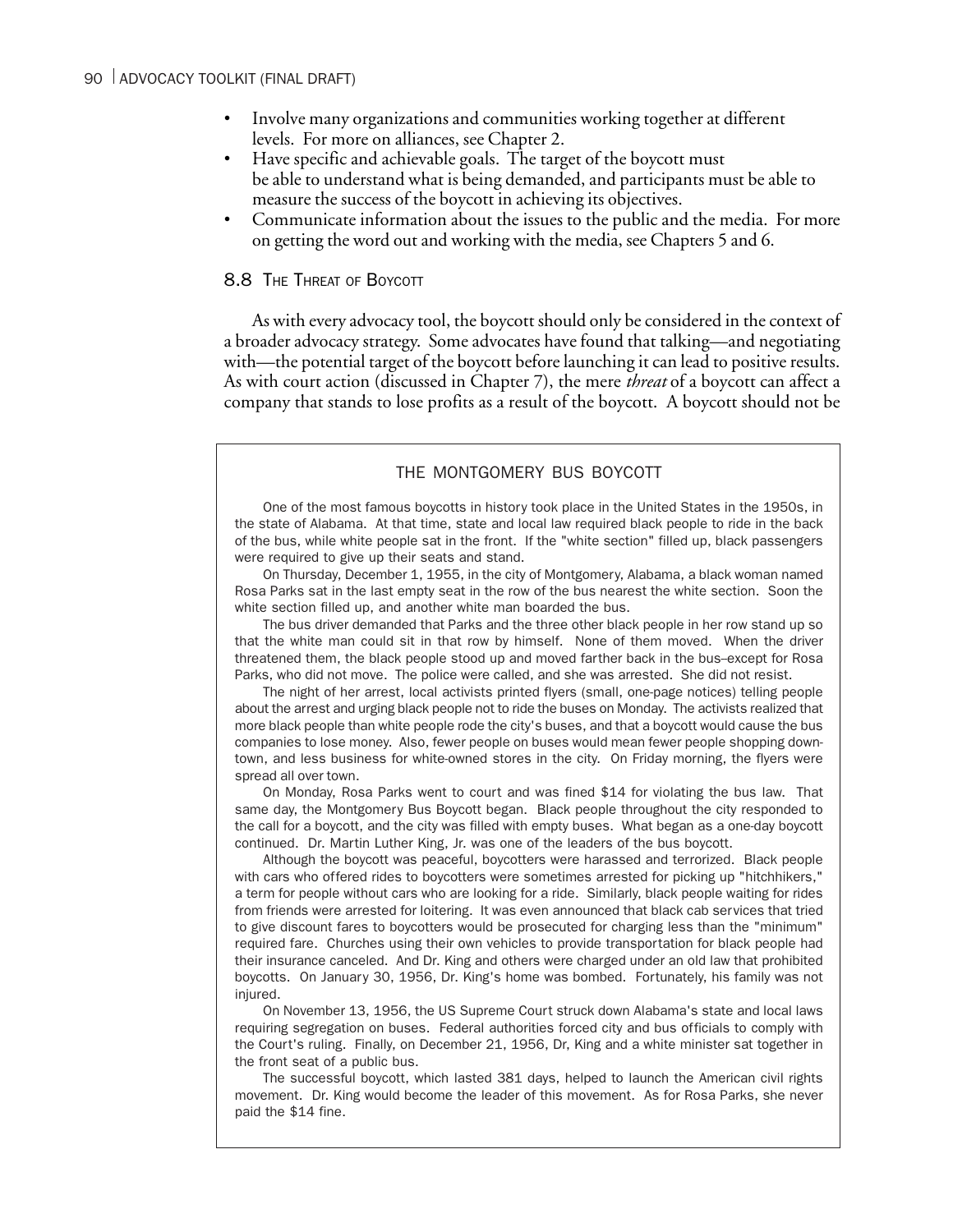- Involve many organizations and communities working together at different levels. For more on alliances, see Chapter 2.
- Have specific and achievable goals. The target of the boycott must be able to understand what is being demanded, and participants must be able to measure the success of the boycott in achieving its objectives.
- Communicate information about the issues to the public and the media. For more on getting the word out and working with the media, see Chapters 5 and 6.

## 8.8 The Threat of Boycott

As with every advocacy tool, the boycott should only be considered in the context of a broader advocacy strategy. Some advocates have found that talking—and negotiating with—the potential target of the boycott before launching it can lead to positive results. As with court action (discussed in Chapter 7), the mere *threat* of a boycott can affect a company that stands to lose profits as a result of the boycott. A boycott should not be

### THE MONTGOMERY BUS BOYCOTT

One of the most famous boycotts in history took place in the United States in the 1950s, in the state of Alabama. At that time, state and local law required black people to ride in the back of the bus, while white people sat in the front. If the "white section" filled up, black passengers were required to give up their seats and stand.

On Thursday, December 1, 1955, in the city of Montgomery, Alabama, a black woman named Rosa Parks sat in the last empty seat in the row of the bus nearest the white section. Soon the white section filled up, and another white man boarded the bus.

The bus driver demanded that Parks and the three other black people in her row stand up so that the white man could sit in that row by himself. None of them moved. When the driver threatened them, the black people stood up and moved farther back in the bus–except for Rosa Parks, who did not move. The police were called, and she was arrested. She did not resist.

The night of her arrest, local activists printed flyers (small, one-page notices) telling people about the arrest and urging black people not to ride the buses on Monday. The activists realized that more black people than white people rode the city's buses, and that a boycott would cause the bus companies to lose money. Also, fewer people on buses would mean fewer people shopping downtown, and less business for white-owned stores in the city. On Friday morning, the flyers were spread all over town.

On Monday, Rosa Parks went to court and was fined $14 for violating the bus law. That same day, the Montgomery Bus Boycott began. Black people throughout the city responded to the call for a boycott, and the city was filled with empty buses. What began as a one-day boycott continued. Dr. Martin Luther King, Jr. was one of the leaders of the bus boycott.

Although the boycott was peaceful, boycotters were harassed and terrorized. Black people with cars who offered rides to boycotters were sometimes arrested for picking up "hitchhikers," a term for people without cars who are looking for a ride. Similarly, black people waiting for rides from friends were arrested for loitering. It was even announced that black cab services that tried to give discount fares to boycotters would be prosecuted for charging less than the "minimum" required fare. Churches using their own vehicles to provide transportation for black people had their insurance canceled. And Dr. King and others were charged under an old law that prohibited boycotts. On January 30, 1956, Dr. King's home was bombed. Fortunately, his family was not injured.

On November 13, 1956, the US Supreme Court struck down Alabama's state and local laws requiring segregation on buses. Federal authorities forced city and bus officials to comply with the Court's ruling. Finally, on December 21, 1956, Dr, King and a white minister sat together in the front seat of a public bus.

The successful boycott, which lasted 381 days, helped to launch the American civil rights movement. Dr. King would become the leader of this movement. As for Rosa Parks, she never paid the $14 fine.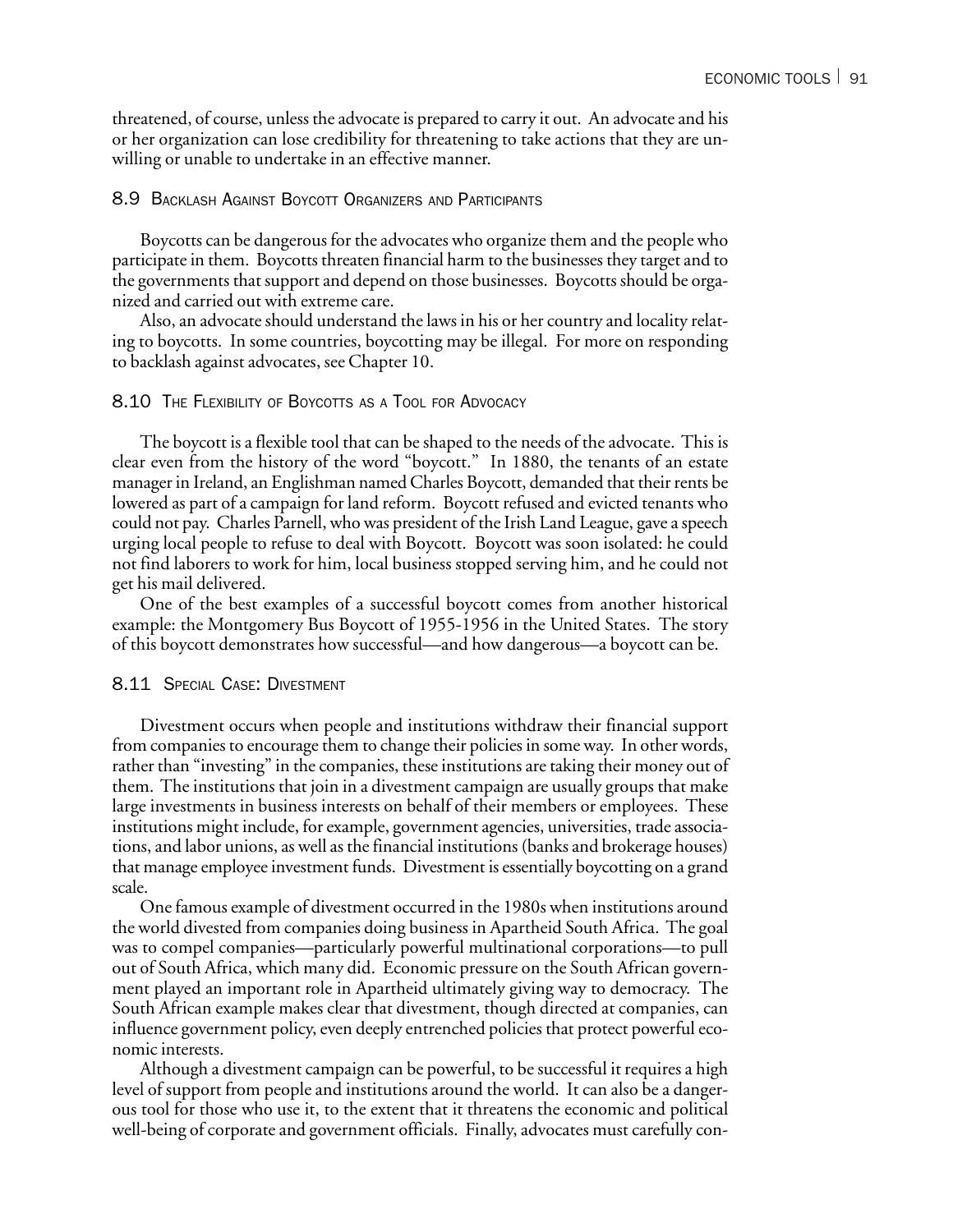threatened, of course, unless the advocate is prepared to carry it out. An advocate and his or her organization can lose credibility for threatening to take actions that they are unwilling or unable to undertake in an effective manner.

### 8.9 Backlash Against Boycott Organizers and Participants

Boycotts can be dangerous for the advocates who organize them and the people who participate in them. Boycotts threaten financial harm to the businesses they target and to the governments that support and depend on those businesses. Boycotts should be organized and carried out with extreme care.

Also, an advocate should understand the laws in his or her country and locality relating to boycotts. In some countries, boycotting may be illegal. For more on responding to backlash against advocates, see Chapter 10.

### 8.10 The Flexibility of Boycotts as a Tool for Advocacy

The boycott is a flexible tool that can be shaped to the needs of the advocate. This is clear even from the history of the word "boycott." In 1880, the tenants of an estate manager in Ireland, an Englishman named Charles Boycott, demanded that their rents be lowered as part of a campaign for land reform. Boycott refused and evicted tenants who could not pay. Charles Parnell, who was president of the Irish Land League, gave a speech urging local people to refuse to deal with Boycott. Boycott was soon isolated: he could not find laborers to work for him, local business stopped serving him, and he could not get his mail delivered.

One of the best examples of a successful boycott comes from another historical example: the Montgomery Bus Boycott of 1955-1956 in the United States. The story of this boycott demonstrates how successful—and how dangerous—a boycott can be.

### 8.11 Special Case: Divestment

Divestment occurs when people and institutions withdraw their financial support from companies to encourage them to change their policies in some way. In other words, rather than "investing" in the companies, these institutions are taking their money out of them. The institutions that join in a divestment campaign are usually groups that make large investments in business interests on behalf of their members or employees. These institutions might include, for example, government agencies, universities, trade associations, and labor unions, as well as the financial institutions (banks and brokerage houses) that manage employee investment funds. Divestment is essentially boycotting on a grand scale.

One famous example of divestment occurred in the 1980s when institutions around the world divested from companies doing business in Apartheid South Africa. The goal was to compel companies—particularly powerful multinational corporations—to pull out of South Africa, which many did. Economic pressure on the South African government played an important role in Apartheid ultimately giving way to democracy. The South African example makes clear that divestment, though directed at companies, can influence government policy, even deeply entrenched policies that protect powerful economic interests.

Although a divestment campaign can be powerful, to be successful it requires a high level of support from people and institutions around the world. It can also be a dangerous tool for those who use it, to the extent that it threatens the economic and political well-being of corporate and government officials. Finally, advocates must carefully con-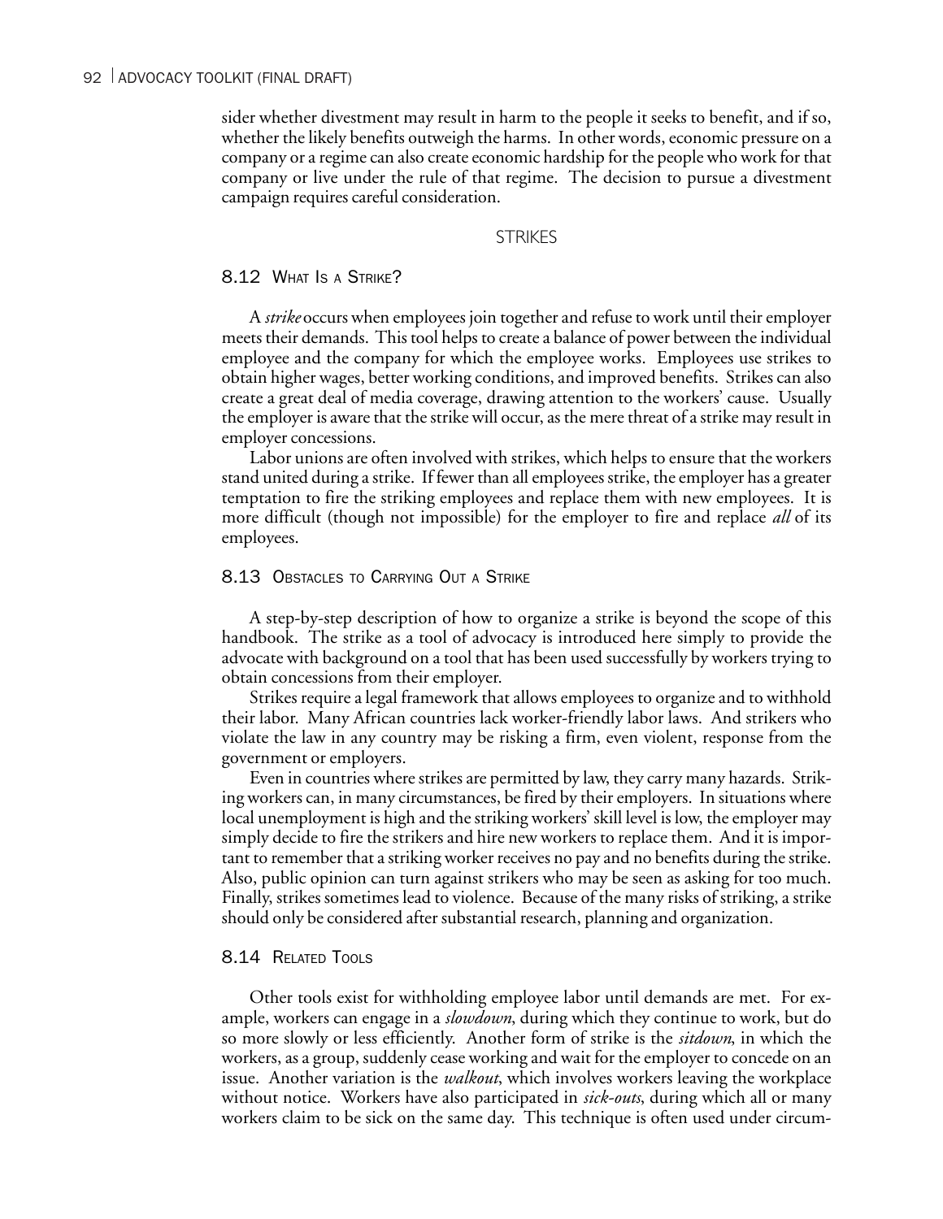sider whether divestment may result in harm to the people it seeks to benefit, and if so, whether the likely benefits outweigh the harms. In other words, economic pressure on a company or a regime can also create economic hardship for the people who work for that company or live under the rule of that regime. The decision to pursue a divestment campaign requires careful consideration.

## STRIKES

### 8.12 What Is a Strike?

A *strike* occurs when employees join together and refuse to work until their employer meets their demands. This tool helps to create a balance of power between the individual employee and the company for which the employee works. Employees use strikes to obtain higher wages, better working conditions, and improved benefits. Strikes can also create a great deal of media coverage, drawing attention to the workers' cause. Usually the employer is aware that the strike will occur, as the mere threat of a strike may result in employer concessions.

Labor unions are often involved with strikes, which helps to ensure that the workers stand united during a strike. If fewer than all employees strike, the employer has a greater temptation to fire the striking employees and replace them with new employees. It is more difficult (though not impossible) for the employer to fire and replace *all* of its employees.

### 8.13 Obstacles to Carrying Out a Strike

A step-by-step description of how to organize a strike is beyond the scope of this handbook. The strike as a tool of advocacy is introduced here simply to provide the advocate with background on a tool that has been used successfully by workers trying to obtain concessions from their employer.

Strikes require a legal framework that allows employees to organize and to withhold their labor. Many African countries lack worker-friendly labor laws. And strikers who violate the law in any country may be risking a firm, even violent, response from the government or employers.

Even in countries where strikes are permitted by law, they carry many hazards. Striking workers can, in many circumstances, be fired by their employers. In situations where local unemployment is high and the striking workers' skill level is low, the employer may simply decide to fire the strikers and hire new workers to replace them. And it is important to remember that a striking worker receives no pay and no benefits during the strike. Also, public opinion can turn against strikers who may be seen as asking for too much. Finally, strikes sometimes lead to violence. Because of the many risks of striking, a strike should only be considered after substantial research, planning and organization.

### 8.14 Related Tools

Other tools exist for withholding employee labor until demands are met. For example, workers can engage in a *slowdown*, during which they continue to work, but do so more slowly or less efficiently. Another form of strike is the *sitdown*, in which the workers, as a group, suddenly cease working and wait for the employer to concede on an issue. Another variation is the *walkout*, which involves workers leaving the workplace without notice. Workers have also participated in *sick-outs*, during which all or many workers claim to be sick on the same day. This technique is often used under circum-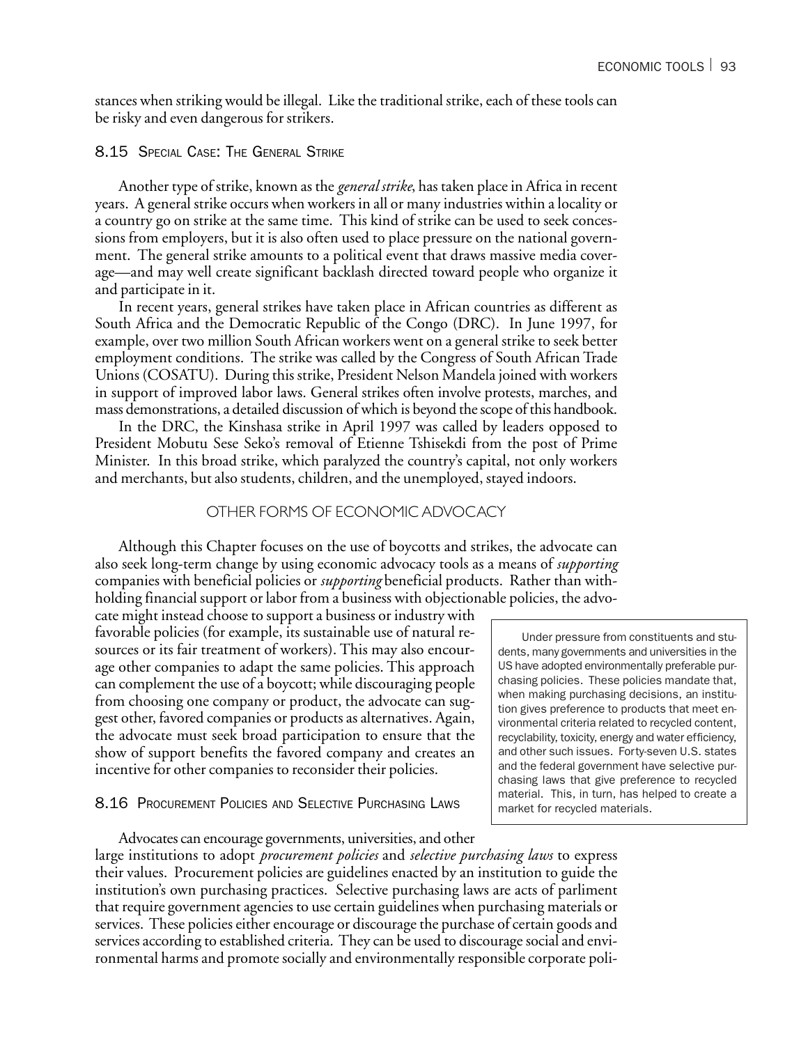stances when striking would be illegal. Like the traditional strike, each of these tools can be risky and even dangerous for strikers.

### 8.15 Special Case: The General Strike

Another type of strike, known as the *general strike*, has taken place in Africa in recent years. A general strike occurs when workers in all or many industries within a locality or a country go on strike at the same time. This kind of strike can be used to seek concessions from employers, but it is also often used to place pressure on the national government. The general strike amounts to a political event that draws massive media coverage—and may well create significant backlash directed toward people who organize it and participate in it.

In recent years, general strikes have taken place in African countries as different as South Africa and the Democratic Republic of the Congo (DRC). In June 1997, for example, over two million South African workers went on a general strike to seek better employment conditions. The strike was called by the Congress of South African Trade Unions (COSATU). During this strike, President Nelson Mandela joined with workers in support of improved labor laws. General strikes often involve protests, marches, and mass demonstrations, a detailed discussion of which is beyond the scope of this handbook.

In the DRC, the Kinshasa strike in April 1997 was called by leaders opposed to President Mobutu Sese Seko's removal of Etienne Tshisekdi from the post of Prime Minister. In this broad strike, which paralyzed the country's capital, not only workers and merchants, but also students, children, and the unemployed, stayed indoors.

## OTHER FORMS OF ECONOMIC ADVOCACY

Although this Chapter focuses on the use of boycotts and strikes, the advocate can also seek long-term change by using economic advocacy tools as a means of *supporting* companies with beneficial policies or *supporting* beneficial products. Rather than withholding financial support or labor from a business with objectionable policies, the advocate might instead choose to support a business or industry with favorable policies (for example, its sustainable use of natural resources or its fair treatment of workers). This may also encourage other companies to adapt the same policies. This approach can complement the use of a boycott; while discouraging people from choosing one company or product, the advocate can suggest other, favored companies or products as alternatives. Again, the advocate must seek broad participation to ensure that the show of support benefits the favored company and creates an incentive for other companies to reconsider their policies.

> Under pressure from constituents and students, many governments and universities in the US have adopted environmentally preferable purchasing policies. These policies mandate that, when making purchasing decisions, an institution gives preference to products that meet environmental criteria related to recycled content, recyclability, toxicity, energy and water efficiency, and other such issues. Forty-seven U.S. states and the federal government have selective purchasing laws that give preference to recycled material. This, in turn, has helped to create a market for recycled materials.

### 8.16 Procurement Policies and Selective Purchasing Laws

Advocates can encourage governments, universities, and other large institutions to adopt *procurement policies* and *selective purchasing laws* to express their values. Procurement policies are guidelines enacted by an institution to guide the institution's own purchasing practices. Selective purchasing laws are acts of parliment that require government agencies to use certain guidelines when purchasing materials or services. These policies either encourage or discourage the purchase of certain goods and services according to established criteria. They can be used to discourage social and environmental harms and promote socially and environmentally responsible corporate poli-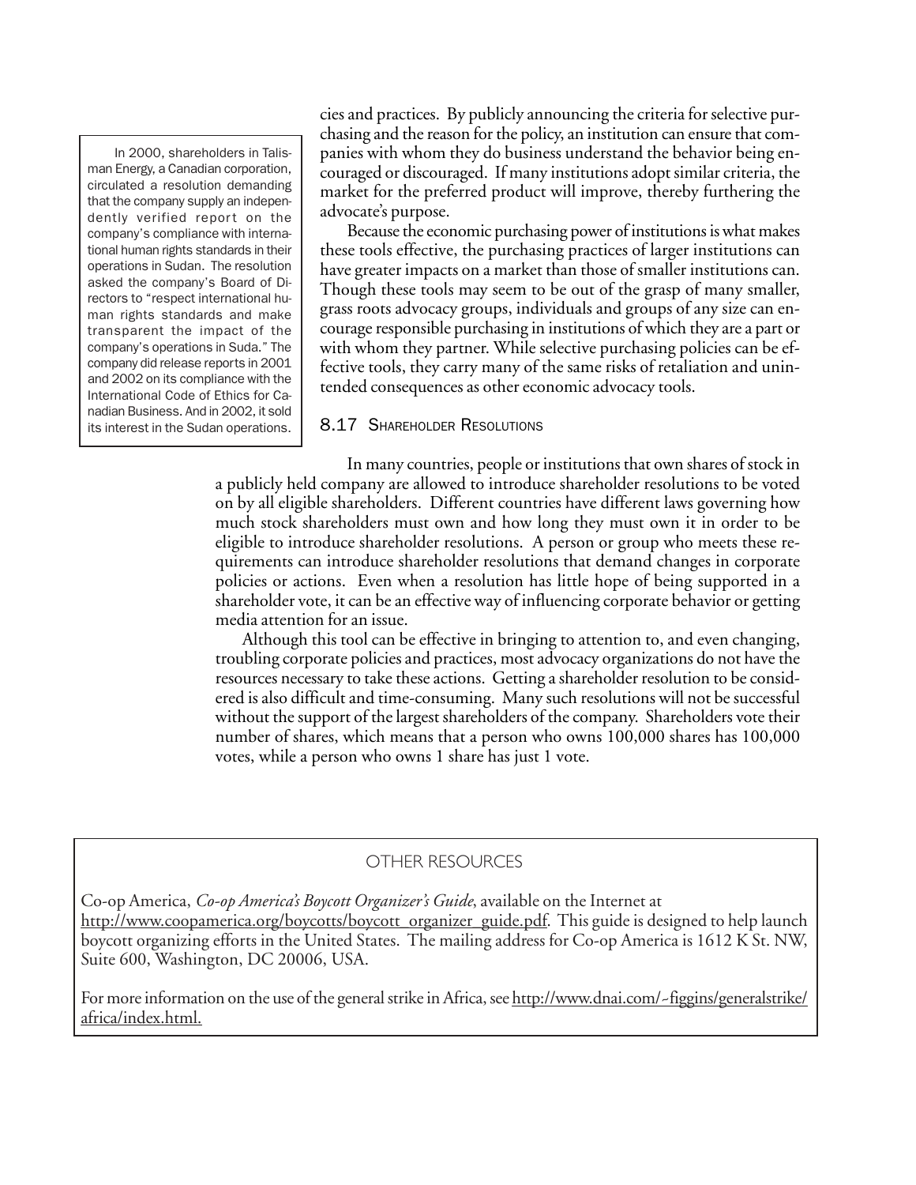cies and practices. By publicly announcing the criteria for selective purchasing and the reason for the policy, an institution can ensure that companies with whom they do business understand the behavior being encouraged or discouraged. If many institutions adopt similar criteria, the market for the preferred product will improve, thereby furthering the advocate's purpose.

Because the economic purchasing power of institutions is what makes these tools effective, the purchasing practices of larger institutions can have greater impacts on a market than those of smaller institutions can. Though these tools may seem to be out of the grasp of many smaller, grass roots advocacy groups, individuals and groups of any size can encourage responsible purchasing in institutions of which they are a part or with whom they partner. While selective purchasing policies can be effective tools, they carry many of the same risks of retaliation and unintended consequences as other economic advocacy tools.

> In 2000, shareholders in Talisman Energy, a Canadian corporation, circulated a resolution demanding that the company supply an independently verified report on the company's compliance with international human rights standards in their operations in Sudan. The resolution asked the company's Board of Directors to "respect international human rights standards and make transparent the impact of the company's operations in Suda." The company did release reports in 2001 and 2002 on its compliance with the International Code of Ethics for Canadian Business. And in 2002, it sold its interest in the Sudan operations.

## 8.17 Shareholder Resolutions

In many countries, people or institutions that own shares of stock in a publicly held company are allowed to introduce shareholder resolutions to be voted on by all eligible shareholders. Different countries have different laws governing how much stock shareholders must own and how long they must own it in order to be eligible to introduce shareholder resolutions. A person or group who meets these requirements can introduce shareholder resolutions that demand changes in corporate policies or actions. Even when a resolution has little hope of being supported in a shareholder vote, it can be an effective way of influencing corporate behavior or getting media attention for an issue.

Although this tool can be effective in bringing to attention to, and even changing, troubling corporate policies and practices, most advocacy organizations do not have the resources necessary to take these actions. Getting a shareholder resolution to be considered is also difficult and time-consuming. Many such resolutions will not be successful without the support of the largest shareholders of the company. Shareholders vote their number of shares, which means that a person who owns 100,000 shares has 100,000 votes, while a person who owns 1 share has just 1 vote.

### OTHER RESOURCES

Co-op America, *Co-op America's Boycott Organizer's Guide*, available on the Internet at http://www.coopamerica.org/boycotts/boycott_organizer_guide.pdf. This guide is designed to help launch boycott organizing efforts in the United States. The mailing address for Co-op America is 1612 K St. NW, Suite 600, Washington, DC 20006, USA.

For more information on the use of the general strike in Africa, see http://www.dnai.com/~figgins/generalstrike/africa/index.html.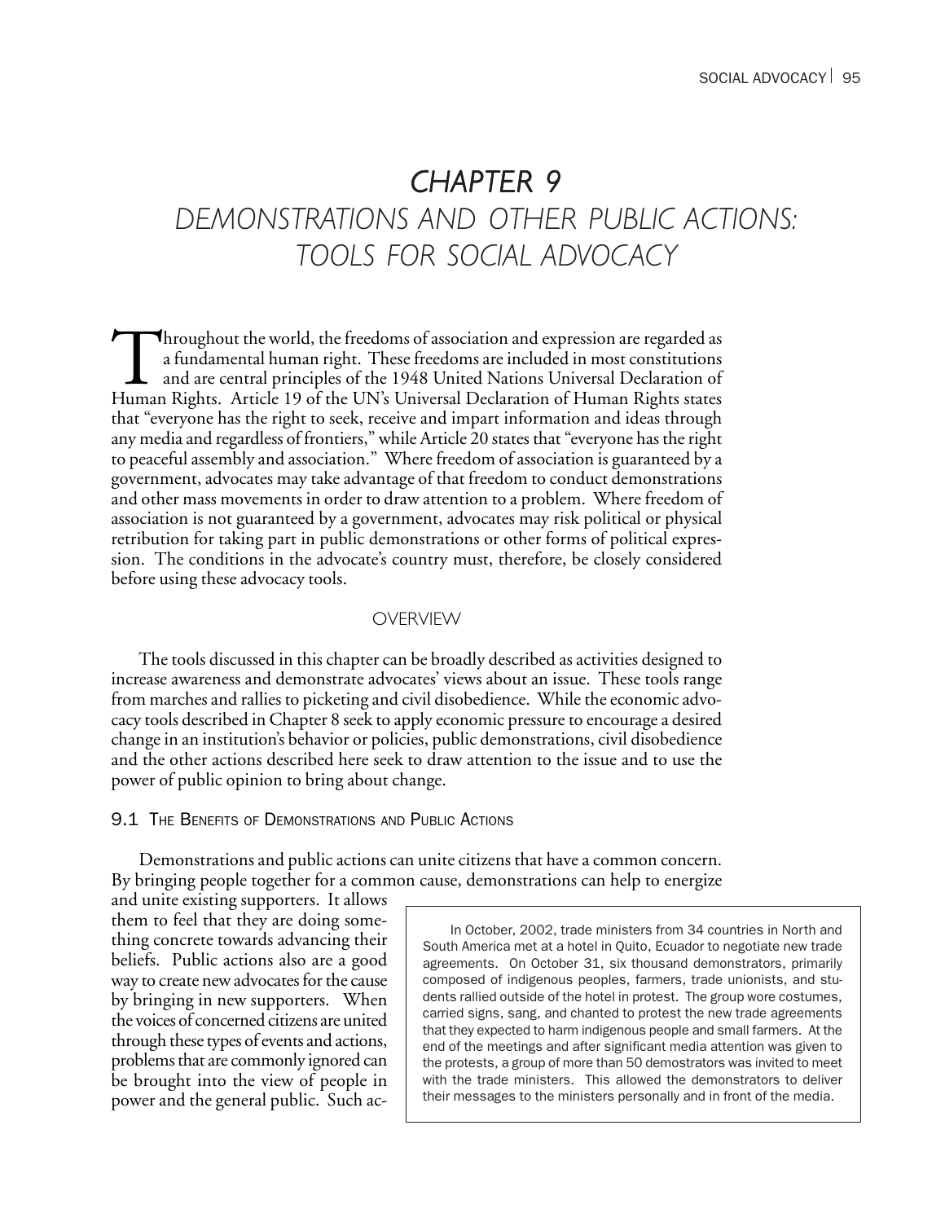# CHAPTER 9
# DEMONSTRATIONS AND OTHER PUBLIC ACTIONS: TOOLS FOR SOCIAL ADVOCACY

Throughout the world, the freedoms of association and expression are regarded as a fundamental human right. These freedoms are included in most constitutions and are central principles of the 1948 United Nations Universal Declaration of Human Rights. Article 19 of the UN's Universal Declaration of Human Rights states that "everyone has the right to seek, receive and impart information and ideas through any media and regardless of frontiers," while Article 20 states that "everyone has the right to peaceful assembly and association." Where freedom of association is guaranteed by a government, advocates may take advantage of that freedom to conduct demonstrations and other mass movements in order to draw attention to a problem. Where freedom of association is not guaranteed by a government, advocates may risk political or physical retribution for taking part in public demonstrations or other forms of political expression. The conditions in the advocate's country must, therefore, be closely considered before using these advocacy tools.

## OVERVIEW

The tools discussed in this chapter can be broadly described as activities designed to increase awareness and demonstrate advocates' views about an issue. These tools range from marches and rallies to picketing and civil disobedience. While the economic advocacy tools described in Chapter 8 seek to apply economic pressure to encourage a desired change in an institution's behavior or policies, public demonstrations, civil disobedience and the other actions described here seek to draw attention to the issue and to use the power of public opinion to bring about change.

### 9.1 The Benefits of Demonstrations and Public Actions

Demonstrations and public actions can unite citizens that have a common concern. By bringing people together for a common cause, demonstrations can help to energize and unite existing supporters. It allows them to feel that they are doing something concrete towards advancing their beliefs. Public actions also are a good way to create new advocates for the cause by bringing in new supporters. When the voices of concerned citizens are united through these types of events and actions, problems that are commonly ignored can be brought into the view of people in power and the general public. Such ac-

> In October, 2002, trade ministers from 34 countries in North and South America met at a hotel in Quito, Ecuador to negotiate new trade agreements. On October 31, six thousand demonstrators, primarily composed of indigenous peoples, farmers, trade unionists, and students rallied outside of the hotel in protest. The group wore costumes, carried signs, sang, and chanted to protest the new trade agreements that they expected to harm indigenous people and small farmers. At the end of the meetings and after significant media attention was given to the protests, a group of more than 50 demostrators was invited to meet with the trade ministers. This allowed the demonstrators to deliver their messages to the ministers personally and in front of the media.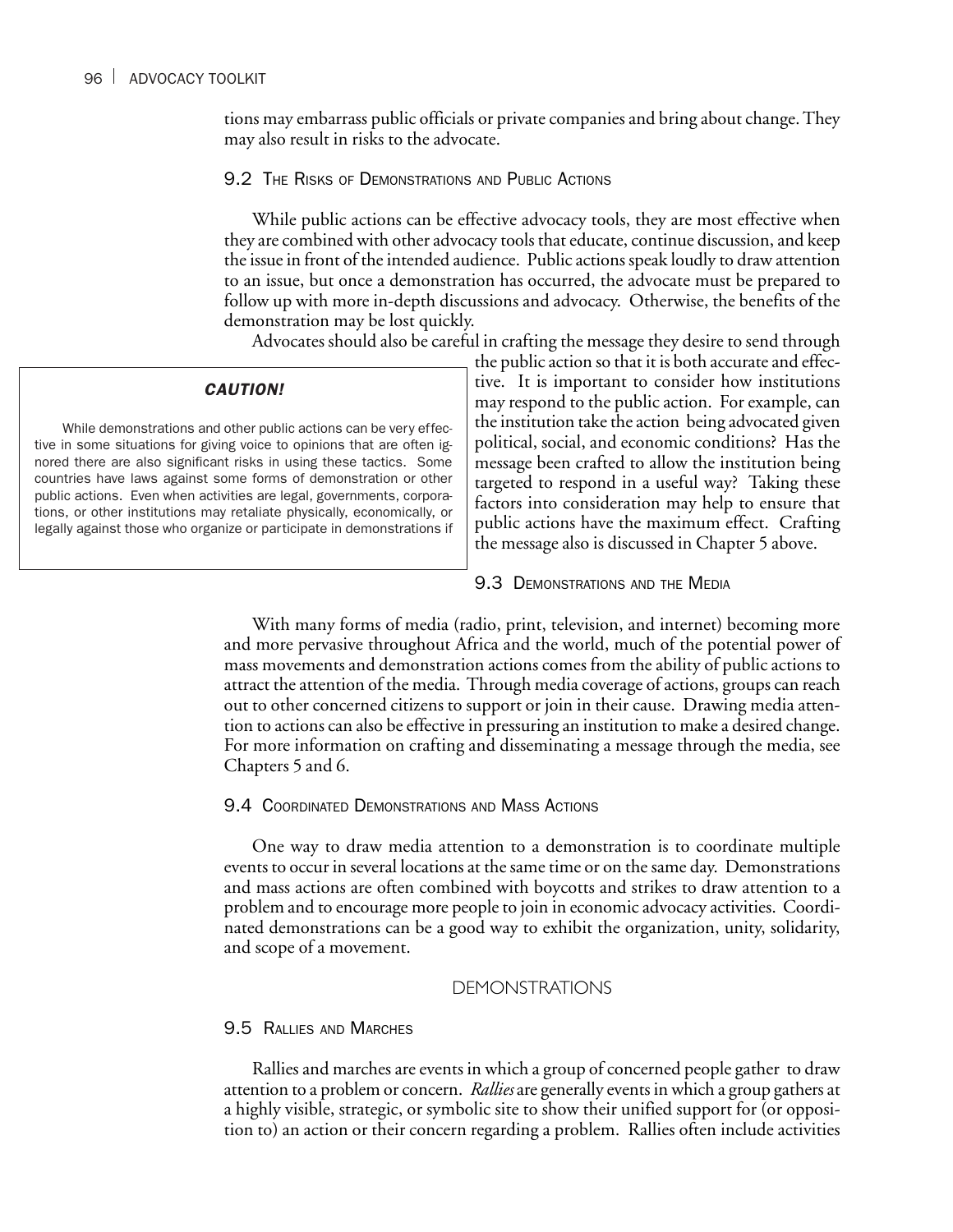tions may embarrass public officials or private companies and bring about change. They may also result in risks to the advocate.

### 9.2 The Risks of Demonstrations and Public Actions

While public actions can be effective advocacy tools, they are most effective when they are combined with other advocacy tools that educate, continue discussion, and keep the issue in front of the intended audience. Public actions speak loudly to draw attention to an issue, but once a demonstration has occurred, the advocate must be prepared to follow up with more in-depth discussions and advocacy. Otherwise, the benefits of the demonstration may be lost quickly.

Advocates should also be careful in crafting the message they desire to send through the public action so that it is both accurate and effective. It is important to consider how institutions may respond to the public action. For example, can the institution take the action being advocated given political, social, and economic conditions? Has the message been crafted to allow the institution being targeted to respond in a useful way? Taking these factors into consideration may help to ensure that public actions have the maximum effect. Crafting the message also is discussed in Chapter 5 above.

> ***CAUTION!***
>
> While demonstrations and other public actions can be very effective in some situations for giving voice to opinions that are often ignored there are also significant risks in using these tactics. Some countries have laws against some forms of demonstration or other public actions. Even when activities are legal, governments, corporations, or other institutions may retaliate physically, economically, or legally against those who organize or participate in demonstrations if

### 9.3 Demonstrations and the Media

With many forms of media (radio, print, television, and internet) becoming more and more pervasive throughout Africa and the world, much of the potential power of mass movements and demonstration actions comes from the ability of public actions to attract the attention of the media. Through media coverage of actions, groups can reach out to other concerned citizens to support or join in their cause. Drawing media attention to actions can also be effective in pressuring an institution to make a desired change. For more information on crafting and disseminating a message through the media, see Chapters 5 and 6.

### 9.4 Coordinated Demonstrations and Mass Actions

One way to draw media attention to a demonstration is to coordinate multiple events to occur in several locations at the same time or on the same day. Demonstrations and mass actions are often combined with boycotts and strikes to draw attention to a problem and to encourage more people to join in economic advocacy activities. Coordinated demonstrations can be a good way to exhibit the organization, unity, solidarity, and scope of a movement.

## DEMONSTRATIONS

### 9.5 Rallies and Marches

Rallies and marches are events in which a group of concerned people gather to draw attention to a problem or concern. *Rallies* are generally events in which a group gathers at a highly visible, strategic, or symbolic site to show their unified support for (or opposition to) an action or their concern regarding a problem. Rallies often include activities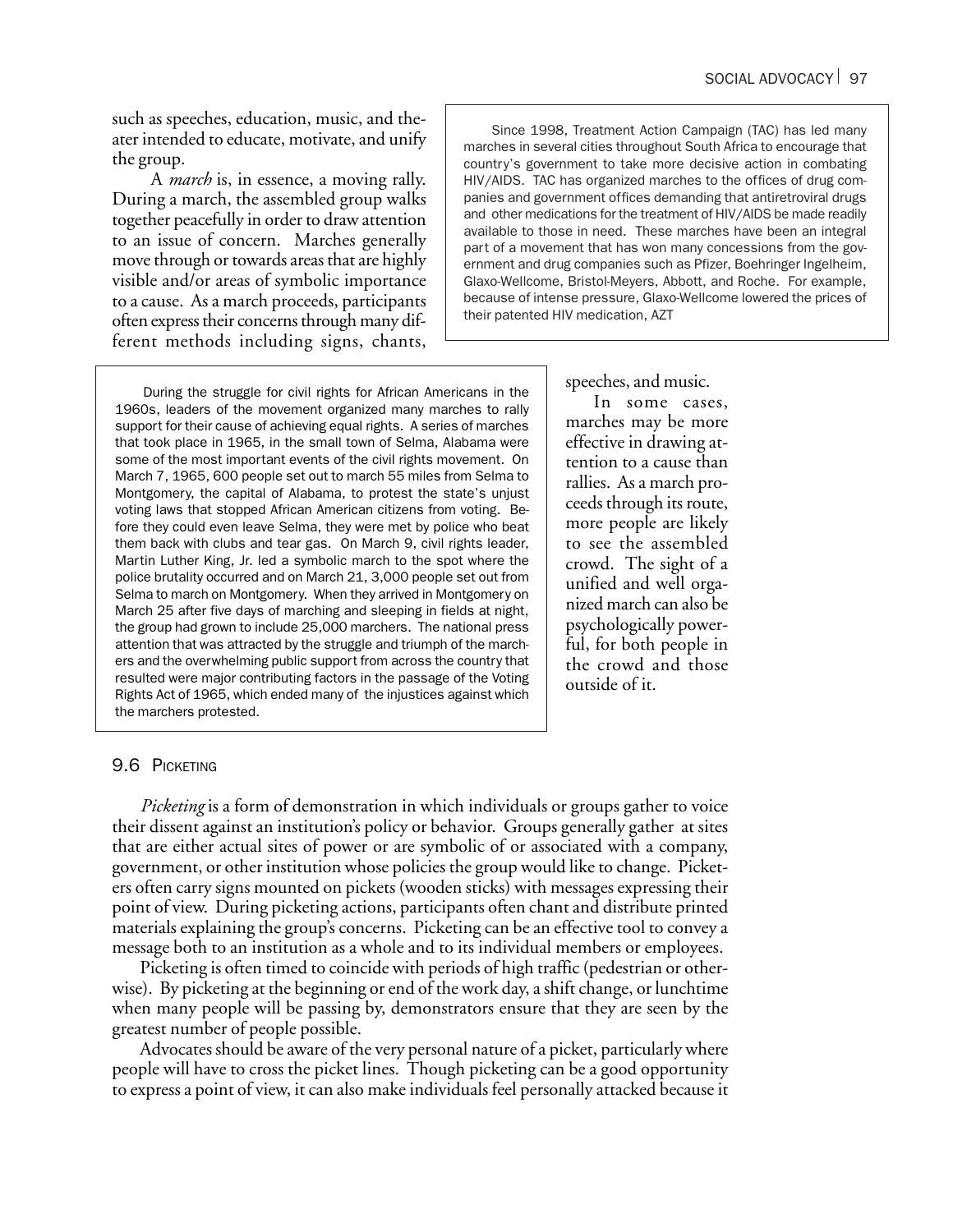such as speeches, education, music, and theater intended to educate, motivate, and unify the group.

A *march* is, in essence, a moving rally. During a march, the assembled group walks together peacefully in order to draw attention to an issue of concern. Marches generally move through or towards areas that are highly visible and/or areas of symbolic importance to a cause. As a march proceeds, participants often express their concerns through many different methods including signs, chants, speeches, and music.

In some cases, marches may be more effective in drawing attention to a cause than rallies. As a march proceeds through its route, more people are likely to see the assembled crowd. The sight of a unified and well organized march can also be psychologically powerful, for both people in the crowd and those outside of it.

> Since 1998, Treatment Action Campaign (TAC) has led many marches in several cities throughout South Africa to encourage that country's government to take more decisive action in combating HIV/AIDS. TAC has organized marches to the offices of drug companies and government offices demanding that antiretroviral drugs and other medications for the treatment of HIV/AIDS be made readily available to those in need. These marches have been an integral part of a movement that has won many concessions from the government and drug companies such as Pfizer, Boehringer Ingelheim, Glaxo-Wellcome, Bristol-Meyers, Abbott, and Roche. For example, because of intense pressure, Glaxo-Wellcome lowered the prices of their patented HIV medication, AZT

> During the struggle for civil rights for African Americans in the 1960s, leaders of the movement organized many marches to rally support for their cause of achieving equal rights. A series of marches that took place in 1965, in the small town of Selma, Alabama were some of the most important events of the civil rights movement. On March 7, 1965, 600 people set out to march 55 miles from Selma to Montgomery, the capital of Alabama, to protest the state's unjust voting laws that stopped African American citizens from voting. Before they could even leave Selma, they were met by police who beat them back with clubs and tear gas. On March 9, civil rights leader, Martin Luther King, Jr. led a symbolic march to the spot where the police brutality occurred and on March 21, 3,000 people set out from Selma to march on Montgomery. When they arrived in Montgomery on March 25 after five days of marching and sleeping in fields at night, the group had grown to include 25,000 marchers. The national press attention that was attracted by the struggle and triumph of the marchers and the overwhelming public support from across the country that resulted were major contributing factors in the passage of the Voting Rights Act of 1965, which ended many of the injustices against which the marchers protested.

## 9.6 Picketing

*Picketing* is a form of demonstration in which individuals or groups gather to voice their dissent against an institution's policy or behavior. Groups generally gather at sites that are either actual sites of power or are symbolic of or associated with a company, government, or other institution whose policies the group would like to change. Picketers often carry signs mounted on pickets (wooden sticks) with messages expressing their point of view. During picketing actions, participants often chant and distribute printed materials explaining the group's concerns. Picketing can be an effective tool to convey a message both to an institution as a whole and to its individual members or employees.

Picketing is often timed to coincide with periods of high traffic (pedestrian or otherwise). By picketing at the beginning or end of the work day, a shift change, or lunchtime when many people will be passing by, demonstrators ensure that they are seen by the greatest number of people possible.

Advocates should be aware of the very personal nature of a picket, particularly where people will have to cross the picket lines. Though picketing can be a good opportunity to express a point of view, it can also make individuals feel personally attacked because it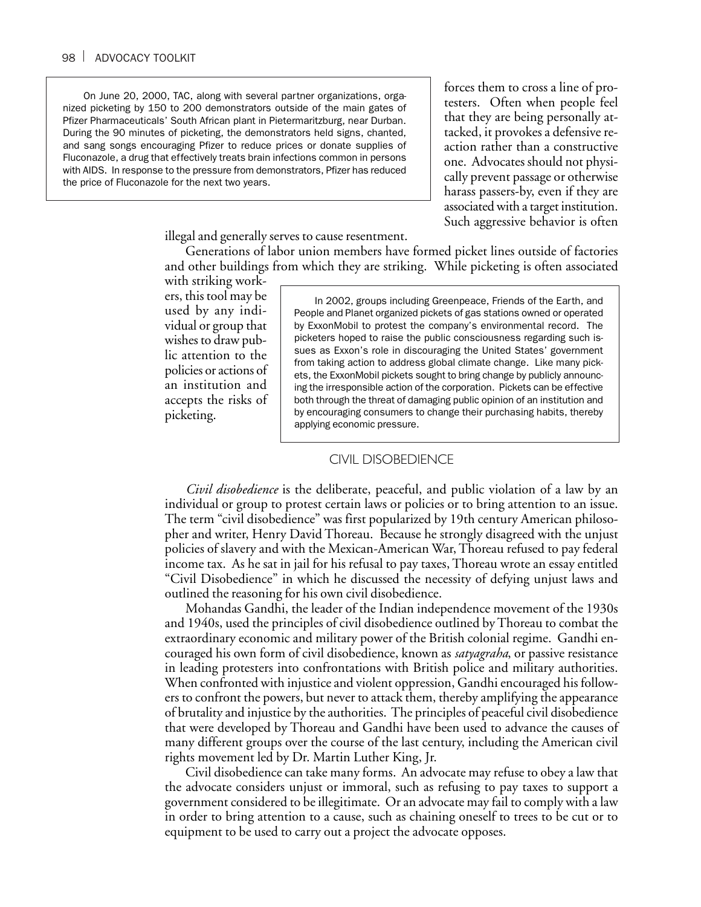> On June 20, 2000, TAC, along with several partner organizations, organized picketing by 150 to 200 demonstrators outside of the main gates of Pfizer Pharmaceuticals' South African plant in Pietermaritzburg, near Durban. During the 90 minutes of picketing, the demonstrators held signs, chanted, and sang songs encouraging Pfizer to reduce prices or donate supplies of Fluconazole, a drug that effectively treats brain infections common in persons with AIDS. In response to the pressure from demonstrators, Pfizer has reduced the price of Fluconazole for the next two years.

forces them to cross a line of protesters. Often when people feel that they are being personally attacked, it provokes a defensive reaction rather than a constructive one. Advocates should not physically prevent passage or otherwise harass passers-by, even if they are associated with a target institution. Such aggressive behavior is often illegal and generally serves to cause resentment.

Generations of labor union members have formed picket lines outside of factories and other buildings from which they are striking. While picketing is often associated with striking workers, this tool may be used by any individual or group that wishes to draw public attention to the policies or actions of an institution and accepts the risks of picketing.

> In 2002, groups including Greenpeace, Friends of the Earth, and People and Planet organized pickets of gas stations owned or operated by ExxonMobil to protest the company's environmental record. The picketers hoped to raise the public consciousness regarding such issues as Exxon's role in discouraging the United States' government from taking action to address global climate change. Like many pickets, the ExxonMobil pickets sought to bring change by publicly announcing the irresponsible action of the corporation. Pickets can be effective both through the threat of damaging public opinion of an institution and by encouraging consumers to change their purchasing habits, thereby applying economic pressure.

## CIVIL DISOBEDIENCE

*Civil disobedience* is the deliberate, peaceful, and public violation of a law by an individual or group to protest certain laws or policies or to bring attention to an issue. The term "civil disobedience" was first popularized by 19th century American philosopher and writer, Henry David Thoreau. Because he strongly disagreed with the unjust policies of slavery and with the Mexican-American War, Thoreau refused to pay federal income tax. As he sat in jail for his refusal to pay taxes, Thoreau wrote an essay entitled "Civil Disobedience" in which he discussed the necessity of defying unjust laws and outlined the reasoning for his own civil disobedience.

Mohandas Gandhi, the leader of the Indian independence movement of the 1930s and 1940s, used the principles of civil disobedience outlined by Thoreau to combat the extraordinary economic and military power of the British colonial regime. Gandhi encouraged his own form of civil disobedience, known as *satyagraha*, or passive resistance in leading protesters into confrontations with British police and military authorities. When confronted with injustice and violent oppression, Gandhi encouraged his followers to confront the powers, but never to attack them, thereby amplifying the appearance of brutality and injustice by the authorities. The principles of peaceful civil disobedience that were developed by Thoreau and Gandhi have been used to advance the causes of many different groups over the course of the last century, including the American civil rights movement led by Dr. Martin Luther King, Jr.

Civil disobedience can take many forms. An advocate may refuse to obey a law that the advocate considers unjust or immoral, such as refusing to pay taxes to support a government considered to be illegitimate. Or an advocate may fail to comply with a law in order to bring attention to a cause, such as chaining oneself to trees to be cut or to equipment to be used to carry out a project the advocate opposes.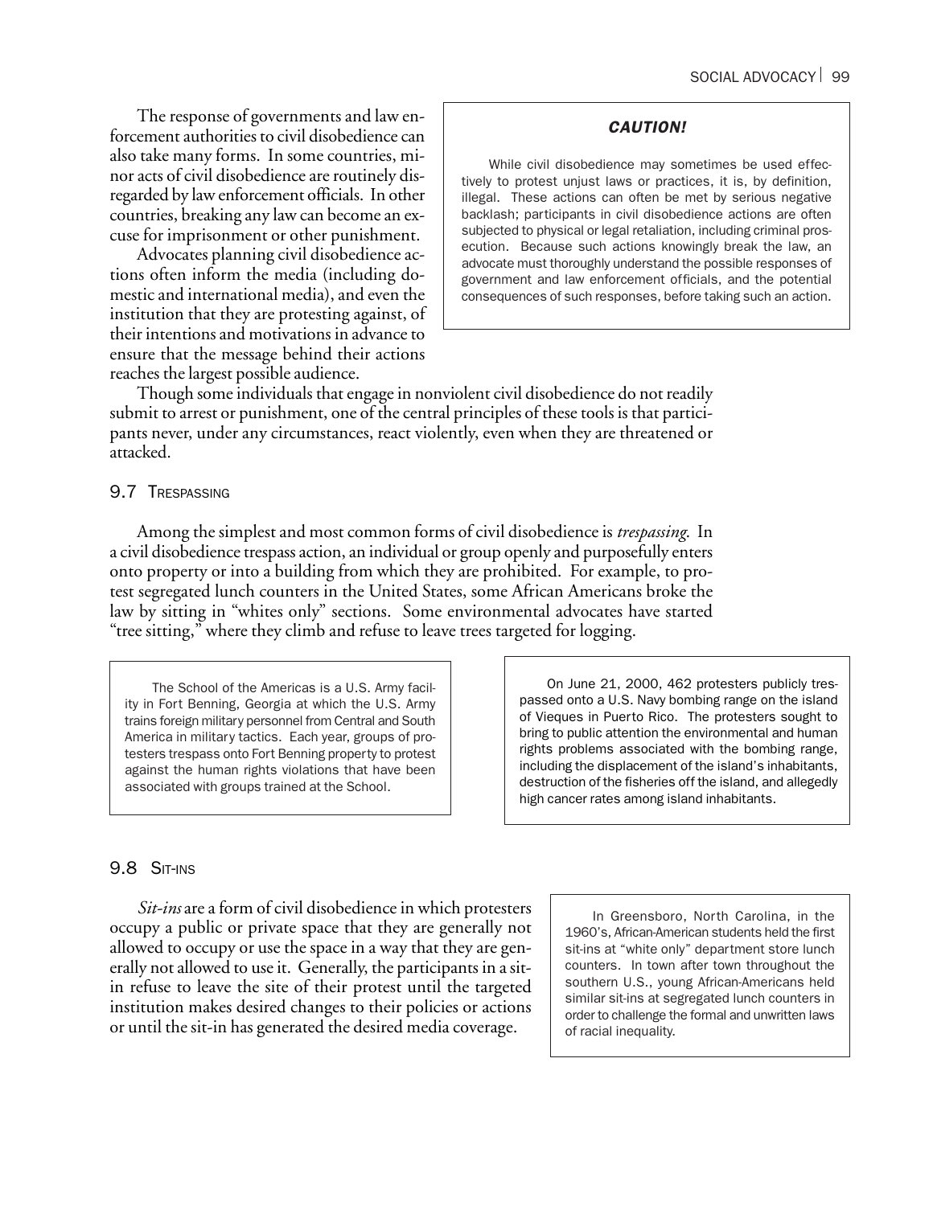The response of governments and law enforcement authorities to civil disobedience can also take many forms. In some countries, minor acts of civil disobedience are routinely disregarded by law enforcement officials. In other countries, breaking any law can become an excuse for imprisonment or other punishment.

Advocates planning civil disobedience actions often inform the media (including domestic and international media), and even the institution that they are protesting against, of their intentions and motivations in advance to ensure that the message behind their actions reaches the largest possible audience.

> ***CAUTION!***
>
> While civil disobedience may sometimes be used effectively to protest unjust laws or practices, it is, by definition, illegal. These actions can often be met by serious negative backlash; participants in civil disobedience actions are often subjected to physical or legal retaliation, including criminal prosecution. Because such actions knowingly break the law, an advocate must thoroughly understand the possible responses of government and law enforcement officials, and the potential consequences of such responses, before taking such an action.

Though some individuals that engage in nonviolent civil disobedience do not readily submit to arrest or punishment, one of the central principles of these tools is that participants never, under any circumstances, react violently, even when they are threatened or attacked.

## 9.7 Trespassing

Among the simplest and most common forms of civil disobedience is *trespassing*. In a civil disobedience trespass action, an individual or group openly and purposefully enters onto property or into a building from which they are prohibited. For example, to protest segregated lunch counters in the United States, some African Americans broke the law by sitting in "whites only" sections. Some environmental advocates have started "tree sitting," where they climb and refuse to leave trees targeted for logging.

> The School of the Americas is a U.S. Army facility in Fort Benning, Georgia at which the U.S. Army trains foreign military personnel from Central and South America in military tactics. Each year, groups of protesters trespass onto Fort Benning property to protest against the human rights violations that have been associated with groups trained at the School.

> On June 21, 2000, 462 protesters publicly trespassed onto a U.S. Navy bombing range on the island of Vieques in Puerto Rico. The protesters sought to bring to public attention the environmental and human rights problems associated with the bombing range, including the displacement of the island's inhabitants, destruction of the fisheries off the island, and allegedly high cancer rates among island inhabitants.

## 9.8 Sit-ins

*Sit-ins* are a form of civil disobedience in which protesters occupy a public or private space that they are generally not allowed to occupy or use the space in a way that they are generally not allowed to use it. Generally, the participants in a sit-in refuse to leave the site of their protest until the targeted institution makes desired changes to their policies or actions or until the sit-in has generated the desired media coverage.

> In Greensboro, North Carolina, in the 1960's, African-American students held the first sit-ins at "white only" department store lunch counters. In town after town throughout the southern U.S., young African-Americans held similar sit-ins at segregated lunch counters in order to challenge the formal and unwritten laws of racial inequality.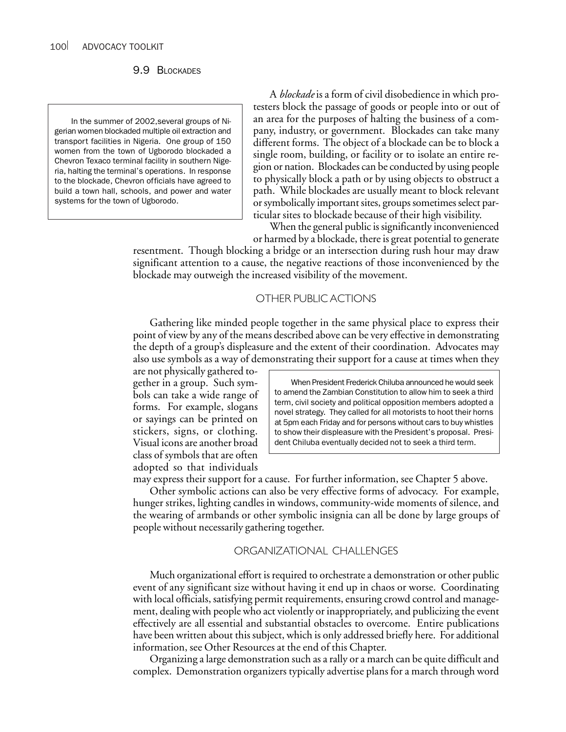### 9.9 Blockades

> In the summer of 2002,several groups of Nigerian women blockaded multiple oil extraction and transport facilities in Nigeria. One group of 150 women from the town of Ugborodo blockaded a Chevron Texaco terminal facility in southern Nigeria, halting the terminal's operations. In response to the blockade, Chevron officials have agreed to build a town hall, schools, and power and water systems for the town of Ugborodo.

A *blockade* is a form of civil disobedience in which protesters block the passage of goods or people into or out of an area for the purposes of halting the business of a company, industry, or government. Blockades can take many different forms. The object of a blockade can be to block a single room, building, or facility or to isolate an entire region or nation. Blockades can be conducted by using people to physically block a path or by using objects to obstruct a path. While blockades are usually meant to block relevant or symbolically important sites, groups sometimes select particular sites to blockade because of their high visibility.

When the general public is significantly inconvenienced or harmed by a blockade, there is great potential to generate resentment. Though blocking a bridge or an intersection during rush hour may draw significant attention to a cause, the negative reactions of those inconvenienced by the blockade may outweigh the increased visibility of the movement.

## Other Public Actions

Gathering like minded people together in the same physical place to express their point of view by any of the means described above can be very effective in demonstrating the depth of a group's displeasure and the extent of their coordination. Advocates may also use symbols as a way of demonstrating their support for a cause at times when they are not physically gathered together in a group. Such symbols can take a wide range of forms. For example, slogans or sayings can be printed on stickers, signs, or clothing. Visual icons are another broad class of symbols that are often adopted so that individuals may express their support for a cause. For further information, see Chapter 5 above.

> When President Frederick Chiluba announced he would seek to amend the Zambian Constitution to allow him to seek a third term, civil society and political opposition members adopted a novel strategy. They called for all motorists to hoot their horns at 5pm each Friday and for persons without cars to buy whistles to show their displeasure with the President's proposal. President Chiluba eventually decided not to seek a third term.

Other symbolic actions can also be very effective forms of advocacy. For example, hunger strikes, lighting candles in windows, community-wide moments of silence, and the wearing of armbands or other symbolic insignia can all be done by large groups of people without necessarily gathering together.

## Organizational Challenges

Much organizational effort is required to orchestrate a demonstration or other public event of any significant size without having it end up in chaos or worse. Coordinating with local officials, satisfying permit requirements, ensuring crowd control and management, dealing with people who act violently or inappropriately, and publicizing the event effectively are all essential and substantial obstacles to overcome. Entire publications have been written about this subject, which is only addressed briefly here. For additional information, see Other Resources at the end of this Chapter.

Organizing a large demonstration such as a rally or a march can be quite difficult and complex. Demonstration organizers typically advertise plans for a march through word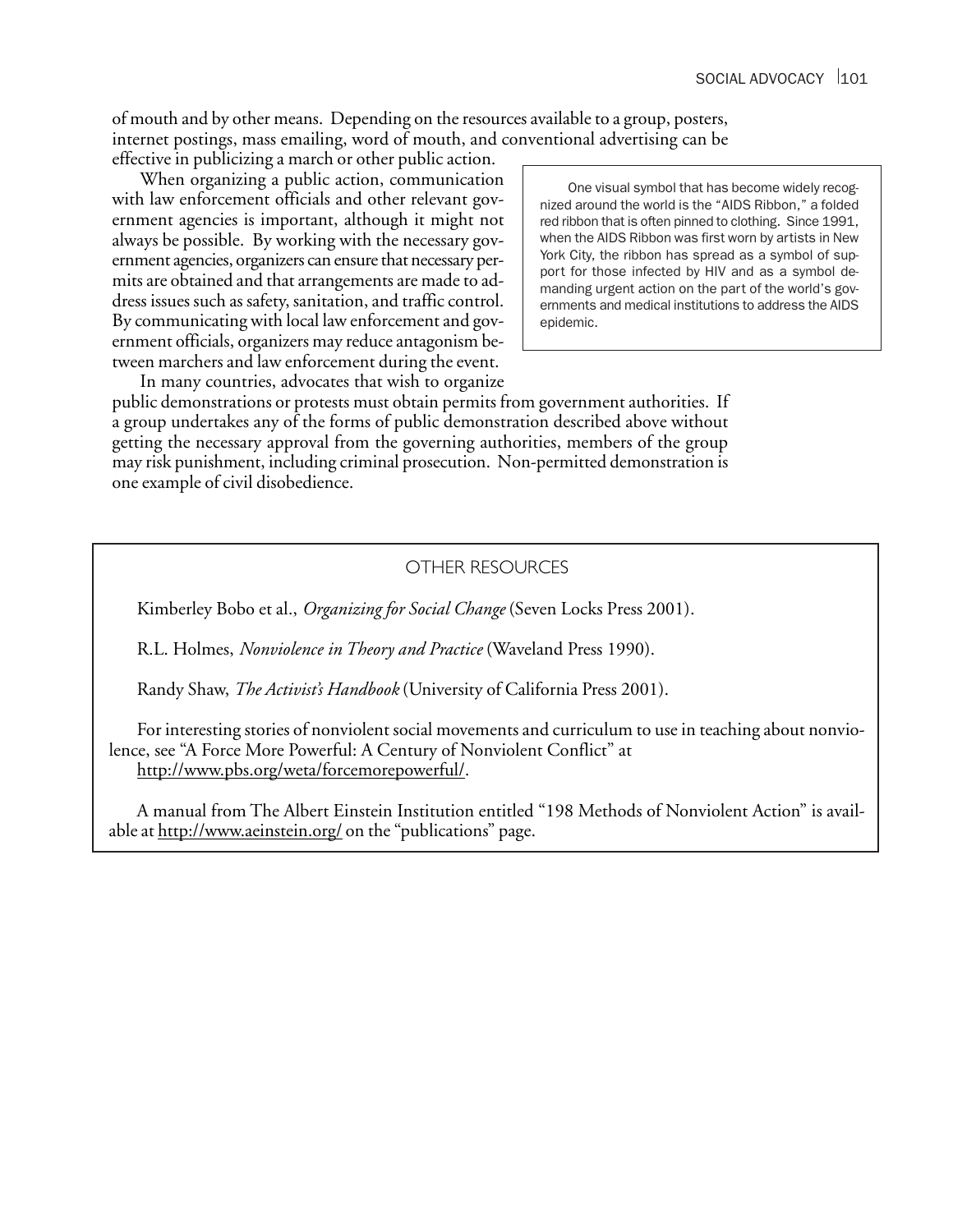of mouth and by other means. Depending on the resources available to a group, posters, internet postings, mass emailing, word of mouth, and conventional advertising can be effective in publicizing a march or other public action.

When organizing a public action, communication with law enforcement officials and other relevant government agencies is important, although it might not always be possible. By working with the necessary government agencies, organizers can ensure that necessary permits are obtained and that arrangements are made to address issues such as safety, sanitation, and traffic control. By communicating with local law enforcement and government officials, organizers may reduce antagonism between marchers and law enforcement during the event.

> One visual symbol that has become widely recognized around the world is the "AIDS Ribbon," a folded red ribbon that is often pinned to clothing. Since 1991, when the AIDS Ribbon was first worn by artists in New York City, the ribbon has spread as a symbol of support for those infected by HIV and as a symbol demanding urgent action on the part of the world's governments and medical institutions to address the AIDS epidemic.

In many countries, advocates that wish to organize public demonstrations or protests must obtain permits from government authorities. If a group undertakes any of the forms of public demonstration described above without getting the necessary approval from the governing authorities, members of the group may risk punishment, including criminal prosecution. Non-permitted demonstration is one example of civil disobedience.

## OTHER RESOURCES

Kimberley Bobo et al., *Organizing for Social Change* (Seven Locks Press 2001).

R.L. Holmes, *Nonviolence in Theory and Practice* (Waveland Press 1990).

Randy Shaw, *The Activist's Handbook* (University of California Press 2001).

For interesting stories of nonviolent social movements and curriculum to use in teaching about nonviolence, see "A Force More Powerful: A Century of Nonviolent Conflict" at http://www.pbs.org/weta/forcemorepowerful/.

A manual from The Albert Einstein Institution entitled "198 Methods of Nonviolent Action" is available at http://www.aeinstein.org/ on the "publications" page.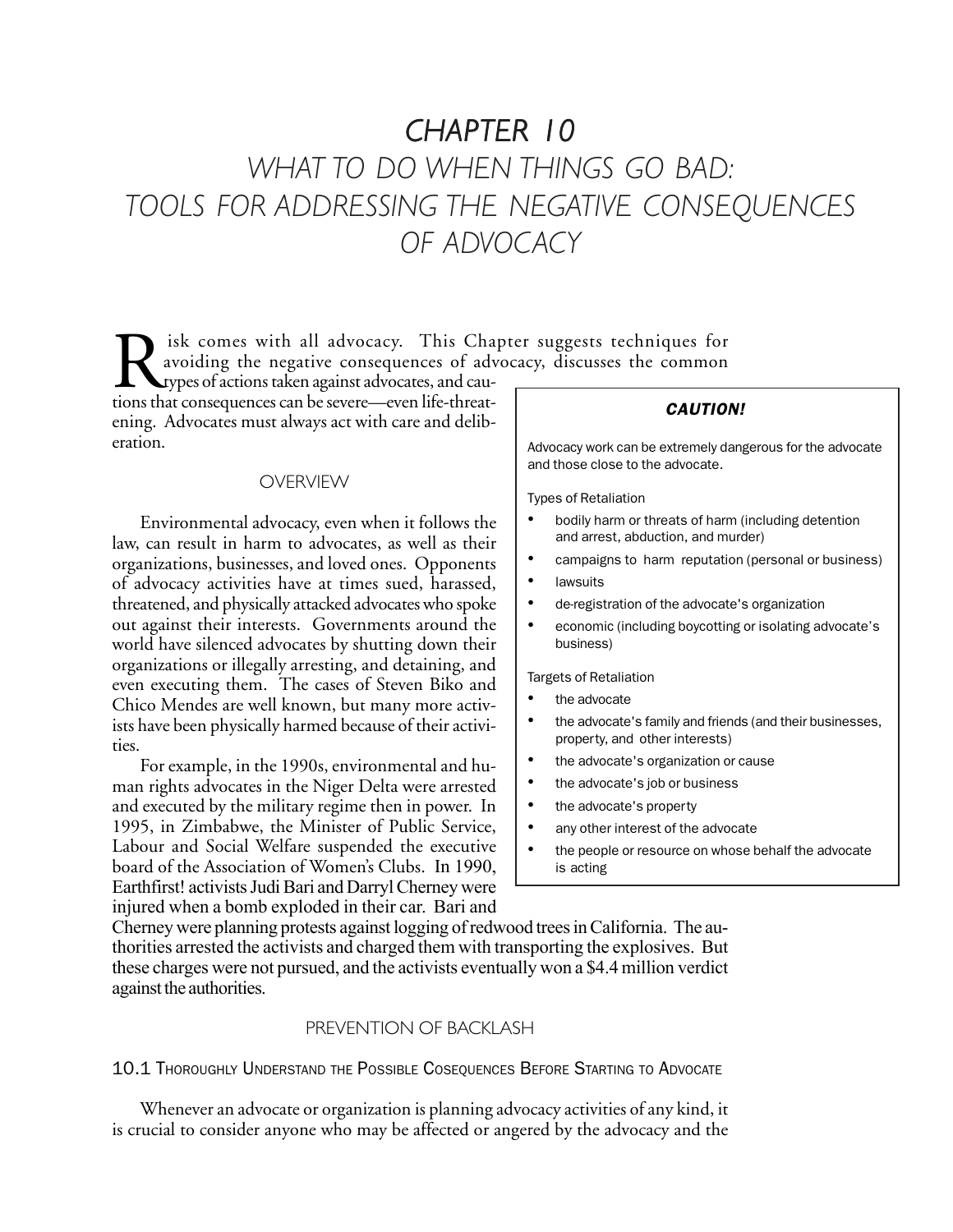# CHAPTER 10

## WHAT TO DO WHEN THINGS GO BAD: TOOLS FOR ADDRESSING THE NEGATIVE CONSEQUENCES OF ADVOCACY

Risk comes with all advocacy. This Chapter suggests techniques for avoiding the negative consequences of advocacy, discusses the common types of actions taken against advocates, and cautions that consequences can be severe—even life-threatening. Advocates must always act with care and deliberation.

> **CAUTION!**
>
> Advocacy work can be extremely dangerous for the advocate and those close to the advocate.
>
> Types of Retaliation
>
> - bodily harm or threats of harm (including detention and arrest, abduction, and murder)
> - campaigns to harm reputation (personal or business)
> - lawsuits
> - de-registration of the advocate's organization
> - economic (including boycotting or isolating advocate's business)
>
> Targets of Retaliation
>
> - the advocate
> - the advocate's family and friends (and their businesses, property, and other interests)
> - the advocate's organization or cause
> - the advocate's job or business
> - the advocate's property
> - any other interest of the advocate
> - the people or resource on whose behalf the advocate is acting

### OVERVIEW

Environmental advocacy, even when it follows the law, can result in harm to advocates, as well as their organizations, businesses, and loved ones. Opponents of advocacy activities have at times sued, harassed, threatened, and physically attacked advocates who spoke out against their interests. Governments around the world have silenced advocates by shutting down their organizations or illegally arresting, and detaining, and even executing them. The cases of Steven Biko and Chico Mendes are well known, but many more activists have been physically harmed because of their activities.

For example, in the 1990s, environmental and human rights advocates in the Niger Delta were arrested and executed by the military regime then in power. In 1995, in Zimbabwe, the Minister of Public Service, Labour and Social Welfare suspended the executive board of the Association of Women's Clubs. In 1990, Earthfirst! activists Judi Bari and Darryl Cherney were injured when a bomb exploded in their car. Bari and Cherney were planning protests against logging of redwood trees in California. The authorities arrested the activists and charged them with transporting the explosives. But these charges were not pursued, and the activists eventually won a $4.4 million verdict against the authorities.

### PREVENTION OF BACKLASH

#### 10.1 Thoroughly Understand the Possible Cosequences Before Starting to Advocate

Whenever an advocate or organization is planning advocacy activities of any kind, it is crucial to consider anyone who may be affected or angered by the advocacy and the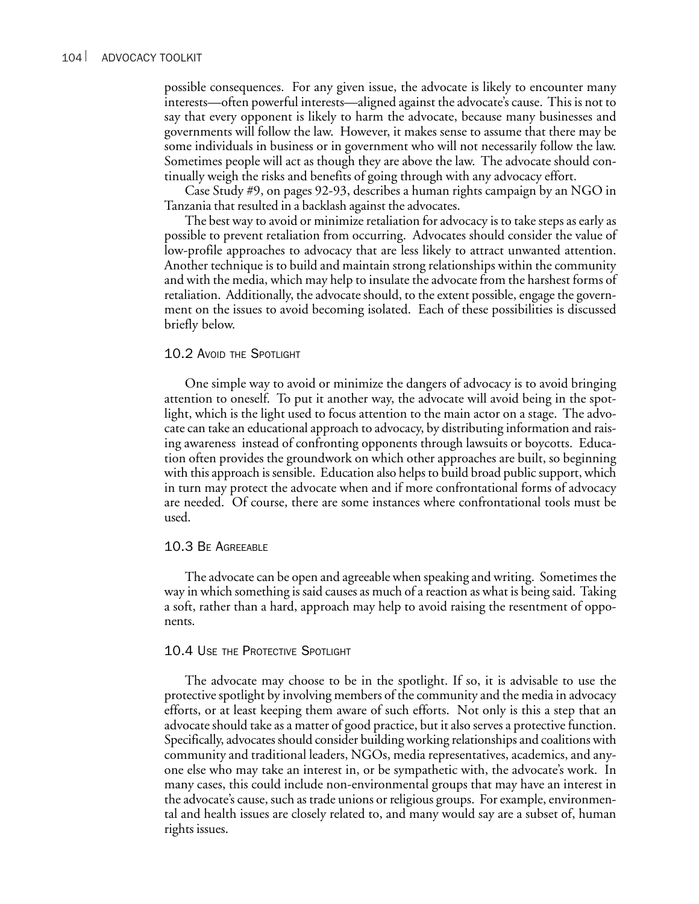possible consequences. For any given issue, the advocate is likely to encounter many interests—often powerful interests—aligned against the advocate's cause. This is not to say that every opponent is likely to harm the advocate, because many businesses and governments will follow the law. However, it makes sense to assume that there may be some individuals in business or in government who will not necessarily follow the law. Sometimes people will act as though they are above the law. The advocate should continually weigh the risks and benefits of going through with any advocacy effort.

Case Study #9, on pages 92-93, describes a human rights campaign by an NGO in Tanzania that resulted in a backlash against the advocates.

The best way to avoid or minimize retaliation for advocacy is to take steps as early as possible to prevent retaliation from occurring. Advocates should consider the value of low-profile approaches to advocacy that are less likely to attract unwanted attention. Another technique is to build and maintain strong relationships within the community and with the media, which may help to insulate the advocate from the harshest forms of retaliation. Additionally, the advocate should, to the extent possible, engage the government on the issues to avoid becoming isolated. Each of these possibilities is discussed briefly below.

### 10.2 Avoid the Spotlight

One simple way to avoid or minimize the dangers of advocacy is to avoid bringing attention to oneself. To put it another way, the advocate will avoid being in the spotlight, which is the light used to focus attention to the main actor on a stage. The advocate can take an educational approach to advocacy, by distributing information and raising awareness instead of confronting opponents through lawsuits or boycotts. Education often provides the groundwork on which other approaches are built, so beginning with this approach is sensible. Education also helps to build broad public support, which in turn may protect the advocate when and if more confrontational forms of advocacy are needed. Of course, there are some instances where confrontational tools must be used.

### 10.3 Be Agreeable

The advocate can be open and agreeable when speaking and writing. Sometimes the way in which something is said causes as much of a reaction as what is being said. Taking a soft, rather than a hard, approach may help to avoid raising the resentment of opponents.

### 10.4 Use the Protective Spotlight

The advocate may choose to be in the spotlight. If so, it is advisable to use the protective spotlight by involving members of the community and the media in advocacy efforts, or at least keeping them aware of such efforts. Not only is this a step that an advocate should take as a matter of good practice, but it also serves a protective function. Specifically, advocates should consider building working relationships and coalitions with community and traditional leaders, NGOs, media representatives, academics, and anyone else who may take an interest in, or be sympathetic with, the advocate's work. In many cases, this could include non-environmental groups that may have an interest in the advocate's cause, such as trade unions or religious groups. For example, environmental and health issues are closely related to, and many would say are a subset of, human rights issues.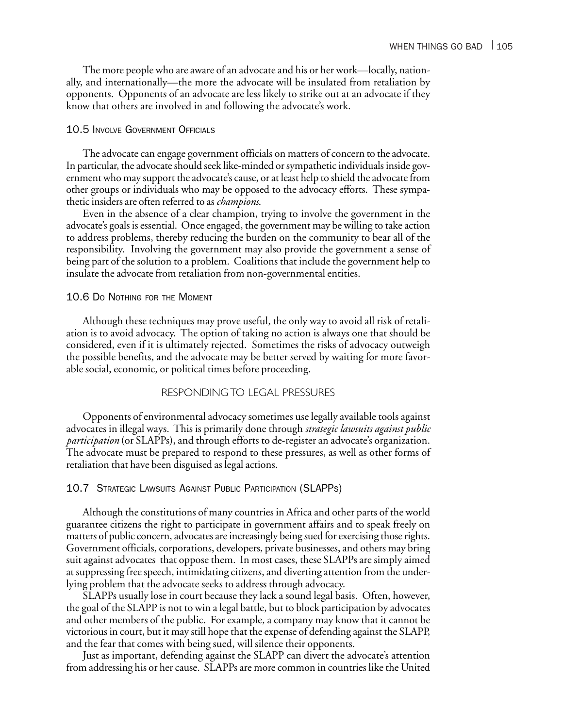The more people who are aware of an advocate and his or her work—locally, nationally, and internationally—the more the advocate will be insulated from retaliation by opponents. Opponents of an advocate are less likely to strike out at an advocate if they know that others are involved in and following the advocate's work.

### 10.5 Involve Government Officials

The advocate can engage government officials on matters of concern to the advocate. In particular, the advocate should seek like-minded or sympathetic individuals inside government who may support the advocate's cause, or at least help to shield the advocate from other groups or individuals who may be opposed to the advocacy efforts. These sympathetic insiders are often referred to as *champions*.

Even in the absence of a clear champion, trying to involve the government in the advocate's goals is essential. Once engaged, the government may be willing to take action to address problems, thereby reducing the burden on the community to bear all of the responsibility. Involving the government may also provide the government a sense of being part of the solution to a problem. Coalitions that include the government help to insulate the advocate from retaliation from non-governmental entities.

### 10.6 Do Nothing for the Moment

Although these techniques may prove useful, the only way to avoid all risk of retaliation is to avoid advocacy. The option of taking no action is always one that should be considered, even if it is ultimately rejected. Sometimes the risks of advocacy outweigh the possible benefits, and the advocate may be better served by waiting for more favorable social, economic, or political times before proceeding.

## Responding to Legal Pressures

Opponents of environmental advocacy sometimes use legally available tools against advocates in illegal ways. This is primarily done through *strategic lawsuits against public participation* (or SLAPPs), and through efforts to de-register an advocate's organization. The advocate must be prepared to respond to these pressures, as well as other forms of retaliation that have been disguised as legal actions.

### 10.7 Strategic Lawsuits Against Public Participation (SLAPPs)

Although the constitutions of many countries in Africa and other parts of the world guarantee citizens the right to participate in government affairs and to speak freely on matters of public concern, advocates are increasingly being sued for exercising those rights. Government officials, corporations, developers, private businesses, and others may bring suit against advocates that oppose them. In most cases, these SLAPPs are simply aimed at suppressing free speech, intimidating citizens, and diverting attention from the underlying problem that the advocate seeks to address through advocacy.

SLAPPs usually lose in court because they lack a sound legal basis. Often, however, the goal of the SLAPP is not to win a legal battle, but to block participation by advocates and other members of the public. For example, a company may know that it cannot be victorious in court, but it may still hope that the expense of defending against the SLAPP, and the fear that comes with being sued, will silence their opponents.

Just as important, defending against the SLAPP can divert the advocate's attention from addressing his or her cause. SLAPPs are more common in countries like the United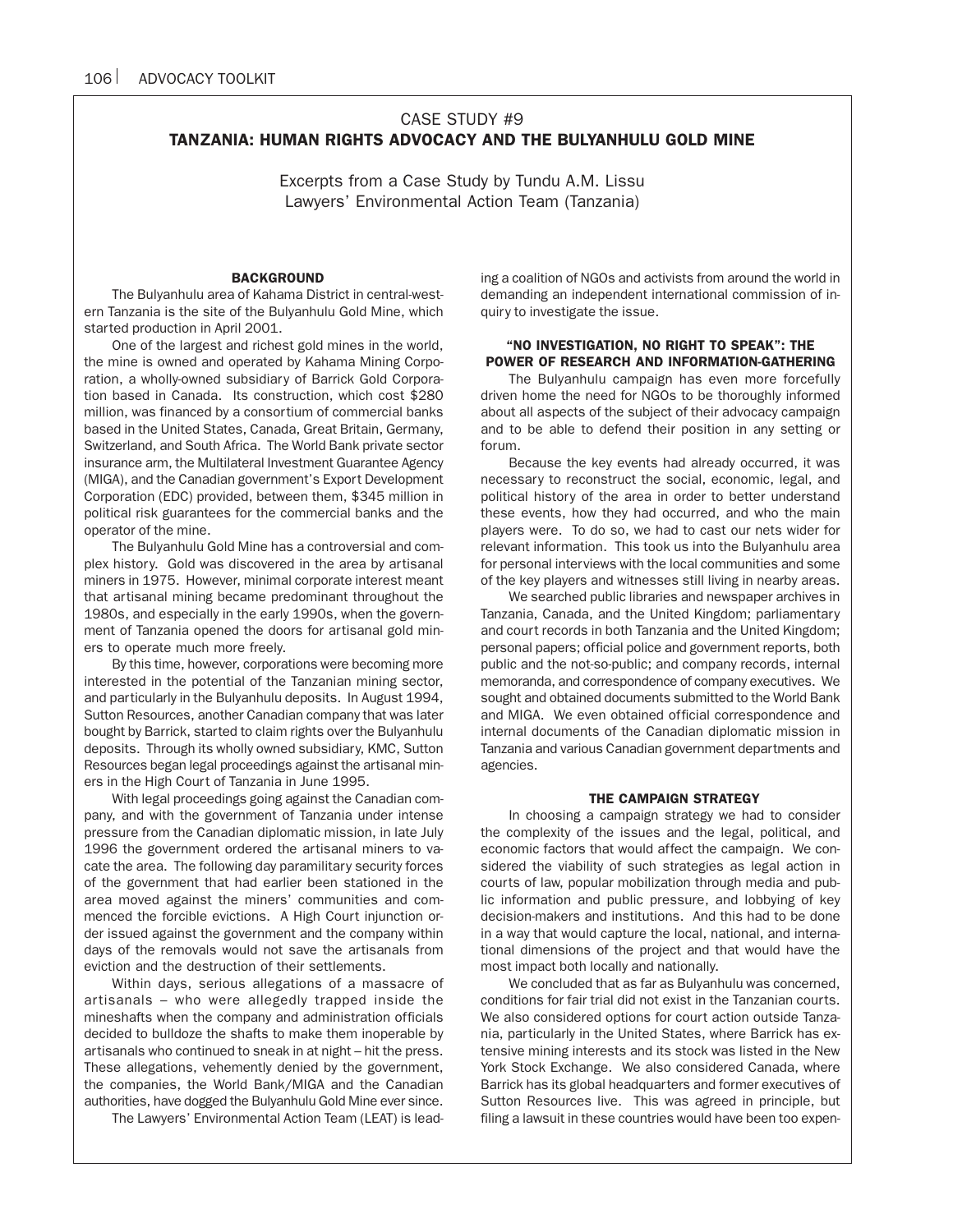## CASE STUDY #9

## TANZANIA: HUMAN RIGHTS ADVOCACY AND THE BULYANHULU GOLD MINE

Excerpts from a Case Study by Tundu A.M. Lissu
Lawyers' Environmental Action Team (Tanzania)

### BACKGROUND

The Bulyanhulu area of Kahama District in central-western Tanzania is the site of the Bulyanhulu Gold Mine, which started production in April 2001.

One of the largest and richest gold mines in the world, the mine is owned and operated by Kahama Mining Corporation, a wholly-owned subsidiary of Barrick Gold Corporation based in Canada. Its construction, which cost $280 million, was financed by a consortium of commercial banks based in the United States, Canada, Great Britain, Germany, Switzerland, and South Africa. The World Bank private sector insurance arm, the Multilateral Investment Guarantee Agency (MIGA), and the Canadian government's Export Development Corporation (EDC) provided, between them, $345 million in political risk guarantees for the commercial banks and the operator of the mine.

The Bulyanhulu Gold Mine has a controversial and complex history. Gold was discovered in the area by artisanal miners in 1975. However, minimal corporate interest meant that artisanal mining became predominant throughout the 1980s, and especially in the early 1990s, when the government of Tanzania opened the doors for artisanal gold miners to operate much more freely.

By this time, however, corporations were becoming more interested in the potential of the Tanzanian mining sector, and particularly in the Bulyanhulu deposits. In August 1994, Sutton Resources, another Canadian company that was later bought by Barrick, started to claim rights over the Bulyanhulu deposits. Through its wholly owned subsidiary, KMC, Sutton Resources began legal proceedings against the artisanal miners in the High Court of Tanzania in June 1995.

With legal proceedings going against the Canadian company, and with the government of Tanzania under intense pressure from the Canadian diplomatic mission, in late July 1996 the government ordered the artisanal miners to vacate the area. The following day paramilitary security forces of the government that had earlier been stationed in the area moved against the miners' communities and commenced the forcible evictions. A High Court injunction order issued against the government and the company within days of the removals would not save the artisanals from eviction and the destruction of their settlements.

Within days, serious allegations of a massacre of artisanals – who were allegedly trapped inside the mineshafts when the company and administration officials decided to bulldoze the shafts to make them inoperable by artisanals who continued to sneak in at night – hit the press. These allegations, vehemently denied by the government, the companies, the World Bank/MIGA and the Canadian authorities, have dogged the Bulyanhulu Gold Mine ever since.

The Lawyers' Environmental Action Team (LEAT) is leading a coalition of NGOs and activists from around the world in demanding an independent international commission of inquiry to investigate the issue.

### "NO INVESTIGATION, NO RIGHT TO SPEAK": THE POWER OF RESEARCH AND INFORMATION-GATHERING

The Bulyanhulu campaign has even more forcefully driven home the need for NGOs to be thoroughly informed about all aspects of the subject of their advocacy campaign and to be able to defend their position in any setting or forum.

Because the key events had already occurred, it was necessary to reconstruct the social, economic, legal, and political history of the area in order to better understand these events, how they had occurred, and who the main players were. To do so, we had to cast our nets wider for relevant information. This took us into the Bulyanhulu area for personal interviews with the local communities and some of the key players and witnesses still living in nearby areas.

We searched public libraries and newspaper archives in Tanzania, Canada, and the United Kingdom; parliamentary and court records in both Tanzania and the United Kingdom; personal papers; official police and government reports, both public and the not-so-public; and company records, internal memoranda, and correspondence of company executives. We sought and obtained documents submitted to the World Bank and MIGA. We even obtained official correspondence and internal documents of the Canadian diplomatic mission in Tanzania and various Canadian government departments and agencies.

### THE CAMPAIGN STRATEGY

In choosing a campaign strategy we had to consider the complexity of the issues and the legal, political, and economic factors that would affect the campaign. We considered the viability of such strategies as legal action in courts of law, popular mobilization through media and public information and public pressure, and lobbying of key decision-makers and institutions. And this had to be done in a way that would capture the local, national, and international dimensions of the project and that would have the most impact both locally and nationally.

We concluded that as far as Bulyanhulu was concerned, conditions for fair trial did not exist in the Tanzanian courts. We also considered options for court action outside Tanzania, particularly in the United States, where Barrick has extensive mining interests and its stock was listed in the New York Stock Exchange. We also considered Canada, where Barrick has its global headquarters and former executives of Sutton Resources live. This was agreed in principle, but filing a lawsuit in these countries would have been too expen-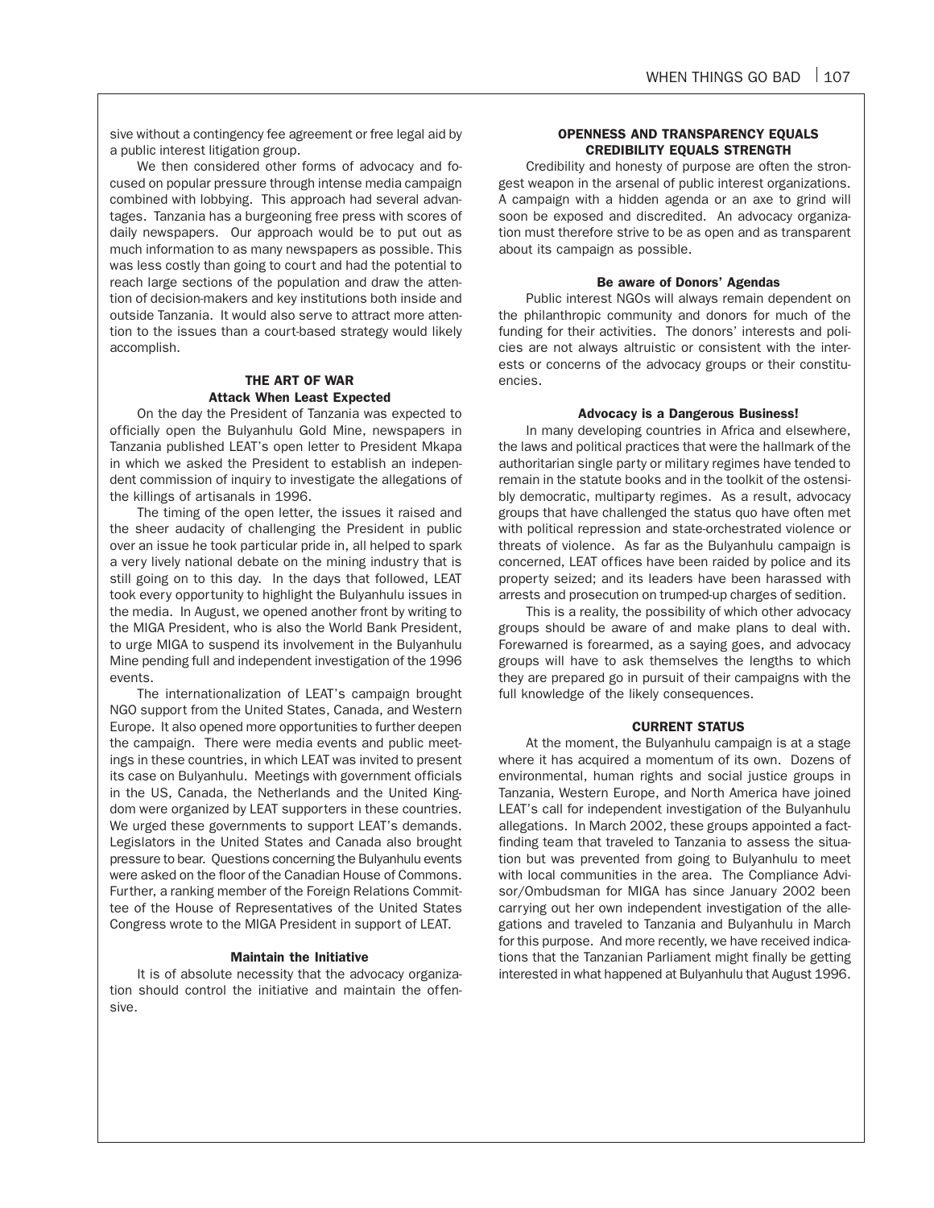sive without a contingency fee agreement or free legal aid by a public interest litigation group.

We then considered other forms of advocacy and focused on popular pressure through intense media campaign combined with lobbying. This approach had several advantages. Tanzania has a burgeoning free press with scores of daily newspapers. Our approach would be to put out as much information to as many newspapers as possible. This was less costly than going to court and had the potential to reach large sections of the population and draw the attention of decision-makers and key institutions both inside and outside Tanzania. It would also serve to attract more attention to the issues than a court-based strategy would likely accomplish.

## THE ART OF WAR

### Attack When Least Expected

On the day the President of Tanzania was expected to officially open the Bulyanhulu Gold Mine, newspapers in Tanzania published LEAT's open letter to President Mkapa in which we asked the President to establish an independent commission of inquiry to investigate the allegations of the killings of artisanals in 1996.

The timing of the open letter, the issues it raised and the sheer audacity of challenging the President in public over an issue he took particular pride in, all helped to spark a very lively national debate on the mining industry that is still going on to this day. In the days that followed, LEAT took every opportunity to highlight the Bulyanhulu issues in the media. In August, we opened another front by writing to the MIGA President, who is also the World Bank President, to urge MIGA to suspend its involvement in the Bulyanhulu Mine pending full and independent investigation of the 1996 events.

The internationalization of LEAT's campaign brought NGO support from the United States, Canada, and Western Europe. It also opened more opportunities to further deepen the campaign. There were media events and public meetings in these countries, in which LEAT was invited to present its case on Bulyanhulu. Meetings with government officials in the US, Canada, the Netherlands and the United Kingdom were organized by LEAT supporters in these countries. We urged these governments to support LEAT's demands. Legislators in the United States and Canada also brought pressure to bear. Questions concerning the Bulyanhulu events were asked on the floor of the Canadian House of Commons. Further, a ranking member of the Foreign Relations Committee of the House of Representatives of the United States Congress wrote to the MIGA President in support of LEAT.

### Maintain the Initiative

It is of absolute necessity that the advocacy organization should control the initiative and maintain the offensive.

## OPENNESS AND TRANSPARENCY EQUALS CREDIBILITY EQUALS STRENGTH

Credibility and honesty of purpose are often the strongest weapon in the arsenal of public interest organizations. A campaign with a hidden agenda or an axe to grind will soon be exposed and discredited. An advocacy organization must therefore strive to be as open and as transparent about its campaign as possible.

### Be aware of Donors' Agendas

Public interest NGOs will always remain dependent on the philanthropic community and donors for much of the funding for their activities. The donors' interests and policies are not always altruistic or consistent with the interests or concerns of the advocacy groups or their constituencies.

### Advocacy is a Dangerous Business!

In many developing countries in Africa and elsewhere, the laws and political practices that were the hallmark of the authoritarian single party or military regimes have tended to remain in the statute books and in the toolkit of the ostensibly democratic, multiparty regimes. As a result, advocacy groups that have challenged the status quo have often met with political repression and state-orchestrated violence or threats of violence. As far as the Bulyanhulu campaign is concerned, LEAT offices have been raided by police and its property seized; and its leaders have been harassed with arrests and prosecution on trumped-up charges of sedition.

This is a reality, the possibility of which other advocacy groups should be aware of and make plans to deal with. Forewarned is forearmed, as a saying goes, and advocacy groups will have to ask themselves the lengths to which they are prepared go in pursuit of their campaigns with the full knowledge of the likely consequences.

## CURRENT STATUS

At the moment, the Bulyanhulu campaign is at a stage where it has acquired a momentum of its own. Dozens of environmental, human rights and social justice groups in Tanzania, Western Europe, and North America have joined LEAT's call for independent investigation of the Bulyanhulu allegations. In March 2002, these groups appointed a fact-finding team that traveled to Tanzania to assess the situation but was prevented from going to Bulyanhulu to meet with local communities in the area. The Compliance Advisor/Ombudsman for MIGA has since January 2002 been carrying out her own independent investigation of the allegations and traveled to Tanzania and Bulyanhulu in March for this purpose. And more recently, we have received indications that the Tanzanian Parliament might finally be getting interested in what happened at Bulyanhulu that August 1996.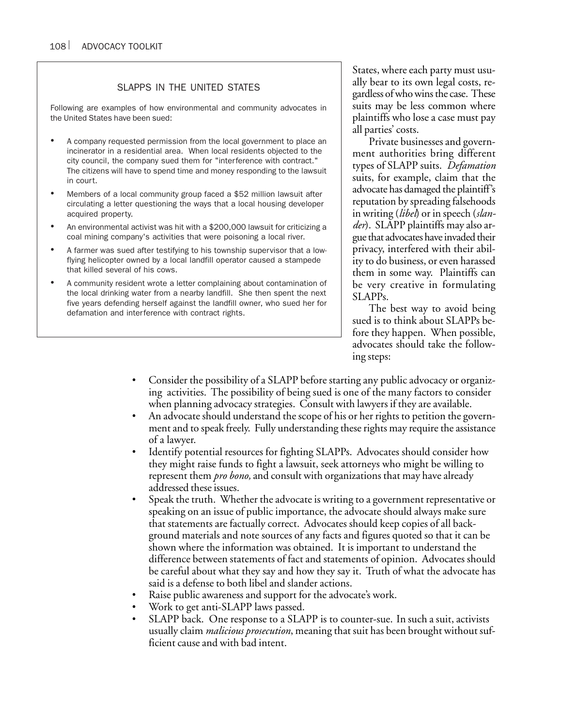### SLAPPS IN THE UNITED STATES

Following are examples of how environmental and community advocates in the United States have been sued:

- A company requested permission from the local government to place an incinerator in a residential area. When local residents objected to the city council, the company sued them for "interference with contract." The citizens will have to spend time and money responding to the lawsuit in court.
- Members of a local community group faced a $52 million lawsuit after circulating a letter questioning the ways that a local housing developer acquired property.
- An environmental activist was hit with a $200,000 lawsuit for criticizing a coal mining company's activities that were poisoning a local river.
- A farmer was sued after testifying to his township supervisor that a low-flying helicopter owned by a local landfill operator caused a stampede that killed several of his cows.
- A community resident wrote a letter complaining about contamination of the local drinking water from a nearby landfill. She then spent the next five years defending herself against the landfill owner, who sued her for defamation and interference with contract rights.

States, where each party must usually bear to its own legal costs, regardless of who wins the case. These suits may be less common where plaintiffs who lose a case must pay all parties' costs.

Private businesses and government authorities bring different types of SLAPP suits. *Defamation* suits, for example, claim that the advocate has damaged the plaintiff's reputation by spreading falsehoods in writing (*libel*) or in speech (*slander*). SLAPP plaintiffs may also argue that advocates have invaded their privacy, interfered with their ability to do business, or even harassed them in some way. Plaintiffs can be very creative in formulating SLAPPs.

The best way to avoid being sued is to think about SLAPPs before they happen. When possible, advocates should take the following steps:

- Consider the possibility of a SLAPP before starting any public advocacy or organizing activities. The possibility of being sued is one of the many factors to consider when planning advocacy strategies. Consult with lawyers if they are available.
- An advocate should understand the scope of his or her rights to petition the government and to speak freely. Fully understanding these rights may require the assistance of a lawyer.
- Identify potential resources for fighting SLAPPs. Advocates should consider how they might raise funds to fight a lawsuit, seek attorneys who might be willing to represent them *pro bono,* and consult with organizations that may have already addressed these issues.
- Speak the truth. Whether the advocate is writing to a government representative or speaking on an issue of public importance, the advocate should always make sure that statements are factually correct. Advocates should keep copies of all background materials and note sources of any facts and figures quoted so that it can be shown where the information was obtained. It is important to understand the difference between statements of fact and statements of opinion. Advocates should be careful about what they say and how they say it. Truth of what the advocate has said is a defense to both libel and slander actions.
- Raise public awareness and support for the advocate's work.
- Work to get anti-SLAPP laws passed.
- SLAPP back. One response to a SLAPP is to counter-sue. In such a suit, activists usually claim *malicious prosecution*, meaning that suit has been brought without sufficient cause and with bad intent.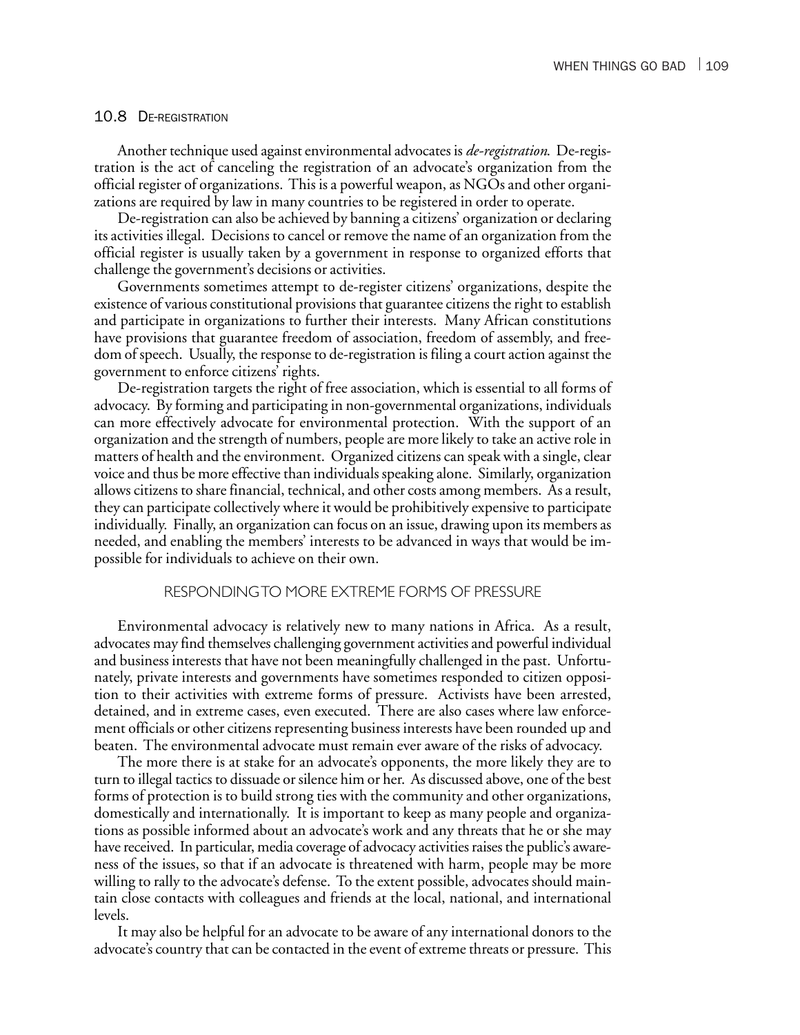## 10.8 De-registration

Another technique used against environmental advocates is *de-registration*. De-registration is the act of canceling the registration of an advocate's organization from the official register of organizations. This is a powerful weapon, as NGOs and other organizations are required by law in many countries to be registered in order to operate.

De-registration can also be achieved by banning a citizens' organization or declaring its activities illegal. Decisions to cancel or remove the name of an organization from the official register is usually taken by a government in response to organized efforts that challenge the government's decisions or activities.

Governments sometimes attempt to de-register citizens' organizations, despite the existence of various constitutional provisions that guarantee citizens the right to establish and participate in organizations to further their interests. Many African constitutions have provisions that guarantee freedom of association, freedom of assembly, and freedom of speech. Usually, the response to de-registration is filing a court action against the government to enforce citizens' rights.

De-registration targets the right of free association, which is essential to all forms of advocacy. By forming and participating in non-governmental organizations, individuals can more effectively advocate for environmental protection. With the support of an organization and the strength of numbers, people are more likely to take an active role in matters of health and the environment. Organized citizens can speak with a single, clear voice and thus be more effective than individuals speaking alone. Similarly, organization allows citizens to share financial, technical, and other costs among members. As a result, they can participate collectively where it would be prohibitively expensive to participate individually. Finally, an organization can focus on an issue, drawing upon its members as needed, and enabling the members' interests to be advanced in ways that would be impossible for individuals to achieve on their own.

### Responding to More Extreme Forms of Pressure

Environmental advocacy is relatively new to many nations in Africa. As a result, advocates may find themselves challenging government activities and powerful individual and business interests that have not been meaningfully challenged in the past. Unfortunately, private interests and governments have sometimes responded to citizen opposition to their activities with extreme forms of pressure. Activists have been arrested, detained, and in extreme cases, even executed. There are also cases where law enforcement officials or other citizens representing business interests have been rounded up and beaten. The environmental advocate must remain ever aware of the risks of advocacy.

The more there is at stake for an advocate's opponents, the more likely they are to turn to illegal tactics to dissuade or silence him or her. As discussed above, one of the best forms of protection is to build strong ties with the community and other organizations, domestically and internationally. It is important to keep as many people and organizations as possible informed about an advocate's work and any threats that he or she may have received. In particular, media coverage of advocacy activities raises the public's awareness of the issues, so that if an advocate is threatened with harm, people may be more willing to rally to the advocate's defense. To the extent possible, advocates should maintain close contacts with colleagues and friends at the local, national, and international levels.

It may also be helpful for an advocate to be aware of any international donors to the advocate's country that can be contacted in the event of extreme threats or pressure. This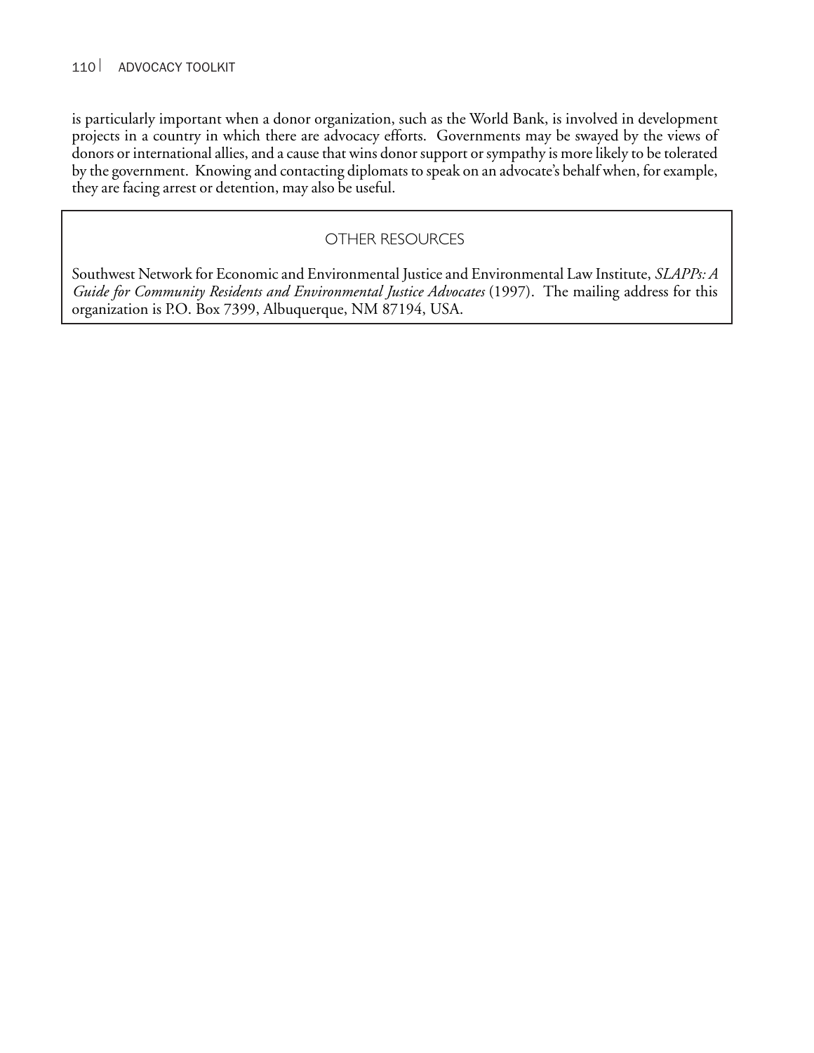is particularly important when a donor organization, such as the World Bank, is involved in development projects in a country in which there are advocacy efforts. Governments may be swayed by the views of donors or international allies, and a cause that wins donor support or sympathy is more likely to be tolerated by the government. Knowing and contacting diplomats to speak on an advocate's behalf when, for example, they are facing arrest or detention, may also be useful.

## OTHER RESOURCES

Southwest Network for Economic and Environmental Justice and Environmental Law Institute, *SLAPPs: A Guide for Community Residents and Environmental Justice Advocates* (1997). The mailing address for this organization is P.O. Box 7399, Albuquerque, NM 87194, USA.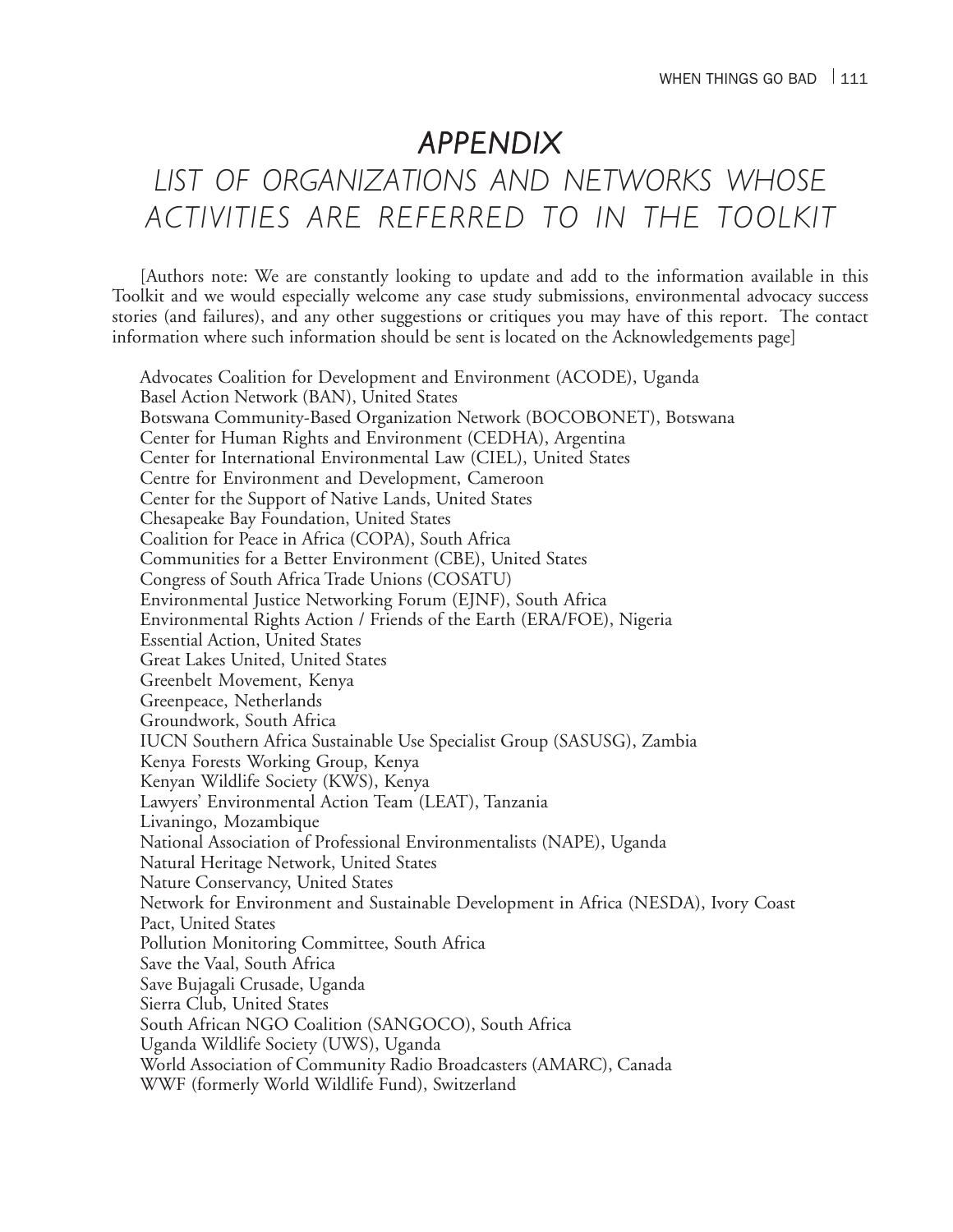# APPENDIX

## LIST OF ORGANIZATIONS AND NETWORKS WHOSE ACTIVITIES ARE REFERRED TO IN THE TOOLKIT

[Authors note: We are constantly looking to update and add to the information available in this Toolkit and we would especially welcome any case study submissions, environmental advocacy success stories (and failures), and any other suggestions or critiques you may have of this report. The contact information where such information should be sent is located on the Acknowledgements page]

Advocates Coalition for Development and Environment (ACODE), Uganda
Basel Action Network (BAN), United States
Botswana Community-Based Organization Network (BOCOBONET), Botswana
Center for Human Rights and Environment (CEDHA), Argentina
Center for International Environmental Law (CIEL), United States
Centre for Environment and Development, Cameroon
Center for the Support of Native Lands, United States
Chesapeake Bay Foundation, United States
Coalition for Peace in Africa (COPA), South Africa
Communities for a Better Environment (CBE), United States
Congress of South Africa Trade Unions (COSATU)
Environmental Justice Networking Forum (EJNF), South Africa
Environmental Rights Action / Friends of the Earth (ERA/FOE), Nigeria
Essential Action, United States
Great Lakes United, United States
Greenbelt Movement, Kenya
Greenpeace, Netherlands
Groundwork, South Africa
IUCN Southern Africa Sustainable Use Specialist Group (SASUSG), Zambia
Kenya Forests Working Group, Kenya
Kenyan Wildlife Society (KWS), Kenya
Lawyers' Environmental Action Team (LEAT), Tanzania
Livaningo, Mozambique
National Association of Professional Environmentalists (NAPE), Uganda
Natural Heritage Network, United States
Nature Conservancy, United States
Network for Environment and Sustainable Development in Africa (NESDA), Ivory Coast
Pact, United States
Pollution Monitoring Committee, South Africa
Save the Vaal, South Africa
Save Bujagali Crusade, Uganda
Sierra Club, United States
South African NGO Coalition (SANGOCO), South Africa
Uganda Wildlife Society (UWS), Uganda
World Association of Community Radio Broadcasters (AMARC), Canada
WWF (formerly World Wildlife Fund), Switzerland